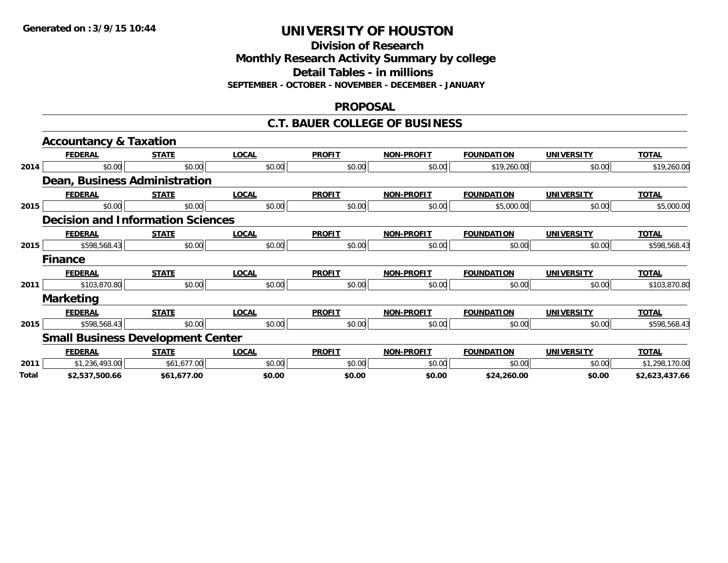# UNIVERSITY OF HOUSTON

**Generated on :3/9/15 10:44**

## Division of Research
## Monthly Research Activity Summary by college
## Detail Tables - in millions
### SEPTEMBER - OCTOBER - NOVEMBER - DECEMBER - JANUARY

## PROPOSAL

## C.T. BAUER COLLEGE OF BUSINESS

### Accountancy & Taxation

| | FEDERAL | STATE | LOCAL | PROFIT | NON-PROFIT | FOUNDATION | UNIVERSITY | TOTAL |
|---|---|---|---|---|---|---|---|---|
| 2014 | $0.00 | $0.00 | $0.00 | $0.00 | $0.00 | $19,260.00 | $0.00 | $19,260.00 |

### Dean, Business Administration

| | FEDERAL | STATE | LOCAL | PROFIT | NON-PROFIT | FOUNDATION | UNIVERSITY | TOTAL |
|---|---|---|---|---|---|---|---|---|
| 2015 | $0.00 | $0.00 | $0.00 | $0.00 | $0.00 | $5,000.00 | $0.00 | $5,000.00 |

### Decision and Information Sciences

| | FEDERAL | STATE | LOCAL | PROFIT | NON-PROFIT | FOUNDATION | UNIVERSITY | TOTAL |
|---|---|---|---|---|---|---|---|---|
| 2015 | $598,568.43 | $0.00 | $0.00 | $0.00 | $0.00 | $0.00 | $0.00 | $598,568.43 |

### Finance

| | FEDERAL | STATE | LOCAL | PROFIT | NON-PROFIT | FOUNDATION | UNIVERSITY | TOTAL |
|---|---|---|---|---|---|---|---|---|
| 2011 | $103,870.80 | $0.00 | $0.00 | $0.00 | $0.00 | $0.00 | $0.00 | $103,870.80 |

### Marketing

| | FEDERAL | STATE | LOCAL | PROFIT | NON-PROFIT | FOUNDATION | UNIVERSITY | TOTAL |
|---|---|---|---|---|---|---|---|---|
| 2015 | $598,568.43 | $0.00 | $0.00 | $0.00 | $0.00 | $0.00 | $0.00 | $598,568.43 |

### Small Business Development Center

| | FEDERAL | STATE | LOCAL | PROFIT | NON-PROFIT | FOUNDATION | UNIVERSITY | TOTAL |
|---|---|---|---|---|---|---|---|---|
| 2011 | $1,236,493.00 | $61,677.00 | $0.00 | $0.00 | $0.00 | $0.00 | $0.00 | $1,298,170.00 |
| **Total** | **$2,537,500.66** | **$61,677.00** | **$0.00** | **$0.00** | **$0.00** | **$24,260.00** | **$0.00** | **$2,623,437.66** |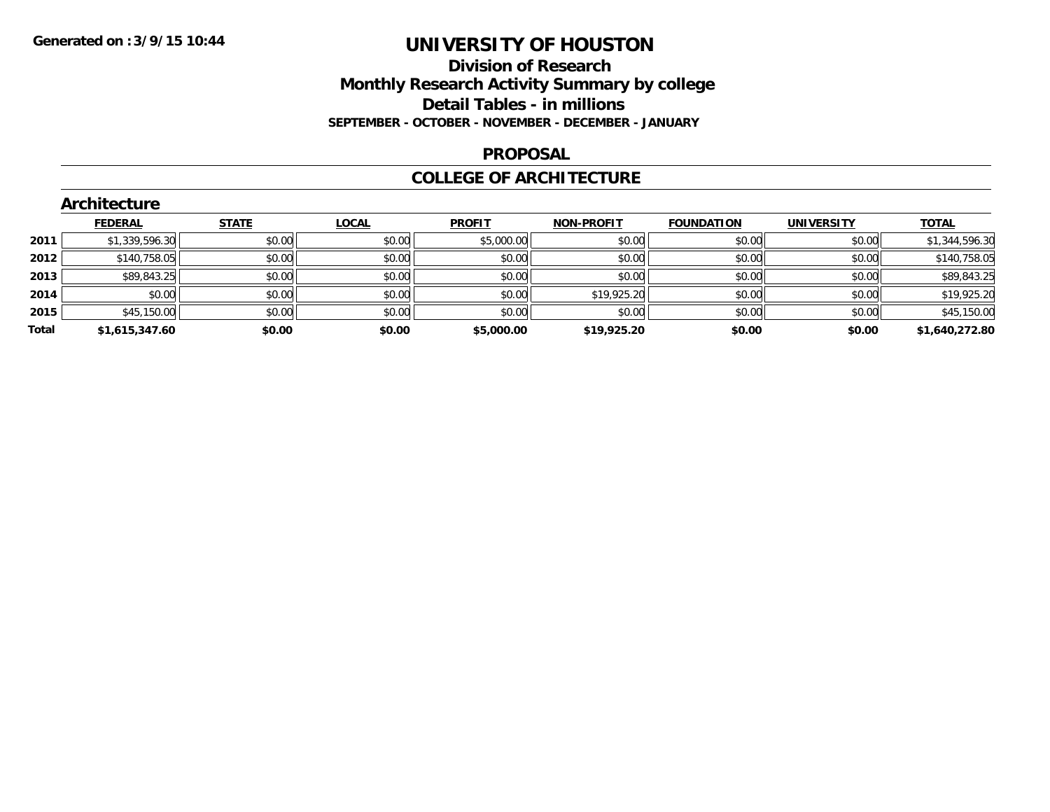Generated on :3/9/15 10:44

# UNIVERSITY OF HOUSTON

## Division of Research
## Monthly Research Activity Summary by college
## Detail Tables - in millions
### SEPTEMBER - OCTOBER - NOVEMBER - DECEMBER - JANUARY

### PROPOSAL

### COLLEGE OF ARCHITECTURE

#### Architecture

| | FEDERAL | STATE | LOCAL | PROFIT | NON-PROFIT | FOUNDATION | UNIVERSITY | TOTAL |
|---|---|---|---|---|---|---|---|---|
| **2011** | $1,339,596.30 | $0.00 | $0.00 | $5,000.00 | $0.00 | $0.00 | $0.00 | $1,344,596.30 |
| **2012** | $140,758.05 | $0.00 | $0.00 | $0.00 | $0.00 | $0.00 | $0.00 | $140,758.05 |
| **2013** | $89,843.25 | $0.00 | $0.00 | $0.00 | $0.00 | $0.00 | $0.00 | $89,843.25 |
| **2014** | $0.00 | $0.00 | $0.00 | $0.00 | $19,925.20 | $0.00 | $0.00 | $19,925.20 |
| **2015** | $45,150.00 | $0.00 | $0.00 | $0.00 | $0.00 | $0.00 | $0.00 | $45,150.00 |
| **Total** | **$1,615,347.60** | **$0.00** | **$0.00** | **$5,000.00** | **$19,925.20** | **$0.00** | **$0.00** | **$1,640,272.80** |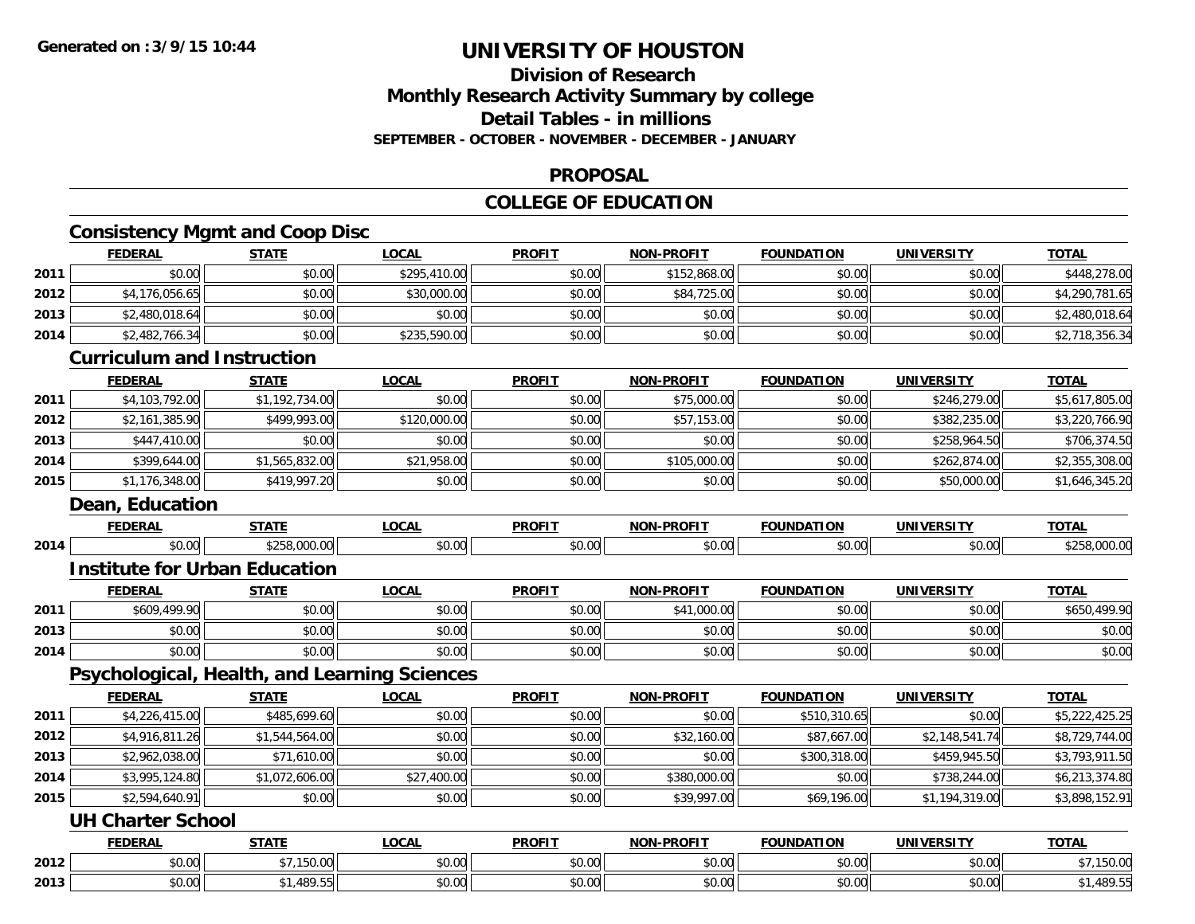# UNIVERSITY OF HOUSTON

## Division of Research
## Monthly Research Activity Summary by college
## Detail Tables - in millions
### SEPTEMBER - OCTOBER - NOVEMBER - DECEMBER - JANUARY

## PROPOSAL

## COLLEGE OF EDUCATION

### Consistency Mgmt and Coop Disc

| | FEDERAL | STATE | LOCAL | PROFIT | NON-PROFIT | FOUNDATION | UNIVERSITY | TOTAL |
|---|---|---|---|---|---|---|---|---|
| 2011 | $0.00 | $0.00 | $295,410.00 | $0.00 | $152,868.00 | $0.00 | $0.00 | $448,278.00 |
| 2012 | $4,176,056.65 | $0.00 | $30,000.00 | $0.00 | $84,725.00 | $0.00 | $0.00 | $4,290,781.65 |
| 2013 | $2,480,018.64 | $0.00 | $0.00 | $0.00 | $0.00 | $0.00 | $0.00 | $2,480,018.64 |
| 2014 | $2,482,766.34 | $0.00 | $235,590.00 | $0.00 | $0.00 | $0.00 | $0.00 | $2,718,356.34 |

### Curriculum and Instruction

| | FEDERAL | STATE | LOCAL | PROFIT | NON-PROFIT | FOUNDATION | UNIVERSITY | TOTAL |
|---|---|---|---|---|---|---|---|---|
| 2011 | $4,103,792.00 | $1,192,734.00 | $0.00 | $0.00 | $75,000.00 | $0.00 | $246,279.00 | $5,617,805.00 |
| 2012 | $2,161,385.90 | $499,993.00 | $120,000.00 | $0.00 | $57,153.00 | $0.00 | $382,235.00 | $3,220,766.90 |
| 2013 | $447,410.00 | $0.00 | $0.00 | $0.00 | $0.00 | $0.00 | $258,964.50 | $706,374.50 |
| 2014 | $399,644.00 | $1,565,832.00 | $21,958.00 | $0.00 | $105,000.00 | $0.00 | $262,874.00 | $2,355,308.00 |
| 2015 | $1,176,348.00 | $419,997.20 | $0.00 | $0.00 | $0.00 | $0.00 | $50,000.00 | $1,646,345.20 |

### Dean, Education

| | FEDERAL | STATE | LOCAL | PROFIT | NON-PROFIT | FOUNDATION | UNIVERSITY | TOTAL |
|---|---|---|---|---|---|---|---|---|
| 2014 | $0.00 | $258,000.00 | $0.00 | $0.00 | $0.00 | $0.00 | $0.00 | $258,000.00 |

### Institute for Urban Education

| | FEDERAL | STATE | LOCAL | PROFIT | NON-PROFIT | FOUNDATION | UNIVERSITY | TOTAL |
|---|---|---|---|---|---|---|---|---|
| 2011 | $609,499.90 | $0.00 | $0.00 | $0.00 | $41,000.00 | $0.00 | $0.00 | $650,499.90 |
| 2013 | $0.00 | $0.00 | $0.00 | $0.00 | $0.00 | $0.00 | $0.00 | $0.00 |
| 2014 | $0.00 | $0.00 | $0.00 | $0.00 | $0.00 | $0.00 | $0.00 | $0.00 |

### Psychological, Health, and Learning Sciences

| | FEDERAL | STATE | LOCAL | PROFIT | NON-PROFIT | FOUNDATION | UNIVERSITY | TOTAL |
|---|---|---|---|---|---|---|---|---|
| 2011 | $4,226,415.00 | $485,699.60 | $0.00 | $0.00 | $0.00 | $510,310.65 | $0.00 | $5,222,425.25 |
| 2012 | $4,916,811.26 | $1,544,564.00 | $0.00 | $0.00 | $32,160.00 | $87,667.00 | $2,148,541.74 | $8,729,744.00 |
| 2013 | $2,962,038.00 | $71,610.00 | $0.00 | $0.00 | $0.00 | $300,318.00 | $459,945.50 | $3,793,911.50 |
| 2014 | $3,995,124.80 | $1,072,606.00 | $27,400.00 | $0.00 | $380,000.00 | $0.00 | $738,244.00 | $6,213,374.80 |
| 2015 | $2,594,640.91 | $0.00 | $0.00 | $0.00 | $39,997.00 | $69,196.00 | $1,194,319.00 | $3,898,152.91 |

### UH Charter School

| | FEDERAL | STATE | LOCAL | PROFIT | NON-PROFIT | FOUNDATION | UNIVERSITY | TOTAL |
|---|---|---|---|---|---|---|---|---|
| 2012 | $0.00 | $7,150.00 | $0.00 | $0.00 | $0.00 | $0.00 | $0.00 | $7,150.00 |
| 2013 | $0.00 | $1,489.55 | $0.00 | $0.00 | $0.00 | $0.00 | $0.00 | $1,489.55 |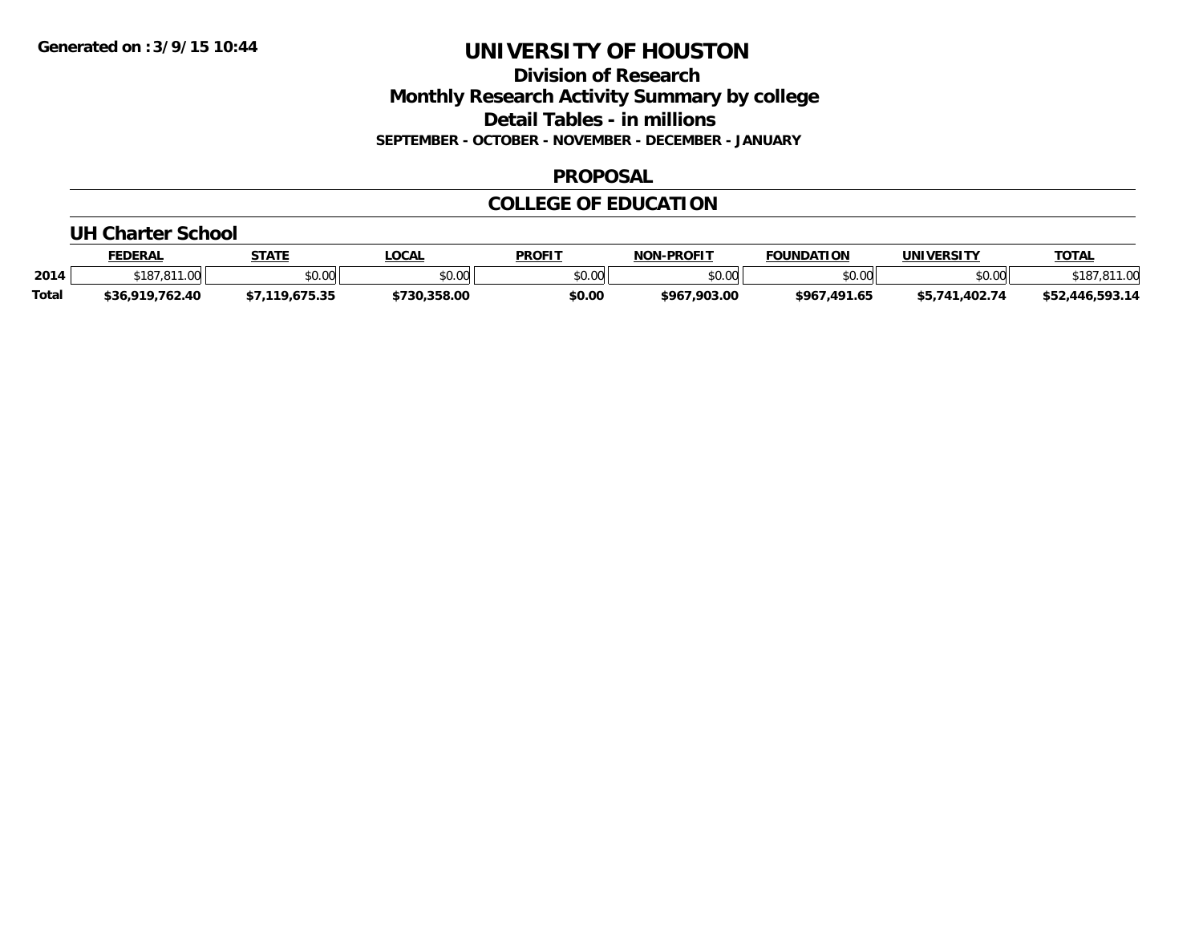**Generated on :3/9/15 10:44**

# UNIVERSITY OF HOUSTON

## Division of Research
## Monthly Research Activity Summary by college
## Detail Tables - in millions
### SEPTEMBER - OCTOBER - NOVEMBER - DECEMBER - JANUARY

## PROPOSAL

## COLLEGE OF EDUCATION

### UH Charter School

| | FEDERAL | STATE | LOCAL | PROFIT | NON-PROFIT | FOUNDATION | UNIVERSITY | TOTAL |
|---|---|---|---|---|---|---|---|---|
| 2014 | $187,811.00 | $0.00 | $0.00 | $0.00 | $0.00 | $0.00 | $0.00 | $187,811.00 |
| **Total** | **$36,919,762.40** | **$7,119,675.35** | **$730,358.00** | **$0.00** | **$967,903.00** | **$967,491.65** | **$5,741,402.74** | **$52,446,593.14** |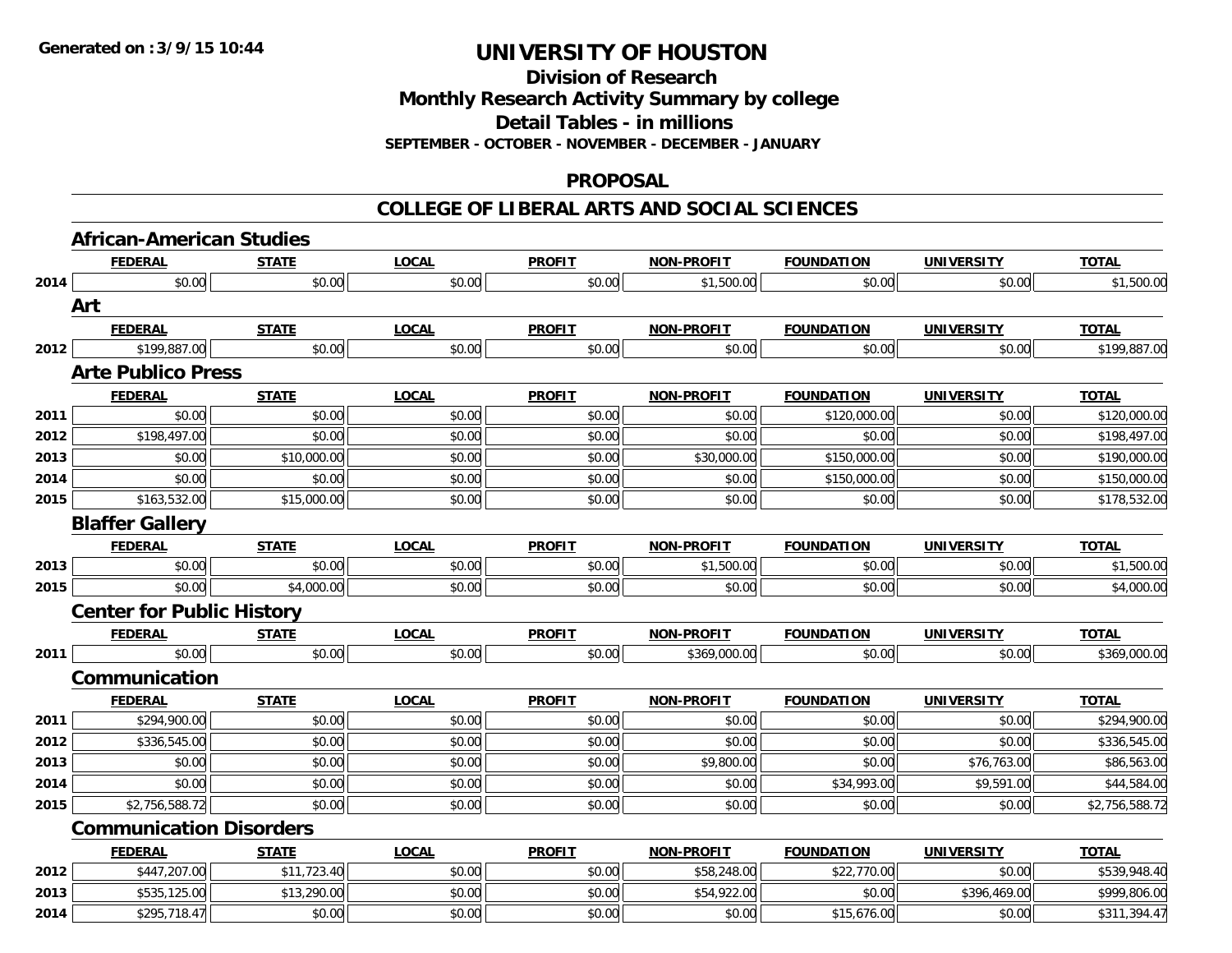Generated on :3/9/15 10:44

# UNIVERSITY OF HOUSTON

## Division of Research
## Monthly Research Activity Summary by college
## Detail Tables - in millions
### SEPTEMBER - OCTOBER - NOVEMBER - DECEMBER - JANUARY

## PROPOSAL

## COLLEGE OF LIBERAL ARTS AND SOCIAL SCIENCES

### African-American Studies

| | FEDERAL | STATE | LOCAL | PROFIT | NON-PROFIT | FOUNDATION | UNIVERSITY | TOTAL |
|---|---|---|---|---|---|---|---|---|
| 2014 | $0.00 | $0.00 | $0.00 | $0.00 | $1,500.00 | $0.00 | $0.00 | $1,500.00 |

### Art

| | FEDERAL | STATE | LOCAL | PROFIT | NON-PROFIT | FOUNDATION | UNIVERSITY | TOTAL |
|---|---|---|---|---|---|---|---|---|
| 2012 | $199,887.00 | $0.00 | $0.00 | $0.00 | $0.00 | $0.00 | $0.00 | $199,887.00 |

### Arte Publico Press

| | FEDERAL | STATE | LOCAL | PROFIT | NON-PROFIT | FOUNDATION | UNIVERSITY | TOTAL |
|---|---|---|---|---|---|---|---|---|
| 2011 | $0.00 | $0.00 | $0.00 | $0.00 | $0.00 | $120,000.00 | $0.00 | $120,000.00 |
| 2012 | $198,497.00 | $0.00 | $0.00 | $0.00 | $0.00 | $0.00 | $0.00 | $198,497.00 |
| 2013 | $0.00 | $10,000.00 | $0.00 | $0.00 | $30,000.00 | $150,000.00 | $0.00 | $190,000.00 |
| 2014 | $0.00 | $0.00 | $0.00 | $0.00 | $0.00 | $150,000.00 | $0.00 | $150,000.00 |
| 2015 | $163,532.00 | $15,000.00 | $0.00 | $0.00 | $0.00 | $0.00 | $0.00 | $178,532.00 |

### Blaffer Gallery

| | FEDERAL | STATE | LOCAL | PROFIT | NON-PROFIT | FOUNDATION | UNIVERSITY | TOTAL |
|---|---|---|---|---|---|---|---|---|
| 2013 | $0.00 | $0.00 | $0.00 | $0.00 | $1,500.00 | $0.00 | $0.00 | $1,500.00 |
| 2015 | $0.00 | $4,000.00 | $0.00 | $0.00 | $0.00 | $0.00 | $0.00 | $4,000.00 |

### Center for Public History

| | FEDERAL | STATE | LOCAL | PROFIT | NON-PROFIT | FOUNDATION | UNIVERSITY | TOTAL |
|---|---|---|---|---|---|---|---|---|
| 2011 | $0.00 | $0.00 | $0.00 | $0.00 | $369,000.00 | $0.00 | $0.00 | $369,000.00 |

### Communication

| | FEDERAL | STATE | LOCAL | PROFIT | NON-PROFIT | FOUNDATION | UNIVERSITY | TOTAL |
|---|---|---|---|---|---|---|---|---|
| 2011 | $294,900.00 | $0.00 | $0.00 | $0.00 | $0.00 | $0.00 | $0.00 | $294,900.00 |
| 2012 | $336,545.00 | $0.00 | $0.00 | $0.00 | $0.00 | $0.00 | $0.00 | $336,545.00 |
| 2013 | $0.00 | $0.00 | $0.00 | $0.00 | $9,800.00 | $0.00 | $76,763.00 | $86,563.00 |
| 2014 | $0.00 | $0.00 | $0.00 | $0.00 | $0.00 | $34,993.00 | $9,591.00 | $44,584.00 |
| 2015 | $2,756,588.72 | $0.00 | $0.00 | $0.00 | $0.00 | $0.00 | $0.00 | $2,756,588.72 |

### Communication Disorders

| | FEDERAL | STATE | LOCAL | PROFIT | NON-PROFIT | FOUNDATION | UNIVERSITY | TOTAL |
|---|---|---|---|---|---|---|---|---|
| 2012 | $447,207.00 | $11,723.40 | $0.00 | $0.00 | $58,248.00 | $22,770.00 | $0.00 | $539,948.40 |
| 2013 | $535,125.00 | $13,290.00 | $0.00 | $0.00 | $54,922.00 | $0.00 | $396,469.00 | $999,806.00 |
| 2014 | $295,718.47 | $0.00 | $0.00 | $0.00 | $0.00 | $15,676.00 | $0.00 | $311,394.47 |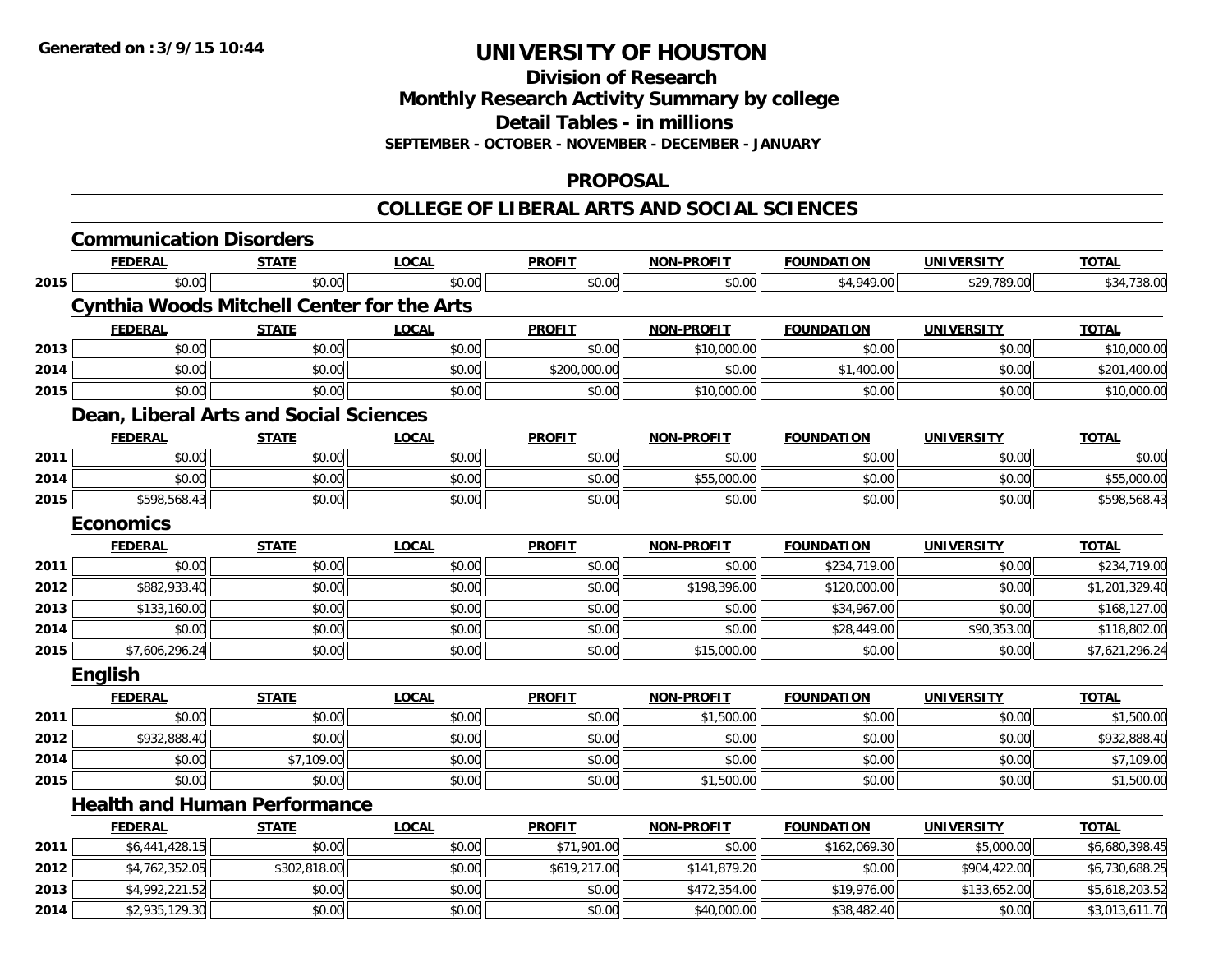# UNIVERSITY OF HOUSTON

## Division of Research
## Monthly Research Activity Summary by college
## Detail Tables - in millions
### SEPTEMBER - OCTOBER - NOVEMBER - DECEMBER - JANUARY

## PROPOSAL

## COLLEGE OF LIBERAL ARTS AND SOCIAL SCIENCES

### Communication Disorders

| | FEDERAL | STATE | LOCAL | PROFIT | NON-PROFIT | FOUNDATION | UNIVERSITY | TOTAL |
|---|---|---|---|---|---|---|---|---|
| 2015 | $0.00 | $0.00 | $0.00 | $0.00 | $0.00 | $4,949.00 | $29,789.00 | $34,738.00 |

### Cynthia Woods Mitchell Center for the Arts

| | FEDERAL | STATE | LOCAL | PROFIT | NON-PROFIT | FOUNDATION | UNIVERSITY | TOTAL |
|---|---|---|---|---|---|---|---|---|
| 2013 | $0.00 | $0.00 | $0.00 | $0.00 | $10,000.00 | $0.00 | $0.00 | $10,000.00 |
| 2014 | $0.00 | $0.00 | $0.00 | $200,000.00 | $0.00 | $1,400.00 | $0.00 | $201,400.00 |
| 2015 | $0.00 | $0.00 | $0.00 | $0.00 | $10,000.00 | $0.00 | $0.00 | $10,000.00 |

### Dean, Liberal Arts and Social Sciences

| | FEDERAL | STATE | LOCAL | PROFIT | NON-PROFIT | FOUNDATION | UNIVERSITY | TOTAL |
|---|---|---|---|---|---|---|---|---|
| 2011 | $0.00 | $0.00 | $0.00 | $0.00 | $0.00 | $0.00 | $0.00 | $0.00 |
| 2014 | $0.00 | $0.00 | $0.00 | $0.00 | $55,000.00 | $0.00 | $0.00 | $55,000.00 |
| 2015 | $598,568.43 | $0.00 | $0.00 | $0.00 | $0.00 | $0.00 | $0.00 | $598,568.43 |

### Economics

| | FEDERAL | STATE | LOCAL | PROFIT | NON-PROFIT | FOUNDATION | UNIVERSITY | TOTAL |
|---|---|---|---|---|---|---|---|---|
| 2011 | $0.00 | $0.00 | $0.00 | $0.00 | $0.00 | $234,719.00 | $0.00 | $234,719.00 |
| 2012 | $882,933.40 | $0.00 | $0.00 | $0.00 | $198,396.00 | $120,000.00 | $0.00 | $1,201,329.40 |
| 2013 | $133,160.00 | $0.00 | $0.00 | $0.00 | $0.00 | $34,967.00 | $0.00 | $168,127.00 |
| 2014 | $0.00 | $0.00 | $0.00 | $0.00 | $0.00 | $28,449.00 | $90,353.00 | $118,802.00 |
| 2015 | $7,606,296.24 | $0.00 | $0.00 | $0.00 | $15,000.00 | $0.00 | $0.00 | $7,621,296.24 |

### English

| | FEDERAL | STATE | LOCAL | PROFIT | NON-PROFIT | FOUNDATION | UNIVERSITY | TOTAL |
|---|---|---|---|---|---|---|---|---|
| 2011 | $0.00 | $0.00 | $0.00 | $0.00 | $1,500.00 | $0.00 | $0.00 | $1,500.00 |
| 2012 | $932,888.40 | $0.00 | $0.00 | $0.00 | $0.00 | $0.00 | $0.00 | $932,888.40 |
| 2014 | $0.00 | $7,109.00 | $0.00 | $0.00 | $0.00 | $0.00 | $0.00 | $7,109.00 |
| 2015 | $0.00 | $0.00 | $0.00 | $0.00 | $1,500.00 | $0.00 | $0.00 | $1,500.00 |

### Health and Human Performance

| | FEDERAL | STATE | LOCAL | PROFIT | NON-PROFIT | FOUNDATION | UNIVERSITY | TOTAL |
|---|---|---|---|---|---|---|---|---|
| 2011 | $6,441,428.15 | $0.00 | $0.00 | $71,901.00 | $0.00 | $162,069.30 | $5,000.00 | $6,680,398.45 |
| 2012 | $4,762,352.05 | $302,818.00 | $0.00 | $619,217.00 | $141,879.20 | $0.00 | $904,422.00 | $6,730,688.25 |
| 2013 | $4,992,221.52 | $0.00 | $0.00 | $0.00 | $472,354.00 | $19,976.00 | $133,652.00 | $5,618,203.52 |
| 2014 | $2,935,129.30 | $0.00 | $0.00 | $0.00 | $40,000.00 | $38,482.40 | $0.00 | $3,013,611.70 |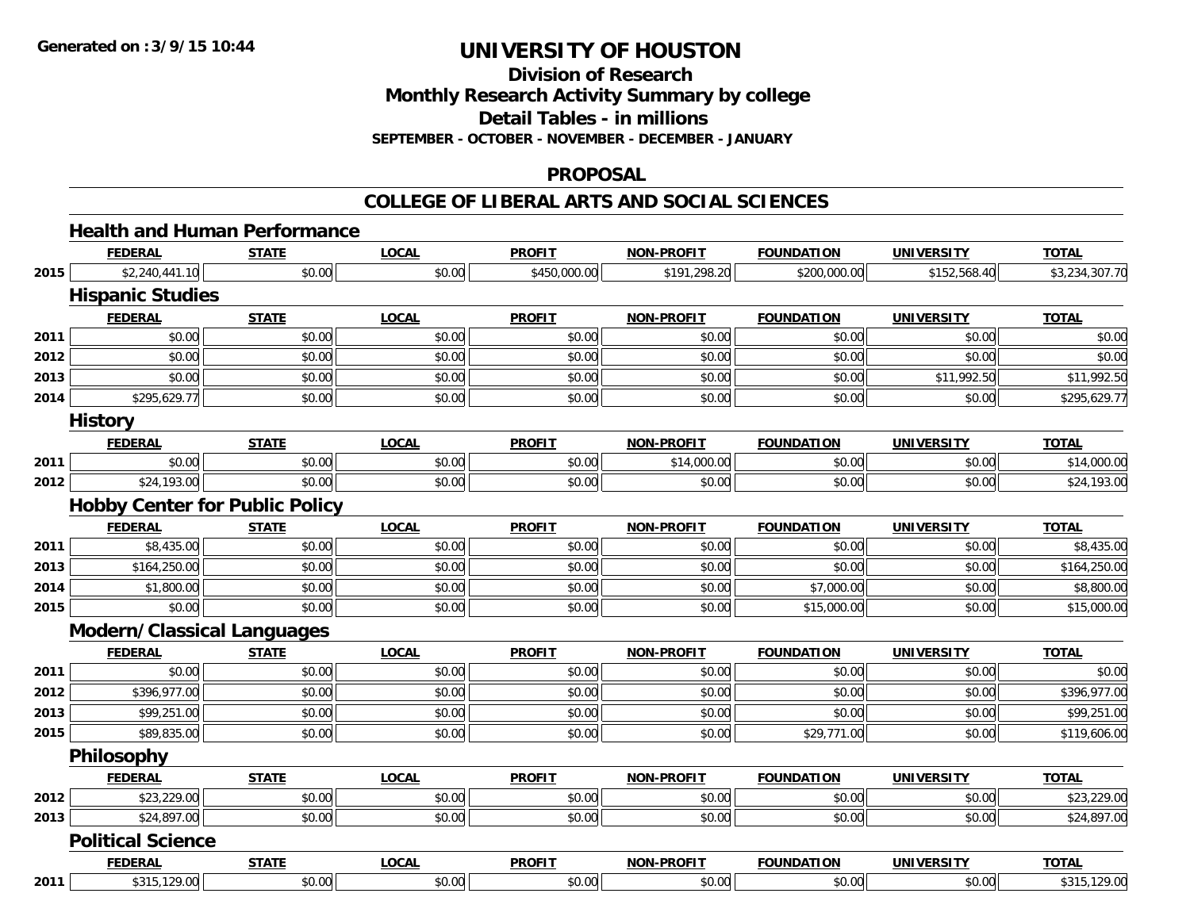# UNIVERSITY OF HOUSTON

## Division of Research
## Monthly Research Activity Summary by college
## Detail Tables - in millions
**SEPTEMBER - OCTOBER - NOVEMBER - DECEMBER - JANUARY**

## PROPOSAL

## COLLEGE OF LIBERAL ARTS AND SOCIAL SCIENCES

### Health and Human Performance

| | FEDERAL | STATE | LOCAL | PROFIT | NON-PROFIT | FOUNDATION | UNIVERSITY | TOTAL |
|---|---|---|---|---|---|---|---|---|
| 2015 | $2,240,441.10 | $0.00 | $0.00 | $450,000.00 | $191,298.20 | $200,000.00 | $152,568.40 | $3,234,307.70 |

### Hispanic Studies

| | FEDERAL | STATE | LOCAL | PROFIT | NON-PROFIT | FOUNDATION | UNIVERSITY | TOTAL |
|---|---|---|---|---|---|---|---|---|
| 2011 | $0.00 | $0.00 | $0.00 | $0.00 | $0.00 | $0.00 | $0.00 | $0.00 |
| 2012 | $0.00 | $0.00 | $0.00 | $0.00 | $0.00 | $0.00 | $0.00 | $0.00 |
| 2013 | $0.00 | $0.00 | $0.00 | $0.00 | $0.00 | $0.00 | $11,992.50 | $11,992.50 |
| 2014 | $295,629.77 | $0.00 | $0.00 | $0.00 | $0.00 | $0.00 | $0.00 | $295,629.77 |

### History

| | FEDERAL | STATE | LOCAL | PROFIT | NON-PROFIT | FOUNDATION | UNIVERSITY | TOTAL |
|---|---|---|---|---|---|---|---|---|
| 2011 | $0.00 | $0.00 | $0.00 | $0.00 | $14,000.00 | $0.00 | $0.00 | $14,000.00 |
| 2012 | $24,193.00 | $0.00 | $0.00 | $0.00 | $0.00 | $0.00 | $0.00 | $24,193.00 |

### Hobby Center for Public Policy

| | FEDERAL | STATE | LOCAL | PROFIT | NON-PROFIT | FOUNDATION | UNIVERSITY | TOTAL |
|---|---|---|---|---|---|---|---|---|
| 2011 | $8,435.00 | $0.00 | $0.00 | $0.00 | $0.00 | $0.00 | $0.00 | $8,435.00 |
| 2013 | $164,250.00 | $0.00 | $0.00 | $0.00 | $0.00 | $0.00 | $0.00 | $164,250.00 |
| 2014 | $1,800.00 | $0.00 | $0.00 | $0.00 | $0.00 | $7,000.00 | $0.00 | $8,800.00 |
| 2015 | $0.00 | $0.00 | $0.00 | $0.00 | $0.00 | $15,000.00 | $0.00 | $15,000.00 |

### Modern/Classical Languages

| | FEDERAL | STATE | LOCAL | PROFIT | NON-PROFIT | FOUNDATION | UNIVERSITY | TOTAL |
|---|---|---|---|---|---|---|---|---|
| 2011 | $0.00 | $0.00 | $0.00 | $0.00 | $0.00 | $0.00 | $0.00 | $0.00 |
| 2012 | $396,977.00 | $0.00 | $0.00 | $0.00 | $0.00 | $0.00 | $0.00 | $396,977.00 |
| 2013 | $99,251.00 | $0.00 | $0.00 | $0.00 | $0.00 | $0.00 | $0.00 | $99,251.00 |
| 2015 | $89,835.00 | $0.00 | $0.00 | $0.00 | $0.00 | $29,771.00 | $0.00 | $119,606.00 |

### Philosophy

| | FEDERAL | STATE | LOCAL | PROFIT | NON-PROFIT | FOUNDATION | UNIVERSITY | TOTAL |
|---|---|---|---|---|---|---|---|---|
| 2012 | $23,229.00 | $0.00 | $0.00 | $0.00 | $0.00 | $0.00 | $0.00 | $23,229.00 |
| 2013 | $24,897.00 | $0.00 | $0.00 | $0.00 | $0.00 | $0.00 | $0.00 | $24,897.00 |

### Political Science

| | FEDERAL | STATE | LOCAL | PROFIT | NON-PROFIT | FOUNDATION | UNIVERSITY | TOTAL |
|---|---|---|---|---|---|---|---|---|
| 2011 | $315,129.00 | $0.00 | $0.00 | $0.00 | $0.00 | $0.00 | $0.00 | $315,129.00 |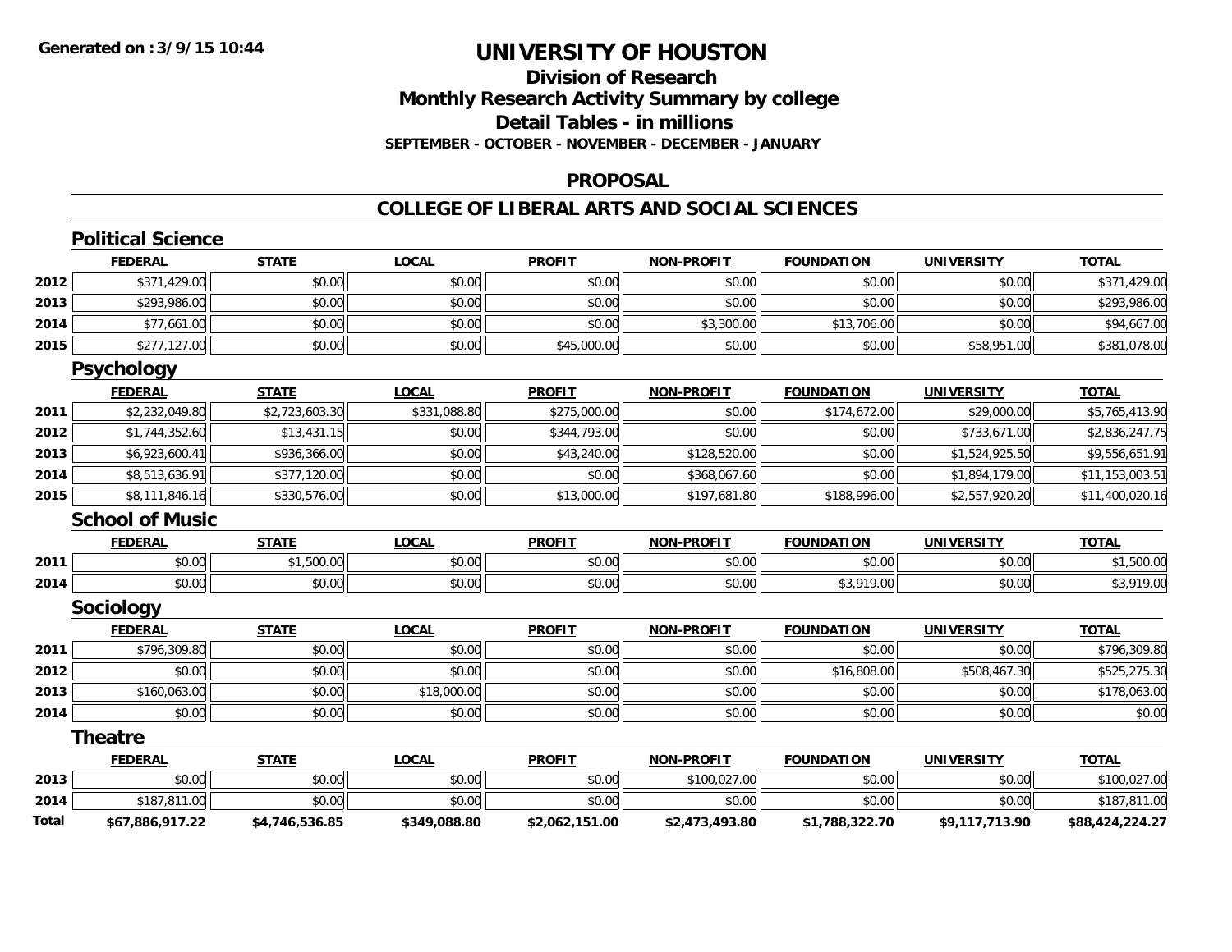**Generated on :3/9/15 10:44**

# UNIVERSITY OF HOUSTON

## Division of Research
## Monthly Research Activity Summary by college
## Detail Tables - in millions
### SEPTEMBER - OCTOBER - NOVEMBER - DECEMBER - JANUARY

## PROPOSAL

## COLLEGE OF LIBERAL ARTS AND SOCIAL SCIENCES

### Political Science

| | FEDERAL | STATE | LOCAL | PROFIT | NON-PROFIT | FOUNDATION | UNIVERSITY | TOTAL |
|---|---|---|---|---|---|---|---|---|
| 2012 | $371,429.00 | $0.00 | $0.00 | $0.00 | $0.00 | $0.00 | $0.00 | $371,429.00 |
| 2013 | $293,986.00 | $0.00 | $0.00 | $0.00 | $0.00 | $0.00 | $0.00 | $293,986.00 |
| 2014 | $77,661.00 | $0.00 | $0.00 | $0.00 | $3,300.00 | $13,706.00 | $0.00 | $94,667.00 |
| 2015 | $277,127.00 | $0.00 | $0.00 | $45,000.00 | $0.00 | $0.00 | $58,951.00 | $381,078.00 |

### Psychology

| | FEDERAL | STATE | LOCAL | PROFIT | NON-PROFIT | FOUNDATION | UNIVERSITY | TOTAL |
|---|---|---|---|---|---|---|---|---|
| 2011 | $2,232,049.80 | $2,723,603.30 | $331,088.80 | $275,000.00 | $0.00 | $174,672.00 | $29,000.00 | $5,765,413.90 |
| 2012 | $1,744,352.60 | $13,431.15 | $0.00 | $344,793.00 | $0.00 | $0.00 | $733,671.00 | $2,836,247.75 |
| 2013 | $6,923,600.41 | $936,366.00 | $0.00 | $43,240.00 | $128,520.00 | $0.00 | $1,524,925.50 | $9,556,651.91 |
| 2014 | $8,513,636.91 | $377,120.00 | $0.00 | $0.00 | $368,067.60 | $0.00 | $1,894,179.00 | $11,153,003.51 |
| 2015 | $8,111,846.16 | $330,576.00 | $0.00 | $13,000.00 | $197,681.80 | $188,996.00 | $2,557,920.20 | $11,400,020.16 |

### School of Music

| | FEDERAL | STATE | LOCAL | PROFIT | NON-PROFIT | FOUNDATION | UNIVERSITY | TOTAL |
|---|---|---|---|---|---|---|---|---|
| 2011 | $0.00 | $1,500.00 | $0.00 | $0.00 | $0.00 | $0.00 | $0.00 | $1,500.00 |
| 2014 | $0.00 | $0.00 | $0.00 | $0.00 | $0.00 | $3,919.00 | $0.00 | $3,919.00 |

### Sociology

| | FEDERAL | STATE | LOCAL | PROFIT | NON-PROFIT | FOUNDATION | UNIVERSITY | TOTAL |
|---|---|---|---|---|---|---|---|---|
| 2011 | $796,309.80 | $0.00 | $0.00 | $0.00 | $0.00 | $0.00 | $0.00 | $796,309.80 |
| 2012 | $0.00 | $0.00 | $0.00 | $0.00 | $0.00 | $16,808.00 | $508,467.30 | $525,275.30 |
| 2013 | $160,063.00 | $0.00 | $18,000.00 | $0.00 | $0.00 | $0.00 | $0.00 | $178,063.00 |
| 2014 | $0.00 | $0.00 | $0.00 | $0.00 | $0.00 | $0.00 | $0.00 | $0.00 |

### Theatre

| | FEDERAL | STATE | LOCAL | PROFIT | NON-PROFIT | FOUNDATION | UNIVERSITY | TOTAL |
|---|---|---|---|---|---|---|---|---|
| 2013 | $0.00 | $0.00 | $0.00 | $0.00 | $100,027.00 | $0.00 | $0.00 | $100,027.00 |
| 2014 | $187,811.00 | $0.00 | $0.00 | $0.00 | $0.00 | $0.00 | $0.00 | $187,811.00 |
| **Total** | **$67,886,917.22** | **$4,746,536.85** | **$349,088.80** | **$2,062,151.00** | **$2,473,493.80** | **$1,788,322.70** | **$9,117,713.90** | **$88,424,224.27** |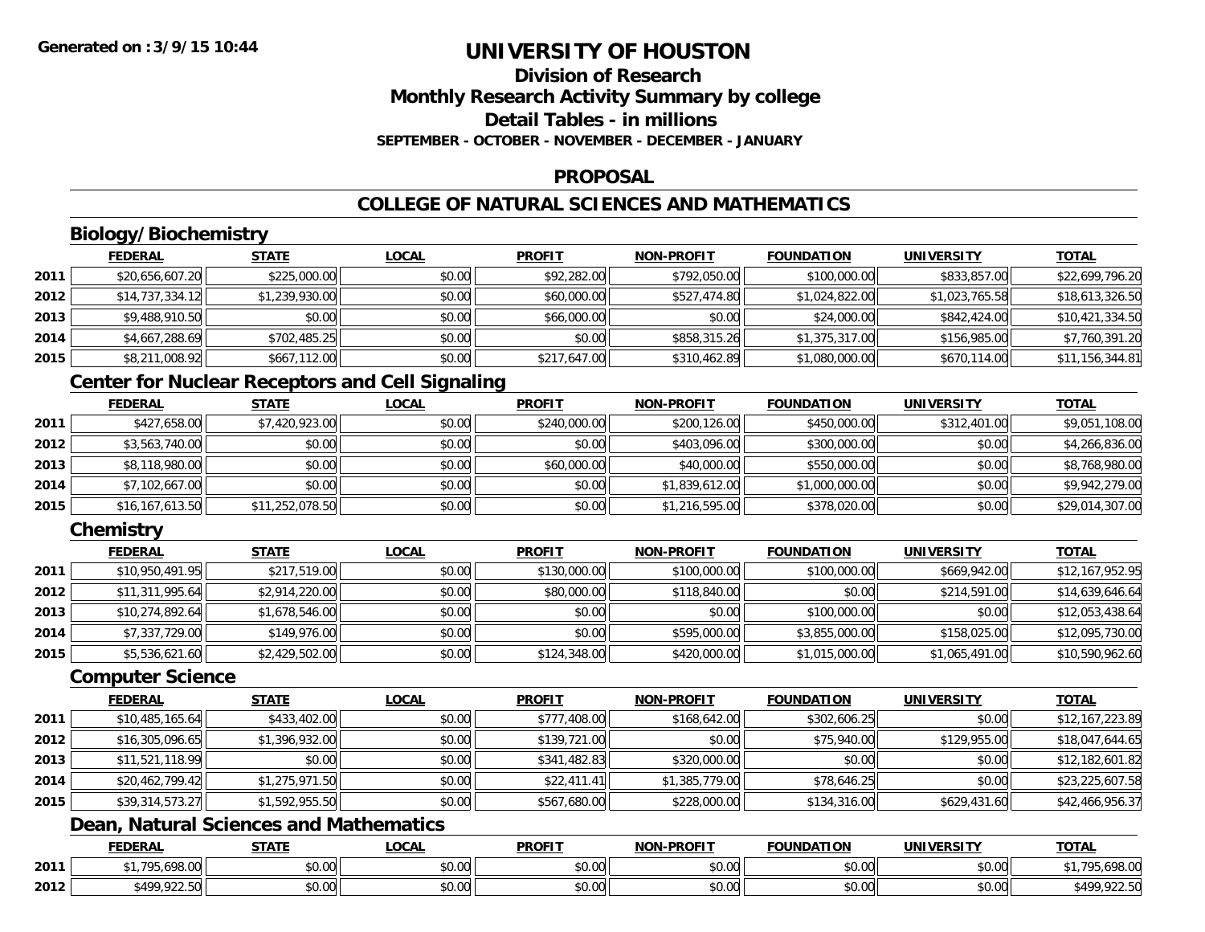Generated on :3/9/15 10:44

# UNIVERSITY OF HOUSTON

## Division of Research
## Monthly Research Activity Summary by college
## Detail Tables - in millions
### SEPTEMBER - OCTOBER - NOVEMBER - DECEMBER - JANUARY

### PROPOSAL

### COLLEGE OF NATURAL SCIENCES AND MATHEMATICS

#### Biology/Biochemistry

| | FEDERAL | STATE | LOCAL | PROFIT | NON-PROFIT | FOUNDATION | UNIVERSITY | TOTAL |
|---|---|---|---|---|---|---|---|---|
| 2011 | $20,656,607.20 | $225,000.00 | $0.00 | $92,282.00 | $792,050.00 | $100,000.00 | $833,857.00 | $22,699,796.20 |
| 2012 | $14,737,334.12 | $1,239,930.00 | $0.00 | $60,000.00 | $527,474.80 | $1,024,822.00 | $1,023,765.58 | $18,613,326.50 |
| 2013 | $9,488,910.50 | $0.00 | $0.00 | $66,000.00 | $0.00 | $24,000.00 | $842,424.00 | $10,421,334.50 |
| 2014 | $4,667,288.69 | $702,485.25 | $0.00 | $0.00 | $858,315.26 | $1,375,317.00 | $156,985.00 | $7,760,391.20 |
| 2015 | $8,211,008.92 | $667,112.00 | $0.00 | $217,647.00 | $310,462.89 | $1,080,000.00 | $670,114.00 | $11,156,344.81 |

#### Center for Nuclear Receptors and Cell Signaling

| | FEDERAL | STATE | LOCAL | PROFIT | NON-PROFIT | FOUNDATION | UNIVERSITY | TOTAL |
|---|---|---|---|---|---|---|---|---|
| 2011 | $427,658.00 | $7,420,923.00 | $0.00 | $240,000.00 | $200,126.00 | $450,000.00 | $312,401.00 | $9,051,108.00 |
| 2012 | $3,563,740.00 | $0.00 | $0.00 | $0.00 | $403,096.00 | $300,000.00 | $0.00 | $4,266,836.00 |
| 2013 | $8,118,980.00 | $0.00 | $0.00 | $60,000.00 | $40,000.00 | $550,000.00 | $0.00 | $8,768,980.00 |
| 2014 | $7,102,667.00 | $0.00 | $0.00 | $0.00 | $1,839,612.00 | $1,000,000.00 | $0.00 | $9,942,279.00 |
| 2015 | $16,167,613.50 | $11,252,078.50 | $0.00 | $0.00 | $1,216,595.00 | $378,020.00 | $0.00 | $29,014,307.00 |

#### Chemistry

| | FEDERAL | STATE | LOCAL | PROFIT | NON-PROFIT | FOUNDATION | UNIVERSITY | TOTAL |
|---|---|---|---|---|---|---|---|---|
| 2011 | $10,950,491.95 | $217,519.00 | $0.00 | $130,000.00 | $100,000.00 | $100,000.00 | $669,942.00 | $12,167,952.95 |
| 2012 | $11,311,995.64 | $2,914,220.00 | $0.00 | $80,000.00 | $118,840.00 | $0.00 | $214,591.00 | $14,639,646.64 |
| 2013 | $10,274,892.64 | $1,678,546.00 | $0.00 | $0.00 | $0.00 | $100,000.00 | $0.00 | $12,053,438.64 |
| 2014 | $7,337,729.00 | $149,976.00 | $0.00 | $0.00 | $595,000.00 | $3,855,000.00 | $158,025.00 | $12,095,730.00 |
| 2015 | $5,536,621.60 | $2,429,502.00 | $0.00 | $124,348.00 | $420,000.00 | $1,015,000.00 | $1,065,491.00 | $10,590,962.60 |

#### Computer Science

| | FEDERAL | STATE | LOCAL | PROFIT | NON-PROFIT | FOUNDATION | UNIVERSITY | TOTAL |
|---|---|---|---|---|---|---|---|---|
| 2011 | $10,485,165.64 | $433,402.00 | $0.00 | $777,408.00 | $168,642.00 | $302,606.25 | $0.00 | $12,167,223.89 |
| 2012 | $16,305,096.65 | $1,396,932.00 | $0.00 | $139,721.00 | $0.00 | $75,940.00 | $129,955.00 | $18,047,644.65 |
| 2013 | $11,521,118.99 | $0.00 | $0.00 | $341,482.83 | $320,000.00 | $0.00 | $0.00 | $12,182,601.82 |
| 2014 | $20,462,799.42 | $1,275,971.50 | $0.00 | $22,411.41 | $1,385,779.00 | $78,646.25 | $0.00 | $23,225,607.58 |
| 2015 | $39,314,573.27 | $1,592,955.50 | $0.00 | $567,680.00 | $228,000.00 | $134,316.00 | $629,431.60 | $42,466,956.37 |

#### Dean, Natural Sciences and Mathematics

| | FEDERAL | STATE | LOCAL | PROFIT | NON-PROFIT | FOUNDATION | UNIVERSITY | TOTAL |
|---|---|---|---|---|---|---|---|---|
| 2011 | $1,795,698.00 | $0.00 | $0.00 | $0.00 | $0.00 | $0.00 | $0.00 | $1,795,698.00 |
| 2012 | $499,922.50 | $0.00 | $0.00 | $0.00 | $0.00 | $0.00 | $0.00 | $499,922.50 |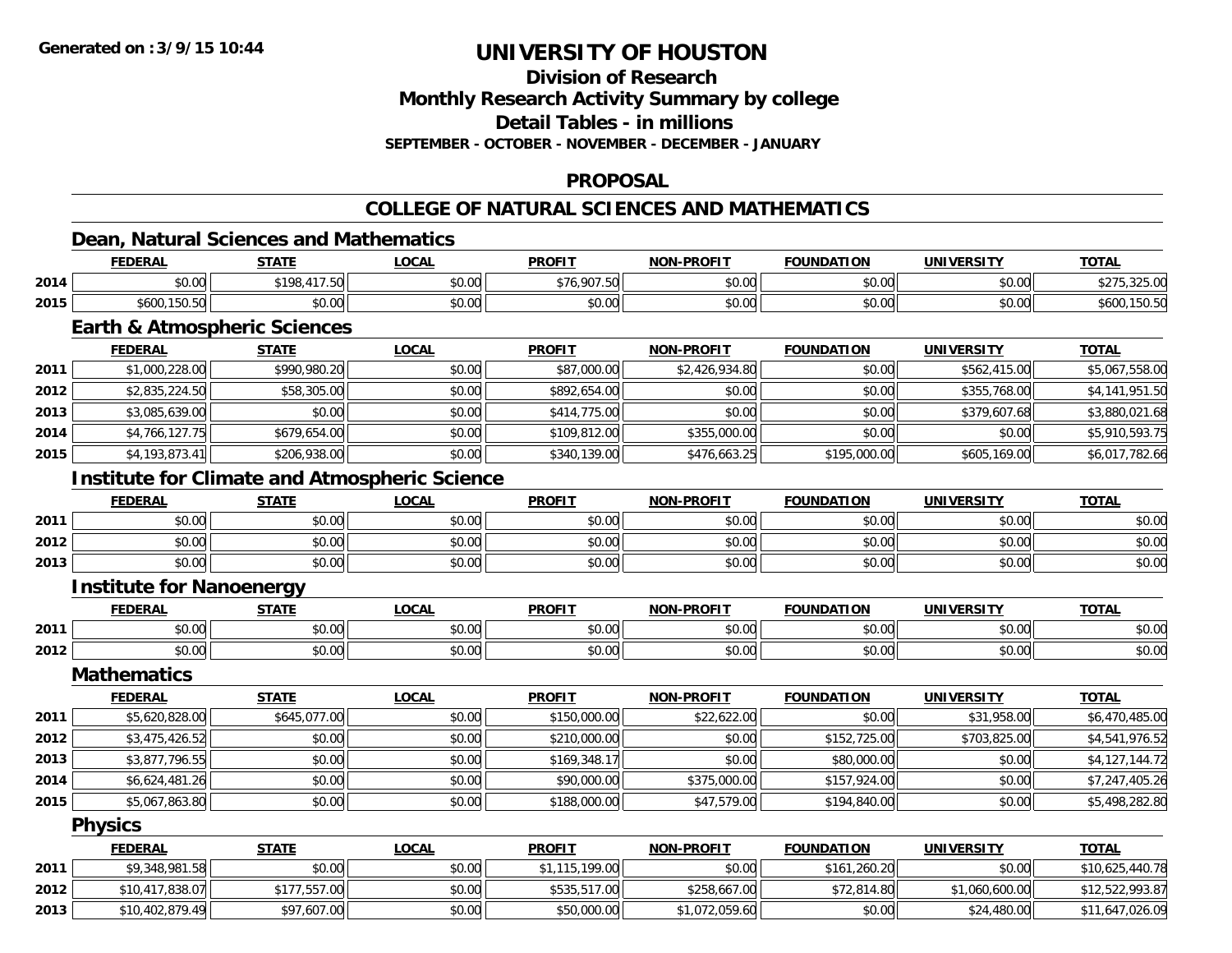Generated on :3/9/15 10:44

# UNIVERSITY OF HOUSTON

## Division of Research
## Monthly Research Activity Summary by college
## Detail Tables - in millions
### SEPTEMBER - OCTOBER - NOVEMBER - DECEMBER - JANUARY

## PROPOSAL

## COLLEGE OF NATURAL SCIENCES AND MATHEMATICS

### Dean, Natural Sciences and Mathematics

| | FEDERAL | STATE | LOCAL | PROFIT | NON-PROFIT | FOUNDATION | UNIVERSITY | TOTAL |
|---|---|---|---|---|---|---|---|---|
| 2014 | $0.00 | $198,417.50 | $0.00 | $76,907.50 | $0.00 | $0.00 | $0.00 | $275,325.00 |
| 2015 | $600,150.50 | $0.00 | $0.00 | $0.00 | $0.00 | $0.00 | $0.00 | $600,150.50 |

### Earth & Atmospheric Sciences

| | FEDERAL | STATE | LOCAL | PROFIT | NON-PROFIT | FOUNDATION | UNIVERSITY | TOTAL |
|---|---|---|---|---|---|---|---|---|
| 2011 | $1,000,228.00 | $990,980.20 | $0.00 | $87,000.00 | $2,426,934.80 | $0.00 | $562,415.00 | $5,067,558.00 |
| 2012 | $2,835,224.50 | $58,305.00 | $0.00 | $892,654.00 | $0.00 | $0.00 | $355,768.00 | $4,141,951.50 |
| 2013 | $3,085,639.00 | $0.00 | $0.00 | $414,775.00 | $0.00 | $0.00 | $379,607.68 | $3,880,021.68 |
| 2014 | $4,766,127.75 | $679,654.00 | $0.00 | $109,812.00 | $355,000.00 | $0.00 | $0.00 | $5,910,593.75 |
| 2015 | $4,193,873.41 | $206,938.00 | $0.00 | $340,139.00 | $476,663.25 | $195,000.00 | $605,169.00 | $6,017,782.66 |

### Institute for Climate and Atmospheric Science

| | FEDERAL | STATE | LOCAL | PROFIT | NON-PROFIT | FOUNDATION | UNIVERSITY | TOTAL |
|---|---|---|---|---|---|---|---|---|
| 2011 | $0.00 | $0.00 | $0.00 | $0.00 | $0.00 | $0.00 | $0.00 | $0.00 |
| 2012 | $0.00 | $0.00 | $0.00 | $0.00 | $0.00 | $0.00 | $0.00 | $0.00 |
| 2013 | $0.00 | $0.00 | $0.00 | $0.00 | $0.00 | $0.00 | $0.00 | $0.00 |

### Institute for Nanoenergy

| | FEDERAL | STATE | LOCAL | PROFIT | NON-PROFIT | FOUNDATION | UNIVERSITY | TOTAL |
|---|---|---|---|---|---|---|---|---|
| 2011 | $0.00 | $0.00 | $0.00 | $0.00 | $0.00 | $0.00 | $0.00 | $0.00 |
| 2012 | $0.00 | $0.00 | $0.00 | $0.00 | $0.00 | $0.00 | $0.00 | $0.00 |

### Mathematics

| | FEDERAL | STATE | LOCAL | PROFIT | NON-PROFIT | FOUNDATION | UNIVERSITY | TOTAL |
|---|---|---|---|---|---|---|---|---|
| 2011 | $5,620,828.00 | $645,077.00 | $0.00 | $150,000.00 | $22,622.00 | $0.00 | $31,958.00 | $6,470,485.00 |
| 2012 | $3,475,426.52 | $0.00 | $0.00 | $210,000.00 | $0.00 | $152,725.00 | $703,825.00 | $4,541,976.52 |
| 2013 | $3,877,796.55 | $0.00 | $0.00 | $169,348.17 | $0.00 | $80,000.00 | $0.00 | $4,127,144.72 |
| 2014 | $6,624,481.26 | $0.00 | $0.00 | $90,000.00 | $375,000.00 | $157,924.00 | $0.00 | $7,247,405.26 |
| 2015 | $5,067,863.80 | $0.00 | $0.00 | $188,000.00 | $47,579.00 | $194,840.00 | $0.00 | $5,498,282.80 |

### Physics

| | FEDERAL | STATE | LOCAL | PROFIT | NON-PROFIT | FOUNDATION | UNIVERSITY | TOTAL |
|---|---|---|---|---|---|---|---|---|
| 2011 | $9,348,981.58 | $0.00 | $0.00 | $1,115,199.00 | $0.00 | $161,260.20 | $0.00 | $10,625,440.78 |
| 2012 | $10,417,838.07 | $177,557.00 | $0.00 | $535,517.00 | $258,667.00 | $72,814.80 | $1,060,600.00 | $12,522,993.87 |
| 2013 | $10,402,879.49 | $97,607.00 | $0.00 | $50,000.00 | $1,072,059.60 | $0.00 | $24,480.00 | $11,647,026.09 |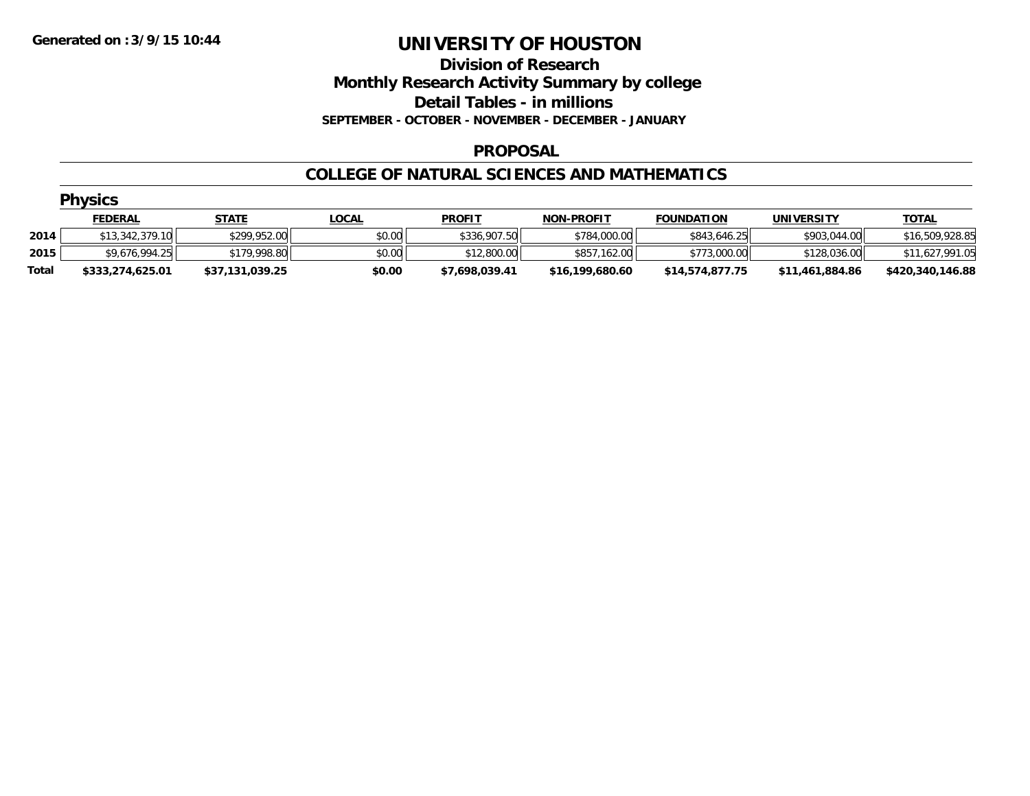Generated on :3/9/15 10:44

# UNIVERSITY OF HOUSTON

## Division of Research
## Monthly Research Activity Summary by college
## Detail Tables - in millions

**SEPTEMBER - OCTOBER - NOVEMBER - DECEMBER - JANUARY**

### PROPOSAL

### COLLEGE OF NATURAL SCIENCES AND MATHEMATICS

#### Physics

| | FEDERAL | STATE | LOCAL | PROFIT | NON-PROFIT | FOUNDATION | UNIVERSITY | TOTAL |
|---|---|---|---|---|---|---|---|---|
| 2014 | $13,342,379.10 | $299,952.00 | $0.00 | $336,907.50 | $784,000.00 | $843,646.25 | $903,044.00 | $16,509,928.85 |
| 2015 | $9,676,994.25 | $179,998.80 | $0.00 | $12,800.00 | $857,162.00 | $773,000.00 | $128,036.00 | $11,627,991.05 |
| **Total** | **$333,274,625.01** | **$37,131,039.25** | **$0.00** | **$7,698,039.41** | **$16,199,680.60** | **$14,574,877.75** | **$11,461,884.86** | **$420,340,146.88** |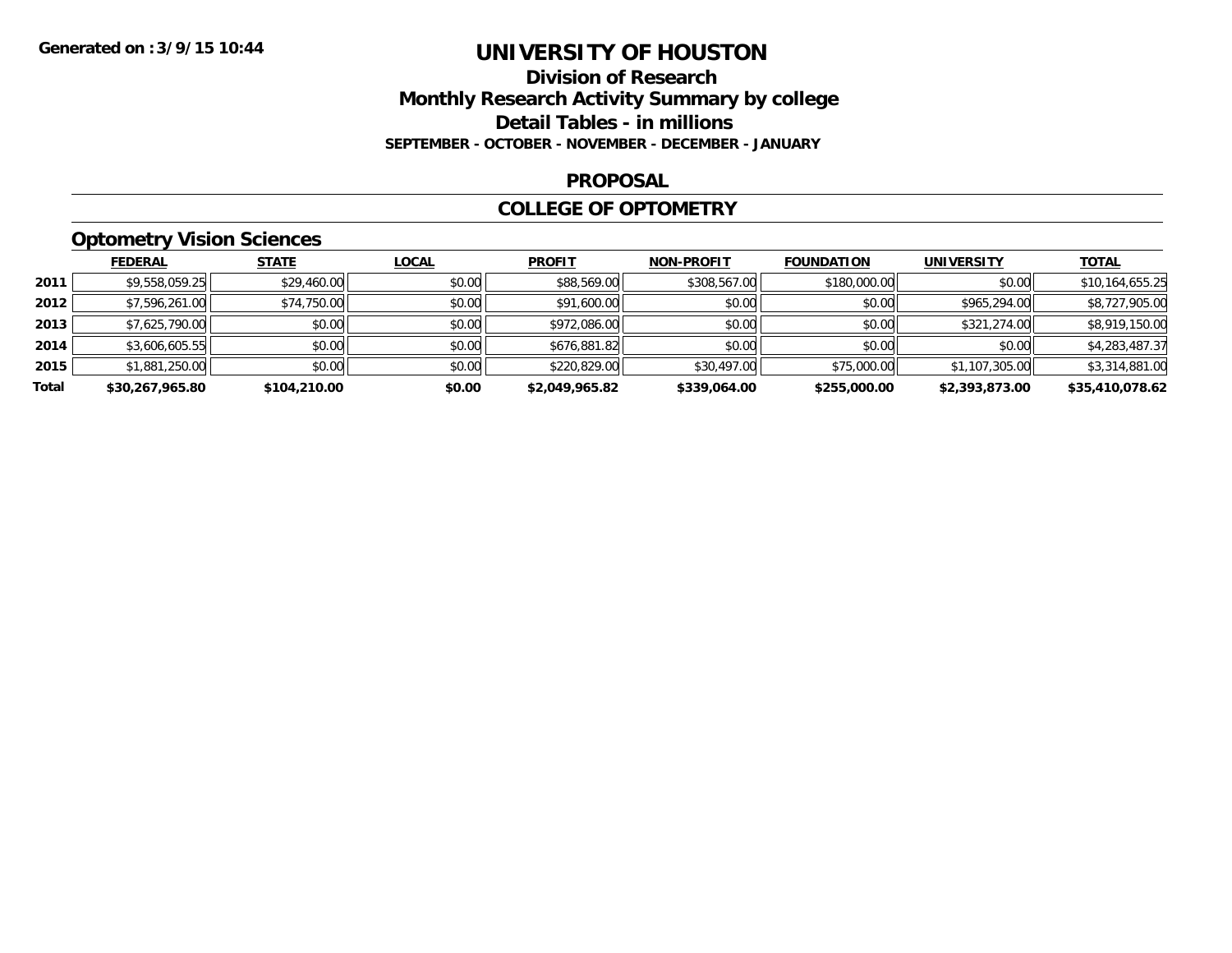**Generated on :3/9/15 10:44**

# UNIVERSITY OF HOUSTON

## Division of Research

## Monthly Research Activity Summary by college

## Detail Tables - in millions

**SEPTEMBER - OCTOBER - NOVEMBER - DECEMBER - JANUARY**

### PROPOSAL

### COLLEGE OF OPTOMETRY

### Optometry Vision Sciences

| | FEDERAL | STATE | LOCAL | PROFIT | NON-PROFIT | FOUNDATION | UNIVERSITY | TOTAL |
|---|---|---|---|---|---|---|---|---|
| 2011 | $9,558,059.25 | $29,460.00 | $0.00 | $88,569.00 | $308,567.00 | $180,000.00 | $0.00 | $10,164,655.25 |
| 2012 | $7,596,261.00 | $74,750.00 | $0.00 | $91,600.00 | $0.00 | $0.00 | $965,294.00 | $8,727,905.00 |
| 2013 | $7,625,790.00 | $0.00 | $0.00 | $972,086.00 | $0.00 | $0.00 | $321,274.00 | $8,919,150.00 |
| 2014 | $3,606,605.55 | $0.00 | $0.00 | $676,881.82 | $0.00 | $0.00 | $0.00 | $4,283,487.37 |
| 2015 | $1,881,250.00 | $0.00 | $0.00 | $220,829.00 | $30,497.00 | $75,000.00 | $1,107,305.00 | $3,314,881.00 |
| **Total** | **$30,267,965.80** | **$104,210.00** | **$0.00** | **$2,049,965.82** | **$339,064.00** | **$255,000.00** | **$2,393,873.00** | **$35,410,078.62** |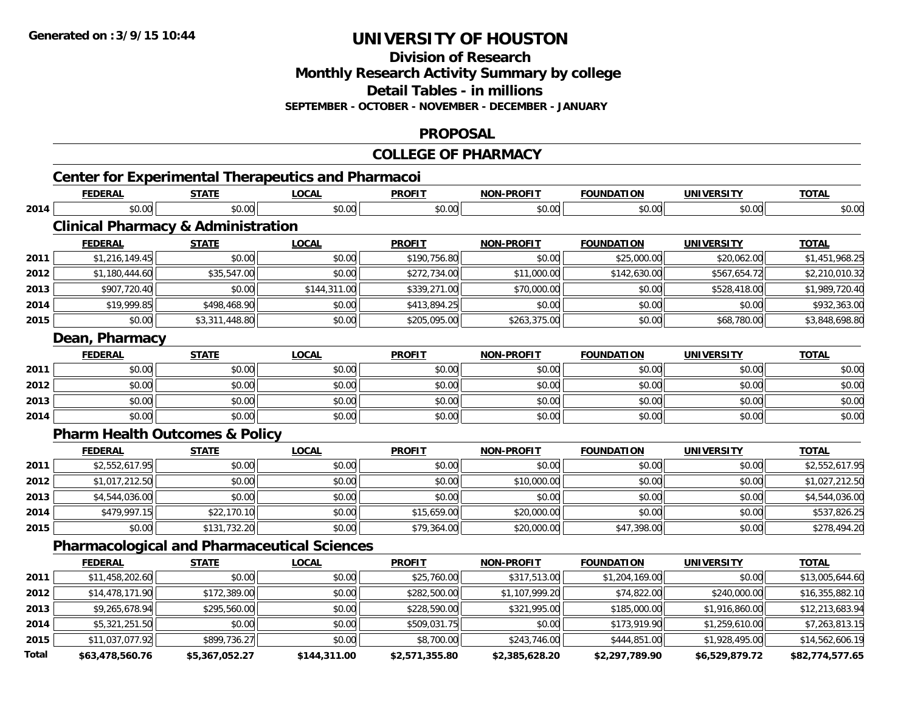**Generated on :3/9/15 10:44**

# UNIVERSITY OF HOUSTON

## Division of Research
## Monthly Research Activity Summary by college
## Detail Tables - in millions
### SEPTEMBER - OCTOBER - NOVEMBER - DECEMBER - JANUARY

## PROPOSAL

## COLLEGE OF PHARMACY

### Center for Experimental Therapeutics and Pharmacoi

| | FEDERAL | STATE | LOCAL | PROFIT | NON-PROFIT | FOUNDATION | UNIVERSITY | TOTAL |
|---|---|---|---|---|---|---|---|---|
| 2014 | $0.00 | $0.00 | $0.00 | $0.00 | $0.00 | $0.00 | $0.00 | $0.00 |

### Clinical Pharmacy & Administration

| | FEDERAL | STATE | LOCAL | PROFIT | NON-PROFIT | FOUNDATION | UNIVERSITY | TOTAL |
|---|---|---|---|---|---|---|---|---|
| 2011 | $1,216,149.45 | $0.00 | $0.00 | $190,756.80 | $0.00 | $25,000.00 | $20,062.00 | $1,451,968.25 |
| 2012 | $1,180,444.60 | $35,547.00 | $0.00 | $272,734.00 | $11,000.00 | $142,630.00 | $567,654.72 | $2,210,010.32 |
| 2013 | $907,720.40 | $0.00 | $144,311.00 | $339,271.00 | $70,000.00 | $0.00 | $528,418.00 | $1,989,720.40 |
| 2014 | $19,999.85 | $498,468.90 | $0.00 | $413,894.25 | $0.00 | $0.00 | $0.00 | $932,363.00 |
| 2015 | $0.00 | $3,311,448.80 | $0.00 | $205,095.00 | $263,375.00 | $0.00 | $68,780.00 | $3,848,698.80 |

### Dean, Pharmacy

| | FEDERAL | STATE | LOCAL | PROFIT | NON-PROFIT | FOUNDATION | UNIVERSITY | TOTAL |
|---|---|---|---|---|---|---|---|---|
| 2011 | $0.00 | $0.00 | $0.00 | $0.00 | $0.00 | $0.00 | $0.00 | $0.00 |
| 2012 | $0.00 | $0.00 | $0.00 | $0.00 | $0.00 | $0.00 | $0.00 | $0.00 |
| 2013 | $0.00 | $0.00 | $0.00 | $0.00 | $0.00 | $0.00 | $0.00 | $0.00 |
| 2014 | $0.00 | $0.00 | $0.00 | $0.00 | $0.00 | $0.00 | $0.00 | $0.00 |

### Pharm Health Outcomes & Policy

| | FEDERAL | STATE | LOCAL | PROFIT | NON-PROFIT | FOUNDATION | UNIVERSITY | TOTAL |
|---|---|---|---|---|---|---|---|---|
| 2011 | $2,552,617.95 | $0.00 | $0.00 | $0.00 | $0.00 | $0.00 | $0.00 | $2,552,617.95 |
| 2012 | $1,017,212.50 | $0.00 | $0.00 | $0.00 | $10,000.00 | $0.00 | $0.00 | $1,027,212.50 |
| 2013 | $4,544,036.00 | $0.00 | $0.00 | $0.00 | $0.00 | $0.00 | $0.00 | $4,544,036.00 |
| 2014 | $479,997.15 | $22,170.10 | $0.00 | $15,659.00 | $20,000.00 | $0.00 | $0.00 | $537,826.25 |
| 2015 | $0.00 | $131,732.20 | $0.00 | $79,364.00 | $20,000.00 | $47,398.00 | $0.00 | $278,494.20 |

### Pharmacological and Pharmaceutical Sciences

| | FEDERAL | STATE | LOCAL | PROFIT | NON-PROFIT | FOUNDATION | UNIVERSITY | TOTAL |
|---|---|---|---|---|---|---|---|---|
| 2011 | $11,458,202.60 | $0.00 | $0.00 | $25,760.00 | $317,513.00 | $1,204,169.00 | $0.00 | $13,005,644.60 |
| 2012 | $14,478,171.90 | $172,389.00 | $0.00 | $282,500.00 | $1,107,999.20 | $74,822.00 | $240,000.00 | $16,355,882.10 |
| 2013 | $9,265,678.94 | $295,560.00 | $0.00 | $228,590.00 | $321,995.00 | $185,000.00 | $1,916,860.00 | $12,213,683.94 |
| 2014 | $5,321,251.50 | $0.00 | $0.00 | $509,031.75 | $0.00 | $173,919.90 | $1,259,610.00 | $7,263,813.15 |
| 2015 | $11,037,077.92 | $899,736.27 | $0.00 | $8,700.00 | $243,746.00 | $444,851.00 | $1,928,495.00 | $14,562,606.19 |
| **Total** | **$63,478,560.76** | **$5,367,052.27** | **$144,311.00** | **$2,571,355.80** | **$2,385,628.20** | **$2,297,789.90** | **$6,529,879.72** | **$82,774,577.65** |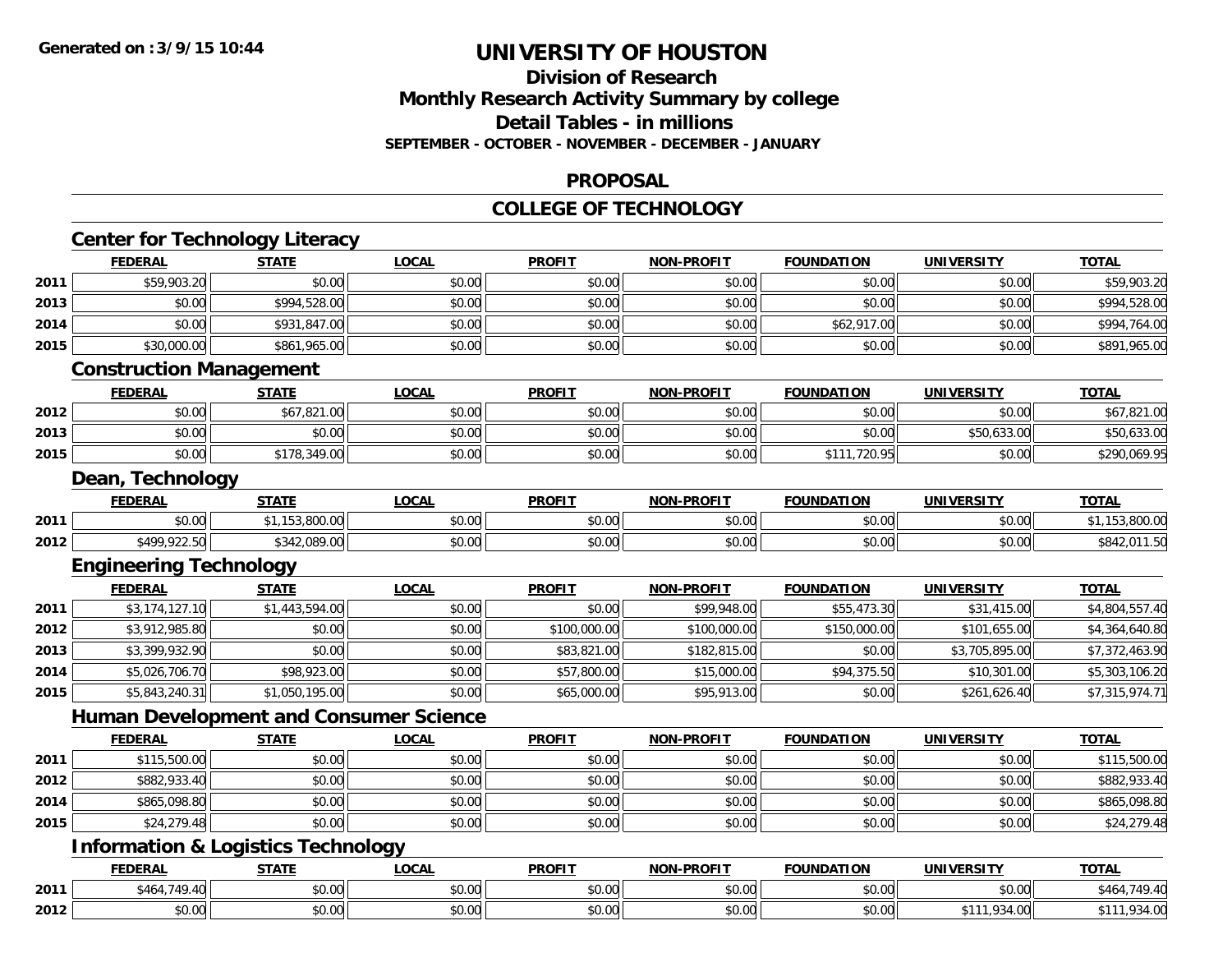**Generated on :3/9/15 10:44**

# UNIVERSITY OF HOUSTON

## Division of Research
## Monthly Research Activity Summary by college
## Detail Tables - in millions
### SEPTEMBER - OCTOBER - NOVEMBER - DECEMBER - JANUARY

## PROPOSAL

## COLLEGE OF TECHNOLOGY

### Center for Technology Literacy

| | FEDERAL | STATE | LOCAL | PROFIT | NON-PROFIT | FOUNDATION | UNIVERSITY | TOTAL |
|---|---|---|---|---|---|---|---|---|
| 2011 | $59,903.20 | $0.00 | $0.00 | $0.00 | $0.00 | $0.00 | $0.00 | $59,903.20 |
| 2013 | $0.00 | $994,528.00 | $0.00 | $0.00 | $0.00 | $0.00 | $0.00 | $994,528.00 |
| 2014 | $0.00 | $931,847.00 | $0.00 | $0.00 | $0.00 | $62,917.00 | $0.00 | $994,764.00 |
| 2015 | $30,000.00 | $861,965.00 | $0.00 | $0.00 | $0.00 | $0.00 | $0.00 | $891,965.00 |

### Construction Management

| | FEDERAL | STATE | LOCAL | PROFIT | NON-PROFIT | FOUNDATION | UNIVERSITY | TOTAL |
|---|---|---|---|---|---|---|---|---|
| 2012 | $0.00 | $67,821.00 | $0.00 | $0.00 | $0.00 | $0.00 | $0.00 | $67,821.00 |
| 2013 | $0.00 | $0.00 | $0.00 | $0.00 | $0.00 | $0.00 | $50,633.00 | $50,633.00 |
| 2015 | $0.00 | $178,349.00 | $0.00 | $0.00 | $0.00 | $111,720.95 | $0.00 | $290,069.95 |

### Dean, Technology

| | FEDERAL | STATE | LOCAL | PROFIT | NON-PROFIT | FOUNDATION | UNIVERSITY | TOTAL |
|---|---|---|---|---|---|---|---|---|
| 2011 | $0.00 | $1,153,800.00 | $0.00 | $0.00 | $0.00 | $0.00 | $0.00 | $1,153,800.00 |
| 2012 | $499,922.50 | $342,089.00 | $0.00 | $0.00 | $0.00 | $0.00 | $0.00 | $842,011.50 |

### Engineering Technology

| | FEDERAL | STATE | LOCAL | PROFIT | NON-PROFIT | FOUNDATION | UNIVERSITY | TOTAL |
|---|---|---|---|---|---|---|---|---|
| 2011 | $3,174,127.10 | $1,443,594.00 | $0.00 | $0.00 | $99,948.00 | $55,473.30 | $31,415.00 | $4,804,557.40 |
| 2012 | $3,912,985.80 | $0.00 | $0.00 | $100,000.00 | $100,000.00 | $150,000.00 | $101,655.00 | $4,364,640.80 |
| 2013 | $3,399,932.90 | $0.00 | $0.00 | $83,821.00 | $182,815.00 | $0.00 | $3,705,895.00 | $7,372,463.90 |
| 2014 | $5,026,706.70 | $98,923.00 | $0.00 | $57,800.00 | $15,000.00 | $94,375.50 | $10,301.00 | $5,303,106.20 |
| 2015 | $5,843,240.31 | $1,050,195.00 | $0.00 | $65,000.00 | $95,913.00 | $0.00 | $261,626.40 | $7,315,974.71 |

### Human Development and Consumer Science

| | FEDERAL | STATE | LOCAL | PROFIT | NON-PROFIT | FOUNDATION | UNIVERSITY | TOTAL |
|---|---|---|---|---|---|---|---|---|
| 2011 | $115,500.00 | $0.00 | $0.00 | $0.00 | $0.00 | $0.00 | $0.00 | $115,500.00 |
| 2012 | $882,933.40 | $0.00 | $0.00 | $0.00 | $0.00 | $0.00 | $0.00 | $882,933.40 |
| 2014 | $865,098.80 | $0.00 | $0.00 | $0.00 | $0.00 | $0.00 | $0.00 | $865,098.80 |
| 2015 | $24,279.48 | $0.00 | $0.00 | $0.00 | $0.00 | $0.00 | $0.00 | $24,279.48 |

### Information & Logistics Technology

| | FEDERAL | STATE | LOCAL | PROFIT | NON-PROFIT | FOUNDATION | UNIVERSITY | TOTAL |
|---|---|---|---|---|---|---|---|---|
| 2011 | $464,749.40 | $0.00 | $0.00 | $0.00 | $0.00 | $0.00 | $0.00 | $464,749.40 |
| 2012 | $0.00 | $0.00 | $0.00 | $0.00 | $0.00 | $0.00 | $111,934.00 | $111,934.00 |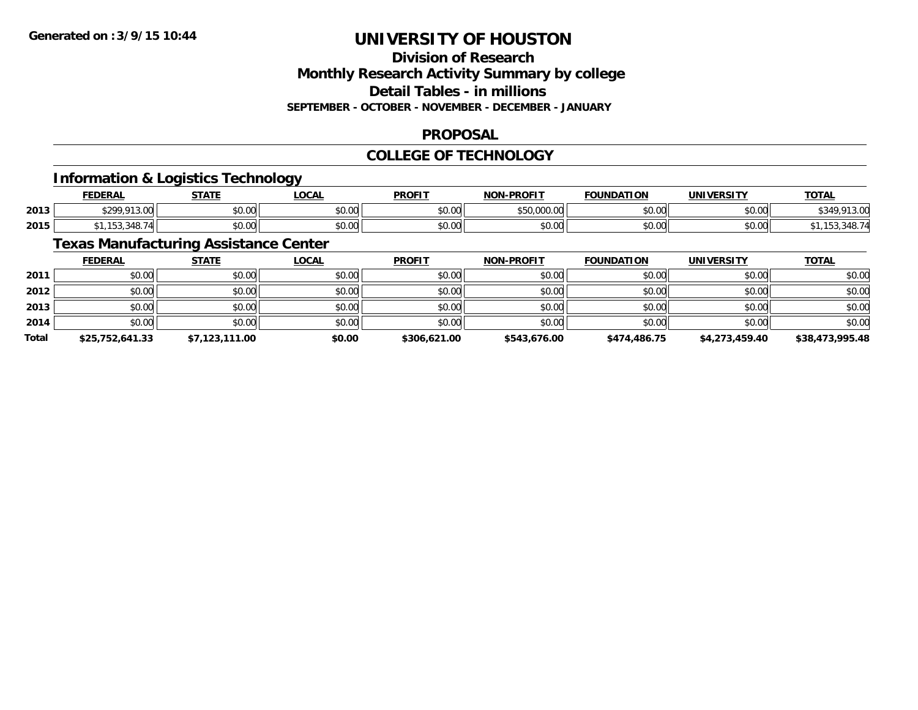**Generated on :3/9/15 10:44**

# UNIVERSITY OF HOUSTON

## Division of Research
## Monthly Research Activity Summary by college
## Detail Tables - in millions
**SEPTEMBER - OCTOBER - NOVEMBER - DECEMBER - JANUARY**

## PROPOSAL

## COLLEGE OF TECHNOLOGY

### Information & Logistics Technology

| | FEDERAL | STATE | LOCAL | PROFIT | NON-PROFIT | FOUNDATION | UNIVERSITY | TOTAL |
|---|---|---|---|---|---|---|---|---|
| 2013 | $299,913.00 | $0.00 | $0.00 | $0.00 | $50,000.00 | $0.00 | $0.00 | $349,913.00 |
| 2015 | $1,153,348.74 | $0.00 | $0.00 | $0.00 | $0.00 | $0.00 | $0.00 | $1,153,348.74 |

### Texas Manufacturing Assistance Center

| | FEDERAL | STATE | LOCAL | PROFIT | NON-PROFIT | FOUNDATION | UNIVERSITY | TOTAL |
|---|---|---|---|---|---|---|---|---|
| 2011 | $0.00 | $0.00 | $0.00 | $0.00 | $0.00 | $0.00 | $0.00 | $0.00 |
| 2012 | $0.00 | $0.00 | $0.00 | $0.00 | $0.00 | $0.00 | $0.00 | $0.00 |
| 2013 | $0.00 | $0.00 | $0.00 | $0.00 | $0.00 | $0.00 | $0.00 | $0.00 |
| 2014 | $0.00 | $0.00 | $0.00 | $0.00 | $0.00 | $0.00 | $0.00 | $0.00 |
| **Total** | **$25,752,641.33** | **$7,123,111.00** | **$0.00** | **$306,621.00** | **$543,676.00** | **$474,486.75** | **$4,273,459.40** | **$38,473,995.48** |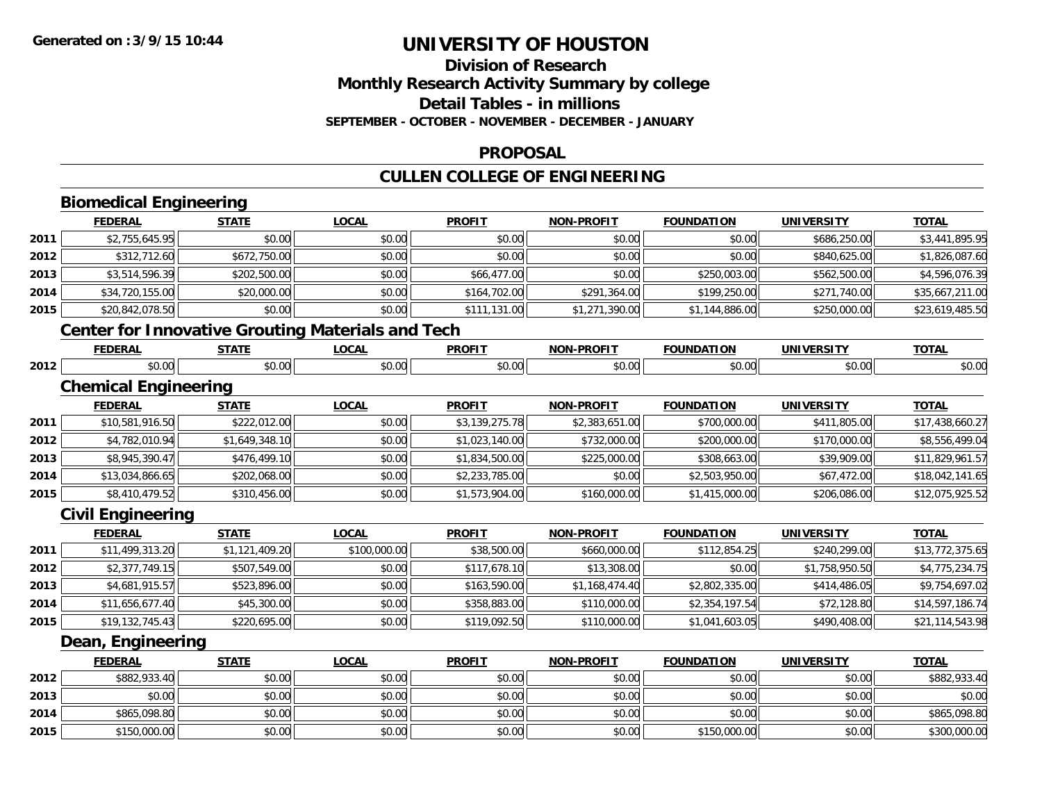**Generated on :3/9/15 10:44**

# UNIVERSITY OF HOUSTON

## Division of Research
## Monthly Research Activity Summary by college
## Detail Tables - in millions
### SEPTEMBER - OCTOBER - NOVEMBER - DECEMBER - JANUARY

## PROPOSAL

## CULLEN COLLEGE OF ENGINEERING

### Biomedical Engineering

| | FEDERAL | STATE | LOCAL | PROFIT | NON-PROFIT | FOUNDATION | UNIVERSITY | TOTAL |
|---|---|---|---|---|---|---|---|---|
| 2011 | $2,755,645.95 | $0.00 | $0.00 | $0.00 | $0.00 | $0.00 | $686,250.00 | $3,441,895.95 |
| 2012 | $312,712.60 | $672,750.00 | $0.00 | $0.00 | $0.00 | $0.00 | $840,625.00 | $1,826,087.60 |
| 2013 | $3,514,596.39 | $202,500.00 | $0.00 | $66,477.00 | $0.00 | $250,003.00 | $562,500.00 | $4,596,076.39 |
| 2014 | $34,720,155.00 | $20,000.00 | $0.00 | $164,702.00 | $291,364.00 | $199,250.00 | $271,740.00 | $35,667,211.00 |
| 2015 | $20,842,078.50 | $0.00 | $0.00 | $111,131.00 | $1,271,390.00 | $1,144,886.00 | $250,000.00 | $23,619,485.50 |

### Center for Innovative Grouting Materials and Tech

| | FEDERAL | STATE | LOCAL | PROFIT | NON-PROFIT | FOUNDATION | UNIVERSITY | TOTAL |
|---|---|---|---|---|---|---|---|---|
| 2012 | $0.00 | $0.00 | $0.00 | $0.00 | $0.00 | $0.00 | $0.00 | $0.00 |

### Chemical Engineering

| | FEDERAL | STATE | LOCAL | PROFIT | NON-PROFIT | FOUNDATION | UNIVERSITY | TOTAL |
|---|---|---|---|---|---|---|---|---|
| 2011 | $10,581,916.50 | $222,012.00 | $0.00 | $3,139,275.78 | $2,383,651.00 | $700,000.00 | $411,805.00 | $17,438,660.27 |
| 2012 | $4,782,010.94 | $1,649,348.10 | $0.00 | $1,023,140.00 | $732,000.00 | $200,000.00 | $170,000.00 | $8,556,499.04 |
| 2013 | $8,945,390.47 | $476,499.10 | $0.00 | $1,834,500.00 | $225,000.00 | $308,663.00 | $39,909.00 | $11,829,961.57 |
| 2014 | $13,034,866.65 | $202,068.00 | $0.00 | $2,233,785.00 | $0.00 | $2,503,950.00 | $67,472.00 | $18,042,141.65 |
| 2015 | $8,410,479.52 | $310,456.00 | $0.00 | $1,573,904.00 | $160,000.00 | $1,415,000.00 | $206,086.00 | $12,075,925.52 |

### Civil Engineering

| | FEDERAL | STATE | LOCAL | PROFIT | NON-PROFIT | FOUNDATION | UNIVERSITY | TOTAL |
|---|---|---|---|---|---|---|---|---|
| 2011 | $11,499,313.20 | $1,121,409.20 | $100,000.00 | $38,500.00 | $660,000.00 | $112,854.25 | $240,299.00 | $13,772,375.65 |
| 2012 | $2,377,749.15 | $507,549.00 | $0.00 | $117,678.10 | $13,308.00 | $0.00 | $1,758,950.50 | $4,775,234.75 |
| 2013 | $4,681,915.57 | $523,896.00 | $0.00 | $163,590.00 | $1,168,474.40 | $2,802,335.00 | $414,486.05 | $9,754,697.02 |
| 2014 | $11,656,677.40 | $45,300.00 | $0.00 | $358,883.00 | $110,000.00 | $2,354,197.54 | $72,128.80 | $14,597,186.74 |
| 2015 | $19,132,745.43 | $220,695.00 | $0.00 | $119,092.50 | $110,000.00 | $1,041,603.05 | $490,408.00 | $21,114,543.98 |

### Dean, Engineering

| | FEDERAL | STATE | LOCAL | PROFIT | NON-PROFIT | FOUNDATION | UNIVERSITY | TOTAL |
|---|---|---|---|---|---|---|---|---|
| 2012 | $882,933.40 | $0.00 | $0.00 | $0.00 | $0.00 | $0.00 | $0.00 | $882,933.40 |
| 2013 | $0.00 | $0.00 | $0.00 | $0.00 | $0.00 | $0.00 | $0.00 | $0.00 |
| 2014 | $865,098.80 | $0.00 | $0.00 | $0.00 | $0.00 | $0.00 | $0.00 | $865,098.80 |
| 2015 | $150,000.00 | $0.00 | $0.00 | $0.00 | $0.00 | $150,000.00 | $0.00 | $300,000.00 |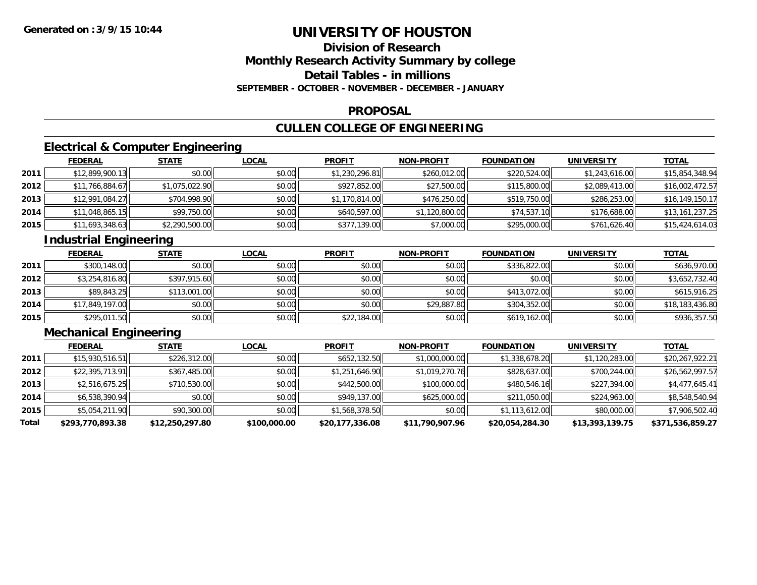**Generated on :3/9/15 10:44**

# UNIVERSITY OF HOUSTON

## Division of Research
## Monthly Research Activity Summary by college
## Detail Tables - in millions
### SEPTEMBER - OCTOBER - NOVEMBER - DECEMBER - JANUARY

## PROPOSAL

## CULLEN COLLEGE OF ENGINEERING

### Electrical & Computer Engineering

| | FEDERAL | STATE | LOCAL | PROFIT | NON-PROFIT | FOUNDATION | UNIVERSITY | TOTAL |
|---|---|---|---|---|---|---|---|---|
| 2011 | $12,899,900.13 | $0.00 | $0.00 | $1,230,296.81 | $260,012.00 | $220,524.00 | $1,243,616.00 | $15,854,348.94 |
| 2012 | $11,766,884.67 | $1,075,022.90 | $0.00 | $927,852.00 | $27,500.00 | $115,800.00 | $2,089,413.00 | $16,002,472.57 |
| 2013 | $12,991,084.27 | $704,998.90 | $0.00 | $1,170,814.00 | $476,250.00 | $519,750.00 | $286,253.00 | $16,149,150.17 |
| 2014 | $11,048,865.15 | $99,750.00 | $0.00 | $640,597.00 | $1,120,800.00 | $74,537.10 | $176,688.00 | $13,161,237.25 |
| 2015 | $11,693,348.63 | $2,290,500.00 | $0.00 | $377,139.00 | $7,000.00 | $295,000.00 | $761,626.40 | $15,424,614.03 |

### Industrial Engineering

| | FEDERAL | STATE | LOCAL | PROFIT | NON-PROFIT | FOUNDATION | UNIVERSITY | TOTAL |
|---|---|---|---|---|---|---|---|---|
| 2011 | $300,148.00 | $0.00 | $0.00 | $0.00 | $0.00 | $336,822.00 | $0.00 | $636,970.00 |
| 2012 | $3,254,816.80 | $397,915.60 | $0.00 | $0.00 | $0.00 | $0.00 | $0.00 | $3,652,732.40 |
| 2013 | $89,843.25 | $113,001.00 | $0.00 | $0.00 | $0.00 | $413,072.00 | $0.00 | $615,916.25 |
| 2014 | $17,849,197.00 | $0.00 | $0.00 | $0.00 | $29,887.80 | $304,352.00 | $0.00 | $18,183,436.80 |
| 2015 | $295,011.50 | $0.00 | $0.00 | $22,184.00 | $0.00 | $619,162.00 | $0.00 | $936,357.50 |

### Mechanical Engineering

| | FEDERAL | STATE | LOCAL | PROFIT | NON-PROFIT | FOUNDATION | UNIVERSITY | TOTAL |
|---|---|---|---|---|---|---|---|---|
| 2011 | $15,930,516.51 | $226,312.00 | $0.00 | $652,132.50 | $1,000,000.00 | $1,338,678.20 | $1,120,283.00 | $20,267,922.21 |
| 2012 | $22,395,713.91 | $367,485.00 | $0.00 | $1,251,646.90 | $1,019,270.76 | $828,637.00 | $700,244.00 | $26,562,997.57 |
| 2013 | $2,516,675.25 | $710,530.00 | $0.00 | $442,500.00 | $100,000.00 | $480,546.16 | $227,394.00 | $4,477,645.41 |
| 2014 | $6,538,390.94 | $0.00 | $0.00 | $949,137.00 | $625,000.00 | $211,050.00 | $224,963.00 | $8,548,540.94 |
| 2015 | $5,054,211.90 | $90,300.00 | $0.00 | $1,568,378.50 | $0.00 | $1,113,612.00 | $80,000.00 | $7,906,502.40 |
| **Total** | **$293,770,893.38** | **$12,250,297.80** | **$100,000.00** | **$20,177,336.08** | **$11,790,907.96** | **$20,054,284.30** | **$13,393,139.75** | **$371,536,859.27** |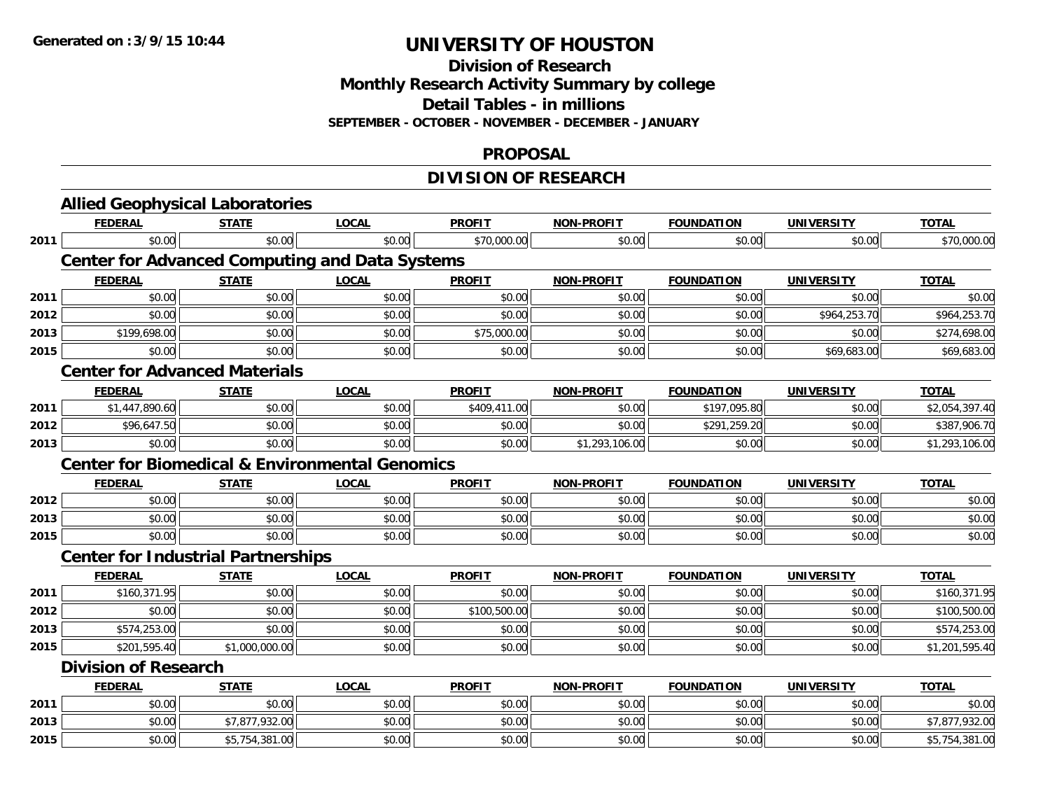# UNIVERSITY OF HOUSTON

## Division of Research
## Monthly Research Activity Summary by college
## Detail Tables - in millions
### SEPTEMBER - OCTOBER - NOVEMBER - DECEMBER - JANUARY

## PROPOSAL

## DIVISION OF RESEARCH

### Allied Geophysical Laboratories

| | FEDERAL | STATE | LOCAL | PROFIT | NON-PROFIT | FOUNDATION | UNIVERSITY | TOTAL |
|---|---|---|---|---|---|---|---|---|
| 2011 | $0.00 | $0.00 | $0.00 | $70,000.00 | $0.00 | $0.00 | $0.00 | $70,000.00 |

### Center for Advanced Computing and Data Systems

| | FEDERAL | STATE | LOCAL | PROFIT | NON-PROFIT | FOUNDATION | UNIVERSITY | TOTAL |
|---|---|---|---|---|---|---|---|---|
| 2011 | $0.00 | $0.00 | $0.00 | $0.00 | $0.00 | $0.00 | $0.00 | $0.00 |
| 2012 | $0.00 | $0.00 | $0.00 | $0.00 | $0.00 | $0.00 | $964,253.70 | $964,253.70 |
| 2013 | $199,698.00 | $0.00 | $0.00 | $75,000.00 | $0.00 | $0.00 | $0.00 | $274,698.00 |
| 2015 | $0.00 | $0.00 | $0.00 | $0.00 | $0.00 | $0.00 | $69,683.00 | $69,683.00 |

### Center for Advanced Materials

| | FEDERAL | STATE | LOCAL | PROFIT | NON-PROFIT | FOUNDATION | UNIVERSITY | TOTAL |
|---|---|---|---|---|---|---|---|---|
| 2011 | $1,447,890.60 | $0.00 | $0.00 | $409,411.00 | $0.00 | $197,095.80 | $0.00 | $2,054,397.40 |
| 2012 | $96,647.50 | $0.00 | $0.00 | $0.00 | $0.00 | $291,259.20 | $0.00 | $387,906.70 |
| 2013 | $0.00 | $0.00 | $0.00 | $0.00 | $1,293,106.00 | $0.00 | $0.00 | $1,293,106.00 |

### Center for Biomedical & Environmental Genomics

| | FEDERAL | STATE | LOCAL | PROFIT | NON-PROFIT | FOUNDATION | UNIVERSITY | TOTAL |
|---|---|---|---|---|---|---|---|---|
| 2012 | $0.00 | $0.00 | $0.00 | $0.00 | $0.00 | $0.00 | $0.00 | $0.00 |
| 2013 | $0.00 | $0.00 | $0.00 | $0.00 | $0.00 | $0.00 | $0.00 | $0.00 |
| 2015 | $0.00 | $0.00 | $0.00 | $0.00 | $0.00 | $0.00 | $0.00 | $0.00 |

### Center for Industrial Partnerships

| | FEDERAL | STATE | LOCAL | PROFIT | NON-PROFIT | FOUNDATION | UNIVERSITY | TOTAL |
|---|---|---|---|---|---|---|---|---|
| 2011 | $160,371.95 | $0.00 | $0.00 | $0.00 | $0.00 | $0.00 | $0.00 | $160,371.95 |
| 2012 | $0.00 | $0.00 | $0.00 | $100,500.00 | $0.00 | $0.00 | $0.00 | $100,500.00 |
| 2013 | $574,253.00 | $0.00 | $0.00 | $0.00 | $0.00 | $0.00 | $0.00 | $574,253.00 |
| 2015 | $201,595.40 | $1,000,000.00 | $0.00 | $0.00 | $0.00 | $0.00 | $0.00 | $1,201,595.40 |

### Division of Research

| | FEDERAL | STATE | LOCAL | PROFIT | NON-PROFIT | FOUNDATION | UNIVERSITY | TOTAL |
|---|---|---|---|---|---|---|---|---|
| 2011 | $0.00 | $0.00 | $0.00 | $0.00 | $0.00 | $0.00 | $0.00 | $0.00 |
| 2013 | $0.00 | $7,877,932.00 | $0.00 | $0.00 | $0.00 | $0.00 | $0.00 | $7,877,932.00 |
| 2015 | $0.00 | $5,754,381.00 | $0.00 | $0.00 | $0.00 | $0.00 | $0.00 | $5,754,381.00 |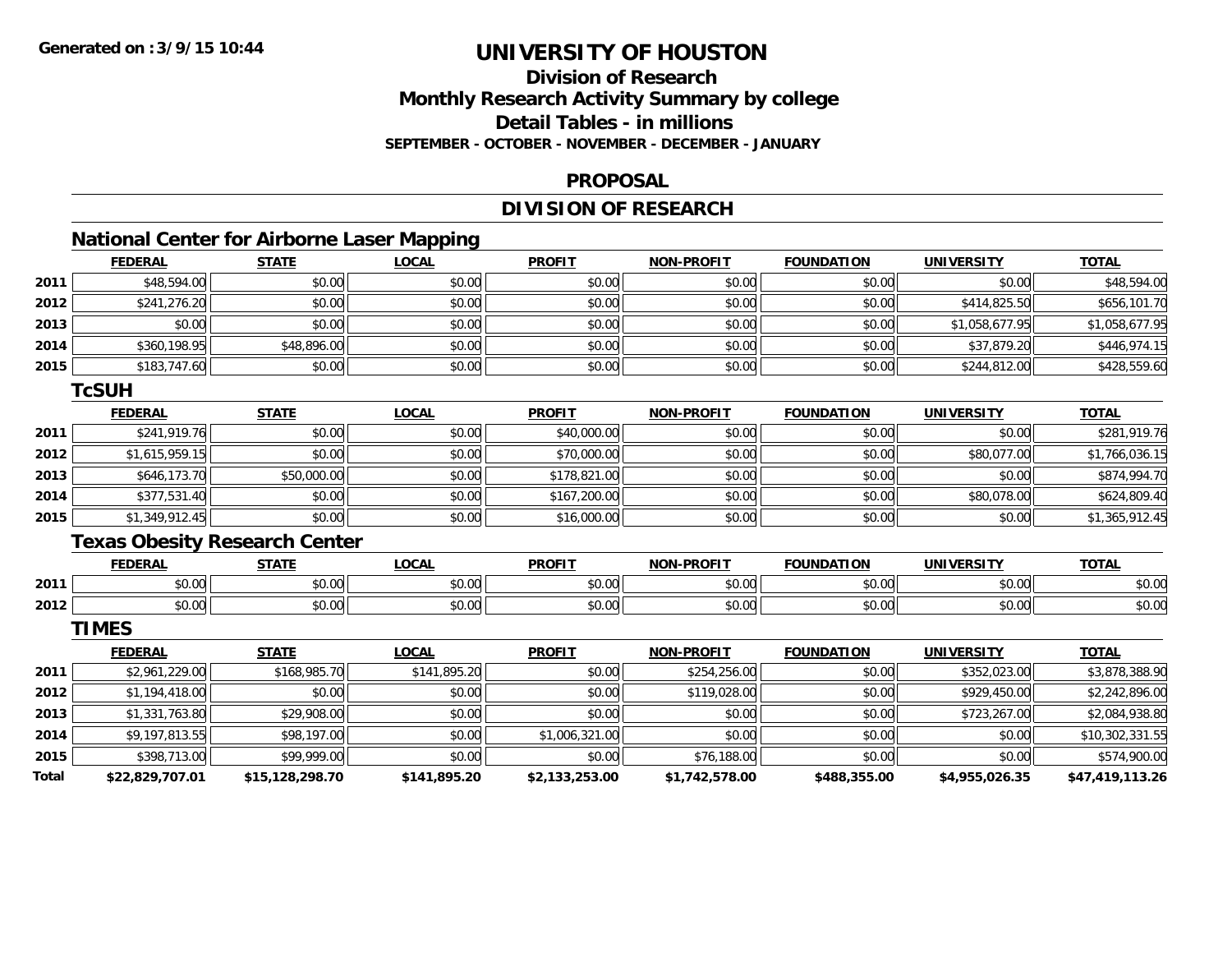Generated on :3/9/15 10:44

# UNIVERSITY OF HOUSTON

## Division of Research
## Monthly Research Activity Summary by college
## Detail Tables - in millions
### SEPTEMBER - OCTOBER - NOVEMBER - DECEMBER - JANUARY

## PROPOSAL

## DIVISION OF RESEARCH

### National Center for Airborne Laser Mapping

| | FEDERAL | STATE | LOCAL | PROFIT | NON-PROFIT | FOUNDATION | UNIVERSITY | TOTAL |
|---|---|---|---|---|---|---|---|---|
| 2011 | $48,594.00 | $0.00 | $0.00 | $0.00 | $0.00 | $0.00 | $0.00 | $48,594.00 |
| 2012 | $241,276.20 | $0.00 | $0.00 | $0.00 | $0.00 | $0.00 | $414,825.50 | $656,101.70 |
| 2013 | $0.00 | $0.00 | $0.00 | $0.00 | $0.00 | $0.00 | $1,058,677.95 | $1,058,677.95 |
| 2014 | $360,198.95 | $48,896.00 | $0.00 | $0.00 | $0.00 | $0.00 | $37,879.20 | $446,974.15 |
| 2015 | $183,747.60 | $0.00 | $0.00 | $0.00 | $0.00 | $0.00 | $244,812.00 | $428,559.60 |

### TcSUH

| | FEDERAL | STATE | LOCAL | PROFIT | NON-PROFIT | FOUNDATION | UNIVERSITY | TOTAL |
|---|---|---|---|---|---|---|---|---|
| 2011 | $241,919.76 | $0.00 | $0.00 | $40,000.00 | $0.00 | $0.00 | $0.00 | $281,919.76 |
| 2012 | $1,615,959.15 | $0.00 | $0.00 | $70,000.00 | $0.00 | $0.00 | $80,077.00 | $1,766,036.15 |
| 2013 | $646,173.70 | $50,000.00 | $0.00 | $178,821.00 | $0.00 | $0.00 | $0.00 | $874,994.70 |
| 2014 | $377,531.40 | $0.00 | $0.00 | $167,200.00 | $0.00 | $0.00 | $80,078.00 | $624,809.40 |
| 2015 | $1,349,912.45 | $0.00 | $0.00 | $16,000.00 | $0.00 | $0.00 | $0.00 | $1,365,912.45 |

### Texas Obesity Research Center

| | FEDERAL | STATE | LOCAL | PROFIT | NON-PROFIT | FOUNDATION | UNIVERSITY | TOTAL |
|---|---|---|---|---|---|---|---|---|
| 2011 | $0.00 | $0.00 | $0.00 | $0.00 | $0.00 | $0.00 | $0.00 | $0.00 |
| 2012 | $0.00 | $0.00 | $0.00 | $0.00 | $0.00 | $0.00 | $0.00 | $0.00 |

### TIMES

| | FEDERAL | STATE | LOCAL | PROFIT | NON-PROFIT | FOUNDATION | UNIVERSITY | TOTAL |
|---|---|---|---|---|---|---|---|---|
| 2011 | $2,961,229.00 | $168,985.70 | $141,895.20 | $0.00 | $254,256.00 | $0.00 | $352,023.00 | $3,878,388.90 |
| 2012 | $1,194,418.00 | $0.00 | $0.00 | $0.00 | $119,028.00 | $0.00 | $929,450.00 | $2,242,896.00 |
| 2013 | $1,331,763.80 | $29,908.00 | $0.00 | $0.00 | $0.00 | $0.00 | $723,267.00 | $2,084,938.80 |
| 2014 | $9,197,813.55 | $98,197.00 | $0.00 | $1,006,321.00 | $0.00 | $0.00 | $0.00 | $10,302,331.55 |
| 2015 | $398,713.00 | $99,999.00 | $0.00 | $0.00 | $76,188.00 | $0.00 | $0.00 | $574,900.00 |
| **Total** | **$22,829,707.01** | **$15,128,298.70** | **$141,895.20** | **$2,133,253.00** | **$1,742,578.00** | **$488,355.00** | **$4,955,026.35** | **$47,419,113.26** |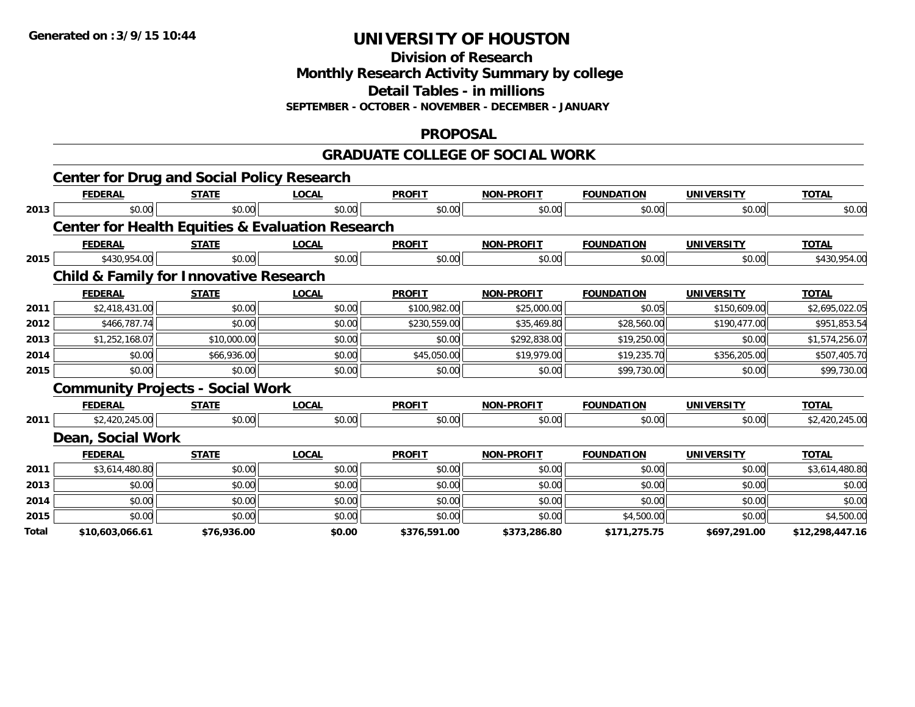**Generated on :3/9/15 10:44**

# UNIVERSITY OF HOUSTON

## Division of Research
## Monthly Research Activity Summary by college
## Detail Tables - in millions
### SEPTEMBER - OCTOBER - NOVEMBER - DECEMBER - JANUARY

## PROPOSAL

## GRADUATE COLLEGE OF SOCIAL WORK

### Center for Drug and Social Policy Research

| | FEDERAL | STATE | LOCAL | PROFIT | NON-PROFIT | FOUNDATION | UNIVERSITY | TOTAL |
|---|---|---|---|---|---|---|---|---|
| 2013 | $0.00 | $0.00 | $0.00 | $0.00 | $0.00 | $0.00 | $0.00 | $0.00 |

### Center for Health Equities & Evaluation Research

| | FEDERAL | STATE | LOCAL | PROFIT | NON-PROFIT | FOUNDATION | UNIVERSITY | TOTAL |
|---|---|---|---|---|---|---|---|---|
| 2015 | $430,954.00 | $0.00 | $0.00 | $0.00 | $0.00 | $0.00 | $0.00 | $430,954.00 |

### Child & Family for Innovative Research

| | FEDERAL | STATE | LOCAL | PROFIT | NON-PROFIT | FOUNDATION | UNIVERSITY | TOTAL |
|---|---|---|---|---|---|---|---|---|
| 2011 | $2,418,431.00 | $0.00 | $0.00 | $100,982.00 | $25,000.00 | $0.05 | $150,609.00 | $2,695,022.05 |
| 2012 | $466,787.74 | $0.00 | $0.00 | $230,559.00 | $35,469.80 | $28,560.00 | $190,477.00 | $951,853.54 |
| 2013 | $1,252,168.07 | $10,000.00 | $0.00 | $0.00 | $292,838.00 | $19,250.00 | $0.00 | $1,574,256.07 |
| 2014 | $0.00 | $66,936.00 | $0.00 | $45,050.00 | $19,979.00 | $19,235.70 | $356,205.00 | $507,405.70 |
| 2015 | $0.00 | $0.00 | $0.00 | $0.00 | $0.00 | $99,730.00 | $0.00 | $99,730.00 |

### Community Projects - Social Work

| | FEDERAL | STATE | LOCAL | PROFIT | NON-PROFIT | FOUNDATION | UNIVERSITY | TOTAL |
|---|---|---|---|---|---|---|---|---|
| 2011 | $2,420,245.00 | $0.00 | $0.00 | $0.00 | $0.00 | $0.00 | $0.00 | $2,420,245.00 |

### Dean, Social Work

| | FEDERAL | STATE | LOCAL | PROFIT | NON-PROFIT | FOUNDATION | UNIVERSITY | TOTAL |
|---|---|---|---|---|---|---|---|---|
| 2011 | $3,614,480.80 | $0.00 | $0.00 | $0.00 | $0.00 | $0.00 | $0.00 | $3,614,480.80 |
| 2013 | $0.00 | $0.00 | $0.00 | $0.00 | $0.00 | $0.00 | $0.00 | $0.00 |
| 2014 | $0.00 | $0.00 | $0.00 | $0.00 | $0.00 | $0.00 | $0.00 | $0.00 |
| 2015 | $0.00 | $0.00 | $0.00 | $0.00 | $0.00 | $4,500.00 | $0.00 | $4,500.00 |
| **Total** | **$10,603,066.61** | **$76,936.00** | **$0.00** | **$376,591.00** | **$373,286.80** | **$171,275.75** | **$697,291.00** | **$12,298,447.16** |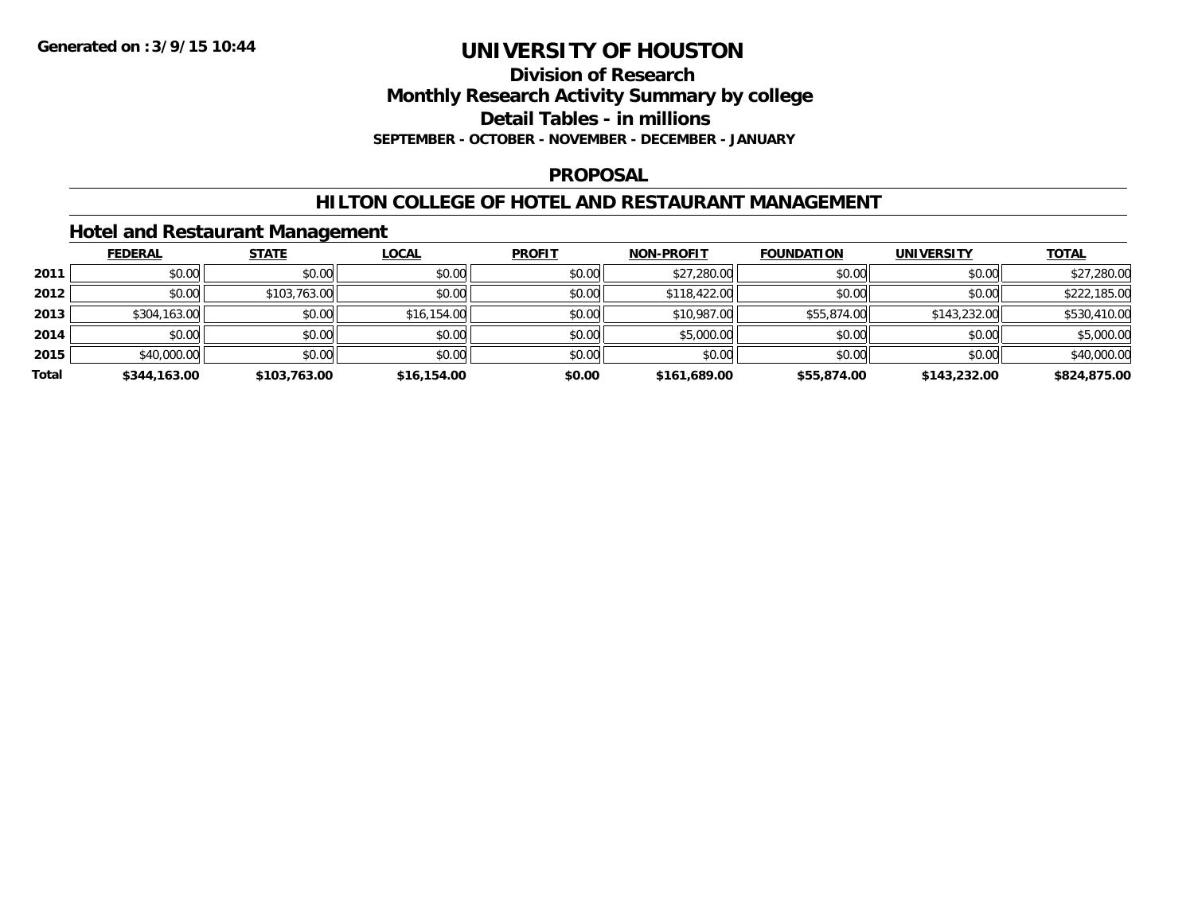**Generated on :3/9/15 10:44**

# UNIVERSITY OF HOUSTON

## Division of Research
## Monthly Research Activity Summary by college
## Detail Tables - in millions
### SEPTEMBER - OCTOBER - NOVEMBER - DECEMBER - JANUARY

## PROPOSAL

## HILTON COLLEGE OF HOTEL AND RESTAURANT MANAGEMENT

### Hotel and Restaurant Management

| | FEDERAL | STATE | LOCAL | PROFIT | NON-PROFIT | FOUNDATION | UNIVERSITY | TOTAL |
|---|---|---|---|---|---|---|---|---|
| **2011** | $0.00 | $0.00 | $0.00 | $0.00 | $27,280.00 | $0.00 | $0.00 | $27,280.00 |
| **2012** | $0.00 | $103,763.00 | $0.00 | $0.00 | $118,422.00 | $0.00 | $0.00 | $222,185.00 |
| **2013** | $304,163.00 | $0.00 | $16,154.00 | $0.00 | $10,987.00 | $55,874.00 | $143,232.00 | $530,410.00 |
| **2014** | $0.00 | $0.00 | $0.00 | $0.00 | $5,000.00 | $0.00 | $0.00 | $5,000.00 |
| **2015** | $40,000.00 | $0.00 | $0.00 | $0.00 | $0.00 | $0.00 | $0.00 | $40,000.00 |
| **Total** | **$344,163.00** | **$103,763.00** | **$16,154.00** | **$0.00** | **$161,689.00** | **$55,874.00** | **$143,232.00** | **$824,875.00** |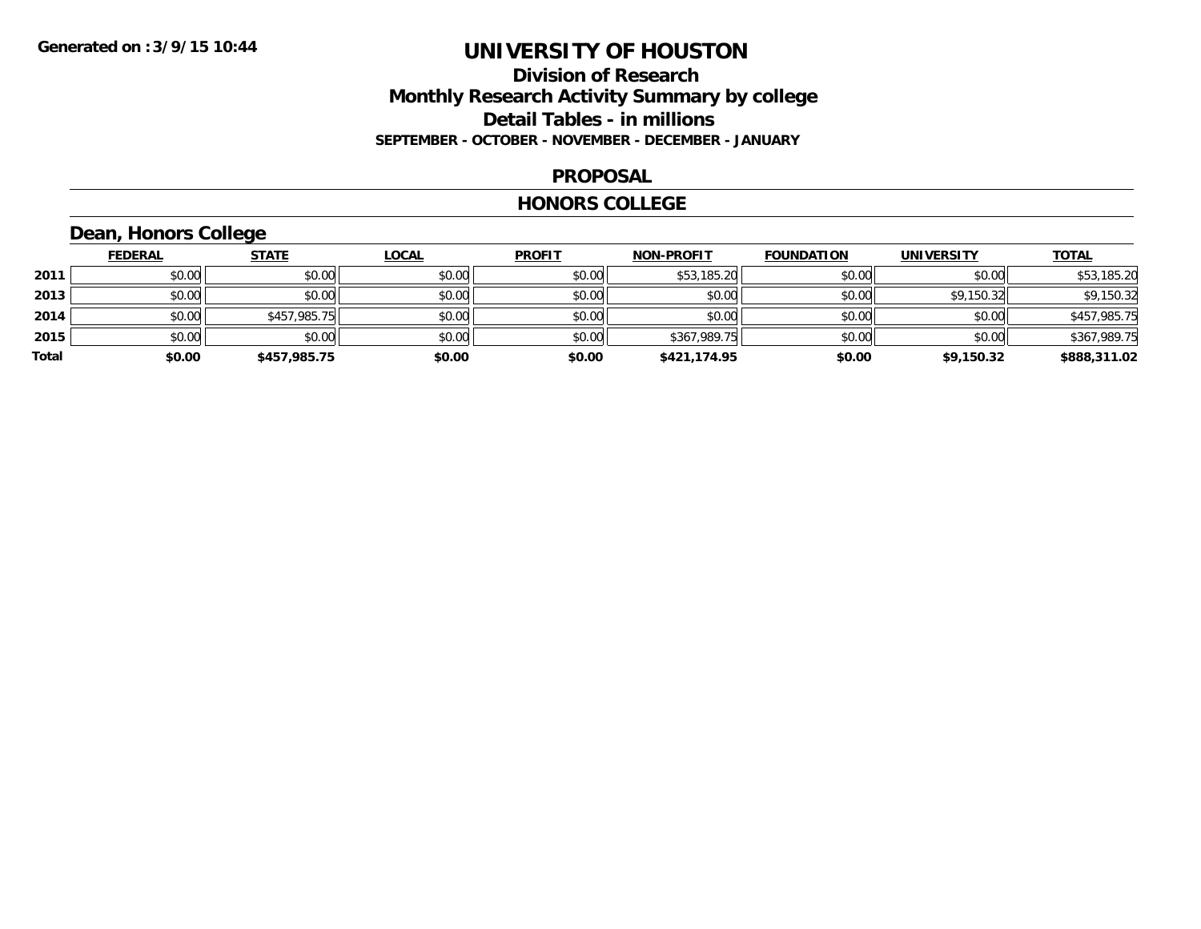Generated on :3/9/15 10:44

# UNIVERSITY OF HOUSTON

## Division of Research
## Monthly Research Activity Summary by college
## Detail Tables - in millions
### SEPTEMBER - OCTOBER - NOVEMBER - DECEMBER - JANUARY

### PROPOSAL

### HONORS COLLEGE

### Dean, Honors College

| | FEDERAL | STATE | LOCAL | PROFIT | NON-PROFIT | FOUNDATION | UNIVERSITY | TOTAL |
|---|---|---|---|---|---|---|---|---|
| 2011 | $0.00 | $0.00 | $0.00 | $0.00 | $53,185.20 | $0.00 | $0.00 | $53,185.20 |
| 2013 | $0.00 | $0.00 | $0.00 | $0.00 | $0.00 | $0.00 | $9,150.32 | $9,150.32 |
| 2014 | $0.00 | $457,985.75 | $0.00 | $0.00 | $0.00 | $0.00 | $0.00 | $457,985.75 |
| 2015 | $0.00 | $0.00 | $0.00 | $0.00 | $367,989.75 | $0.00 | $0.00 | $367,989.75 |
| **Total** | **$0.00** | **$457,985.75** | **$0.00** | **$0.00** | **$421,174.95** | **$0.00** | **$9,150.32** | **$888,311.02** |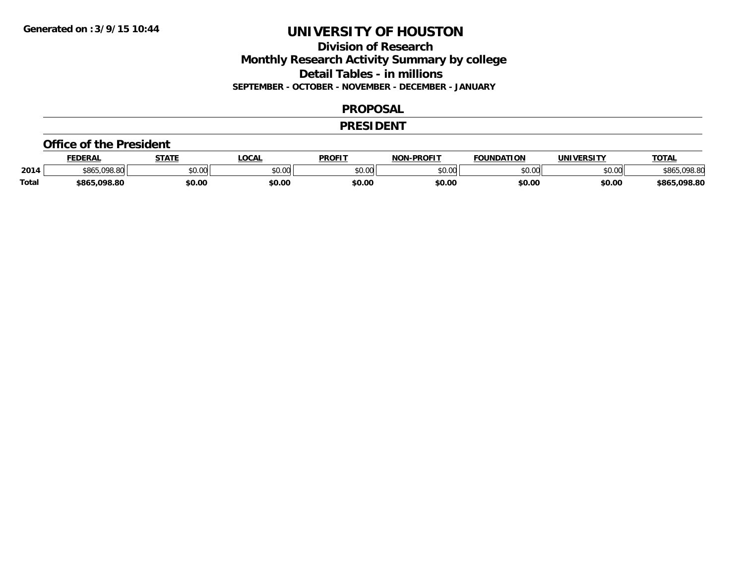Generated on :3/9/15 10:44

# UNIVERSITY OF HOUSTON

## Division of Research

## Monthly Research Activity Summary by college

## Detail Tables - in millions

**SEPTEMBER - OCTOBER - NOVEMBER - DECEMBER - JANUARY**

## PROPOSAL

## PRESIDENT

### Office of the President

| | FEDERAL | STATE | LOCAL | PROFIT | NON-PROFIT | FOUNDATION | UNIVERSITY | TOTAL |
|---|---|---|---|---|---|---|---|---|
| 2014 | $865,098.80 | $0.00 | $0.00 | $0.00 | $0.00 | $0.00 | $0.00 | $865,098.80 |
| **Total** | **$865,098.80** | **$0.00** | **$0.00** | **$0.00** | **$0.00** | **$0.00** | **$0.00** | **$865,098.80** |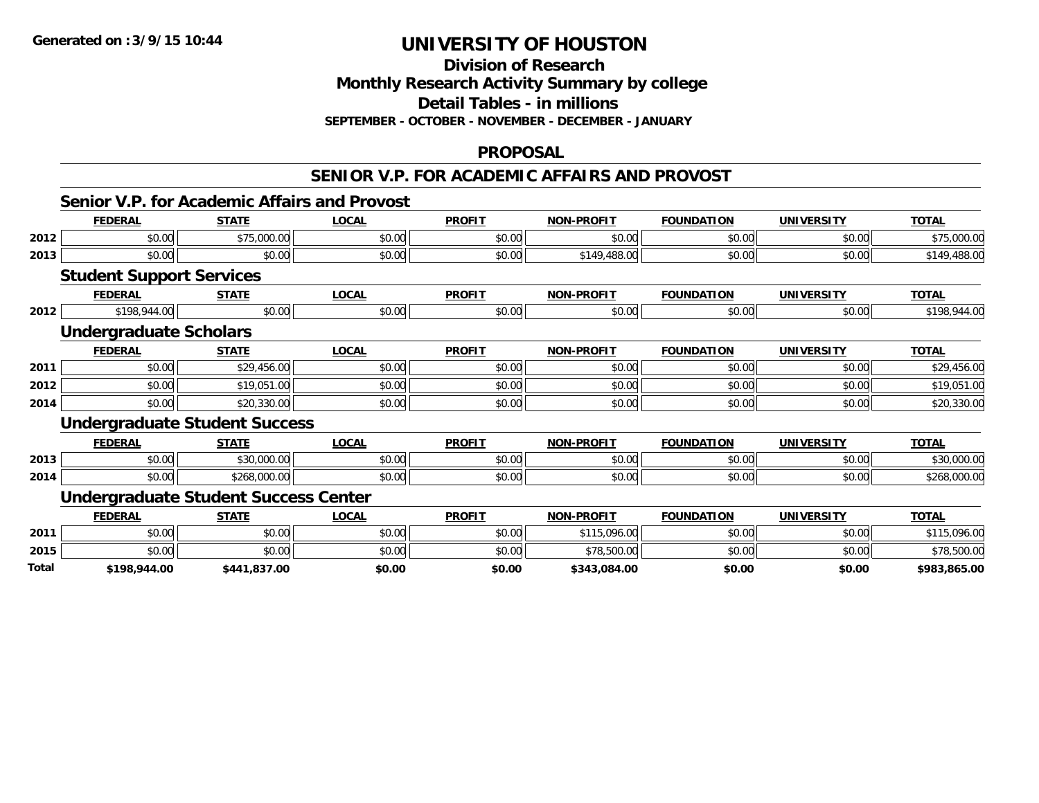**Generated on :3/9/15 10:44**

# UNIVERSITY OF HOUSTON

## Division of Research
## Monthly Research Activity Summary by college
## Detail Tables - in millions
### SEPTEMBER - OCTOBER - NOVEMBER - DECEMBER - JANUARY

## PROPOSAL

## SENIOR V.P. FOR ACADEMIC AFFAIRS AND PROVOST

### Senior V.P. for Academic Affairs and Provost

| | FEDERAL | STATE | LOCAL | PROFIT | NON-PROFIT | FOUNDATION | UNIVERSITY | TOTAL |
|---|---|---|---|---|---|---|---|---|
| 2012 | $0.00 | $75,000.00 | $0.00 | $0.00 | $0.00 | $0.00 | $0.00 | $75,000.00 |
| 2013 | $0.00 | $0.00 | $0.00 | $0.00 | $149,488.00 | $0.00 | $0.00 | $149,488.00 |

### Student Support Services

| | FEDERAL | STATE | LOCAL | PROFIT | NON-PROFIT | FOUNDATION | UNIVERSITY | TOTAL |
|---|---|---|---|---|---|---|---|---|
| 2012 | $198,944.00 | $0.00 | $0.00 | $0.00 | $0.00 | $0.00 | $0.00 | $198,944.00 |

### Undergraduate Scholars

| | FEDERAL | STATE | LOCAL | PROFIT | NON-PROFIT | FOUNDATION | UNIVERSITY | TOTAL |
|---|---|---|---|---|---|---|---|---|
| 2011 | $0.00 | $29,456.00 | $0.00 | $0.00 | $0.00 | $0.00 | $0.00 | $29,456.00 |
| 2012 | $0.00 | $19,051.00 | $0.00 | $0.00 | $0.00 | $0.00 | $0.00 | $19,051.00 |
| 2014 | $0.00 | $20,330.00 | $0.00 | $0.00 | $0.00 | $0.00 | $0.00 | $20,330.00 |

### Undergraduate Student Success

| | FEDERAL | STATE | LOCAL | PROFIT | NON-PROFIT | FOUNDATION | UNIVERSITY | TOTAL |
|---|---|---|---|---|---|---|---|---|
| 2013 | $0.00 | $30,000.00 | $0.00 | $0.00 | $0.00 | $0.00 | $0.00 | $30,000.00 |
| 2014 | $0.00 | $268,000.00 | $0.00 | $0.00 | $0.00 | $0.00 | $0.00 | $268,000.00 |

### Undergraduate Student Success Center

| | FEDERAL | STATE | LOCAL | PROFIT | NON-PROFIT | FOUNDATION | UNIVERSITY | TOTAL |
|---|---|---|---|---|---|---|---|---|
| 2011 | $0.00 | $0.00 | $0.00 | $0.00 | $115,096.00 | $0.00 | $0.00 | $115,096.00 |
| 2015 | $0.00 | $0.00 | $0.00 | $0.00 | $78,500.00 | $0.00 | $0.00 | $78,500.00 |
| **Total** | **$198,944.00** | **$441,837.00** | **$0.00** | **$0.00** | **$343,084.00** | **$0.00** | **$0.00** | **$983,865.00** |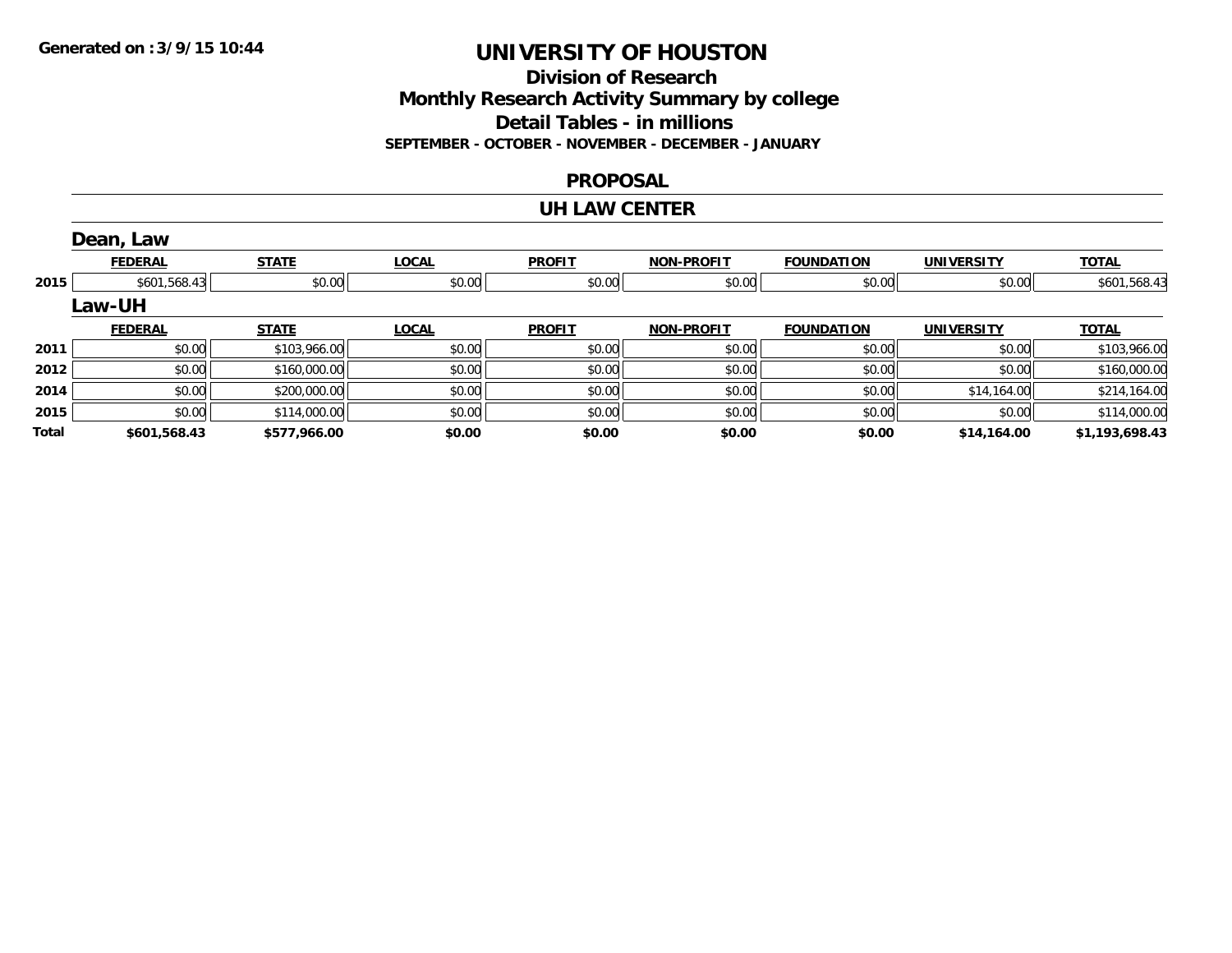Generated on :3/9/15 10:44

# UNIVERSITY OF HOUSTON

## Division of Research
## Monthly Research Activity Summary by college
## Detail Tables - in millions
**SEPTEMBER - OCTOBER - NOVEMBER - DECEMBER - JANUARY**

### PROPOSAL

### UH LAW CENTER

#### Dean, Law

| | FEDERAL | STATE | LOCAL | PROFIT | NON-PROFIT | FOUNDATION | UNIVERSITY | TOTAL |
|---|---|---|---|---|---|---|---|---|
| 2015 | $601,568.43 | $0.00 | $0.00 | $0.00 | $0.00 | $0.00 | $0.00 | $601,568.43 |

#### Law-UH

| | FEDERAL | STATE | LOCAL | PROFIT | NON-PROFIT | FOUNDATION | UNIVERSITY | TOTAL |
|---|---|---|---|---|---|---|---|---|
| 2011 | $0.00 | $103,966.00 | $0.00 | $0.00 | $0.00 | $0.00 | $0.00 | $103,966.00 |
| 2012 | $0.00 | $160,000.00 | $0.00 | $0.00 | $0.00 | $0.00 | $0.00 | $160,000.00 |
| 2014 | $0.00 | $200,000.00 | $0.00 | $0.00 | $0.00 | $0.00 | $14,164.00 | $214,164.00 |
| 2015 | $0.00 | $114,000.00 | $0.00 | $0.00 | $0.00 | $0.00 | $0.00 | $114,000.00 |
| **Total** | **$601,568.43** | **$577,966.00** | **$0.00** | **$0.00** | **$0.00** | **$0.00** | **$14,164.00** | **$1,193,698.43** |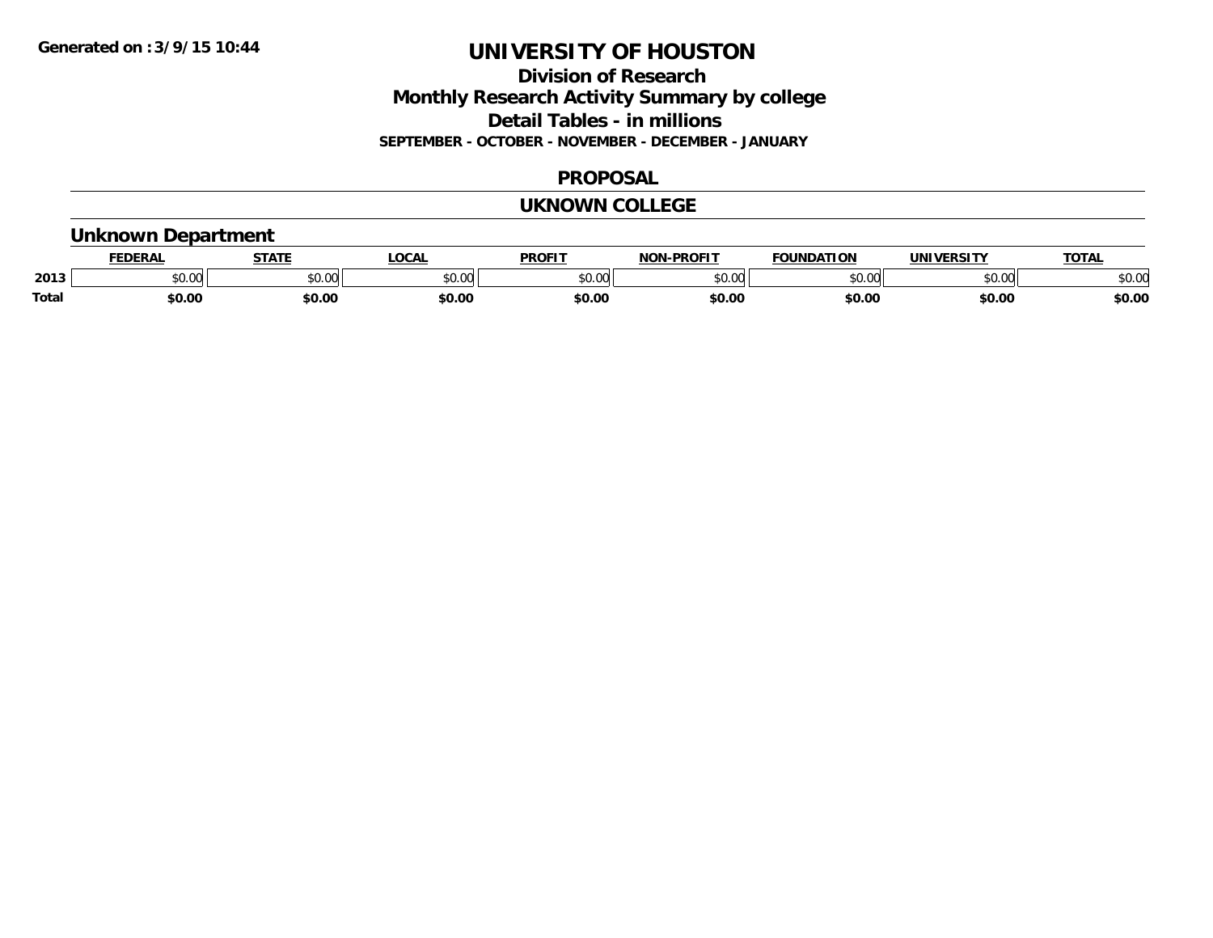Generated on :3/9/15 10:44

# UNIVERSITY OF HOUSTON

## Division of Research

## Monthly Research Activity Summary by college

## Detail Tables - in millions

**SEPTEMBER - OCTOBER - NOVEMBER - DECEMBER - JANUARY**

## PROPOSAL

## UKNOWN COLLEGE

### Unknown Department

| | FEDERAL | STATE | LOCAL | PROFIT | NON-PROFIT | FOUNDATION | UNIVERSITY | TOTAL |
|---|---|---|---|---|---|---|---|---|
| 2013 | $0.00 | $0.00 | $0.00 | $0.00 | $0.00 | $0.00 | $0.00 | $0.00 |
| **Total** | **$0.00** | **$0.00** | **$0.00** | **$0.00** | **$0.00** | **$0.00** | **$0.00** | **$0.00** |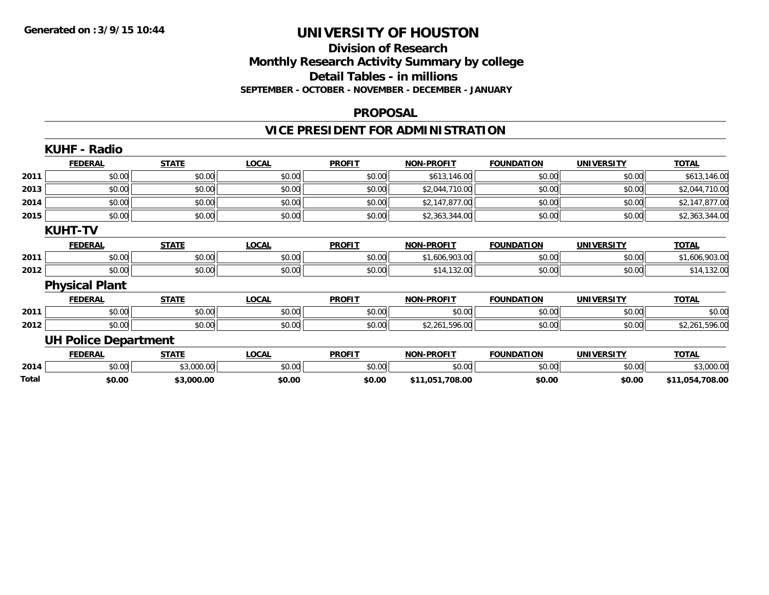**Generated on :3/9/15 10:44**

# UNIVERSITY OF HOUSTON

## Division of Research
## Monthly Research Activity Summary by college
## Detail Tables - in millions
### SEPTEMBER - OCTOBER - NOVEMBER - DECEMBER - JANUARY

## PROPOSAL

## VICE PRESIDENT FOR ADMINISTRATION

### KUHF - Radio

| | FEDERAL | STATE | LOCAL | PROFIT | NON-PROFIT | FOUNDATION | UNIVERSITY | TOTAL |
|---|---|---|---|---|---|---|---|---|
| 2011 | $0.00 | $0.00 | $0.00 | $0.00 | $613,146.00 | $0.00 | $0.00 | $613,146.00 |
| 2013 | $0.00 | $0.00 | $0.00 | $0.00 | $2,044,710.00 | $0.00 | $0.00 | $2,044,710.00 |
| 2014 | $0.00 | $0.00 | $0.00 | $0.00 | $2,147,877.00 | $0.00 | $0.00 | $2,147,877.00 |
| 2015 | $0.00 | $0.00 | $0.00 | $0.00 | $2,363,344.00 | $0.00 | $0.00 | $2,363,344.00 |

### KUHT-TV

| | FEDERAL | STATE | LOCAL | PROFIT | NON-PROFIT | FOUNDATION | UNIVERSITY | TOTAL |
|---|---|---|---|---|---|---|---|---|
| 2011 | $0.00 | $0.00 | $0.00 | $0.00 | $1,606,903.00 | $0.00 | $0.00 | $1,606,903.00 |
| 2012 | $0.00 | $0.00 | $0.00 | $0.00 | $14,132.00 | $0.00 | $0.00 | $14,132.00 |

### Physical Plant

| | FEDERAL | STATE | LOCAL | PROFIT | NON-PROFIT | FOUNDATION | UNIVERSITY | TOTAL |
|---|---|---|---|---|---|---|---|---|
| 2011 | $0.00 | $0.00 | $0.00 | $0.00 | $0.00 | $0.00 | $0.00 | $0.00 |
| 2012 | $0.00 | $0.00 | $0.00 | $0.00 | $2,261,596.00 | $0.00 | $0.00 | $2,261,596.00 |

### UH Police Department

| | FEDERAL | STATE | LOCAL | PROFIT | NON-PROFIT | FOUNDATION | UNIVERSITY | TOTAL |
|---|---|---|---|---|---|---|---|---|
| 2014 | $0.00 | $3,000.00 | $0.00 | $0.00 | $0.00 | $0.00 | $0.00 | $3,000.00 |
| **Total** | **$0.00** | **$3,000.00** | **$0.00** | **$0.00** | **$11,051,708.00** | **$0.00** | **$0.00** | **$11,054,708.00** |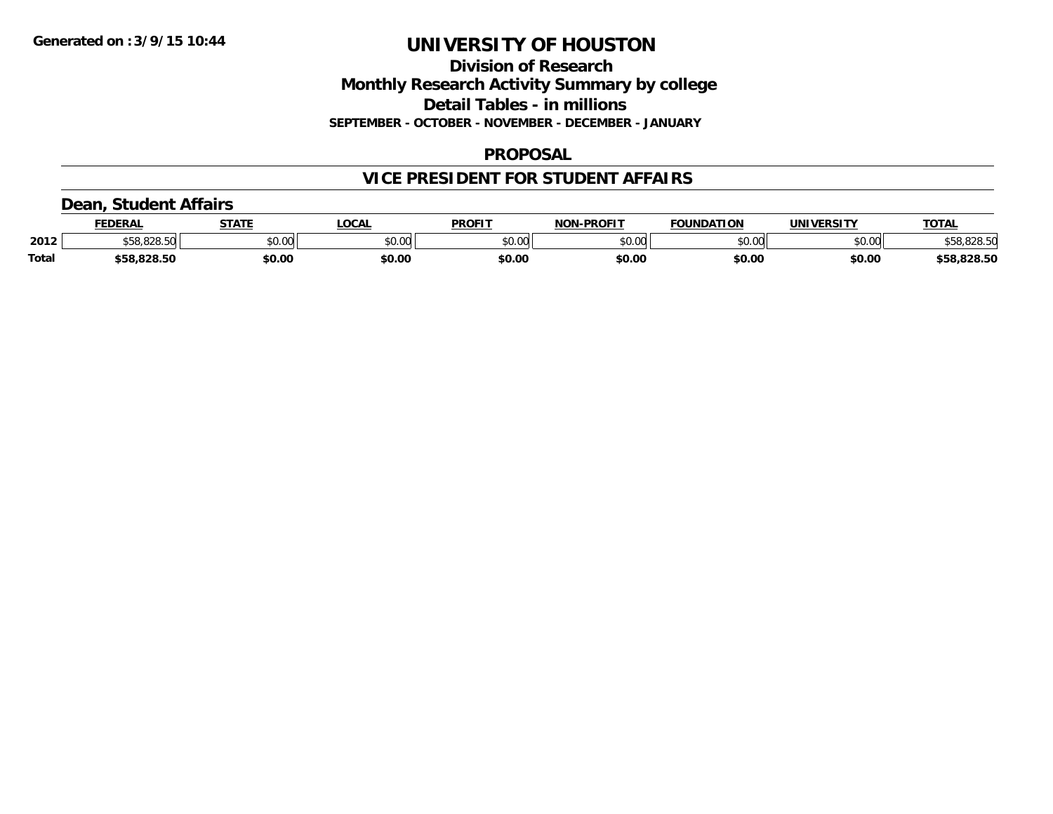**Generated on :3/9/15 10:44**

# UNIVERSITY OF HOUSTON

## Division of Research

## Monthly Research Activity Summary by college

## Detail Tables - in millions

**SEPTEMBER - OCTOBER - NOVEMBER - DECEMBER - JANUARY**

## PROPOSAL

## VICE PRESIDENT FOR STUDENT AFFAIRS

### Dean, Student Affairs

| | FEDERAL | STATE | LOCAL | PROFIT | NON-PROFIT | FOUNDATION | UNIVERSITY | TOTAL |
|---|---|---|---|---|---|---|---|---|
| 2012 | $58,828.50 | $0.00 | $0.00 | $0.00 | $0.00 | $0.00 | $0.00 | $58,828.50 |
| **Total** | **$58,828.50** | **$0.00** | **$0.00** | **$0.00** | **$0.00** | **$0.00** | **$0.00** | **$58,828.50** |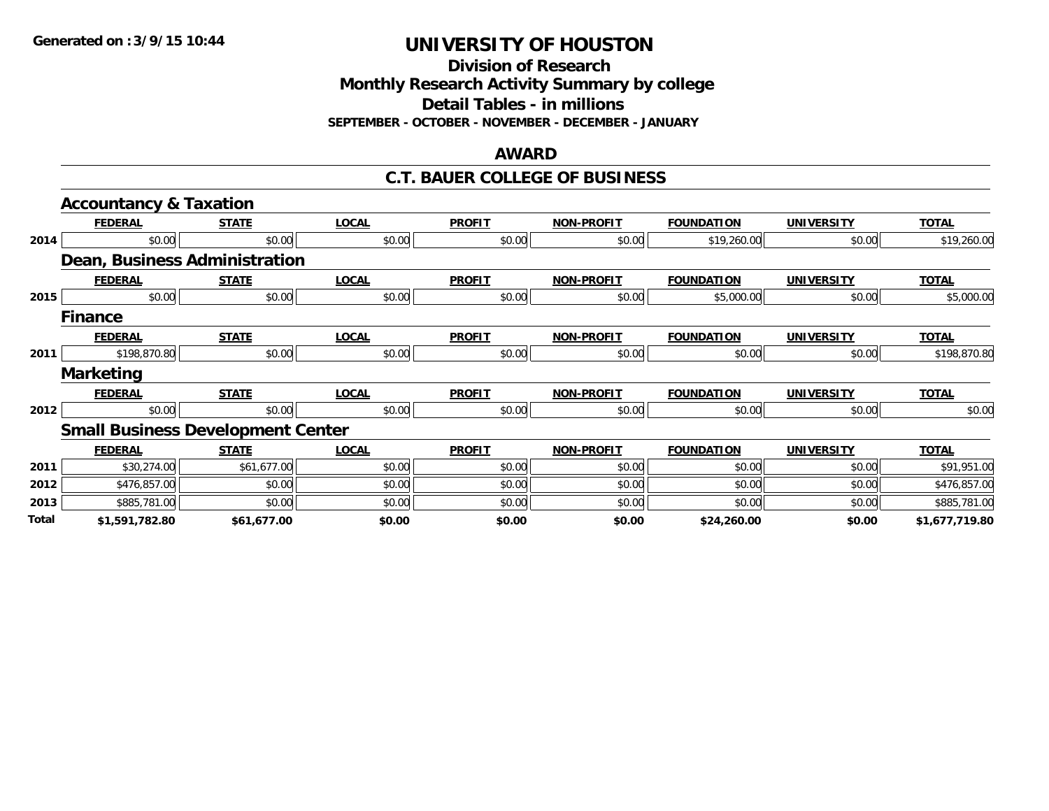# UNIVERSITY OF HOUSTON

## Division of Research
## Monthly Research Activity Summary by college
## Detail Tables - in millions

**SEPTEMBER - OCTOBER - NOVEMBER - DECEMBER - JANUARY**

## AWARD

## C.T. BAUER COLLEGE OF BUSINESS

### Accountancy & Taxation

| | FEDERAL | STATE | LOCAL | PROFIT | NON-PROFIT | FOUNDATION | UNIVERSITY | TOTAL |
|---|---|---|---|---|---|---|---|---|
| 2014 | $0.00 | $0.00 | $0.00 | $0.00 | $0.00 | $19,260.00 | $0.00 | $19,260.00 |

### Dean, Business Administration

| | FEDERAL | STATE | LOCAL | PROFIT | NON-PROFIT | FOUNDATION | UNIVERSITY | TOTAL |
|---|---|---|---|---|---|---|---|---|
| 2015 | $0.00 | $0.00 | $0.00 | $0.00 | $0.00 | $5,000.00 | $0.00 | $5,000.00 |

### Finance

| | FEDERAL | STATE | LOCAL | PROFIT | NON-PROFIT | FOUNDATION | UNIVERSITY | TOTAL |
|---|---|---|---|---|---|---|---|---|
| 2011 | $198,870.80 | $0.00 | $0.00 | $0.00 | $0.00 | $0.00 | $0.00 | $198,870.80 |

### Marketing

| | FEDERAL | STATE | LOCAL | PROFIT | NON-PROFIT | FOUNDATION | UNIVERSITY | TOTAL |
|---|---|---|---|---|---|---|---|---|
| 2012 | $0.00 | $0.00 | $0.00 | $0.00 | $0.00 | $0.00 | $0.00 | $0.00 |

### Small Business Development Center

| | FEDERAL | STATE | LOCAL | PROFIT | NON-PROFIT | FOUNDATION | UNIVERSITY | TOTAL |
|---|---|---|---|---|---|---|---|---|
| 2011 | $30,274.00 | $61,677.00 | $0.00 | $0.00 | $0.00 | $0.00 | $0.00 | $91,951.00 |
| 2012 | $476,857.00 | $0.00 | $0.00 | $0.00 | $0.00 | $0.00 | $0.00 | $476,857.00 |
| 2013 | $885,781.00 | $0.00 | $0.00 | $0.00 | $0.00 | $0.00 | $0.00 | $885,781.00 |
| **Total** | **$1,591,782.80** | **$61,677.00** | **$0.00** | **$0.00** | **$0.00** | **$24,260.00** | **$0.00** | **$1,677,719.80** |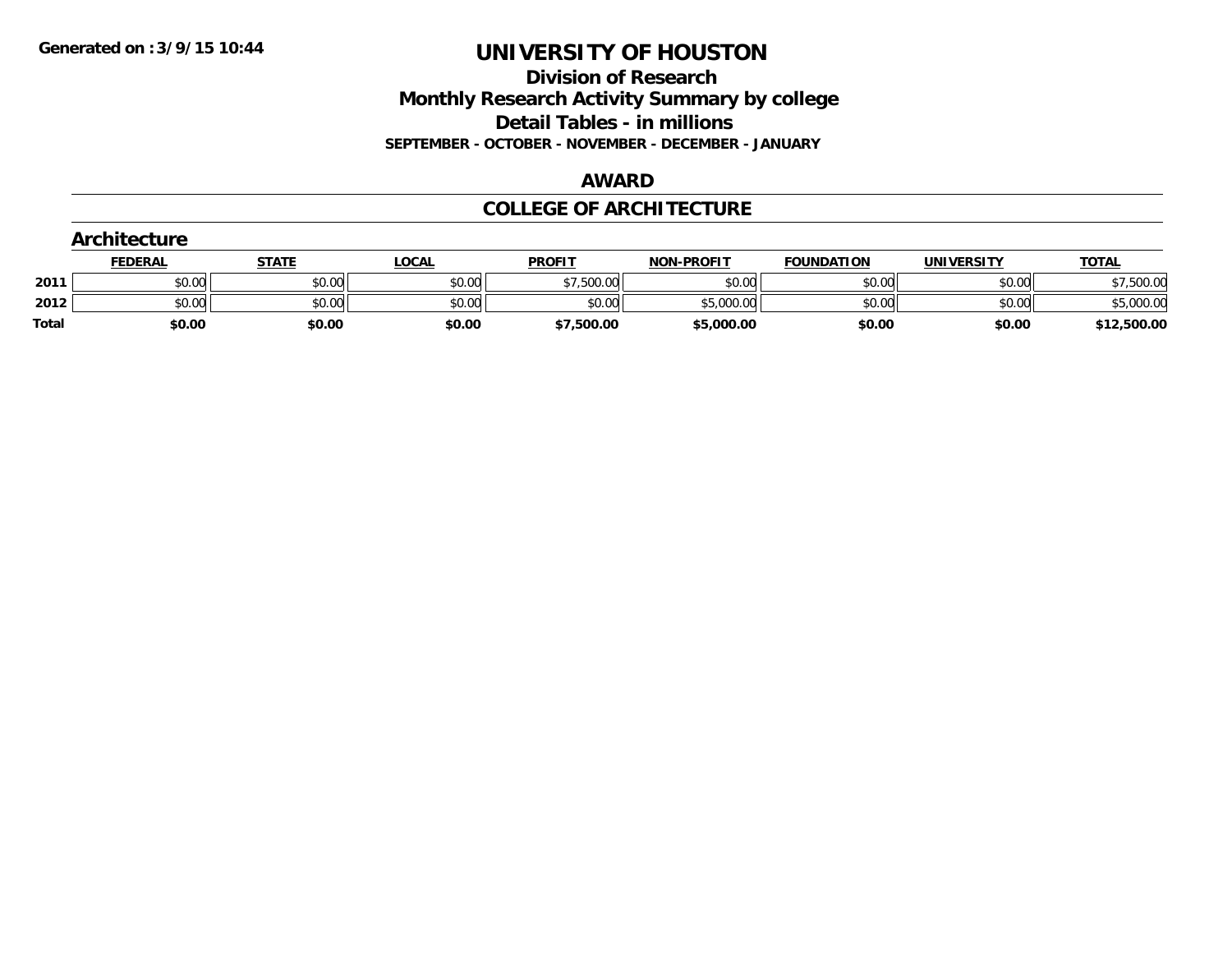Generated on :3/9/15 10:44

# UNIVERSITY OF HOUSTON

## Division of Research
## Monthly Research Activity Summary by college
## Detail Tables - in millions
### SEPTEMBER - OCTOBER - NOVEMBER - DECEMBER - JANUARY

## AWARD

## COLLEGE OF ARCHITECTURE

### Architecture

| | FEDERAL | STATE | LOCAL | PROFIT | NON-PROFIT | FOUNDATION | UNIVERSITY | TOTAL |
|---|---|---|---|---|---|---|---|---|
| 2011 | $0.00 | $0.00 | $0.00 | $7,500.00 | $0.00 | $0.00 | $0.00 | $7,500.00 |
| 2012 | $0.00 | $0.00 | $0.00 | $0.00 | $5,000.00 | $0.00 | $0.00 | $5,000.00 |
| **Total** | **$0.00** | **$0.00** | **$0.00** | **$7,500.00** | **$5,000.00** | **$0.00** | **$0.00** | **$12,500.00** |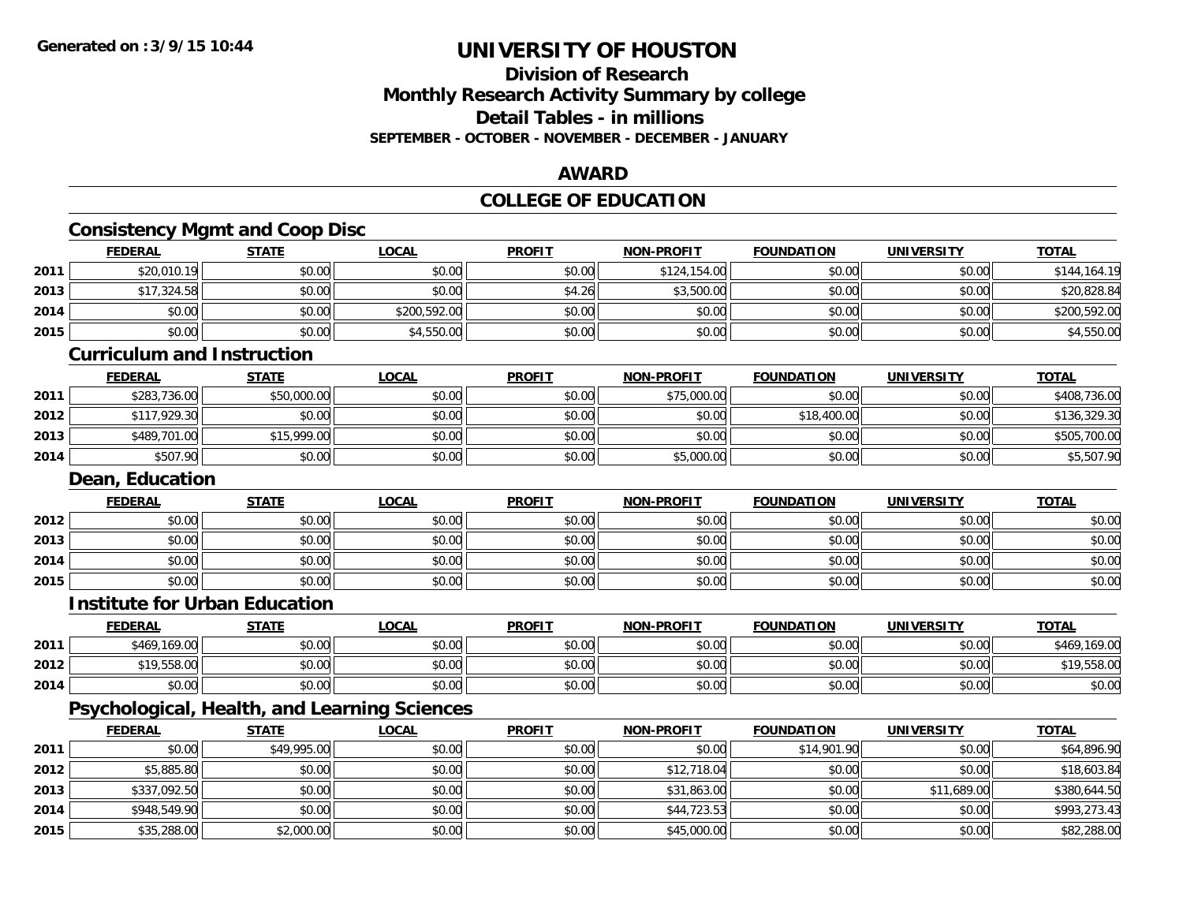# UNIVERSITY OF HOUSTON

## Division of Research
## Monthly Research Activity Summary by college
## Detail Tables - in millions
### SEPTEMBER - OCTOBER - NOVEMBER - DECEMBER - JANUARY

## AWARD

## COLLEGE OF EDUCATION

### Consistency Mgmt and Coop Disc

| | FEDERAL | STATE | LOCAL | PROFIT | NON-PROFIT | FOUNDATION | UNIVERSITY | TOTAL |
|---|---|---|---|---|---|---|---|---|
| 2011 | $20,010.19 | $0.00 | $0.00 | $0.00 | $124,154.00 | $0.00 | $0.00 | $144,164.19 |
| 2013 | $17,324.58 | $0.00 | $0.00 | $4.26 | $3,500.00 | $0.00 | $0.00 | $20,828.84 |
| 2014 | $0.00 | $0.00 | $200,592.00 | $0.00 | $0.00 | $0.00 | $0.00 | $200,592.00 |
| 2015 | $0.00 | $0.00 | $4,550.00 | $0.00 | $0.00 | $0.00 | $0.00 | $4,550.00 |

### Curriculum and Instruction

| | FEDERAL | STATE | LOCAL | PROFIT | NON-PROFIT | FOUNDATION | UNIVERSITY | TOTAL |
|---|---|---|---|---|---|---|---|---|
| 2011 | $283,736.00 | $50,000.00 | $0.00 | $0.00 | $75,000.00 | $0.00 | $0.00 | $408,736.00 |
| 2012 | $117,929.30 | $0.00 | $0.00 | $0.00 | $0.00 | $18,400.00 | $0.00 | $136,329.30 |
| 2013 | $489,701.00 | $15,999.00 | $0.00 | $0.00 | $0.00 | $0.00 | $0.00 | $505,700.00 |
| 2014 | $507.90 | $0.00 | $0.00 | $0.00 | $5,000.00 | $0.00 | $0.00 | $5,507.90 |

### Dean, Education

| | FEDERAL | STATE | LOCAL | PROFIT | NON-PROFIT | FOUNDATION | UNIVERSITY | TOTAL |
|---|---|---|---|---|---|---|---|---|
| 2012 | $0.00 | $0.00 | $0.00 | $0.00 | $0.00 | $0.00 | $0.00 | $0.00 |
| 2013 | $0.00 | $0.00 | $0.00 | $0.00 | $0.00 | $0.00 | $0.00 | $0.00 |
| 2014 | $0.00 | $0.00 | $0.00 | $0.00 | $0.00 | $0.00 | $0.00 | $0.00 |
| 2015 | $0.00 | $0.00 | $0.00 | $0.00 | $0.00 | $0.00 | $0.00 | $0.00 |

### Institute for Urban Education

| | FEDERAL | STATE | LOCAL | PROFIT | NON-PROFIT | FOUNDATION | UNIVERSITY | TOTAL |
|---|---|---|---|---|---|---|---|---|
| 2011 | $469,169.00 | $0.00 | $0.00 | $0.00 | $0.00 | $0.00 | $0.00 | $469,169.00 |
| 2012 | $19,558.00 | $0.00 | $0.00 | $0.00 | $0.00 | $0.00 | $0.00 | $19,558.00 |
| 2014 | $0.00 | $0.00 | $0.00 | $0.00 | $0.00 | $0.00 | $0.00 | $0.00 |

### Psychological, Health, and Learning Sciences

| | FEDERAL | STATE | LOCAL | PROFIT | NON-PROFIT | FOUNDATION | UNIVERSITY | TOTAL |
|---|---|---|---|---|---|---|---|---|
| 2011 | $0.00 | $49,995.00 | $0.00 | $0.00 | $0.00 | $14,901.90 | $0.00 | $64,896.90 |
| 2012 | $5,885.80 | $0.00 | $0.00 | $0.00 | $12,718.04 | $0.00 | $0.00 | $18,603.84 |
| 2013 | $337,092.50 | $0.00 | $0.00 | $0.00 | $31,863.00 | $0.00 | $11,689.00 | $380,644.50 |
| 2014 | $948,549.90 | $0.00 | $0.00 | $0.00 | $44,723.53 | $0.00 | $0.00 | $993,273.43 |
| 2015 | $35,288.00 | $2,000.00 | $0.00 | $0.00 | $45,000.00 | $0.00 | $0.00 | $82,288.00 |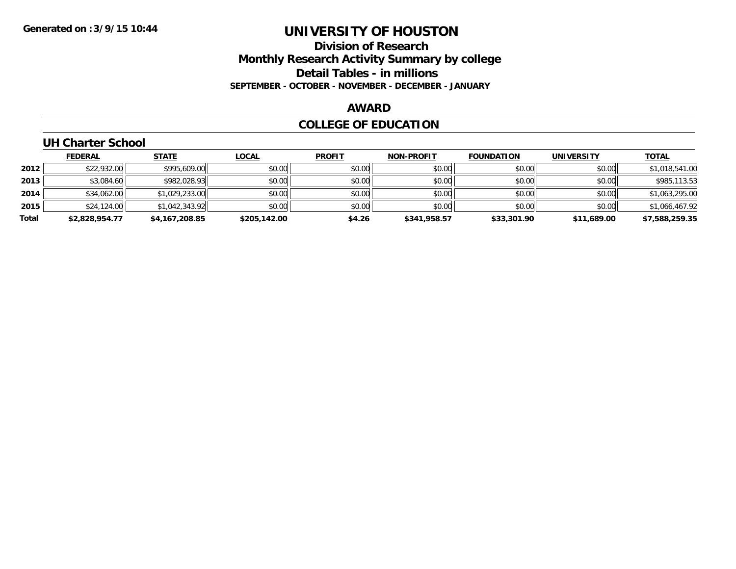**Generated on :3/9/15 10:44**

# UNIVERSITY OF HOUSTON

## Division of Research
## Monthly Research Activity Summary by college
## Detail Tables - in millions

**SEPTEMBER - OCTOBER - NOVEMBER - DECEMBER - JANUARY**

## AWARD

## COLLEGE OF EDUCATION

### UH Charter School

| | FEDERAL | STATE | LOCAL | PROFIT | NON-PROFIT | FOUNDATION | UNIVERSITY | TOTAL |
|---|---|---|---|---|---|---|---|---|
| **2012** | $22,932.00 | $995,609.00 | $0.00 | $0.00 | $0.00 | $0.00 | $0.00 | $1,018,541.00 |
| **2013** | $3,084.60 | $982,028.93 | $0.00 | $0.00 | $0.00 | $0.00 | $0.00 | $985,113.53 |
| **2014** | $34,062.00 | $1,029,233.00 | $0.00 | $0.00 | $0.00 | $0.00 | $0.00 | $1,063,295.00 |
| **2015** | $24,124.00 | $1,042,343.92 | $0.00 | $0.00 | $0.00 | $0.00 | $0.00 | $1,066,467.92 |
| **Total** | **$2,828,954.77** | **$4,167,208.85** | **$205,142.00** | **$4.26** | **$341,958.57** | **$33,301.90** | **$11,689.00** | **$7,588,259.35** |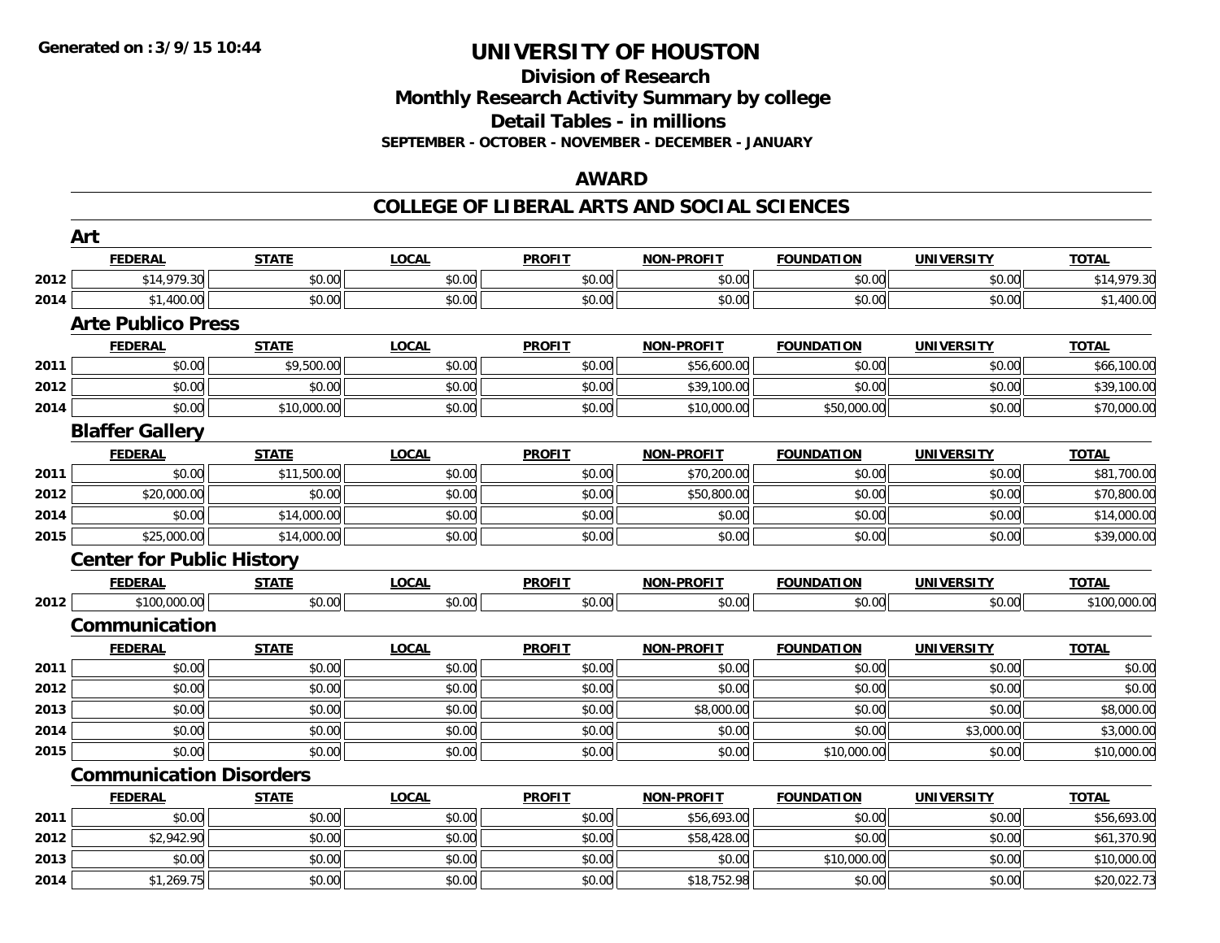# UNIVERSITY OF HOUSTON

## Division of Research
## Monthly Research Activity Summary by college
## Detail Tables - in millions
### SEPTEMBER - OCTOBER - NOVEMBER - DECEMBER - JANUARY

## AWARD

## COLLEGE OF LIBERAL ARTS AND SOCIAL SCIENCES

### Art

| | FEDERAL | STATE | LOCAL | PROFIT | NON-PROFIT | FOUNDATION | UNIVERSITY | TOTAL |
|---|---|---|---|---|---|---|---|---|
| 2012 | $14,979.30 | $0.00 | $0.00 | $0.00 | $0.00 | $0.00 | $0.00 | $14,979.30 |
| 2014 | $1,400.00 | $0.00 | $0.00 | $0.00 | $0.00 | $0.00 | $0.00 | $1,400.00 |

### Arte Publico Press

| | FEDERAL | STATE | LOCAL | PROFIT | NON-PROFIT | FOUNDATION | UNIVERSITY | TOTAL |
|---|---|---|---|---|---|---|---|---|
| 2011 | $0.00 | $9,500.00 | $0.00 | $0.00 | $56,600.00 | $0.00 | $0.00 | $66,100.00 |
| 2012 | $0.00 | $0.00 | $0.00 | $0.00 | $39,100.00 | $0.00 | $0.00 | $39,100.00 |
| 2014 | $0.00 | $10,000.00 | $0.00 | $0.00 | $10,000.00 | $50,000.00 | $0.00 | $70,000.00 |

### Blaffer Gallery

| | FEDERAL | STATE | LOCAL | PROFIT | NON-PROFIT | FOUNDATION | UNIVERSITY | TOTAL |
|---|---|---|---|---|---|---|---|---|
| 2011 | $0.00 | $11,500.00 | $0.00 | $0.00 | $70,200.00 | $0.00 | $0.00 | $81,700.00 |
| 2012 | $20,000.00 | $0.00 | $0.00 | $0.00 | $50,800.00 | $0.00 | $0.00 | $70,800.00 |
| 2014 | $0.00 | $14,000.00 | $0.00 | $0.00 | $0.00 | $0.00 | $0.00 | $14,000.00 |
| 2015 | $25,000.00 | $14,000.00 | $0.00 | $0.00 | $0.00 | $0.00 | $0.00 | $39,000.00 |

### Center for Public History

| | FEDERAL | STATE | LOCAL | PROFIT | NON-PROFIT | FOUNDATION | UNIVERSITY | TOTAL |
|---|---|---|---|---|---|---|---|---|
| 2012 | $100,000.00 | $0.00 | $0.00 | $0.00 | $0.00 | $0.00 | $0.00 | $100,000.00 |

### Communication

| | FEDERAL | STATE | LOCAL | PROFIT | NON-PROFIT | FOUNDATION | UNIVERSITY | TOTAL |
|---|---|---|---|---|---|---|---|---|
| 2011 | $0.00 | $0.00 | $0.00 | $0.00 | $0.00 | $0.00 | $0.00 | $0.00 |
| 2012 | $0.00 | $0.00 | $0.00 | $0.00 | $0.00 | $0.00 | $0.00 | $0.00 |
| 2013 | $0.00 | $0.00 | $0.00 | $0.00 | $8,000.00 | $0.00 | $0.00 | $8,000.00 |
| 2014 | $0.00 | $0.00 | $0.00 | $0.00 | $0.00 | $0.00 | $3,000.00 | $3,000.00 |
| 2015 | $0.00 | $0.00 | $0.00 | $0.00 | $0.00 | $10,000.00 | $0.00 | $10,000.00 |

### Communication Disorders

| | FEDERAL | STATE | LOCAL | PROFIT | NON-PROFIT | FOUNDATION | UNIVERSITY | TOTAL |
|---|---|---|---|---|---|---|---|---|
| 2011 | $0.00 | $0.00 | $0.00 | $0.00 | $56,693.00 | $0.00 | $0.00 | $56,693.00 |
| 2012 | $2,942.90 | $0.00 | $0.00 | $0.00 | $58,428.00 | $0.00 | $0.00 | $61,370.90 |
| 2013 | $0.00 | $0.00 | $0.00 | $0.00 | $0.00 | $10,000.00 | $0.00 | $10,000.00 |
| 2014 | $1,269.75 | $0.00 | $0.00 | $0.00 | $18,752.98 | $0.00 | $0.00 | $20,022.73 |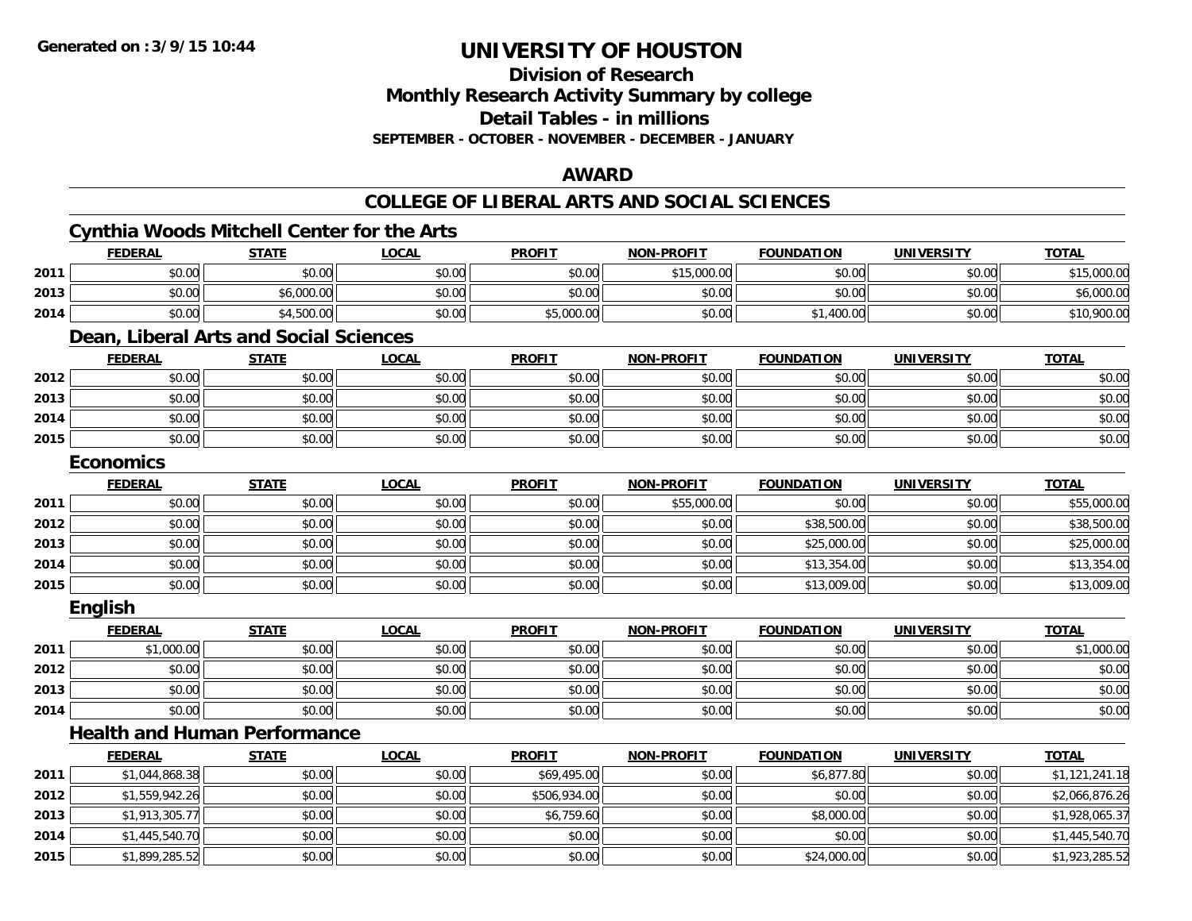# UNIVERSITY OF HOUSTON

## Division of Research
## Monthly Research Activity Summary by college
## Detail Tables - in millions
### SEPTEMBER - OCTOBER - NOVEMBER - DECEMBER - JANUARY

## AWARD

## COLLEGE OF LIBERAL ARTS AND SOCIAL SCIENCES

### Cynthia Woods Mitchell Center for the Arts

| | FEDERAL | STATE | LOCAL | PROFIT | NON-PROFIT | FOUNDATION | UNIVERSITY | TOTAL |
|---|---|---|---|---|---|---|---|---|
| 2011 | $0.00 | $0.00 | $0.00 | $0.00 | $15,000.00 | $0.00 | $0.00 | $15,000.00 |
| 2013 | $0.00 | $6,000.00 | $0.00 | $0.00 | $0.00 | $0.00 | $0.00 | $6,000.00 |
| 2014 | $0.00 | $4,500.00 | $0.00 | $5,000.00 | $0.00 | $1,400.00 | $0.00 | $10,900.00 |

### Dean, Liberal Arts and Social Sciences

| | FEDERAL | STATE | LOCAL | PROFIT | NON-PROFIT | FOUNDATION | UNIVERSITY | TOTAL |
|---|---|---|---|---|---|---|---|---|
| 2012 | $0.00 | $0.00 | $0.00 | $0.00 | $0.00 | $0.00 | $0.00 | $0.00 |
| 2013 | $0.00 | $0.00 | $0.00 | $0.00 | $0.00 | $0.00 | $0.00 | $0.00 |
| 2014 | $0.00 | $0.00 | $0.00 | $0.00 | $0.00 | $0.00 | $0.00 | $0.00 |
| 2015 | $0.00 | $0.00 | $0.00 | $0.00 | $0.00 | $0.00 | $0.00 | $0.00 |

### Economics

| | FEDERAL | STATE | LOCAL | PROFIT | NON-PROFIT | FOUNDATION | UNIVERSITY | TOTAL |
|---|---|---|---|---|---|---|---|---|
| 2011 | $0.00 | $0.00 | $0.00 | $0.00 | $55,000.00 | $0.00 | $0.00 | $55,000.00 |
| 2012 | $0.00 | $0.00 | $0.00 | $0.00 | $0.00 | $38,500.00 | $0.00 | $38,500.00 |
| 2013 | $0.00 | $0.00 | $0.00 | $0.00 | $0.00 | $25,000.00 | $0.00 | $25,000.00 |
| 2014 | $0.00 | $0.00 | $0.00 | $0.00 | $0.00 | $13,354.00 | $0.00 | $13,354.00 |
| 2015 | $0.00 | $0.00 | $0.00 | $0.00 | $0.00 | $13,009.00 | $0.00 | $13,009.00 |

### English

| | FEDERAL | STATE | LOCAL | PROFIT | NON-PROFIT | FOUNDATION | UNIVERSITY | TOTAL |
|---|---|---|---|---|---|---|---|---|
| 2011 | $1,000.00 | $0.00 | $0.00 | $0.00 | $0.00 | $0.00 | $0.00 | $1,000.00 |
| 2012 | $0.00 | $0.00 | $0.00 | $0.00 | $0.00 | $0.00 | $0.00 | $0.00 |
| 2013 | $0.00 | $0.00 | $0.00 | $0.00 | $0.00 | $0.00 | $0.00 | $0.00 |
| 2014 | $0.00 | $0.00 | $0.00 | $0.00 | $0.00 | $0.00 | $0.00 | $0.00 |

### Health and Human Performance

| | FEDERAL | STATE | LOCAL | PROFIT | NON-PROFIT | FOUNDATION | UNIVERSITY | TOTAL |
|---|---|---|---|---|---|---|---|---|
| 2011 | $1,044,868.38 | $0.00 | $0.00 | $69,495.00 | $0.00 | $6,877.80 | $0.00 | $1,121,241.18 |
| 2012 | $1,559,942.26 | $0.00 | $0.00 | $506,934.00 | $0.00 | $0.00 | $0.00 | $2,066,876.26 |
| 2013 | $1,913,305.77 | $0.00 | $0.00 | $6,759.60 | $0.00 | $8,000.00 | $0.00 | $1,928,065.37 |
| 2014 | $1,445,540.70 | $0.00 | $0.00 | $0.00 | $0.00 | $0.00 | $0.00 | $1,445,540.70 |
| 2015 | $1,899,285.52 | $0.00 | $0.00 | $0.00 | $0.00 | $24,000.00 | $0.00 | $1,923,285.52 |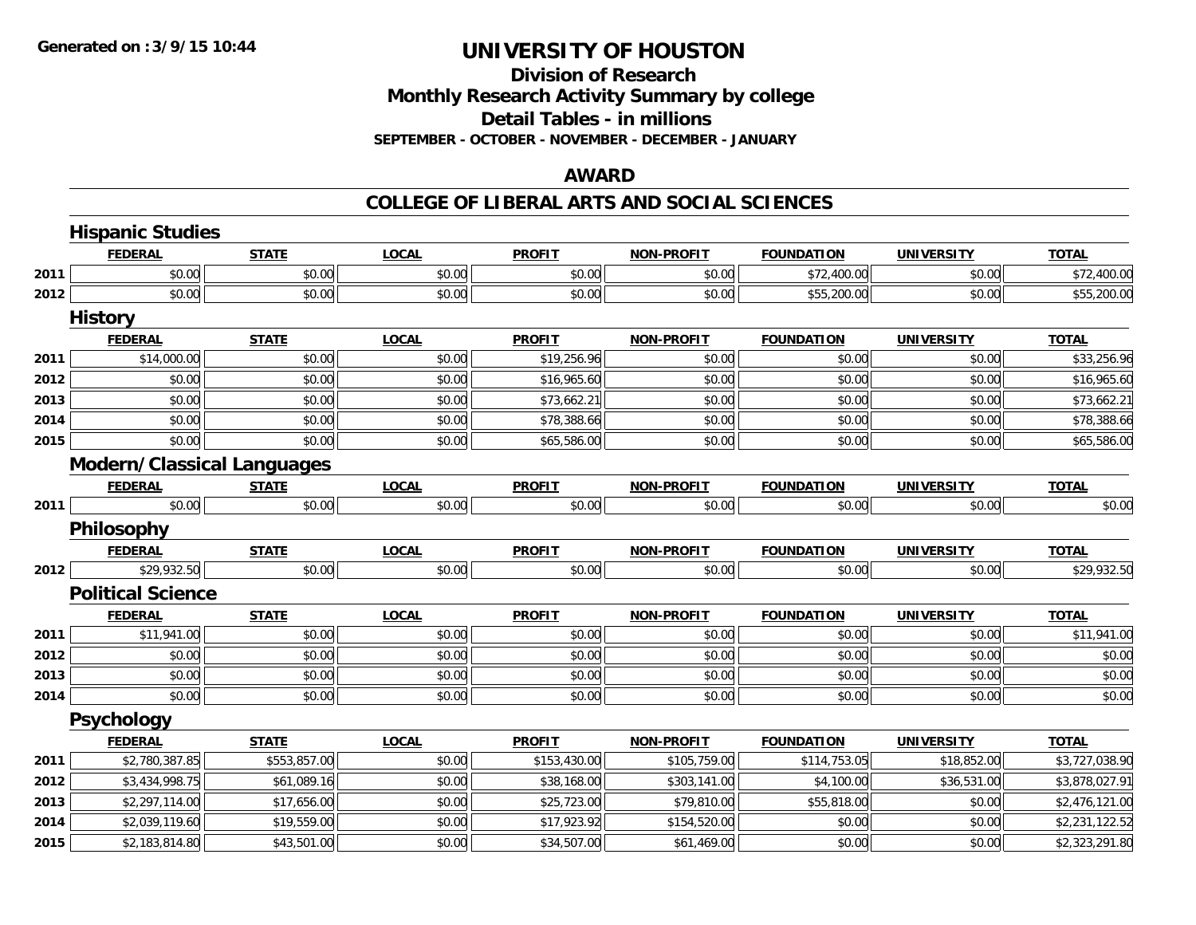# UNIVERSITY OF HOUSTON

## Division of Research
## Monthly Research Activity Summary by college
## Detail Tables - in millions
### SEPTEMBER - OCTOBER - NOVEMBER - DECEMBER - JANUARY

## AWARD

## COLLEGE OF LIBERAL ARTS AND SOCIAL SCIENCES

### Hispanic Studies

| | FEDERAL | STATE | LOCAL | PROFIT | NON-PROFIT | FOUNDATION | UNIVERSITY | TOTAL |
|---|---|---|---|---|---|---|---|---|
| 2011 | $0.00 | $0.00 | $0.00 | $0.00 | $0.00 | $72,400.00 | $0.00 | $72,400.00 |
| 2012 | $0.00 | $0.00 | $0.00 | $0.00 | $0.00 | $55,200.00 | $0.00 | $55,200.00 |

### History

| | FEDERAL | STATE | LOCAL | PROFIT | NON-PROFIT | FOUNDATION | UNIVERSITY | TOTAL |
|---|---|---|---|---|---|---|---|---|
| 2011 | $14,000.00 | $0.00 | $0.00 | $19,256.96 | $0.00 | $0.00 | $0.00 | $33,256.96 |
| 2012 | $0.00 | $0.00 | $0.00 | $16,965.60 | $0.00 | $0.00 | $0.00 | $16,965.60 |
| 2013 | $0.00 | $0.00 | $0.00 | $73,662.21 | $0.00 | $0.00 | $0.00 | $73,662.21 |
| 2014 | $0.00 | $0.00 | $0.00 | $78,388.66 | $0.00 | $0.00 | $0.00 | $78,388.66 |
| 2015 | $0.00 | $0.00 | $0.00 | $65,586.00 | $0.00 | $0.00 | $0.00 | $65,586.00 |

### Modern/Classical Languages

| | FEDERAL | STATE | LOCAL | PROFIT | NON-PROFIT | FOUNDATION | UNIVERSITY | TOTAL |
|---|---|---|---|---|---|---|---|---|
| 2011 | $0.00 | $0.00 | $0.00 | $0.00 | $0.00 | $0.00 | $0.00 | $0.00 |

### Philosophy

| | FEDERAL | STATE | LOCAL | PROFIT | NON-PROFIT | FOUNDATION | UNIVERSITY | TOTAL |
|---|---|---|---|---|---|---|---|---|
| 2012 | $29,932.50 | $0.00 | $0.00 | $0.00 | $0.00 | $0.00 | $0.00 | $29,932.50 |

### Political Science

| | FEDERAL | STATE | LOCAL | PROFIT | NON-PROFIT | FOUNDATION | UNIVERSITY | TOTAL |
|---|---|---|---|---|---|---|---|---|
| 2011 | $11,941.00 | $0.00 | $0.00 | $0.00 | $0.00 | $0.00 | $0.00 | $11,941.00 |
| 2012 | $0.00 | $0.00 | $0.00 | $0.00 | $0.00 | $0.00 | $0.00 | $0.00 |
| 2013 | $0.00 | $0.00 | $0.00 | $0.00 | $0.00 | $0.00 | $0.00 | $0.00 |
| 2014 | $0.00 | $0.00 | $0.00 | $0.00 | $0.00 | $0.00 | $0.00 | $0.00 |

### Psychology

| | FEDERAL | STATE | LOCAL | PROFIT | NON-PROFIT | FOUNDATION | UNIVERSITY | TOTAL |
|---|---|---|---|---|---|---|---|---|
| 2011 | $2,780,387.85 | $553,857.00 | $0.00 | $153,430.00 | $105,759.00 | $114,753.05 | $18,852.00 | $3,727,038.90 |
| 2012 | $3,434,998.75 | $61,089.16 | $0.00 | $38,168.00 | $303,141.00 | $4,100.00 | $36,531.00 | $3,878,027.91 |
| 2013 | $2,297,114.00 | $17,656.00 | $0.00 | $25,723.00 | $79,810.00 | $55,818.00 | $0.00 | $2,476,121.00 |
| 2014 | $2,039,119.60 | $19,559.00 | $0.00 | $17,923.92 | $154,520.00 | $0.00 | $0.00 | $2,231,122.52 |
| 2015 | $2,183,814.80 | $43,501.00 | $0.00 | $34,507.00 | $61,469.00 | $0.00 | $0.00 | $2,323,291.80 |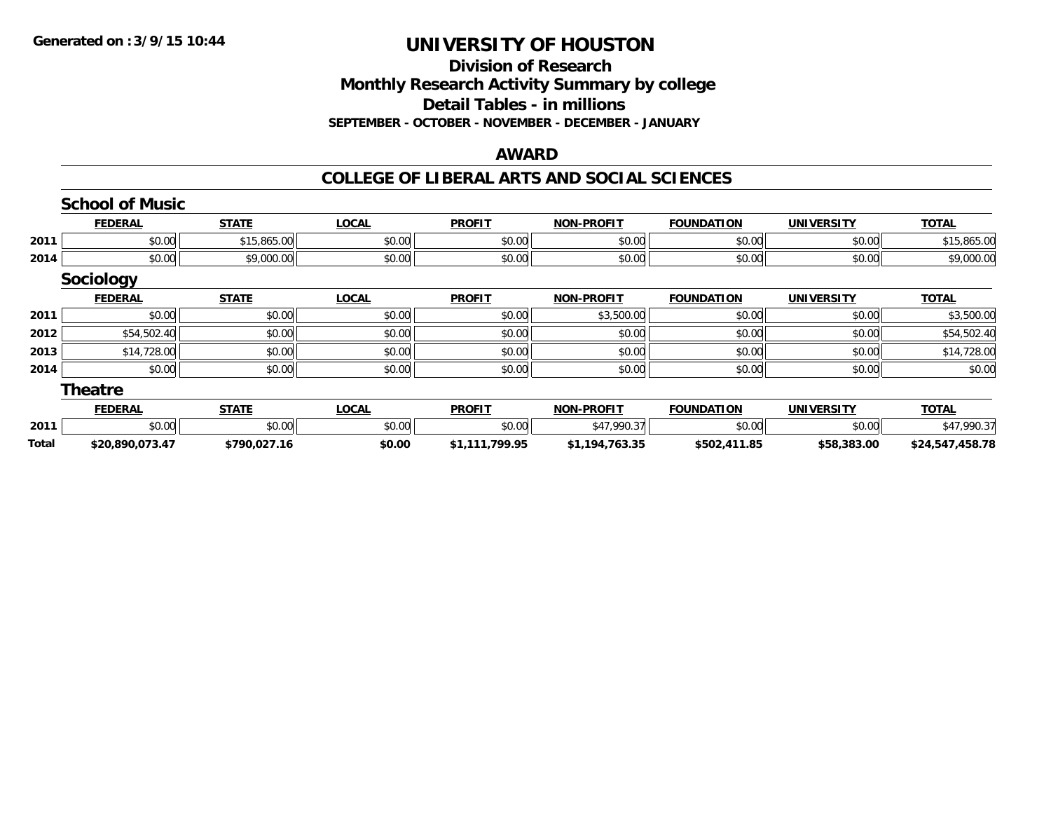# UNIVERSITY OF HOUSTON

## Division of Research

## Monthly Research Activity Summary by college

## Detail Tables - in millions

**SEPTEMBER - OCTOBER - NOVEMBER - DECEMBER - JANUARY**

## AWARD

## COLLEGE OF LIBERAL ARTS AND SOCIAL SCIENCES

### School of Music

| | FEDERAL | STATE | LOCAL | PROFIT | NON-PROFIT | FOUNDATION | UNIVERSITY | TOTAL |
|---|---|---|---|---|---|---|---|---|
| 2011 | $0.00 | $15,865.00 | $0.00 | $0.00 | $0.00 | $0.00 | $0.00 | $15,865.00 |
| 2014 | $0.00 | $9,000.00 | $0.00 | $0.00 | $0.00 | $0.00 | $0.00 | $9,000.00 |

### Sociology

| | FEDERAL | STATE | LOCAL | PROFIT | NON-PROFIT | FOUNDATION | UNIVERSITY | TOTAL |
|---|---|---|---|---|---|---|---|---|
| 2011 | $0.00 | $0.00 | $0.00 | $0.00 | $3,500.00 | $0.00 | $0.00 | $3,500.00 |
| 2012 | $54,502.40 | $0.00 | $0.00 | $0.00 | $0.00 | $0.00 | $0.00 | $54,502.40 |
| 2013 | $14,728.00 | $0.00 | $0.00 | $0.00 | $0.00 | $0.00 | $0.00 | $14,728.00 |
| 2014 | $0.00 | $0.00 | $0.00 | $0.00 | $0.00 | $0.00 | $0.00 | $0.00 |

### Theatre

| | FEDERAL | STATE | LOCAL | PROFIT | NON-PROFIT | FOUNDATION | UNIVERSITY | TOTAL |
|---|---|---|---|---|---|---|---|---|
| 2011 | $0.00 | $0.00 | $0.00 | $0.00 | $47,990.37 | $0.00 | $0.00 | $47,990.37 |
| **Total** | **$20,890,073.47** | **$790,027.16** | **$0.00** | **$1,111,799.95** | **$1,194,763.35** | **$502,411.85** | **$58,383.00** | **$24,547,458.78** |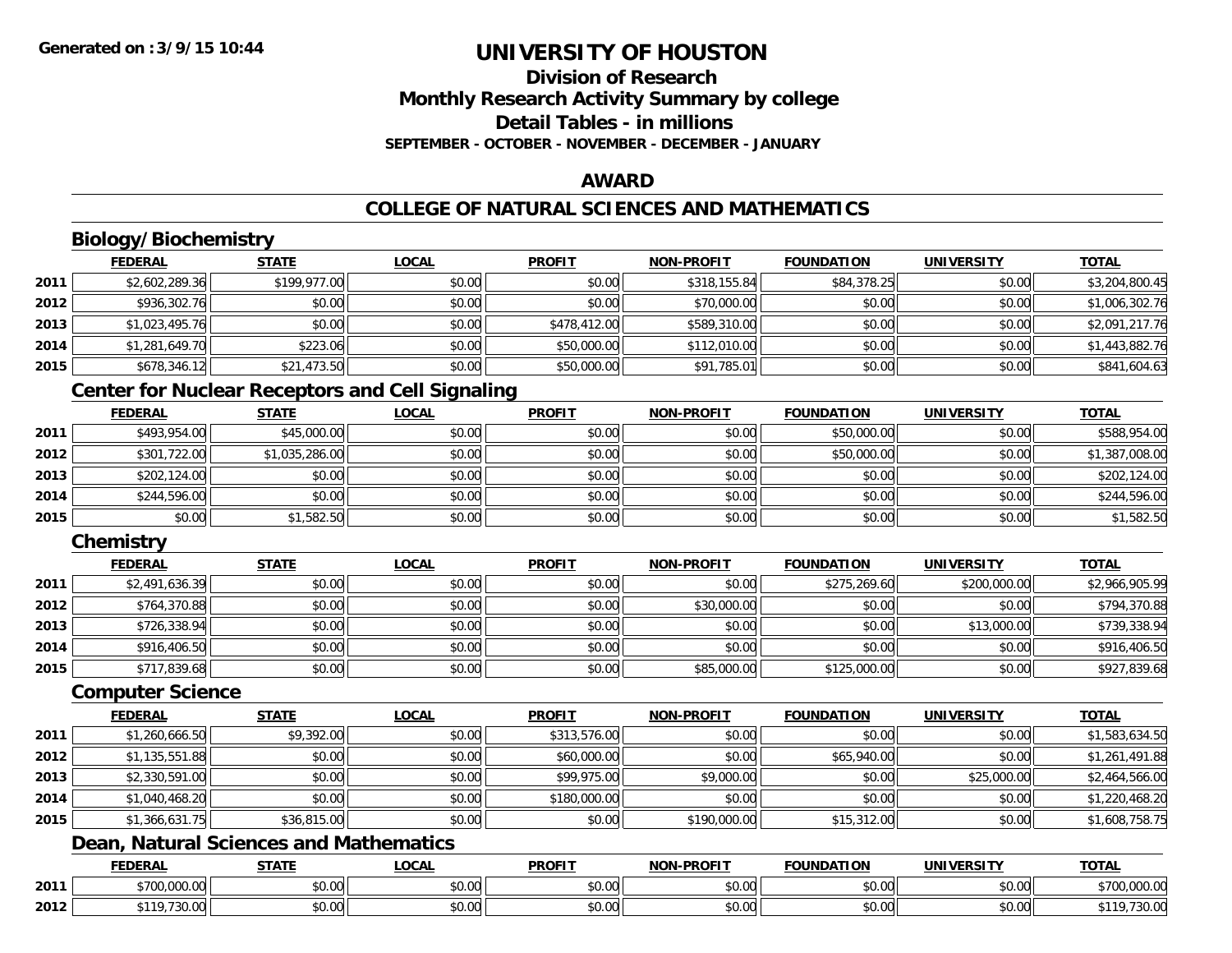# UNIVERSITY OF HOUSTON

## Division of Research
## Monthly Research Activity Summary by college
## Detail Tables - in millions
### SEPTEMBER - OCTOBER - NOVEMBER - DECEMBER - JANUARY

Generated on :3/9/15 10:44

## AWARD

## COLLEGE OF NATURAL SCIENCES AND MATHEMATICS

### Biology/Biochemistry

| | FEDERAL | STATE | LOCAL | PROFIT | NON-PROFIT | FOUNDATION | UNIVERSITY | TOTAL |
|---|---|---|---|---|---|---|---|---|
| 2011 | $2,602,289.36 | $199,977.00 | $0.00 | $0.00 | $318,155.84 | $84,378.25 | $0.00 | $3,204,800.45 |
| 2012 | $936,302.76 | $0.00 | $0.00 | $0.00 | $70,000.00 | $0.00 | $0.00 | $1,006,302.76 |
| 2013 | $1,023,495.76 | $0.00 | $0.00 | $478,412.00 | $589,310.00 | $0.00 | $0.00 | $2,091,217.76 |
| 2014 | $1,281,649.70 | $223.06 | $0.00 | $50,000.00 | $112,010.00 | $0.00 | $0.00 | $1,443,882.76 |
| 2015 | $678,346.12 | $21,473.50 | $0.00 | $50,000.00 | $91,785.01 | $0.00 | $0.00 | $841,604.63 |

### Center for Nuclear Receptors and Cell Signaling

| | FEDERAL | STATE | LOCAL | PROFIT | NON-PROFIT | FOUNDATION | UNIVERSITY | TOTAL |
|---|---|---|---|---|---|---|---|---|
| 2011 | $493,954.00 | $45,000.00 | $0.00 | $0.00 | $0.00 | $50,000.00 | $0.00 | $588,954.00 |
| 2012 | $301,722.00 | $1,035,286.00 | $0.00 | $0.00 | $0.00 | $50,000.00 | $0.00 | $1,387,008.00 |
| 2013 | $202,124.00 | $0.00 | $0.00 | $0.00 | $0.00 | $0.00 | $0.00 | $202,124.00 |
| 2014 | $244,596.00 | $0.00 | $0.00 | $0.00 | $0.00 | $0.00 | $0.00 | $244,596.00 |
| 2015 | $0.00 | $1,582.50 | $0.00 | $0.00 | $0.00 | $0.00 | $0.00 | $1,582.50 |

### Chemistry

| | FEDERAL | STATE | LOCAL | PROFIT | NON-PROFIT | FOUNDATION | UNIVERSITY | TOTAL |
|---|---|---|---|---|---|---|---|---|
| 2011 | $2,491,636.39 | $0.00 | $0.00 | $0.00 | $0.00 | $275,269.60 | $200,000.00 | $2,966,905.99 |
| 2012 | $764,370.88 | $0.00 | $0.00 | $0.00 | $30,000.00 | $0.00 | $0.00 | $794,370.88 |
| 2013 | $726,338.94 | $0.00 | $0.00 | $0.00 | $0.00 | $0.00 | $13,000.00 | $739,338.94 |
| 2014 | $916,406.50 | $0.00 | $0.00 | $0.00 | $0.00 | $0.00 | $0.00 | $916,406.50 |
| 2015 | $717,839.68 | $0.00 | $0.00 | $0.00 | $85,000.00 | $125,000.00 | $0.00 | $927,839.68 |

### Computer Science

| | FEDERAL | STATE | LOCAL | PROFIT | NON-PROFIT | FOUNDATION | UNIVERSITY | TOTAL |
|---|---|---|---|---|---|---|---|---|
| 2011 | $1,260,666.50 | $9,392.00 | $0.00 | $313,576.00 | $0.00 | $0.00 | $0.00 | $1,583,634.50 |
| 2012 | $1,135,551.88 | $0.00 | $0.00 | $60,000.00 | $0.00 | $65,940.00 | $0.00 | $1,261,491.88 |
| 2013 | $2,330,591.00 | $0.00 | $0.00 | $99,975.00 | $9,000.00 | $0.00 | $25,000.00 | $2,464,566.00 |
| 2014 | $1,040,468.20 | $0.00 | $0.00 | $180,000.00 | $0.00 | $0.00 | $0.00 | $1,220,468.20 |
| 2015 | $1,366,631.75 | $36,815.00 | $0.00 | $0.00 | $190,000.00 | $15,312.00 | $0.00 | $1,608,758.75 |

### Dean, Natural Sciences and Mathematics

| | FEDERAL | STATE | LOCAL | PROFIT | NON-PROFIT | FOUNDATION | UNIVERSITY | TOTAL |
|---|---|---|---|---|---|---|---|---|
| 2011 | $700,000.00 | $0.00 | $0.00 | $0.00 | $0.00 | $0.00 | $0.00 | $700,000.00 |
| 2012 | $119,730.00 | $0.00 | $0.00 | $0.00 | $0.00 | $0.00 | $0.00 | $119,730.00 |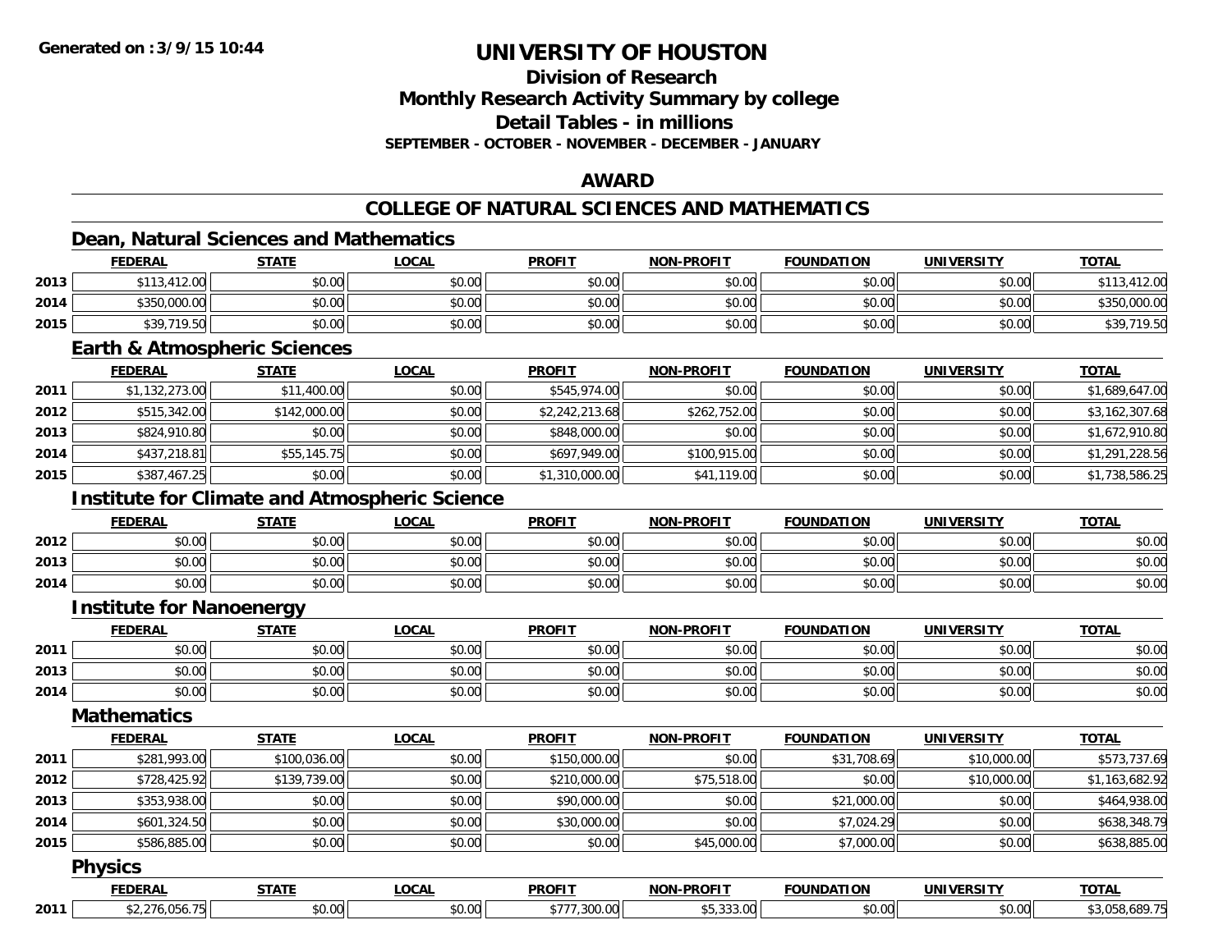**Generated on :3/9/15 10:44**

# UNIVERSITY OF HOUSTON

## Division of Research
## Monthly Research Activity Summary by college
## Detail Tables - in millions
**SEPTEMBER - OCTOBER - NOVEMBER - DECEMBER - JANUARY**

## AWARD

## COLLEGE OF NATURAL SCIENCES AND MATHEMATICS

### Dean, Natural Sciences and Mathematics

| | FEDERAL | STATE | LOCAL | PROFIT | NON-PROFIT | FOUNDATION | UNIVERSITY | TOTAL |
|---|---|---|---|---|---|---|---|---|
| 2013 | $113,412.00 | $0.00 | $0.00 | $0.00 | $0.00 | $0.00 | $0.00 | $113,412.00 |
| 2014 | $350,000.00 | $0.00 | $0.00 | $0.00 | $0.00 | $0.00 | $0.00 | $350,000.00 |
| 2015 | $39,719.50 | $0.00 | $0.00 | $0.00 | $0.00 | $0.00 | $0.00 | $39,719.50 |

### Earth & Atmospheric Sciences

| | FEDERAL | STATE | LOCAL | PROFIT | NON-PROFIT | FOUNDATION | UNIVERSITY | TOTAL |
|---|---|---|---|---|---|---|---|---|
| 2011 | $1,132,273.00 | $11,400.00 | $0.00 | $545,974.00 | $0.00 | $0.00 | $0.00 | $1,689,647.00 |
| 2012 | $515,342.00 | $142,000.00 | $0.00 | $2,242,213.68 | $262,752.00 | $0.00 | $0.00 | $3,162,307.68 |
| 2013 | $824,910.80 | $0.00 | $0.00 | $848,000.00 | $0.00 | $0.00 | $0.00 | $1,672,910.80 |
| 2014 | $437,218.81 | $55,145.75 | $0.00 | $697,949.00 | $100,915.00 | $0.00 | $0.00 | $1,291,228.56 |
| 2015 | $387,467.25 | $0.00 | $0.00 | $1,310,000.00 | $41,119.00 | $0.00 | $0.00 | $1,738,586.25 |

### Institute for Climate and Atmospheric Science

| | FEDERAL | STATE | LOCAL | PROFIT | NON-PROFIT | FOUNDATION | UNIVERSITY | TOTAL |
|---|---|---|---|---|---|---|---|---|
| 2012 | $0.00 | $0.00 | $0.00 | $0.00 | $0.00 | $0.00 | $0.00 | $0.00 |
| 2013 | $0.00 | $0.00 | $0.00 | $0.00 | $0.00 | $0.00 | $0.00 | $0.00 |
| 2014 | $0.00 | $0.00 | $0.00 | $0.00 | $0.00 | $0.00 | $0.00 | $0.00 |

### Institute for Nanoenergy

| | FEDERAL | STATE | LOCAL | PROFIT | NON-PROFIT | FOUNDATION | UNIVERSITY | TOTAL |
|---|---|---|---|---|---|---|---|---|
| 2011 | $0.00 | $0.00 | $0.00 | $0.00 | $0.00 | $0.00 | $0.00 | $0.00 |
| 2013 | $0.00 | $0.00 | $0.00 | $0.00 | $0.00 | $0.00 | $0.00 | $0.00 |
| 2014 | $0.00 | $0.00 | $0.00 | $0.00 | $0.00 | $0.00 | $0.00 | $0.00 |

### Mathematics

| | FEDERAL | STATE | LOCAL | PROFIT | NON-PROFIT | FOUNDATION | UNIVERSITY | TOTAL |
|---|---|---|---|---|---|---|---|---|
| 2011 | $281,993.00 | $100,036.00 | $0.00 | $150,000.00 | $0.00 | $31,708.69 | $10,000.00 | $573,737.69 |
| 2012 | $728,425.92 | $139,739.00 | $0.00 | $210,000.00 | $75,518.00 | $0.00 | $10,000.00 | $1,163,682.92 |
| 2013 | $353,938.00 | $0.00 | $0.00 | $90,000.00 | $0.00 | $21,000.00 | $0.00 | $464,938.00 |
| 2014 | $601,324.50 | $0.00 | $0.00 | $30,000.00 | $0.00 | $7,024.29 | $0.00 | $638,348.79 |
| 2015 | $586,885.00 | $0.00 | $0.00 | $0.00 | $45,000.00 | $7,000.00 | $0.00 | $638,885.00 |

### Physics

| | FEDERAL | STATE | LOCAL | PROFIT | NON-PROFIT | FOUNDATION | UNIVERSITY | TOTAL |
|---|---|---|---|---|---|---|---|---|
| 2011 | $2,276,056.75 | $0.00 | $0.00 | $777,300.00 | $5,333.00 | $0.00 | $0.00 | $3,058,689.75 |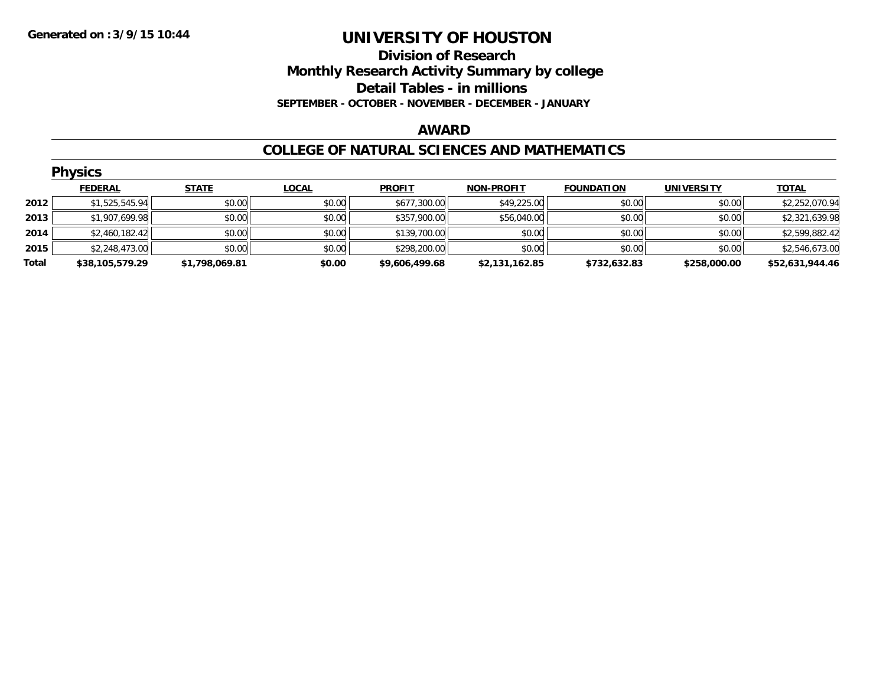# UNIVERSITY OF HOUSTON

## Division of Research

## Monthly Research Activity Summary by college

## Detail Tables - in millions

**SEPTEMBER - OCTOBER - NOVEMBER - DECEMBER - JANUARY**

**Generated on : 3/9/15 10:44**

### AWARD

### COLLEGE OF NATURAL SCIENCES AND MATHEMATICS

**Physics**

| | FEDERAL | STATE | LOCAL | PROFIT | NON-PROFIT | FOUNDATION | UNIVERSITY | TOTAL |
|---|---|---|---|---|---|---|---|---|
| 2012 | $1,525,545.94 | $0.00 | $0.00 | $677,300.00 | $49,225.00 | $0.00 | $0.00 | $2,252,070.94 |
| 2013 | $1,907,699.98 | $0.00 | $0.00 | $357,900.00 | $56,040.00 | $0.00 | $0.00 | $2,321,639.98 |
| 2014 | $2,460,182.42 | $0.00 | $0.00 | $139,700.00 | $0.00 | $0.00 | $0.00 | $2,599,882.42 |
| 2015 | $2,248,473.00 | $0.00 | $0.00 | $298,200.00 | $0.00 | $0.00 | $0.00 | $2,546,673.00 |
| **Total** | **$38,105,579.29** | **$1,798,069.81** | **$0.00** | **$9,606,499.68** | **$2,131,162.85** | **$732,632.83** | **$258,000.00** | **$52,631,944.46** |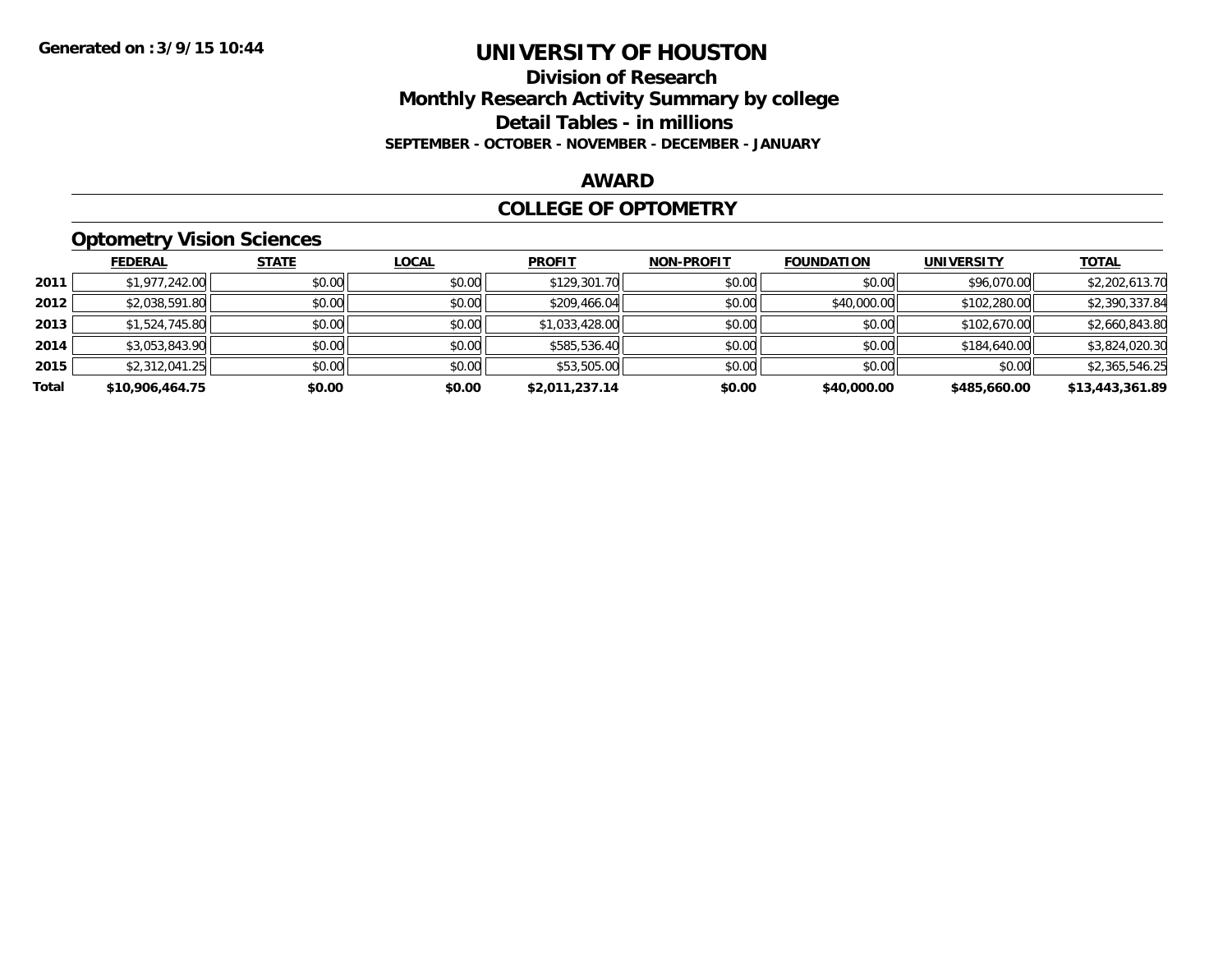**Generated on :3/9/15 10:44**

# UNIVERSITY OF HOUSTON

## Division of Research
## Monthly Research Activity Summary by college
## Detail Tables - in millions

**SEPTEMBER - OCTOBER - NOVEMBER - DECEMBER - JANUARY**

## AWARD

## COLLEGE OF OPTOMETRY

### Optometry Vision Sciences

| | FEDERAL | STATE | LOCAL | PROFIT | NON-PROFIT | FOUNDATION | UNIVERSITY | TOTAL |
|---|---|---|---|---|---|---|---|---|
| **2011** | $1,977,242.00 | $0.00 | $0.00 | $129,301.70 | $0.00 | $0.00 | $96,070.00 | $2,202,613.70 |
| **2012** | $2,038,591.80 | $0.00 | $0.00 | $209,466.04 | $0.00 | $40,000.00 | $102,280.00 | $2,390,337.84 |
| **2013** | $1,524,745.80 | $0.00 | $0.00 | $1,033,428.00 | $0.00 | $0.00 | $102,670.00 | $2,660,843.80 |
| **2014** | $3,053,843.90 | $0.00 | $0.00 | $585,536.40 | $0.00 | $0.00 | $184,640.00 | $3,824,020.30 |
| **2015** | $2,312,041.25 | $0.00 | $0.00 | $53,505.00 | $0.00 | $0.00 | $0.00 | $2,365,546.25 |
| **Total** | **$10,906,464.75** | **$0.00** | **$0.00** | **$2,011,237.14** | **$0.00** | **$40,000.00** | **$485,660.00** | **$13,443,361.89** |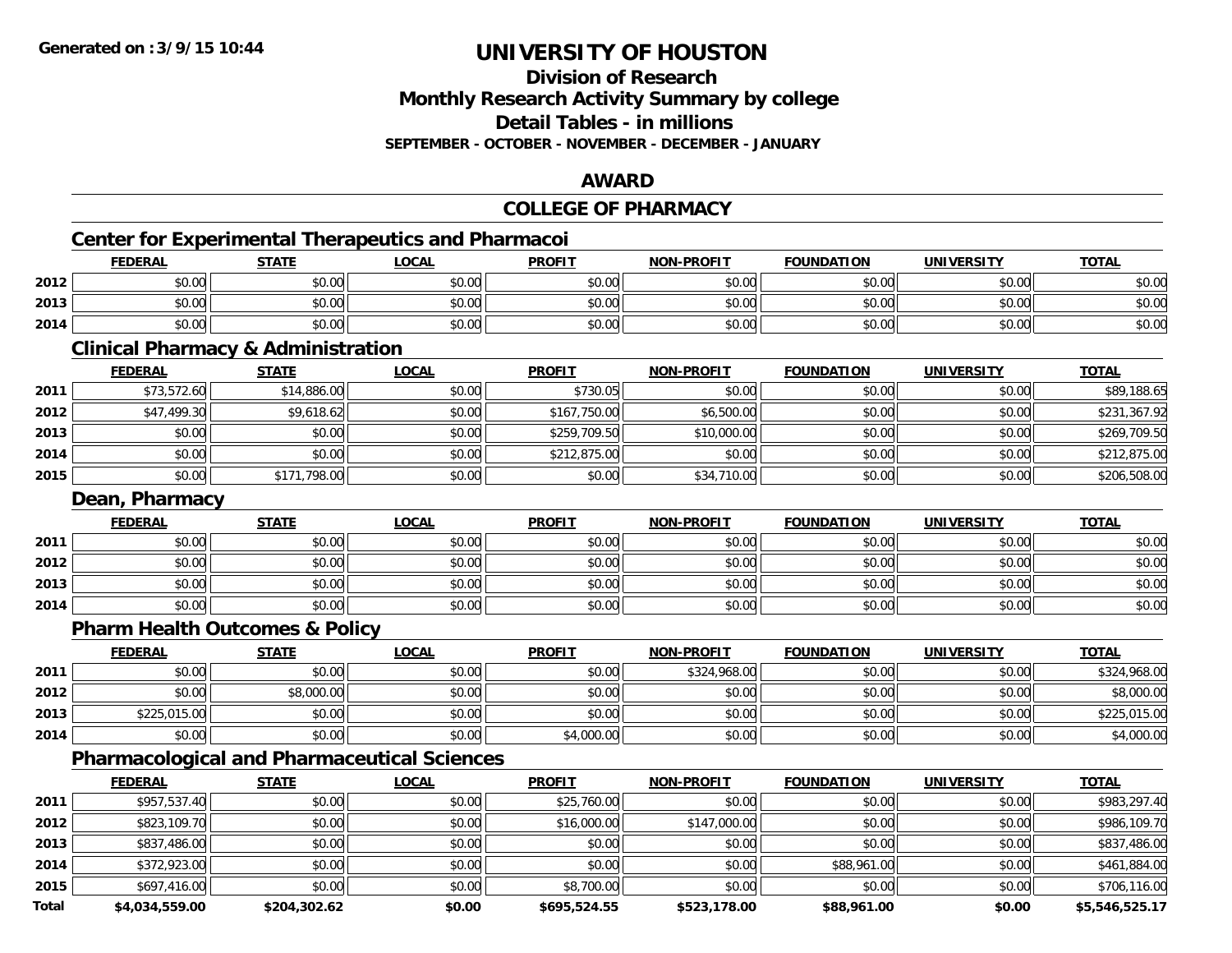**Generated on :3/9/15 10:44**

# UNIVERSITY OF HOUSTON

## Division of Research
## Monthly Research Activity Summary by college
## Detail Tables - in millions
### SEPTEMBER - OCTOBER - NOVEMBER - DECEMBER - JANUARY

## AWARD

## COLLEGE OF PHARMACY

### Center for Experimental Therapeutics and Pharmacoi

| | FEDERAL | STATE | LOCAL | PROFIT | NON-PROFIT | FOUNDATION | UNIVERSITY | TOTAL |
|---|---|---|---|---|---|---|---|---|
| 2012 | $0.00 | $0.00 | $0.00 | $0.00 | $0.00 | $0.00 | $0.00 | $0.00 |
| 2013 | $0.00 | $0.00 | $0.00 | $0.00 | $0.00 | $0.00 | $0.00 | $0.00 |
| 2014 | $0.00 | $0.00 | $0.00 | $0.00 | $0.00 | $0.00 | $0.00 | $0.00 |

### Clinical Pharmacy & Administration

| | FEDERAL | STATE | LOCAL | PROFIT | NON-PROFIT | FOUNDATION | UNIVERSITY | TOTAL |
|---|---|---|---|---|---|---|---|---|
| 2011 | $73,572.60 | $14,886.00 | $0.00 | $730.05 | $0.00 | $0.00 | $0.00 | $89,188.65 |
| 2012 | $47,499.30 | $9,618.62 | $0.00 | $167,750.00 | $6,500.00 | $0.00 | $0.00 | $231,367.92 |
| 2013 | $0.00 | $0.00 | $0.00 | $259,709.50 | $10,000.00 | $0.00 | $0.00 | $269,709.50 |
| 2014 | $0.00 | $0.00 | $0.00 | $212,875.00 | $0.00 | $0.00 | $0.00 | $212,875.00 |
| 2015 | $0.00 | $171,798.00 | $0.00 | $0.00 | $34,710.00 | $0.00 | $0.00 | $206,508.00 |

### Dean, Pharmacy

| | FEDERAL | STATE | LOCAL | PROFIT | NON-PROFIT | FOUNDATION | UNIVERSITY | TOTAL |
|---|---|---|---|---|---|---|---|---|
| 2011 | $0.00 | $0.00 | $0.00 | $0.00 | $0.00 | $0.00 | $0.00 | $0.00 |
| 2012 | $0.00 | $0.00 | $0.00 | $0.00 | $0.00 | $0.00 | $0.00 | $0.00 |
| 2013 | $0.00 | $0.00 | $0.00 | $0.00 | $0.00 | $0.00 | $0.00 | $0.00 |
| 2014 | $0.00 | $0.00 | $0.00 | $0.00 | $0.00 | $0.00 | $0.00 | $0.00 |

### Pharm Health Outcomes & Policy

| | FEDERAL | STATE | LOCAL | PROFIT | NON-PROFIT | FOUNDATION | UNIVERSITY | TOTAL |
|---|---|---|---|---|---|---|---|---|
| 2011 | $0.00 | $0.00 | $0.00 | $0.00 | $324,968.00 | $0.00 | $0.00 | $324,968.00 |
| 2012 | $0.00 | $8,000.00 | $0.00 | $0.00 | $0.00 | $0.00 | $0.00 | $8,000.00 |
| 2013 | $225,015.00 | $0.00 | $0.00 | $0.00 | $0.00 | $0.00 | $0.00 | $225,015.00 |
| 2014 | $0.00 | $0.00 | $0.00 | $4,000.00 | $0.00 | $0.00 | $0.00 | $4,000.00 |

### Pharmacological and Pharmaceutical Sciences

| | FEDERAL | STATE | LOCAL | PROFIT | NON-PROFIT | FOUNDATION | UNIVERSITY | TOTAL |
|---|---|---|---|---|---|---|---|---|
| 2011 | $957,537.40 | $0.00 | $0.00 | $25,760.00 | $0.00 | $0.00 | $0.00 | $983,297.40 |
| 2012 | $823,109.70 | $0.00 | $0.00 | $16,000.00 | $147,000.00 | $0.00 | $0.00 | $986,109.70 |
| 2013 | $837,486.00 | $0.00 | $0.00 | $0.00 | $0.00 | $0.00 | $0.00 | $837,486.00 |
| 2014 | $372,923.00 | $0.00 | $0.00 | $0.00 | $0.00 | $88,961.00 | $0.00 | $461,884.00 |
| 2015 | $697,416.00 | $0.00 | $0.00 | $8,700.00 | $0.00 | $0.00 | $0.00 | $706,116.00 |
| **Total** | **$4,034,559.00** | **$204,302.62** | **$0.00** | **$695,524.55** | **$523,178.00** | **$88,961.00** | **$0.00** | **$5,546,525.17** |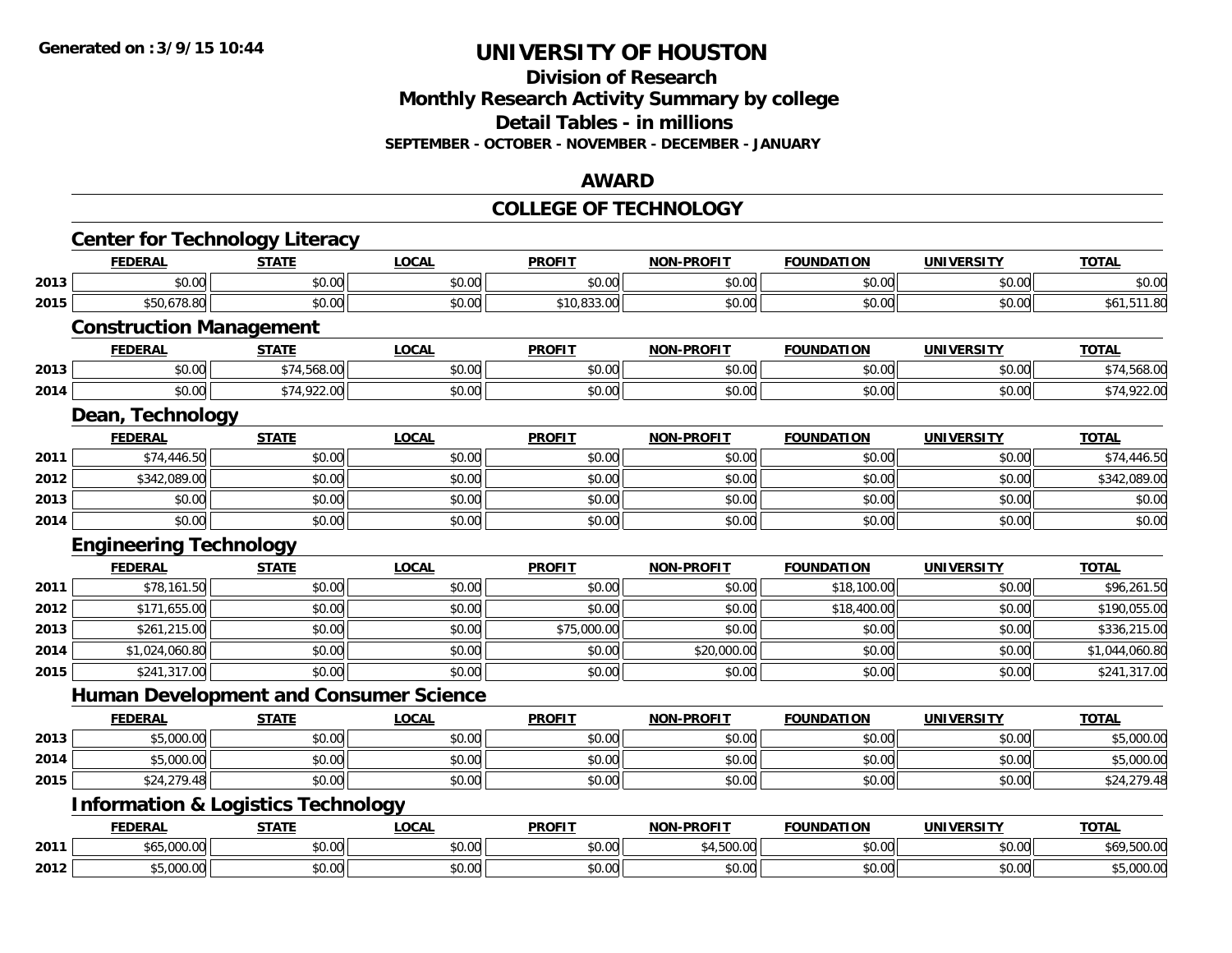# UNIVERSITY OF HOUSTON

## Division of Research
## Monthly Research Activity Summary by college
## Detail Tables - in millions
### SEPTEMBER - OCTOBER - NOVEMBER - DECEMBER - JANUARY

## AWARD

## COLLEGE OF TECHNOLOGY

### Center for Technology Literacy

| | FEDERAL | STATE | LOCAL | PROFIT | NON-PROFIT | FOUNDATION | UNIVERSITY | TOTAL |
|---|---|---|---|---|---|---|---|---|
| 2013 | $0.00 | $0.00 | $0.00 | $0.00 | $0.00 | $0.00 | $0.00 | $0.00 |
| 2015 | $50,678.80 | $0.00 | $0.00 | $10,833.00 | $0.00 | $0.00 | $0.00 | $61,511.80 |

### Construction Management

| | FEDERAL | STATE | LOCAL | PROFIT | NON-PROFIT | FOUNDATION | UNIVERSITY | TOTAL |
|---|---|---|---|---|---|---|---|---|
| 2013 | $0.00 | $74,568.00 | $0.00 | $0.00 | $0.00 | $0.00 | $0.00 | $74,568.00 |
| 2014 | $0.00 | $74,922.00 | $0.00 | $0.00 | $0.00 | $0.00 | $0.00 | $74,922.00 |

### Dean, Technology

| | FEDERAL | STATE | LOCAL | PROFIT | NON-PROFIT | FOUNDATION | UNIVERSITY | TOTAL |
|---|---|---|---|---|---|---|---|---|
| 2011 | $74,446.50 | $0.00 | $0.00 | $0.00 | $0.00 | $0.00 | $0.00 | $74,446.50 |
| 2012 | $342,089.00 | $0.00 | $0.00 | $0.00 | $0.00 | $0.00 | $0.00 | $342,089.00 |
| 2013 | $0.00 | $0.00 | $0.00 | $0.00 | $0.00 | $0.00 | $0.00 | $0.00 |
| 2014 | $0.00 | $0.00 | $0.00 | $0.00 | $0.00 | $0.00 | $0.00 | $0.00 |

### Engineering Technology

| | FEDERAL | STATE | LOCAL | PROFIT | NON-PROFIT | FOUNDATION | UNIVERSITY | TOTAL |
|---|---|---|---|---|---|---|---|---|
| 2011 | $78,161.50 | $0.00 | $0.00 | $0.00 | $0.00 | $18,100.00 | $0.00 | $96,261.50 |
| 2012 | $171,655.00 | $0.00 | $0.00 | $0.00 | $0.00 | $18,400.00 | $0.00 | $190,055.00 |
| 2013 | $261,215.00 | $0.00 | $0.00 | $75,000.00 | $0.00 | $0.00 | $0.00 | $336,215.00 |
| 2014 | $1,024,060.80 | $0.00 | $0.00 | $0.00 | $20,000.00 | $0.00 | $0.00 | $1,044,060.80 |
| 2015 | $241,317.00 | $0.00 | $0.00 | $0.00 | $0.00 | $0.00 | $0.00 | $241,317.00 |

### Human Development and Consumer Science

| | FEDERAL | STATE | LOCAL | PROFIT | NON-PROFIT | FOUNDATION | UNIVERSITY | TOTAL |
|---|---|---|---|---|---|---|---|---|
| 2013 | $5,000.00 | $0.00 | $0.00 | $0.00 | $0.00 | $0.00 | $0.00 | $5,000.00 |
| 2014 | $5,000.00 | $0.00 | $0.00 | $0.00 | $0.00 | $0.00 | $0.00 | $5,000.00 |
| 2015 | $24,279.48 | $0.00 | $0.00 | $0.00 | $0.00 | $0.00 | $0.00 | $24,279.48 |

### Information & Logistics Technology

| | FEDERAL | STATE | LOCAL | PROFIT | NON-PROFIT | FOUNDATION | UNIVERSITY | TOTAL |
|---|---|---|---|---|---|---|---|---|
| 2011 | $65,000.00 | $0.00 | $0.00 | $0.00 | $4,500.00 | $0.00 | $0.00 | $69,500.00 |
| 2012 | $5,000.00 | $0.00 | $0.00 | $0.00 | $0.00 | $0.00 | $0.00 | $5,000.00 |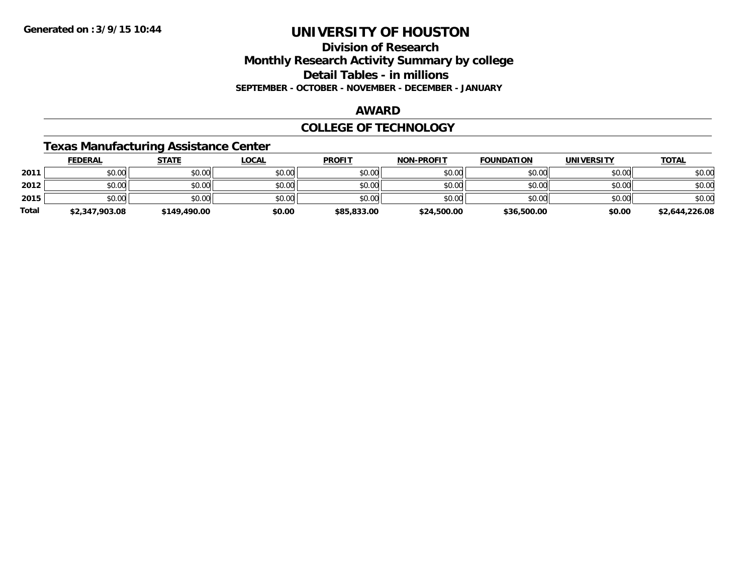Generated on :3/9/15 10:44

# UNIVERSITY OF HOUSTON

## Division of Research
## Monthly Research Activity Summary by college
## Detail Tables - in millions
### SEPTEMBER - OCTOBER - NOVEMBER - DECEMBER - JANUARY

## AWARD

## COLLEGE OF TECHNOLOGY

### Texas Manufacturing Assistance Center

| | FEDERAL | STATE | LOCAL | PROFIT | NON-PROFIT | FOUNDATION | UNIVERSITY | TOTAL |
|---|---|---|---|---|---|---|---|---|
| 2011 | $0.00 | $0.00 | $0.00 | $0.00 | $0.00 | $0.00 | $0.00 | $0.00 |
| 2012 | $0.00 | $0.00 | $0.00 | $0.00 | $0.00 | $0.00 | $0.00 | $0.00 |
| 2015 | $0.00 | $0.00 | $0.00 | $0.00 | $0.00 | $0.00 | $0.00 | $0.00 |
| **Total** | **$2,347,903.08** | **$149,490.00** | **$0.00** | **$85,833.00** | **$24,500.00** | **$36,500.00** | **$0.00** | **$2,644,226.08** |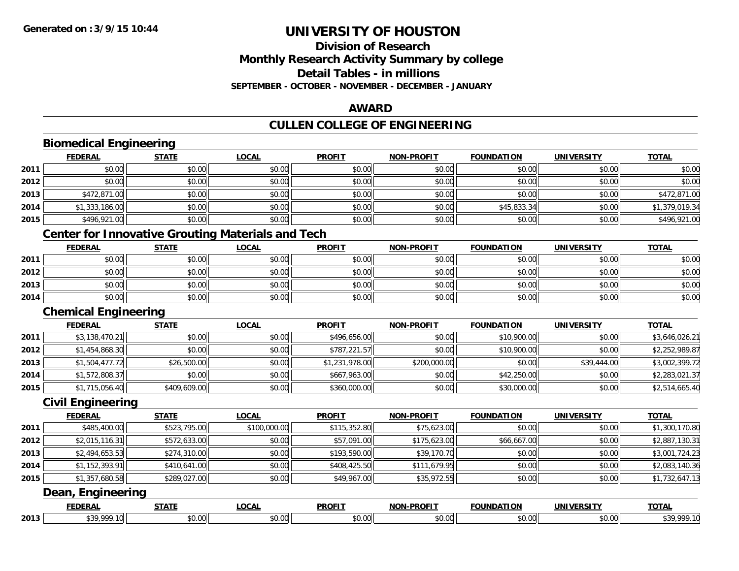# UNIVERSITY OF HOUSTON

## Division of Research
## Monthly Research Activity Summary by college
## Detail Tables - in millions
### SEPTEMBER - OCTOBER - NOVEMBER - DECEMBER - JANUARY

## AWARD

## CULLEN COLLEGE OF ENGINEERING

### Biomedical Engineering

| | FEDERAL | STATE | LOCAL | PROFIT | NON-PROFIT | FOUNDATION | UNIVERSITY | TOTAL |
|---|---|---|---|---|---|---|---|---|
| 2011 | $0.00 | $0.00 | $0.00 | $0.00 | $0.00 | $0.00 | $0.00 | $0.00 |
| 2012 | $0.00 | $0.00 | $0.00 | $0.00 | $0.00 | $0.00 | $0.00 | $0.00 |
| 2013 | $472,871.00 | $0.00 | $0.00 | $0.00 | $0.00 | $0.00 | $0.00 | $472,871.00 |
| 2014 | $1,333,186.00 | $0.00 | $0.00 | $0.00 | $0.00 | $45,833.34 | $0.00 | $1,379,019.34 |
| 2015 | $496,921.00 | $0.00 | $0.00 | $0.00 | $0.00 | $0.00 | $0.00 | $496,921.00 |

### Center for Innovative Grouting Materials and Tech

| | FEDERAL | STATE | LOCAL | PROFIT | NON-PROFIT | FOUNDATION | UNIVERSITY | TOTAL |
|---|---|---|---|---|---|---|---|---|
| 2011 | $0.00 | $0.00 | $0.00 | $0.00 | $0.00 | $0.00 | $0.00 | $0.00 |
| 2012 | $0.00 | $0.00 | $0.00 | $0.00 | $0.00 | $0.00 | $0.00 | $0.00 |
| 2013 | $0.00 | $0.00 | $0.00 | $0.00 | $0.00 | $0.00 | $0.00 | $0.00 |
| 2014 | $0.00 | $0.00 | $0.00 | $0.00 | $0.00 | $0.00 | $0.00 | $0.00 |

### Chemical Engineering

| | FEDERAL | STATE | LOCAL | PROFIT | NON-PROFIT | FOUNDATION | UNIVERSITY | TOTAL |
|---|---|---|---|---|---|---|---|---|
| 2011 | $3,138,470.21 | $0.00 | $0.00 | $496,656.00 | $0.00 | $10,900.00 | $0.00 | $3,646,026.21 |
| 2012 | $1,454,868.30 | $0.00 | $0.00 | $787,221.57 | $0.00 | $10,900.00 | $0.00 | $2,252,989.87 |
| 2013 | $1,504,477.72 | $26,500.00 | $0.00 | $1,231,978.00 | $200,000.00 | $0.00 | $39,444.00 | $3,002,399.72 |
| 2014 | $1,572,808.37 | $0.00 | $0.00 | $667,963.00 | $0.00 | $42,250.00 | $0.00 | $2,283,021.37 |
| 2015 | $1,715,056.40 | $409,609.00 | $0.00 | $360,000.00 | $0.00 | $30,000.00 | $0.00 | $2,514,665.40 |

### Civil Engineering

| | FEDERAL | STATE | LOCAL | PROFIT | NON-PROFIT | FOUNDATION | UNIVERSITY | TOTAL |
|---|---|---|---|---|---|---|---|---|
| 2011 | $485,400.00 | $523,795.00 | $100,000.00 | $115,352.80 | $75,623.00 | $0.00 | $0.00 | $1,300,170.80 |
| 2012 | $2,015,116.31 | $572,633.00 | $0.00 | $57,091.00 | $175,623.00 | $66,667.00 | $0.00 | $2,887,130.31 |
| 2013 | $2,494,653.53 | $274,310.00 | $0.00 | $193,590.00 | $39,170.70 | $0.00 | $0.00 | $3,001,724.23 |
| 2014 | $1,152,393.91 | $410,641.00 | $0.00 | $408,425.50 | $111,679.95 | $0.00 | $0.00 | $2,083,140.36 |
| 2015 | $1,357,680.58 | $289,027.00 | $0.00 | $49,967.00 | $35,972.55 | $0.00 | $0.00 | $1,732,647.13 |

### Dean, Engineering

| | FEDERAL | STATE | LOCAL | PROFIT | NON-PROFIT | FOUNDATION | UNIVERSITY | TOTAL |
|---|---|---|---|---|---|---|---|---|
| 2013 | $39,999.10 | $0.00 | $0.00 | $0.00 | $0.00 | $0.00 | $0.00 | $39,999.10 |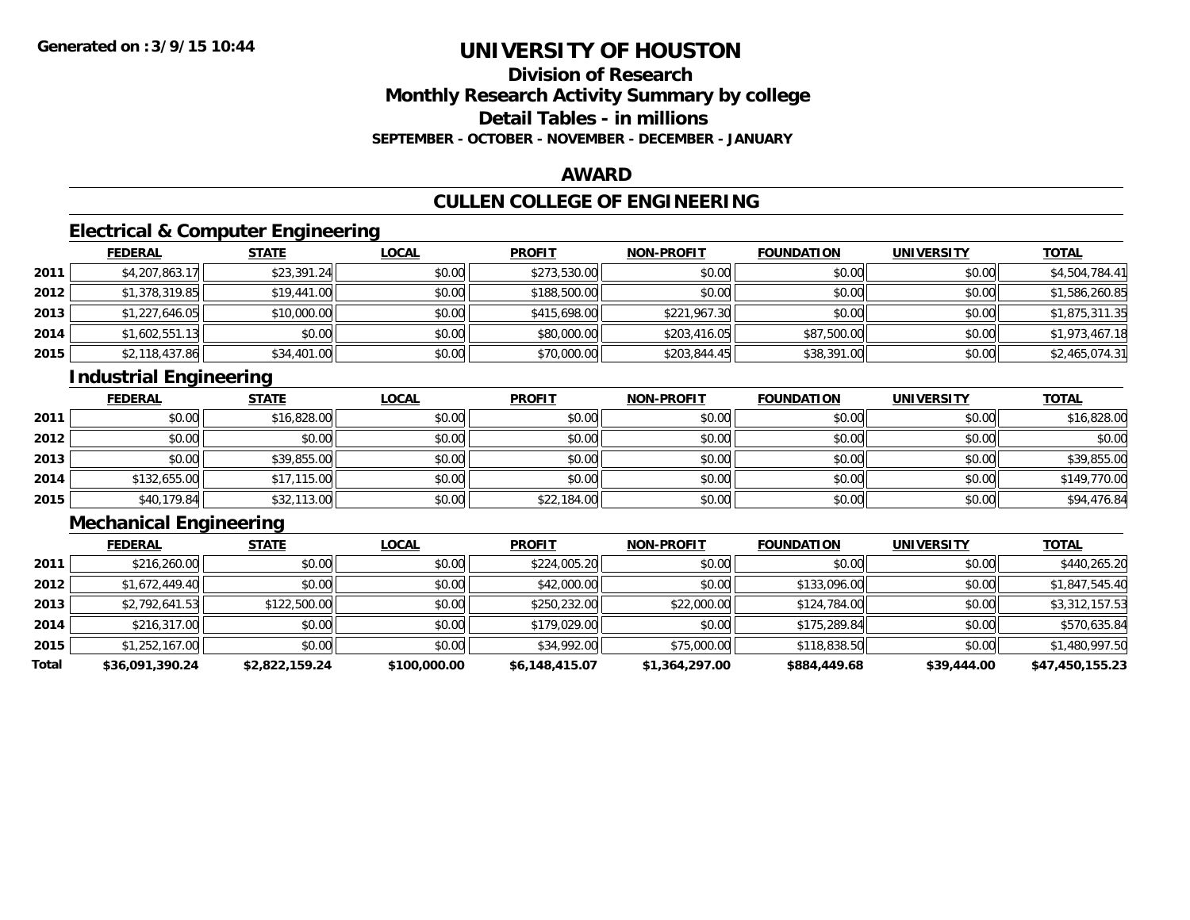**Generated on :3/9/15 10:44**

# UNIVERSITY OF HOUSTON

## Division of Research
## Monthly Research Activity Summary by college
## Detail Tables - in millions
### SEPTEMBER - OCTOBER - NOVEMBER - DECEMBER - JANUARY

## AWARD

## CULLEN COLLEGE OF ENGINEERING

### Electrical & Computer Engineering

| | FEDERAL | STATE | LOCAL | PROFIT | NON-PROFIT | FOUNDATION | UNIVERSITY | TOTAL |
|---|---|---|---|---|---|---|---|---|
| 2011 | $4,207,863.17 | $23,391.24 | $0.00 | $273,530.00 | $0.00 | $0.00 | $0.00 | $4,504,784.41 |
| 2012 | $1,378,319.85 | $19,441.00 | $0.00 | $188,500.00 | $0.00 | $0.00 | $0.00 | $1,586,260.85 |
| 2013 | $1,227,646.05 | $10,000.00 | $0.00 | $415,698.00 | $221,967.30 | $0.00 | $0.00 | $1,875,311.35 |
| 2014 | $1,602,551.13 | $0.00 | $0.00 | $80,000.00 | $203,416.05 | $87,500.00 | $0.00 | $1,973,467.18 |
| 2015 | $2,118,437.86 | $34,401.00 | $0.00 | $70,000.00 | $203,844.45 | $38,391.00 | $0.00 | $2,465,074.31 |

### Industrial Engineering

| | FEDERAL | STATE | LOCAL | PROFIT | NON-PROFIT | FOUNDATION | UNIVERSITY | TOTAL |
|---|---|---|---|---|---|---|---|---|
| 2011 | $0.00 | $16,828.00 | $0.00 | $0.00 | $0.00 | $0.00 | $0.00 | $16,828.00 |
| 2012 | $0.00 | $0.00 | $0.00 | $0.00 | $0.00 | $0.00 | $0.00 | $0.00 |
| 2013 | $0.00 | $39,855.00 | $0.00 | $0.00 | $0.00 | $0.00 | $0.00 | $39,855.00 |
| 2014 | $132,655.00 | $17,115.00 | $0.00 | $0.00 | $0.00 | $0.00 | $0.00 | $149,770.00 |
| 2015 | $40,179.84 | $32,113.00 | $0.00 | $22,184.00 | $0.00 | $0.00 | $0.00 | $94,476.84 |

### Mechanical Engineering

| | FEDERAL | STATE | LOCAL | PROFIT | NON-PROFIT | FOUNDATION | UNIVERSITY | TOTAL |
|---|---|---|---|---|---|---|---|---|
| 2011 | $216,260.00 | $0.00 | $0.00 | $224,005.20 | $0.00 | $0.00 | $0.00 | $440,265.20 |
| 2012 | $1,672,449.40 | $0.00 | $0.00 | $42,000.00 | $0.00 | $133,096.00 | $0.00 | $1,847,545.40 |
| 2013 | $2,792,641.53 | $122,500.00 | $0.00 | $250,232.00 | $22,000.00 | $124,784.00 | $0.00 | $3,312,157.53 |
| 2014 | $216,317.00 | $0.00 | $0.00 | $179,029.00 | $0.00 | $175,289.84 | $0.00 | $570,635.84 |
| 2015 | $1,252,167.00 | $0.00 | $0.00 | $34,992.00 | $75,000.00 | $118,838.50 | $0.00 | $1,480,997.50 |
| **Total** | **$36,091,390.24** | **$2,822,159.24** | **$100,000.00** | **$6,148,415.07** | **$1,364,297.00** | **$884,449.68** | **$39,444.00** | **$47,450,155.23** |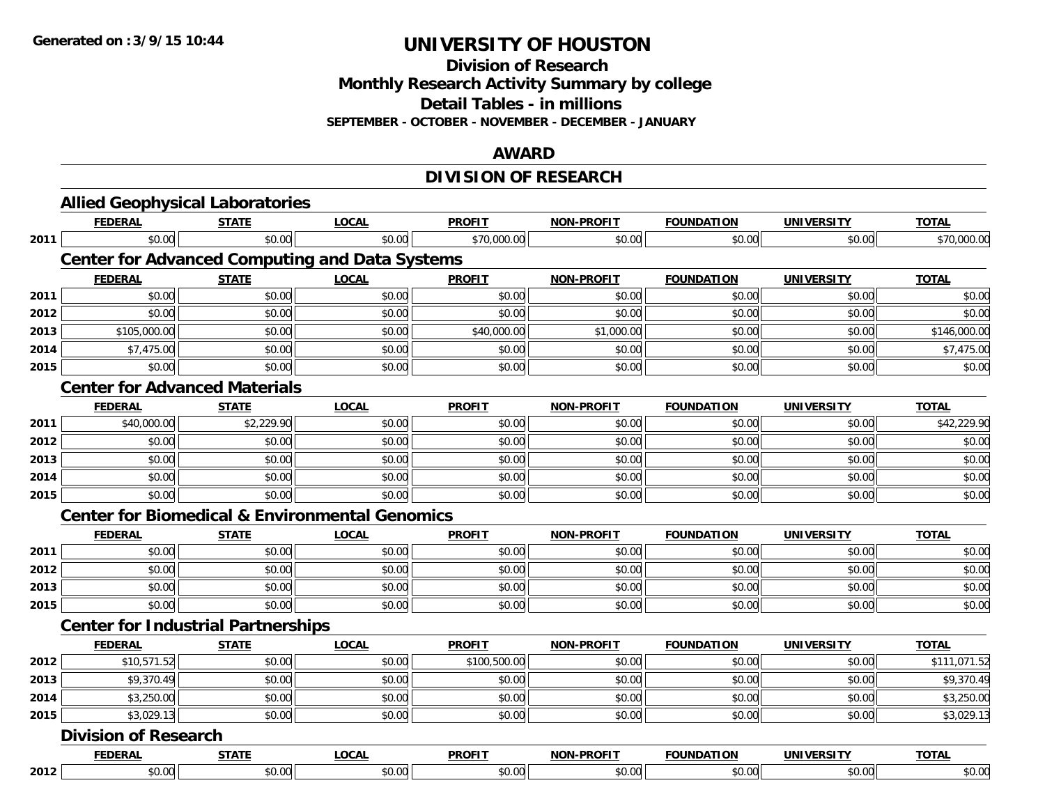# UNIVERSITY OF HOUSTON

## Division of Research
## Monthly Research Activity Summary by college
## Detail Tables - in millions

**SEPTEMBER - OCTOBER - NOVEMBER - DECEMBER - JANUARY**

## AWARD

## DIVISION OF RESEARCH

### Allied Geophysical Laboratories

| | FEDERAL | STATE | LOCAL | PROFIT | NON-PROFIT | FOUNDATION | UNIVERSITY | TOTAL |
|---|---|---|---|---|---|---|---|---|
| 2011 | $0.00 | $0.00 | $0.00 | $70,000.00 | $0.00 | $0.00 | $0.00 | $70,000.00 |

### Center for Advanced Computing and Data Systems

| | FEDERAL | STATE | LOCAL | PROFIT | NON-PROFIT | FOUNDATION | UNIVERSITY | TOTAL |
|---|---|---|---|---|---|---|---|---|
| 2011 | $0.00 | $0.00 | $0.00 | $0.00 | $0.00 | $0.00 | $0.00 | $0.00 |
| 2012 | $0.00 | $0.00 | $0.00 | $0.00 | $0.00 | $0.00 | $0.00 | $0.00 |
| 2013 | $105,000.00 | $0.00 | $0.00 | $40,000.00 | $1,000.00 | $0.00 | $0.00 | $146,000.00 |
| 2014 | $7,475.00 | $0.00 | $0.00 | $0.00 | $0.00 | $0.00 | $0.00 | $7,475.00 |
| 2015 | $0.00 | $0.00 | $0.00 | $0.00 | $0.00 | $0.00 | $0.00 | $0.00 |

### Center for Advanced Materials

| | FEDERAL | STATE | LOCAL | PROFIT | NON-PROFIT | FOUNDATION | UNIVERSITY | TOTAL |
|---|---|---|---|---|---|---|---|---|
| 2011 | $40,000.00 | $2,229.90 | $0.00 | $0.00 | $0.00 | $0.00 | $0.00 | $42,229.90 |
| 2012 | $0.00 | $0.00 | $0.00 | $0.00 | $0.00 | $0.00 | $0.00 | $0.00 |
| 2013 | $0.00 | $0.00 | $0.00 | $0.00 | $0.00 | $0.00 | $0.00 | $0.00 |
| 2014 | $0.00 | $0.00 | $0.00 | $0.00 | $0.00 | $0.00 | $0.00 | $0.00 |
| 2015 | $0.00 | $0.00 | $0.00 | $0.00 | $0.00 | $0.00 | $0.00 | $0.00 |

### Center for Biomedical & Environmental Genomics

| | FEDERAL | STATE | LOCAL | PROFIT | NON-PROFIT | FOUNDATION | UNIVERSITY | TOTAL |
|---|---|---|---|---|---|---|---|---|
| 2011 | $0.00 | $0.00 | $0.00 | $0.00 | $0.00 | $0.00 | $0.00 | $0.00 |
| 2012 | $0.00 | $0.00 | $0.00 | $0.00 | $0.00 | $0.00 | $0.00 | $0.00 |
| 2013 | $0.00 | $0.00 | $0.00 | $0.00 | $0.00 | $0.00 | $0.00 | $0.00 |
| 2015 | $0.00 | $0.00 | $0.00 | $0.00 | $0.00 | $0.00 | $0.00 | $0.00 |

### Center for Industrial Partnerships

| | FEDERAL | STATE | LOCAL | PROFIT | NON-PROFIT | FOUNDATION | UNIVERSITY | TOTAL |
|---|---|---|---|---|---|---|---|---|
| 2012 | $10,571.52 | $0.00 | $0.00 | $100,500.00 | $0.00 | $0.00 | $0.00 | $111,071.52 |
| 2013 | $9,370.49 | $0.00 | $0.00 | $0.00 | $0.00 | $0.00 | $0.00 | $9,370.49 |
| 2014 | $3,250.00 | $0.00 | $0.00 | $0.00 | $0.00 | $0.00 | $0.00 | $3,250.00 |
| 2015 | $3,029.13 | $0.00 | $0.00 | $0.00 | $0.00 | $0.00 | $0.00 | $3,029.13 |

### Division of Research

| | FEDERAL | STATE | LOCAL | PROFIT | NON-PROFIT | FOUNDATION | UNIVERSITY | TOTAL |
|---|---|---|---|---|---|---|---|---|
| 2012 | $0.00 | $0.00 | $0.00 | $0.00 | $0.00 | $0.00 | $0.00 | $0.00 |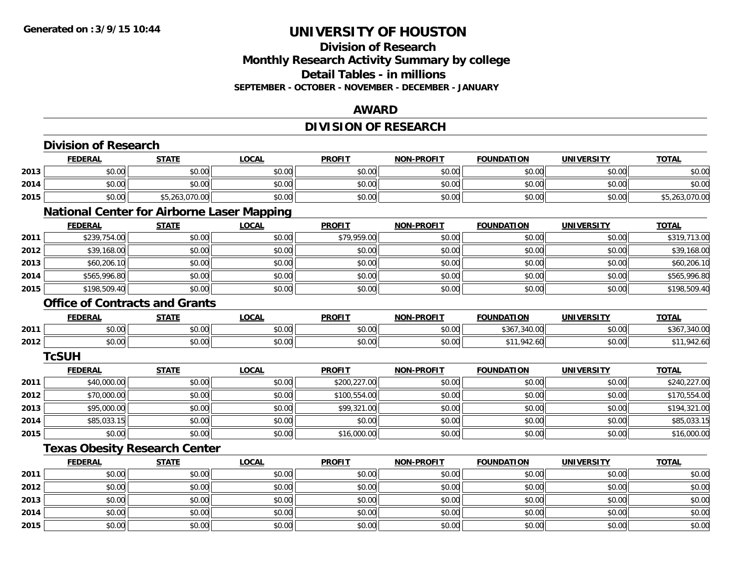**Generated on :3/9/15 10:44**

# UNIVERSITY OF HOUSTON

## Division of Research
## Monthly Research Activity Summary by college
## Detail Tables - in millions
### SEPTEMBER - OCTOBER - NOVEMBER - DECEMBER - JANUARY

## AWARD

## DIVISION OF RESEARCH

### Division of Research

| | FEDERAL | STATE | LOCAL | PROFIT | NON-PROFIT | FOUNDATION | UNIVERSITY | TOTAL |
|---|---|---|---|---|---|---|---|---|
| 2013 | $0.00 | $0.00 | $0.00 | $0.00 | $0.00 | $0.00 | $0.00 | $0.00 |
| 2014 | $0.00 | $0.00 | $0.00 | $0.00 | $0.00 | $0.00 | $0.00 | $0.00 |
| 2015 | $0.00 | $5,263,070.00 | $0.00 | $0.00 | $0.00 | $0.00 | $0.00 | $5,263,070.00 |

### National Center for Airborne Laser Mapping

| | FEDERAL | STATE | LOCAL | PROFIT | NON-PROFIT | FOUNDATION | UNIVERSITY | TOTAL |
|---|---|---|---|---|---|---|---|---|
| 2011 | $239,754.00 | $0.00 | $0.00 | $79,959.00 | $0.00 | $0.00 | $0.00 | $319,713.00 |
| 2012 | $39,168.00 | $0.00 | $0.00 | $0.00 | $0.00 | $0.00 | $0.00 | $39,168.00 |
| 2013 | $60,206.10 | $0.00 | $0.00 | $0.00 | $0.00 | $0.00 | $0.00 | $60,206.10 |
| 2014 | $565,996.80 | $0.00 | $0.00 | $0.00 | $0.00 | $0.00 | $0.00 | $565,996.80 |
| 2015 | $198,509.40 | $0.00 | $0.00 | $0.00 | $0.00 | $0.00 | $0.00 | $198,509.40 |

### Office of Contracts and Grants

| | FEDERAL | STATE | LOCAL | PROFIT | NON-PROFIT | FOUNDATION | UNIVERSITY | TOTAL |
|---|---|---|---|---|---|---|---|---|
| 2011 | $0.00 | $0.00 | $0.00 | $0.00 | $0.00 | $367,340.00 | $0.00 | $367,340.00 |
| 2012 | $0.00 | $0.00 | $0.00 | $0.00 | $0.00 | $11,942.60 | $0.00 | $11,942.60 |

### TcSUH

| | FEDERAL | STATE | LOCAL | PROFIT | NON-PROFIT | FOUNDATION | UNIVERSITY | TOTAL |
|---|---|---|---|---|---|---|---|---|
| 2011 | $40,000.00 | $0.00 | $0.00 | $200,227.00 | $0.00 | $0.00 | $0.00 | $240,227.00 |
| 2012 | $70,000.00 | $0.00 | $0.00 | $100,554.00 | $0.00 | $0.00 | $0.00 | $170,554.00 |
| 2013 | $95,000.00 | $0.00 | $0.00 | $99,321.00 | $0.00 | $0.00 | $0.00 | $194,321.00 |
| 2014 | $85,033.15 | $0.00 | $0.00 | $0.00 | $0.00 | $0.00 | $0.00 | $85,033.15 |
| 2015 | $0.00 | $0.00 | $0.00 | $16,000.00 | $0.00 | $0.00 | $0.00 | $16,000.00 |

### Texas Obesity Research Center

| | FEDERAL | STATE | LOCAL | PROFIT | NON-PROFIT | FOUNDATION | UNIVERSITY | TOTAL |
|---|---|---|---|---|---|---|---|---|
| 2011 | $0.00 | $0.00 | $0.00 | $0.00 | $0.00 | $0.00 | $0.00 | $0.00 |
| 2012 | $0.00 | $0.00 | $0.00 | $0.00 | $0.00 | $0.00 | $0.00 | $0.00 |
| 2013 | $0.00 | $0.00 | $0.00 | $0.00 | $0.00 | $0.00 | $0.00 | $0.00 |
| 2014 | $0.00 | $0.00 | $0.00 | $0.00 | $0.00 | $0.00 | $0.00 | $0.00 |
| 2015 | $0.00 | $0.00 | $0.00 | $0.00 | $0.00 | $0.00 | $0.00 | $0.00 |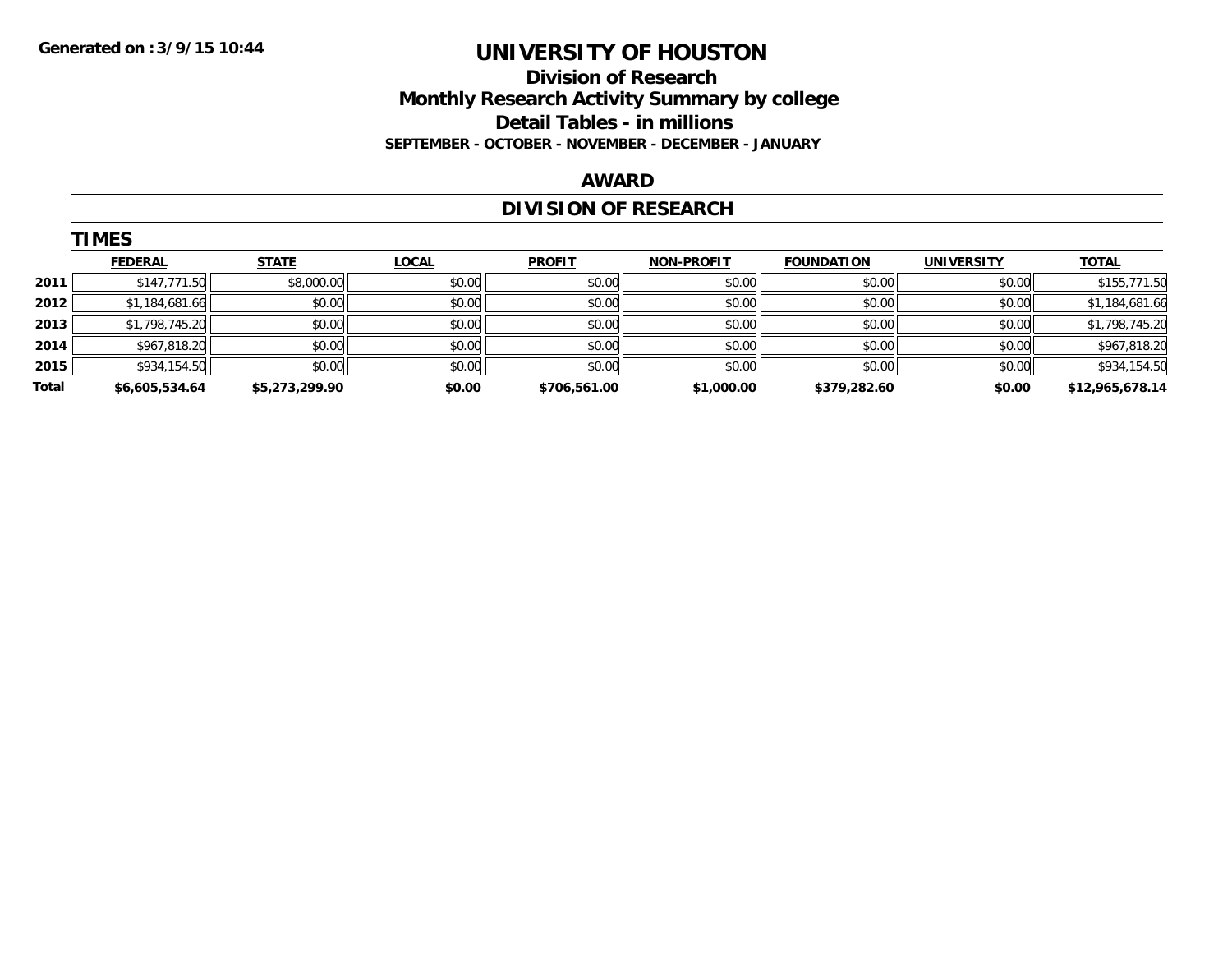Generated on :3/9/15 10:44

# UNIVERSITY OF HOUSTON

## Division of Research

## Monthly Research Activity Summary by college

## Detail Tables - in millions

**SEPTEMBER - OCTOBER - NOVEMBER - DECEMBER - JANUARY**

## AWARD

## DIVISION OF RESEARCH

### TIMES

| | FEDERAL | STATE | LOCAL | PROFIT | NON-PROFIT | FOUNDATION | UNIVERSITY | TOTAL |
|---|---|---|---|---|---|---|---|---|
| 2011 | $147,771.50 | $8,000.00 | $0.00 | $0.00 | $0.00 | $0.00 | $0.00 | $155,771.50 |
| 2012 | $1,184,681.66 | $0.00 | $0.00 | $0.00 | $0.00 | $0.00 | $0.00 | $1,184,681.66 |
| 2013 | $1,798,745.20 | $0.00 | $0.00 | $0.00 | $0.00 | $0.00 | $0.00 | $1,798,745.20 |
| 2014 | $967,818.20 | $0.00 | $0.00 | $0.00 | $0.00 | $0.00 | $0.00 | $967,818.20 |
| 2015 | $934,154.50 | $0.00 | $0.00 | $0.00 | $0.00 | $0.00 | $0.00 | $934,154.50 |
| **Total** | **$6,605,534.64** | **$5,273,299.90** | **$0.00** | **$706,561.00** | **$1,000.00** | **$379,282.60** | **$0.00** | **$12,965,678.14** |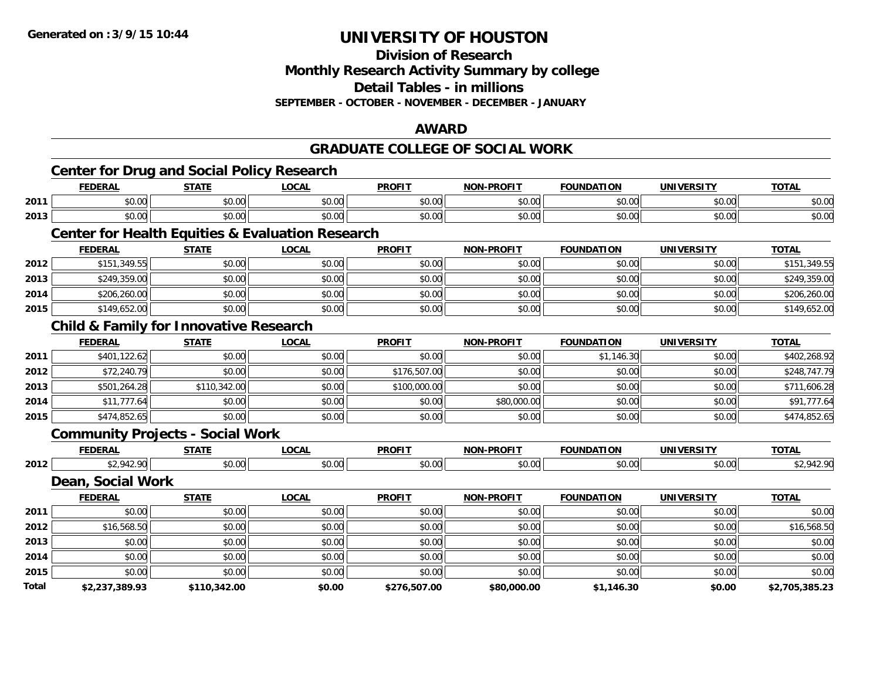**Generated on :3/9/15 10:44**

# UNIVERSITY OF HOUSTON

## Division of Research
## Monthly Research Activity Summary by college
## Detail Tables - in millions
### SEPTEMBER - OCTOBER - NOVEMBER - DECEMBER - JANUARY

## AWARD

## GRADUATE COLLEGE OF SOCIAL WORK

### Center for Drug and Social Policy Research

| | FEDERAL | STATE | LOCAL | PROFIT | NON-PROFIT | FOUNDATION | UNIVERSITY | TOTAL |
|---|---|---|---|---|---|---|---|---|
| 2011 | $0.00 | $0.00 | $0.00 | $0.00 | $0.00 | $0.00 | $0.00 | $0.00 |
| 2013 | $0.00 | $0.00 | $0.00 | $0.00 | $0.00 | $0.00 | $0.00 | $0.00 |

### Center for Health Equities & Evaluation Research

| | FEDERAL | STATE | LOCAL | PROFIT | NON-PROFIT | FOUNDATION | UNIVERSITY | TOTAL |
|---|---|---|---|---|---|---|---|---|
| 2012 | $151,349.55 | $0.00 | $0.00 | $0.00 | $0.00 | $0.00 | $0.00 | $151,349.55 |
| 2013 | $249,359.00 | $0.00 | $0.00 | $0.00 | $0.00 | $0.00 | $0.00 | $249,359.00 |
| 2014 | $206,260.00 | $0.00 | $0.00 | $0.00 | $0.00 | $0.00 | $0.00 | $206,260.00 |
| 2015 | $149,652.00 | $0.00 | $0.00 | $0.00 | $0.00 | $0.00 | $0.00 | $149,652.00 |

### Child & Family for Innovative Research

| | FEDERAL | STATE | LOCAL | PROFIT | NON-PROFIT | FOUNDATION | UNIVERSITY | TOTAL |
|---|---|---|---|---|---|---|---|---|
| 2011 | $401,122.62 | $0.00 | $0.00 | $0.00 | $0.00 | $1,146.30 | $0.00 | $402,268.92 |
| 2012 | $72,240.79 | $0.00 | $0.00 | $176,507.00 | $0.00 | $0.00 | $0.00 | $248,747.79 |
| 2013 | $501,264.28 | $110,342.00 | $0.00 | $100,000.00 | $0.00 | $0.00 | $0.00 | $711,606.28 |
| 2014 | $11,777.64 | $0.00 | $0.00 | $0.00 | $80,000.00 | $0.00 | $0.00 | $91,777.64 |
| 2015 | $474,852.65 | $0.00 | $0.00 | $0.00 | $0.00 | $0.00 | $0.00 | $474,852.65 |

### Community Projects - Social Work

| | FEDERAL | STATE | LOCAL | PROFIT | NON-PROFIT | FOUNDATION | UNIVERSITY | TOTAL |
|---|---|---|---|---|---|---|---|---|
| 2012 | $2,942.90 | $0.00 | $0.00 | $0.00 | $0.00 | $0.00 | $0.00 | $2,942.90 |

### Dean, Social Work

| | FEDERAL | STATE | LOCAL | PROFIT | NON-PROFIT | FOUNDATION | UNIVERSITY | TOTAL |
|---|---|---|---|---|---|---|---|---|
| 2011 | $0.00 | $0.00 | $0.00 | $0.00 | $0.00 | $0.00 | $0.00 | $0.00 |
| 2012 | $16,568.50 | $0.00 | $0.00 | $0.00 | $0.00 | $0.00 | $0.00 | $16,568.50 |
| 2013 | $0.00 | $0.00 | $0.00 | $0.00 | $0.00 | $0.00 | $0.00 | $0.00 |
| 2014 | $0.00 | $0.00 | $0.00 | $0.00 | $0.00 | $0.00 | $0.00 | $0.00 |
| 2015 | $0.00 | $0.00 | $0.00 | $0.00 | $0.00 | $0.00 | $0.00 | $0.00 |
| **Total** | **$2,237,389.93** | **$110,342.00** | **$0.00** | **$276,507.00** | **$80,000.00** | **$1,146.30** | **$0.00** | **$2,705,385.23** |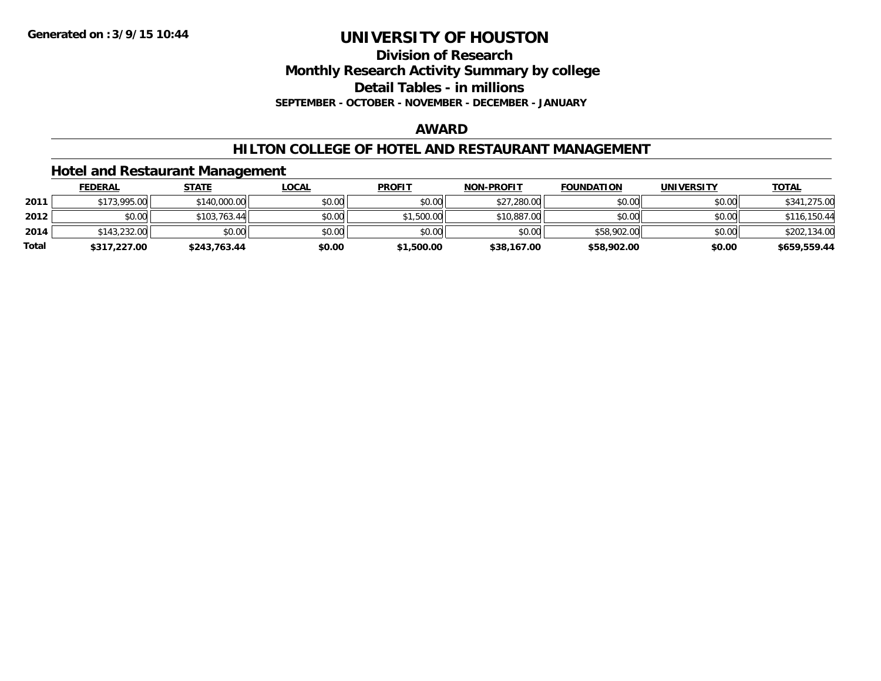Generated on :3/9/15 10:44

# UNIVERSITY OF HOUSTON

## Division of Research
## Monthly Research Activity Summary by college
## Detail Tables - in millions
### SEPTEMBER - OCTOBER - NOVEMBER - DECEMBER - JANUARY

## AWARD

## HILTON COLLEGE OF HOTEL AND RESTAURANT MANAGEMENT

### Hotel and Restaurant Management

| | FEDERAL | STATE | LOCAL | PROFIT | NON-PROFIT | FOUNDATION | UNIVERSITY | TOTAL |
|---|---|---|---|---|---|---|---|---|
| 2011 | $173,995.00 | $140,000.00 | $0.00 | $0.00 | $27,280.00 | $0.00 | $0.00 | $341,275.00 |
| 2012 | $0.00 | $103,763.44 | $0.00 | $1,500.00 | $10,887.00 | $0.00 | $0.00 | $116,150.44 |
| 2014 | $143,232.00 | $0.00 | $0.00 | $0.00 | $0.00 | $58,902.00 | $0.00 | $202,134.00 |
| **Total** | **$317,227.00** | **$243,763.44** | **$0.00** | **$1,500.00** | **$38,167.00** | **$58,902.00** | **$0.00** | **$659,559.44** |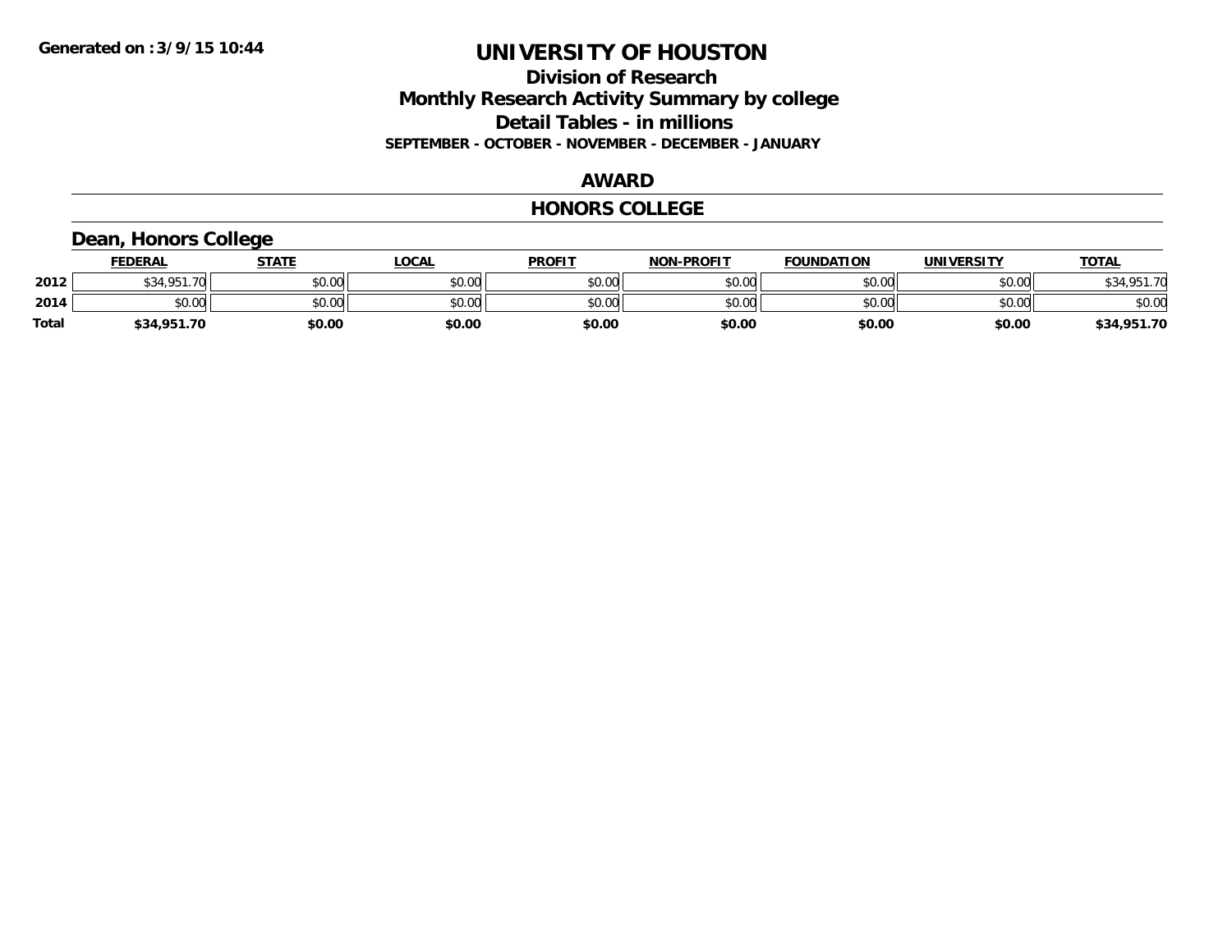Generated on :3/9/15 10:44

# UNIVERSITY OF HOUSTON

## Division of Research
## Monthly Research Activity Summary by college
## Detail Tables - in millions
### SEPTEMBER - OCTOBER - NOVEMBER - DECEMBER - JANUARY

## AWARD

## HONORS COLLEGE

### Dean, Honors College

| | FEDERAL | STATE | LOCAL | PROFIT | NON-PROFIT | FOUNDATION | UNIVERSITY | TOTAL |
|---|---|---|---|---|---|---|---|---|
| 2012 | $34,951.70 | $0.00 | $0.00 | $0.00 | $0.00 | $0.00 | $0.00 | $34,951.70 |
| 2014 | $0.00 | $0.00 | $0.00 | $0.00 | $0.00 | $0.00 | $0.00 | $0.00 |
| **Total** | **$34,951.70** | **$0.00** | **$0.00** | **$0.00** | **$0.00** | **$0.00** | **$0.00** | **$34,951.70** |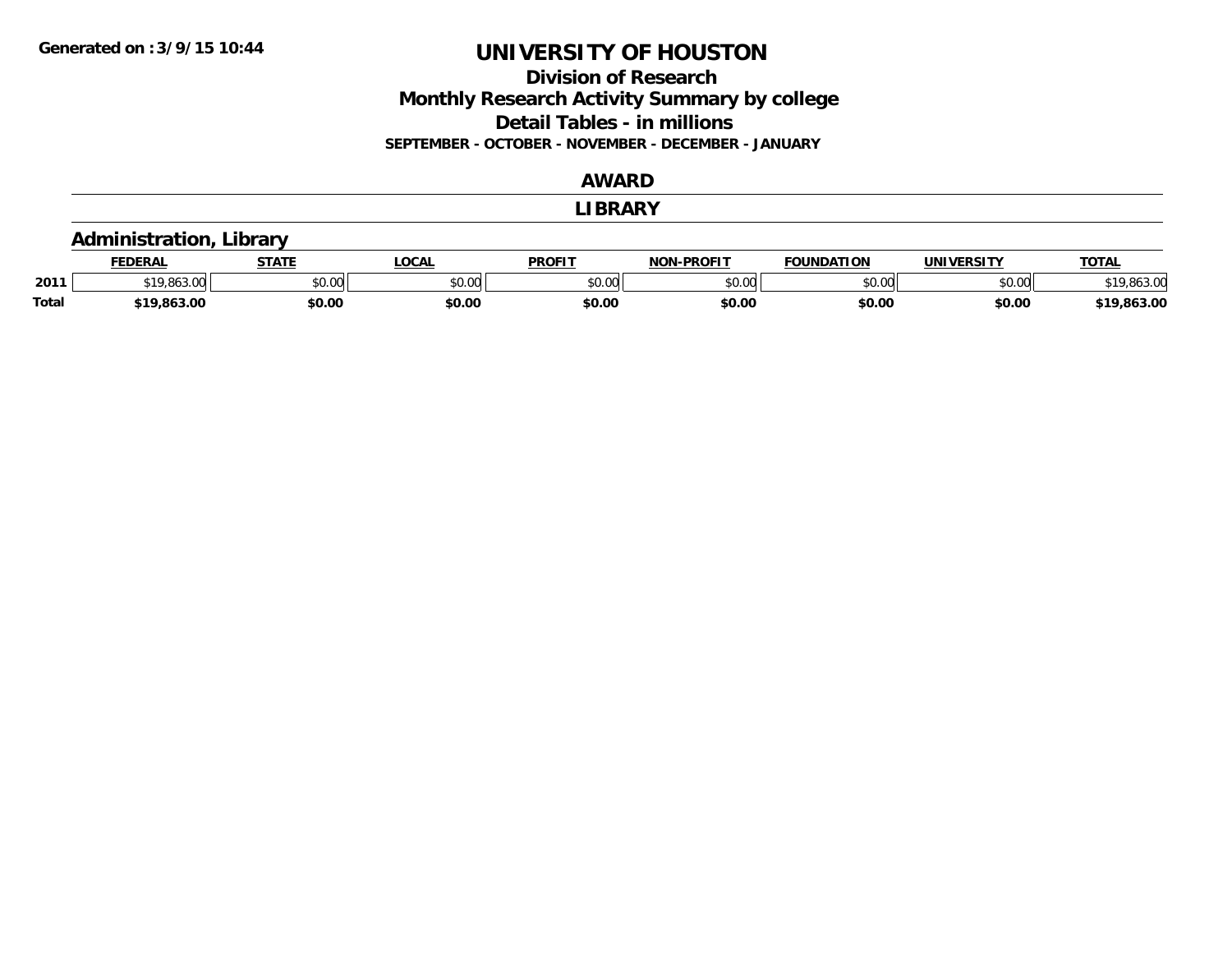Generated on :3/9/15 10:44

# UNIVERSITY OF HOUSTON

## Division of Research

## Monthly Research Activity Summary by college

## Detail Tables - in millions

**SEPTEMBER - OCTOBER - NOVEMBER - DECEMBER - JANUARY**

## AWARD

## LIBRARY

### Administration, Library

| | FEDERAL | STATE | LOCAL | PROFIT | NON-PROFIT | FOUNDATION | UNIVERSITY | TOTAL |
|---|---|---|---|---|---|---|---|---|
| 2011 | $19,863.00 | $0.00 | $0.00 | $0.00 | $0.00 | $0.00 | $0.00 | $19,863.00 |
| Total | $19,863.00 | $0.00 | $0.00 | $0.00 | $0.00 | $0.00 | $0.00 | $19,863.00 |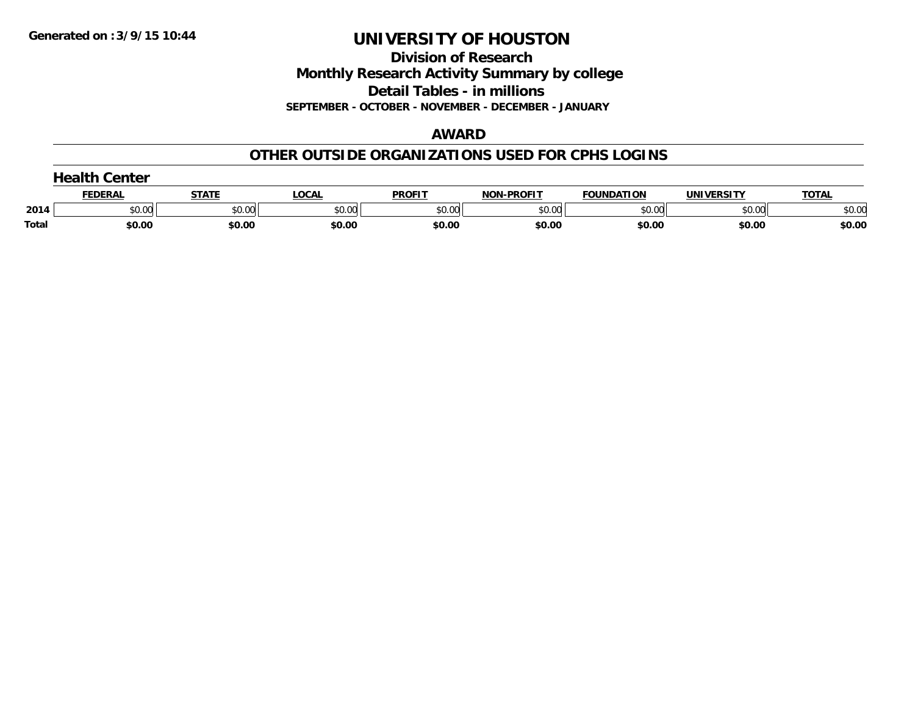Generated on :3/9/15 10:44

# UNIVERSITY OF HOUSTON

## Division of Research

## Monthly Research Activity Summary by college

## Detail Tables - in millions

**SEPTEMBER - OCTOBER - NOVEMBER - DECEMBER - JANUARY**

## AWARD

## OTHER OUTSIDE ORGANIZATIONS USED FOR CPHS LOGINS

### Health Center

| | FEDERAL | STATE | LOCAL | PROFIT | NON-PROFIT | FOUNDATION | UNIVERSITY | TOTAL |
|---|---|---|---|---|---|---|---|---|
| 2014 | $0.00 | $0.00 | $0.00 | $0.00 | $0.00 | $0.00 | $0.00 | $0.00 |
| **Total** | **$0.00** | **$0.00** | **$0.00** | **$0.00** | **$0.00** | **$0.00** | **$0.00** | **$0.00** |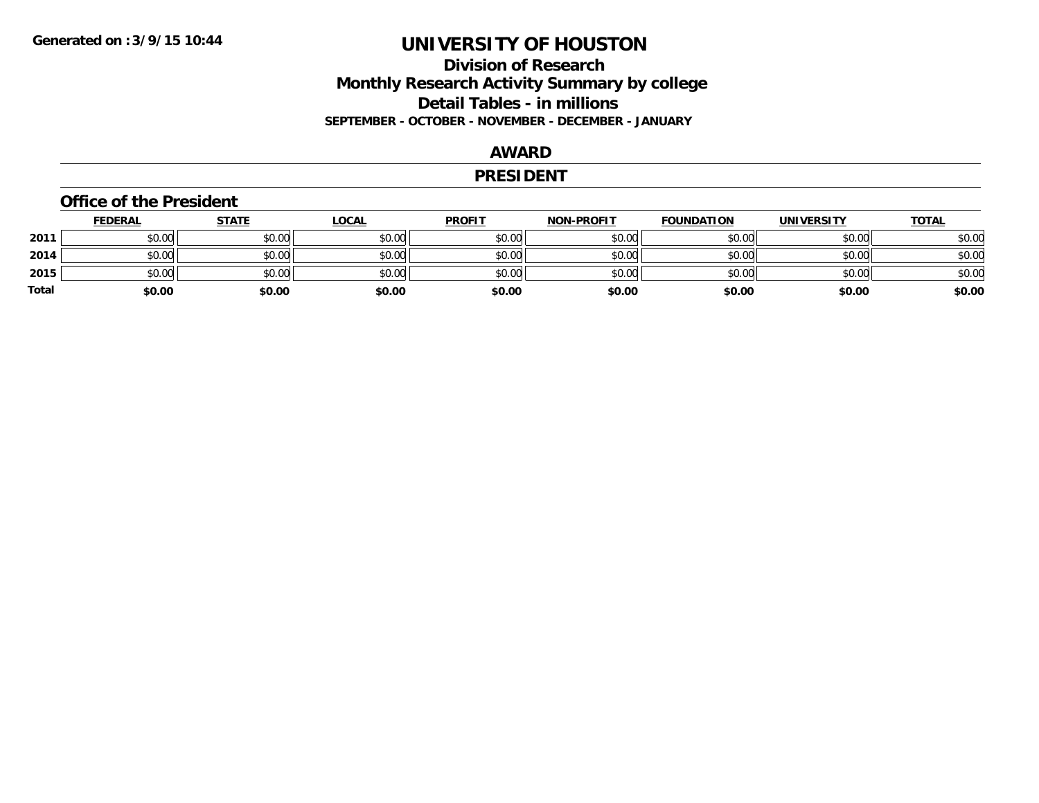Generated on :3/9/15 10:44

# UNIVERSITY OF HOUSTON

## Division of Research

## Monthly Research Activity Summary by college

## Detail Tables - in millions

**SEPTEMBER - OCTOBER - NOVEMBER - DECEMBER - JANUARY**

## AWARD

## PRESIDENT

### Office of the President

| | FEDERAL | STATE | LOCAL | PROFIT | NON-PROFIT | FOUNDATION | UNIVERSITY | TOTAL |
|---|---|---|---|---|---|---|---|---|
| 2011 | $0.00 | $0.00 | $0.00 | $0.00 | $0.00 | $0.00 | $0.00 | $0.00 |
| 2014 | $0.00 | $0.00 | $0.00 | $0.00 | $0.00 | $0.00 | $0.00 | $0.00 |
| 2015 | $0.00 | $0.00 | $0.00 | $0.00 | $0.00 | $0.00 | $0.00 | $0.00 |
| **Total** | **$0.00** | **$0.00** | **$0.00** | **$0.00** | **$0.00** | **$0.00** | **$0.00** | **$0.00** |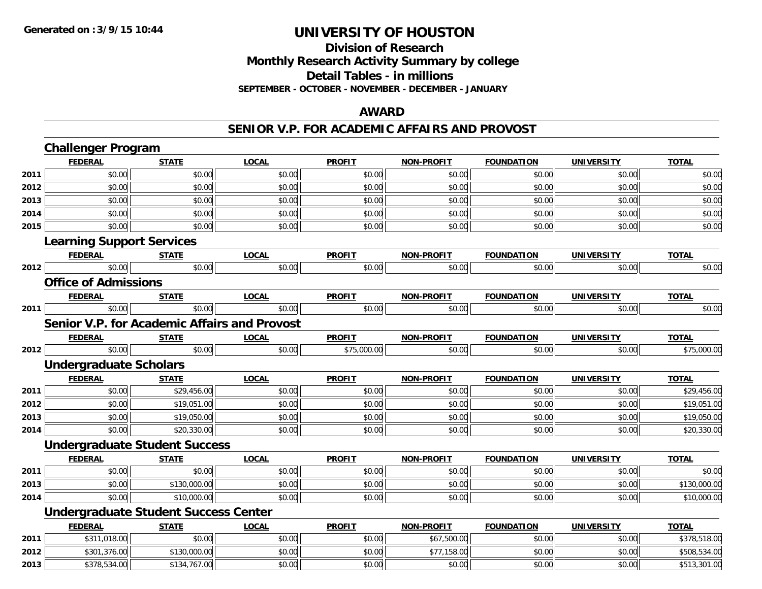**Generated on :3/9/15 10:44**

# UNIVERSITY OF HOUSTON

## Division of Research
## Monthly Research Activity Summary by college
## Detail Tables - in millions
### SEPTEMBER - OCTOBER - NOVEMBER - DECEMBER - JANUARY

## AWARD

## SENIOR V.P. FOR ACADEMIC AFFAIRS AND PROVOST

### Challenger Program

| | FEDERAL | STATE | LOCAL | PROFIT | NON-PROFIT | FOUNDATION | UNIVERSITY | TOTAL |
|---|---|---|---|---|---|---|---|---|
| 2011 | $0.00 | $0.00 | $0.00 | $0.00 | $0.00 | $0.00 | $0.00 | $0.00 |
| 2012 | $0.00 | $0.00 | $0.00 | $0.00 | $0.00 | $0.00 | $0.00 | $0.00 |
| 2013 | $0.00 | $0.00 | $0.00 | $0.00 | $0.00 | $0.00 | $0.00 | $0.00 |
| 2014 | $0.00 | $0.00 | $0.00 | $0.00 | $0.00 | $0.00 | $0.00 | $0.00 |
| 2015 | $0.00 | $0.00 | $0.00 | $0.00 | $0.00 | $0.00 | $0.00 | $0.00 |

### Learning Support Services

| | FEDERAL | STATE | LOCAL | PROFIT | NON-PROFIT | FOUNDATION | UNIVERSITY | TOTAL |
|---|---|---|---|---|---|---|---|---|
| 2012 | $0.00 | $0.00 | $0.00 | $0.00 | $0.00 | $0.00 | $0.00 | $0.00 |

### Office of Admissions

| | FEDERAL | STATE | LOCAL | PROFIT | NON-PROFIT | FOUNDATION | UNIVERSITY | TOTAL |
|---|---|---|---|---|---|---|---|---|
| 2011 | $0.00 | $0.00 | $0.00 | $0.00 | $0.00 | $0.00 | $0.00 | $0.00 |

### Senior V.P. for Academic Affairs and Provost

| | FEDERAL | STATE | LOCAL | PROFIT | NON-PROFIT | FOUNDATION | UNIVERSITY | TOTAL |
|---|---|---|---|---|---|---|---|---|
| 2012 | $0.00 | $0.00 | $0.00 | $75,000.00 | $0.00 | $0.00 | $0.00 | $75,000.00 |

### Undergraduate Scholars

| | FEDERAL | STATE | LOCAL | PROFIT | NON-PROFIT | FOUNDATION | UNIVERSITY | TOTAL |
|---|---|---|---|---|---|---|---|---|
| 2011 | $0.00 | $29,456.00 | $0.00 | $0.00 | $0.00 | $0.00 | $0.00 | $29,456.00 |
| 2012 | $0.00 | $19,051.00 | $0.00 | $0.00 | $0.00 | $0.00 | $0.00 | $19,051.00 |
| 2013 | $0.00 | $19,050.00 | $0.00 | $0.00 | $0.00 | $0.00 | $0.00 | $19,050.00 |
| 2014 | $0.00 | $20,330.00 | $0.00 | $0.00 | $0.00 | $0.00 | $0.00 | $20,330.00 |

### Undergraduate Student Success

| | FEDERAL | STATE | LOCAL | PROFIT | NON-PROFIT | FOUNDATION | UNIVERSITY | TOTAL |
|---|---|---|---|---|---|---|---|---|
| 2011 | $0.00 | $0.00 | $0.00 | $0.00 | $0.00 | $0.00 | $0.00 | $0.00 |
| 2013 | $0.00 | $130,000.00 | $0.00 | $0.00 | $0.00 | $0.00 | $0.00 | $130,000.00 |
| 2014 | $0.00 | $10,000.00 | $0.00 | $0.00 | $0.00 | $0.00 | $0.00 | $10,000.00 |

### Undergraduate Student Success Center

| | FEDERAL | STATE | LOCAL | PROFIT | NON-PROFIT | FOUNDATION | UNIVERSITY | TOTAL |
|---|---|---|---|---|---|---|---|---|
| 2011 | $311,018.00 | $0.00 | $0.00 | $0.00 | $67,500.00 | $0.00 | $0.00 | $378,518.00 |
| 2012 | $301,376.00 | $130,000.00 | $0.00 | $0.00 | $77,158.00 | $0.00 | $0.00 | $508,534.00 |
| 2013 | $378,534.00 | $134,767.00 | $0.00 | $0.00 | $0.00 | $0.00 | $0.00 | $513,301.00 |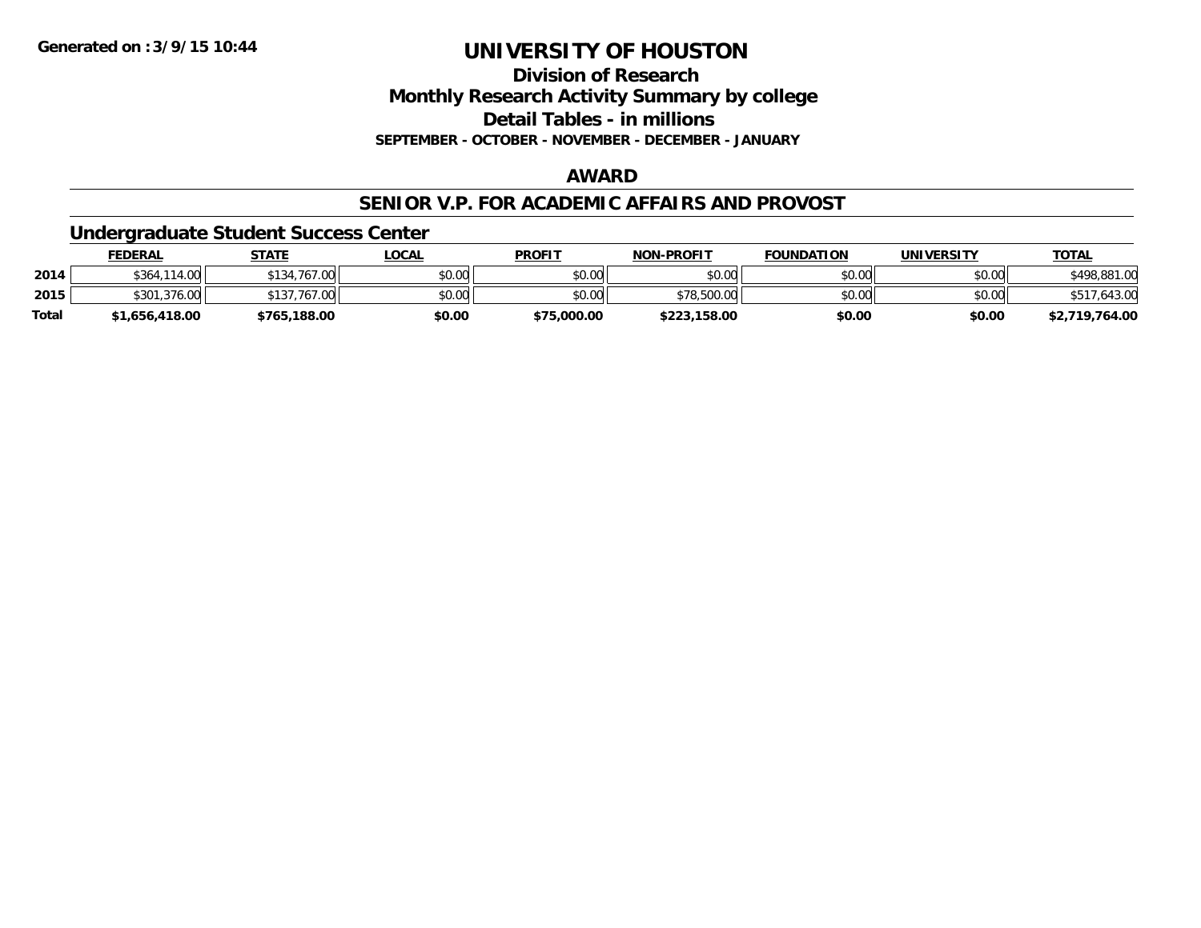Generated on :3/9/15 10:44

# UNIVERSITY OF HOUSTON

## Division of Research
## Monthly Research Activity Summary by college
## Detail Tables - in millions

**SEPTEMBER - OCTOBER - NOVEMBER - DECEMBER - JANUARY**

### AWARD

### SENIOR V.P. FOR ACADEMIC AFFAIRS AND PROVOST

### Undergraduate Student Success Center

| | FEDERAL | STATE | LOCAL | PROFIT | NON-PROFIT | FOUNDATION | UNIVERSITY | TOTAL |
|---|---|---|---|---|---|---|---|---|
| 2014 | $364,114.00 | $134,767.00 | $0.00 | $0.00 | $0.00 | $0.00 | $0.00 | $498,881.00 |
| 2015 | $301,376.00 | $137,767.00 | $0.00 | $0.00 | $78,500.00 | $0.00 | $0.00 | $517,643.00 |
| **Total** | **$1,656,418.00** | **$765,188.00** | **$0.00** | **$75,000.00** | **$223,158.00** | **$0.00** | **$0.00** | **$2,719,764.00** |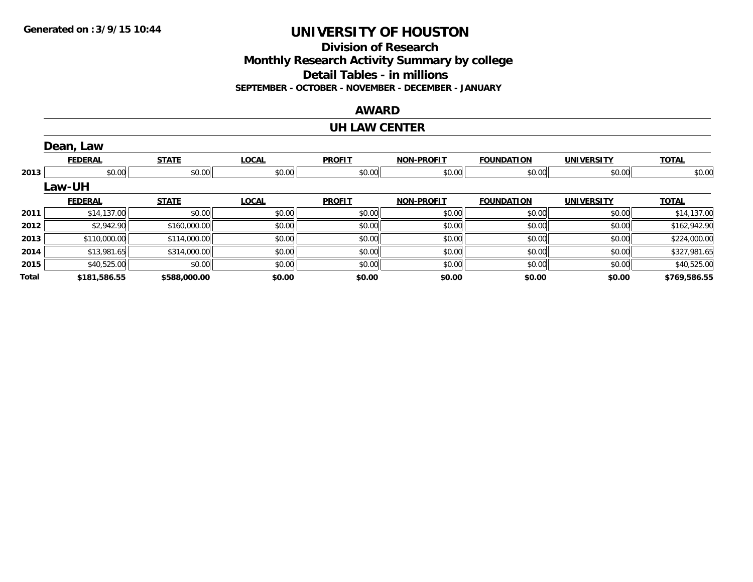**Generated on :3/9/15 10:44**

# UNIVERSITY OF HOUSTON

## Division of Research
## Monthly Research Activity Summary by college
## Detail Tables - in millions
### SEPTEMBER - OCTOBER - NOVEMBER - DECEMBER - JANUARY

## AWARD

## UH LAW CENTER

### Dean, Law

| | FEDERAL | STATE | LOCAL | PROFIT | NON-PROFIT | FOUNDATION | UNIVERSITY | TOTAL |
|---|---|---|---|---|---|---|---|---|
| 2013 | $0.00 | $0.00 | $0.00 | $0.00 | $0.00 | $0.00 | $0.00 | $0.00 |

### Law-UH

| | FEDERAL | STATE | LOCAL | PROFIT | NON-PROFIT | FOUNDATION | UNIVERSITY | TOTAL |
|---|---|---|---|---|---|---|---|---|
| 2011 | $14,137.00 | $0.00 | $0.00 | $0.00 | $0.00 | $0.00 | $0.00 | $14,137.00 |
| 2012 | $2,942.90 | $160,000.00 | $0.00 | $0.00 | $0.00 | $0.00 | $0.00 | $162,942.90 |
| 2013 | $110,000.00 | $114,000.00 | $0.00 | $0.00 | $0.00 | $0.00 | $0.00 | $224,000.00 |
| 2014 | $13,981.65 | $314,000.00 | $0.00 | $0.00 | $0.00 | $0.00 | $0.00 | $327,981.65 |
| 2015 | $40,525.00 | $0.00 | $0.00 | $0.00 | $0.00 | $0.00 | $0.00 | $40,525.00 |
| **Total** | **$181,586.55** | **$588,000.00** | **$0.00** | **$0.00** | **$0.00** | **$0.00** | **$0.00** | **$769,586.55** |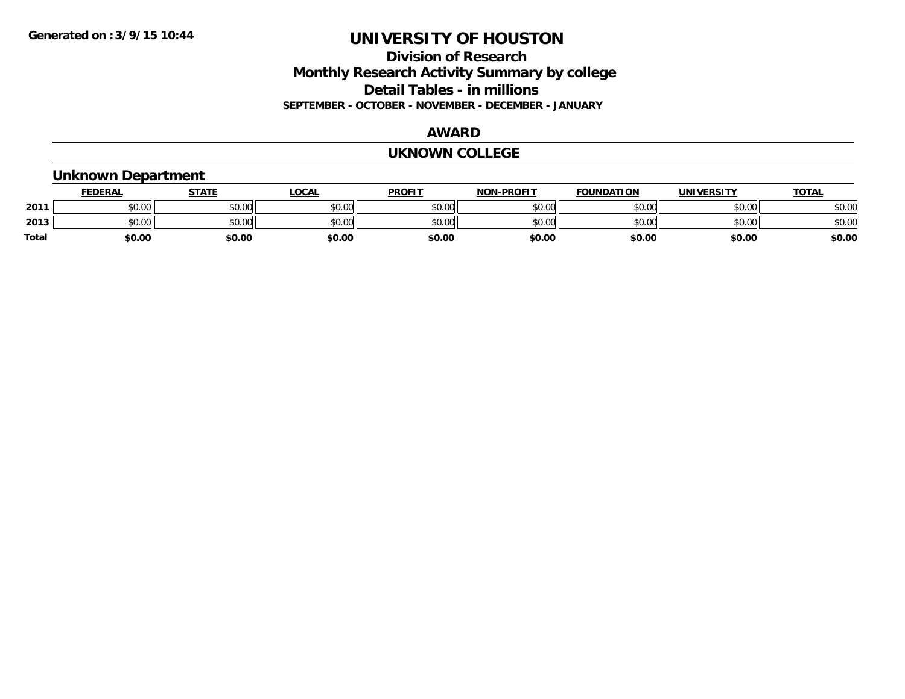Generated on :3/9/15 10:44

# UNIVERSITY OF HOUSTON

## Division of Research
## Monthly Research Activity Summary by college
## Detail Tables - in millions

**SEPTEMBER - OCTOBER - NOVEMBER - DECEMBER - JANUARY**

## AWARD

## UKNOWN COLLEGE

### Unknown Department

| | FEDERAL | STATE | LOCAL | PROFIT | NON-PROFIT | FOUNDATION | UNIVERSITY | TOTAL |
|---|---|---|---|---|---|---|---|---|
| **2011** | $0.00 | $0.00 | $0.00 | $0.00 | $0.00 | $0.00 | $0.00 | $0.00 |
| **2013** | $0.00 | $0.00 | $0.00 | $0.00 | $0.00 | $0.00 | $0.00 | $0.00 |
| **Total** | **$0.00** | **$0.00** | **$0.00** | **$0.00** | **$0.00** | **$0.00** | **$0.00** | **$0.00** |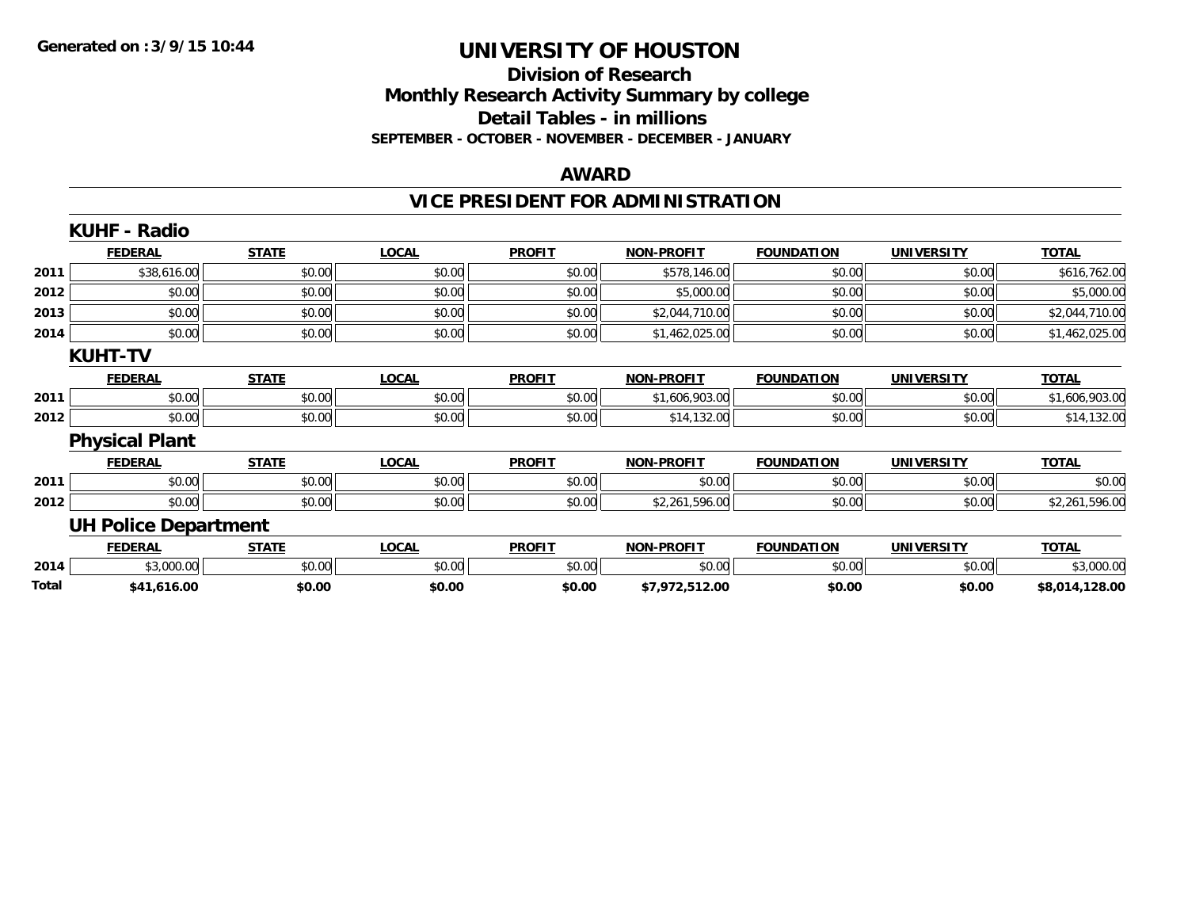**Generated on :3/9/15 10:44**

# UNIVERSITY OF HOUSTON

## Division of Research
## Monthly Research Activity Summary by college
## Detail Tables - in millions

**SEPTEMBER - OCTOBER - NOVEMBER - DECEMBER - JANUARY**

## AWARD

## VICE PRESIDENT FOR ADMINISTRATION

### KUHF - Radio

| | FEDERAL | STATE | LOCAL | PROFIT | NON-PROFIT | FOUNDATION | UNIVERSITY | TOTAL |
|---|---|---|---|---|---|---|---|---|
| 2011 | $38,616.00 | $0.00 | $0.00 | $0.00 | $578,146.00 | $0.00 | $0.00 | $616,762.00 |
| 2012 | $0.00 | $0.00 | $0.00 | $0.00 | $5,000.00 | $0.00 | $0.00 | $5,000.00 |
| 2013 | $0.00 | $0.00 | $0.00 | $0.00 | $2,044,710.00 | $0.00 | $0.00 | $2,044,710.00 |
| 2014 | $0.00 | $0.00 | $0.00 | $0.00 | $1,462,025.00 | $0.00 | $0.00 | $1,462,025.00 |

### KUHT-TV

| | FEDERAL | STATE | LOCAL | PROFIT | NON-PROFIT | FOUNDATION | UNIVERSITY | TOTAL |
|---|---|---|---|---|---|---|---|---|
| 2011 | $0.00 | $0.00 | $0.00 | $0.00 | $1,606,903.00 | $0.00 | $0.00 | $1,606,903.00 |
| 2012 | $0.00 | $0.00 | $0.00 | $0.00 | $14,132.00 | $0.00 | $0.00 | $14,132.00 |

### Physical Plant

| | FEDERAL | STATE | LOCAL | PROFIT | NON-PROFIT | FOUNDATION | UNIVERSITY | TOTAL |
|---|---|---|---|---|---|---|---|---|
| 2011 | $0.00 | $0.00 | $0.00 | $0.00 | $0.00 | $0.00 | $0.00 | $0.00 |
| 2012 | $0.00 | $0.00 | $0.00 | $0.00 | $2,261,596.00 | $0.00 | $0.00 | $2,261,596.00 |

### UH Police Department

| | FEDERAL | STATE | LOCAL | PROFIT | NON-PROFIT | FOUNDATION | UNIVERSITY | TOTAL |
|---|---|---|---|---|---|---|---|---|
| 2014 | $3,000.00 | $0.00 | $0.00 | $0.00 | $0.00 | $0.00 | $0.00 | $3,000.00 |
| **Total** | **$41,616.00** | **$0.00** | **$0.00** | **$0.00** | **$7,972,512.00** | **$0.00** | **$0.00** | **$8,014,128.00** |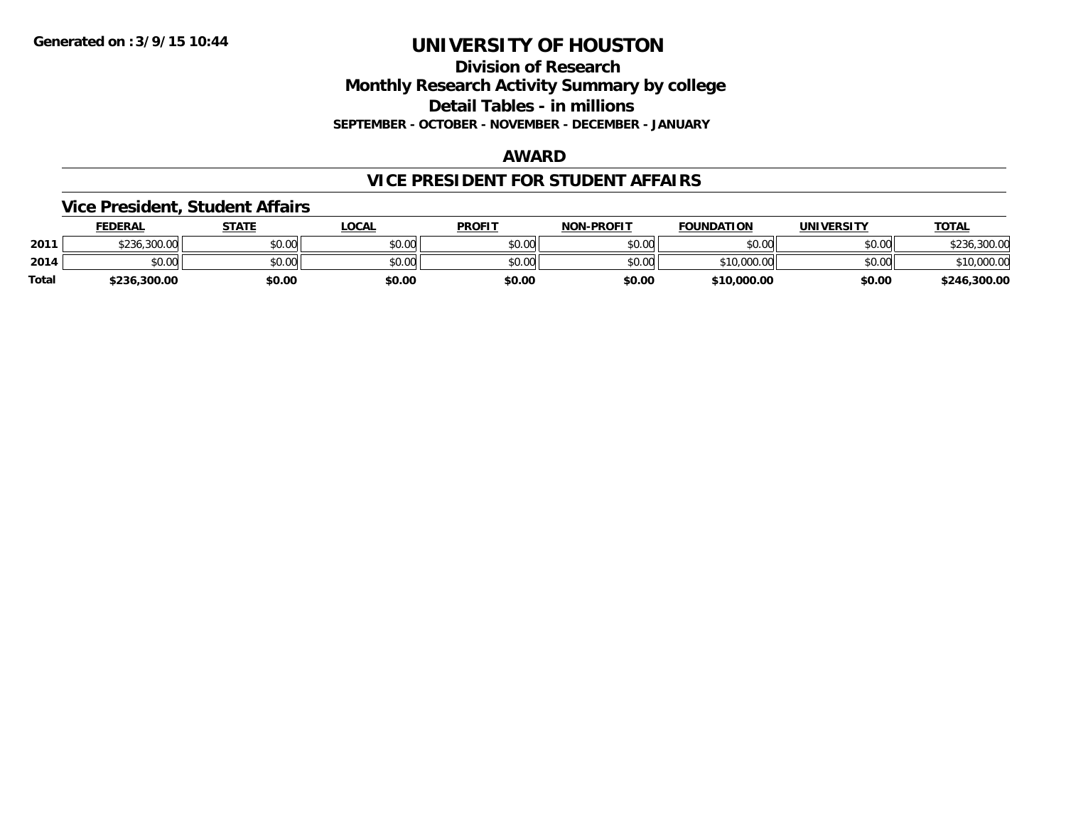# UNIVERSITY OF HOUSTON

## Division of Research
## Monthly Research Activity Summary by college
## Detail Tables - in millions
**SEPTEMBER - OCTOBER - NOVEMBER - DECEMBER - JANUARY**

### AWARD

### VICE PRESIDENT FOR STUDENT AFFAIRS

#### Vice President, Student Affairs

| | FEDERAL | STATE | LOCAL | PROFIT | NON-PROFIT | FOUNDATION | UNIVERSITY | TOTAL |
|---|---|---|---|---|---|---|---|---|
| 2011 | $236,300.00 | $0.00 | $0.00 | $0.00 | $0.00 | $0.00 | $0.00 | $236,300.00 |
| 2014 | $0.00 | $0.00 | $0.00 | $0.00 | $0.00 | $10,000.00 | $0.00 | $10,000.00 |
| Total | $236,300.00 | $0.00 | $0.00 | $0.00 | $0.00 | $10,000.00 | $0.00 | $246,300.00 |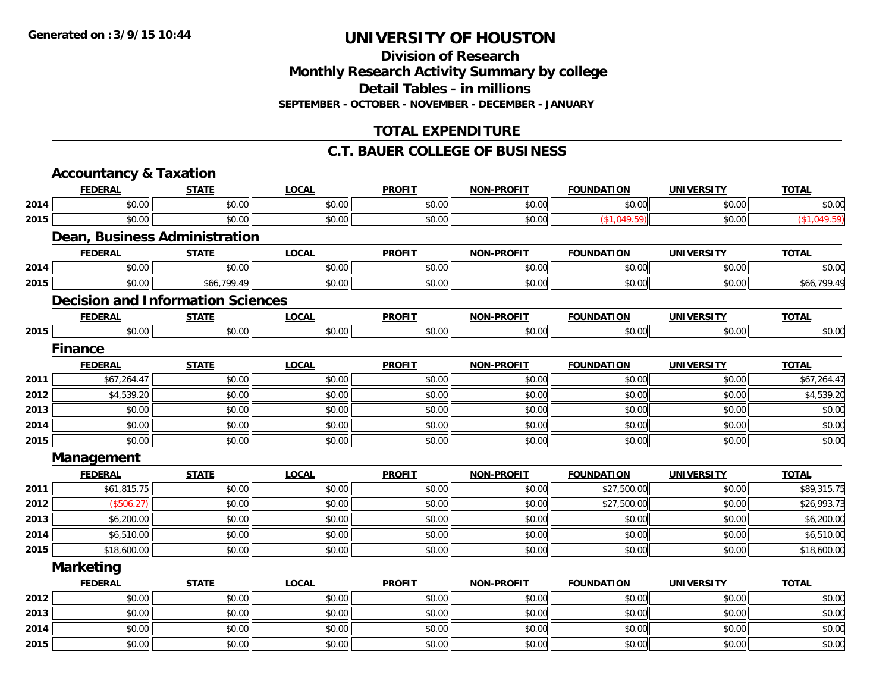Generated on :3/9/15 10:44

# UNIVERSITY OF HOUSTON

## Division of Research
## Monthly Research Activity Summary by college
## Detail Tables - in millions
### SEPTEMBER - OCTOBER - NOVEMBER - DECEMBER - JANUARY

## TOTAL EXPENDITURE

## C.T. BAUER COLLEGE OF BUSINESS

### Accountancy & Taxation

| | FEDERAL | STATE | LOCAL | PROFIT | NON-PROFIT | FOUNDATION | UNIVERSITY | TOTAL |
|---|---|---|---|---|---|---|---|---|
| 2014 | $0.00 | $0.00 | $0.00 | $0.00 | $0.00 | $0.00 | $0.00 | $0.00 |
| 2015 | $0.00 | $0.00 | $0.00 | $0.00 | $0.00 | ($1,049.59) | $0.00 | ($1,049.59) |

### Dean, Business Administration

| | FEDERAL | STATE | LOCAL | PROFIT | NON-PROFIT | FOUNDATION | UNIVERSITY | TOTAL |
|---|---|---|---|---|---|---|---|---|
| 2014 | $0.00 | $0.00 | $0.00 | $0.00 | $0.00 | $0.00 | $0.00 | $0.00 |
| 2015 | $0.00 | $66,799.49 | $0.00 | $0.00 | $0.00 | $0.00 | $0.00 | $66,799.49 |

### Decision and Information Sciences

| | FEDERAL | STATE | LOCAL | PROFIT | NON-PROFIT | FOUNDATION | UNIVERSITY | TOTAL |
|---|---|---|---|---|---|---|---|---|
| 2015 | $0.00 | $0.00 | $0.00 | $0.00 | $0.00 | $0.00 | $0.00 | $0.00 |

### Finance

| | FEDERAL | STATE | LOCAL | PROFIT | NON-PROFIT | FOUNDATION | UNIVERSITY | TOTAL |
|---|---|---|---|---|---|---|---|---|
| 2011 | $67,264.47 | $0.00 | $0.00 | $0.00 | $0.00 | $0.00 | $0.00 | $67,264.47 |
| 2012 | $4,539.20 | $0.00 | $0.00 | $0.00 | $0.00 | $0.00 | $0.00 | $4,539.20 |
| 2013 | $0.00 | $0.00 | $0.00 | $0.00 | $0.00 | $0.00 | $0.00 | $0.00 |
| 2014 | $0.00 | $0.00 | $0.00 | $0.00 | $0.00 | $0.00 | $0.00 | $0.00 |
| 2015 | $0.00 | $0.00 | $0.00 | $0.00 | $0.00 | $0.00 | $0.00 | $0.00 |

### Management

| | FEDERAL | STATE | LOCAL | PROFIT | NON-PROFIT | FOUNDATION | UNIVERSITY | TOTAL |
|---|---|---|---|---|---|---|---|---|
| 2011 | $61,815.75 | $0.00 | $0.00 | $0.00 | $0.00 | $27,500.00 | $0.00 | $89,315.75 |
| 2012 | ($506.27) | $0.00 | $0.00 | $0.00 | $0.00 | $27,500.00 | $0.00 | $26,993.73 |
| 2013 | $6,200.00 | $0.00 | $0.00 | $0.00 | $0.00 | $0.00 | $0.00 | $6,200.00 |
| 2014 | $6,510.00 | $0.00 | $0.00 | $0.00 | $0.00 | $0.00 | $0.00 | $6,510.00 |
| 2015 | $18,600.00 | $0.00 | $0.00 | $0.00 | $0.00 | $0.00 | $0.00 | $18,600.00 |

### Marketing

| | FEDERAL | STATE | LOCAL | PROFIT | NON-PROFIT | FOUNDATION | UNIVERSITY | TOTAL |
|---|---|---|---|---|---|---|---|---|
| 2012 | $0.00 | $0.00 | $0.00 | $0.00 | $0.00 | $0.00 | $0.00 | $0.00 |
| 2013 | $0.00 | $0.00 | $0.00 | $0.00 | $0.00 | $0.00 | $0.00 | $0.00 |
| 2014 | $0.00 | $0.00 | $0.00 | $0.00 | $0.00 | $0.00 | $0.00 | $0.00 |
| 2015 | $0.00 | $0.00 | $0.00 | $0.00 | $0.00 | $0.00 | $0.00 | $0.00 |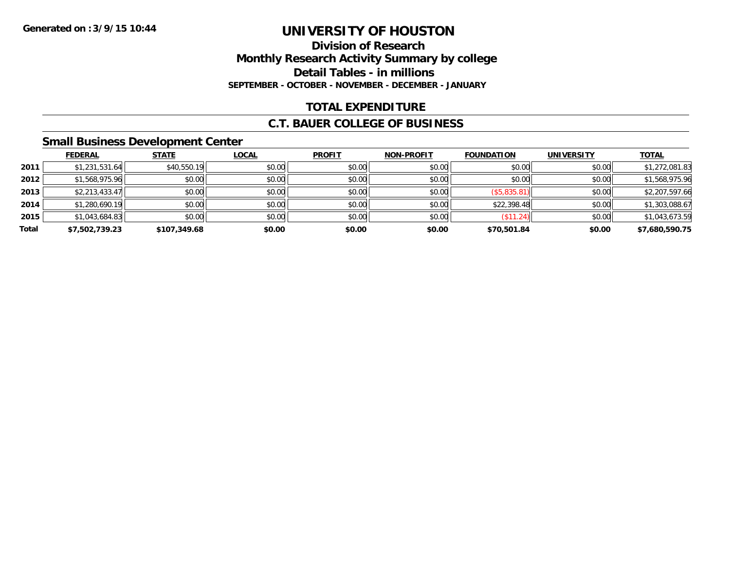Generated on :3/9/15 10:44

# UNIVERSITY OF HOUSTON

## Division of Research

## Monthly Research Activity Summary by college

## Detail Tables - in millions

**SEPTEMBER - OCTOBER - NOVEMBER - DECEMBER - JANUARY**

## TOTAL EXPENDITURE

## C.T. BAUER COLLEGE OF BUSINESS

### Small Business Development Center

| | FEDERAL | STATE | LOCAL | PROFIT | NON-PROFIT | FOUNDATION | UNIVERSITY | TOTAL |
|---|---|---|---|---|---|---|---|---|
| **2011** | $1,231,531.64 | $40,550.19 | $0.00 | $0.00 | $0.00 | $0.00 | $0.00 | $1,272,081.83 |
| **2012** | $1,568,975.96 | $0.00 | $0.00 | $0.00 | $0.00 | $0.00 | $0.00 | $1,568,975.96 |
| **2013** | $2,213,433.47 | $0.00 | $0.00 | $0.00 | $0.00 | ($5,835.81) | $0.00 | $2,207,597.66 |
| **2014** | $1,280,690.19 | $0.00 | $0.00 | $0.00 | $0.00 | $22,398.48 | $0.00 | $1,303,088.67 |
| **2015** | $1,043,684.83 | $0.00 | $0.00 | $0.00 | $0.00 | ($11.24) | $0.00 | $1,043,673.59 |
| **Total** | **$7,502,739.23** | **$107,349.68** | **$0.00** | **$0.00** | **$0.00** | **$70,501.84** | **$0.00** | **$7,680,590.75** |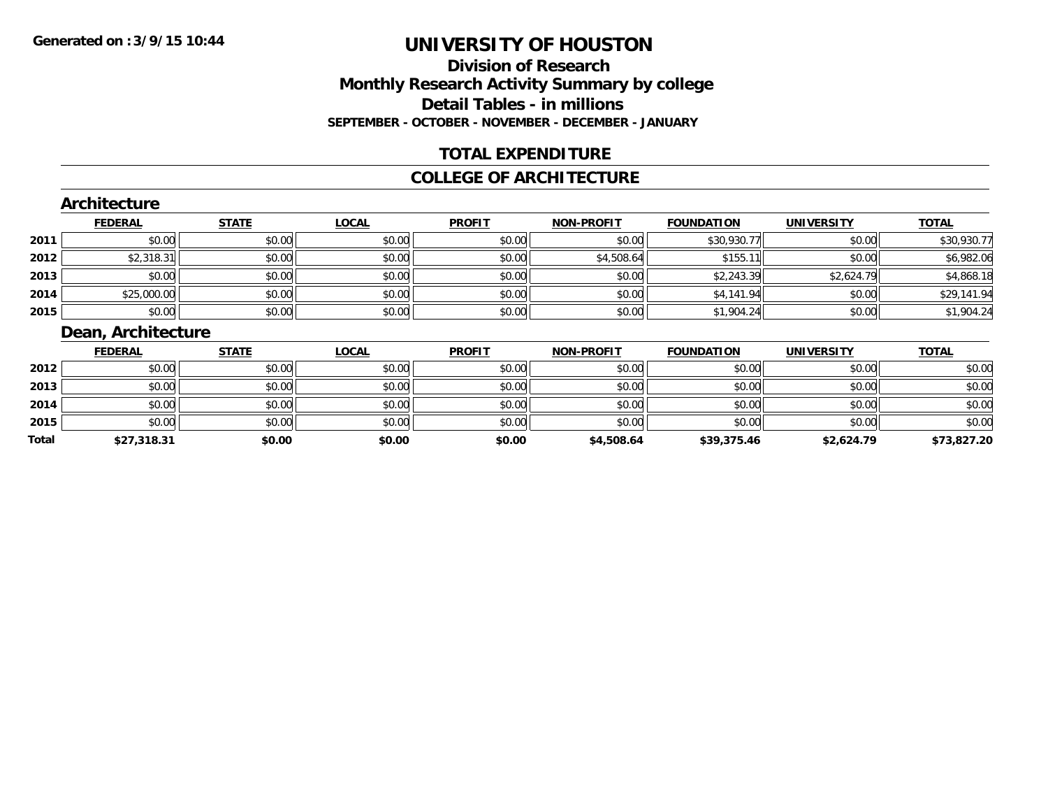Generated on :3/9/15 10:44

# UNIVERSITY OF HOUSTON

## Division of Research
## Monthly Research Activity Summary by college
## Detail Tables - in millions
### SEPTEMBER - OCTOBER - NOVEMBER - DECEMBER - JANUARY

## TOTAL EXPENDITURE

## COLLEGE OF ARCHITECTURE

### Architecture

| | FEDERAL | STATE | LOCAL | PROFIT | NON-PROFIT | FOUNDATION | UNIVERSITY | TOTAL |
|---|---|---|---|---|---|---|---|---|
| 2011 | $0.00 | $0.00 | $0.00 | $0.00 | $0.00 | $30,930.77 | $0.00 | $30,930.77 |
| 2012 | $2,318.31 | $0.00 | $0.00 | $0.00 | $4,508.64 | $155.11 | $0.00 | $6,982.06 |
| 2013 | $0.00 | $0.00 | $0.00 | $0.00 | $0.00 | $2,243.39 | $2,624.79 | $4,868.18 |
| 2014 | $25,000.00 | $0.00 | $0.00 | $0.00 | $0.00 | $4,141.94 | $0.00 | $29,141.94 |
| 2015 | $0.00 | $0.00 | $0.00 | $0.00 | $0.00 | $1,904.24 | $0.00 | $1,904.24 |

### Dean, Architecture

| | FEDERAL | STATE | LOCAL | PROFIT | NON-PROFIT | FOUNDATION | UNIVERSITY | TOTAL |
|---|---|---|---|---|---|---|---|---|
| 2012 | $0.00 | $0.00 | $0.00 | $0.00 | $0.00 | $0.00 | $0.00 | $0.00 |
| 2013 | $0.00 | $0.00 | $0.00 | $0.00 | $0.00 | $0.00 | $0.00 | $0.00 |
| 2014 | $0.00 | $0.00 | $0.00 | $0.00 | $0.00 | $0.00 | $0.00 | $0.00 |
| 2015 | $0.00 | $0.00 | $0.00 | $0.00 | $0.00 | $0.00 | $0.00 | $0.00 |
| **Total** | **$27,318.31** | **$0.00** | **$0.00** | **$0.00** | **$4,508.64** | **$39,375.46** | **$2,624.79** | **$73,827.20** |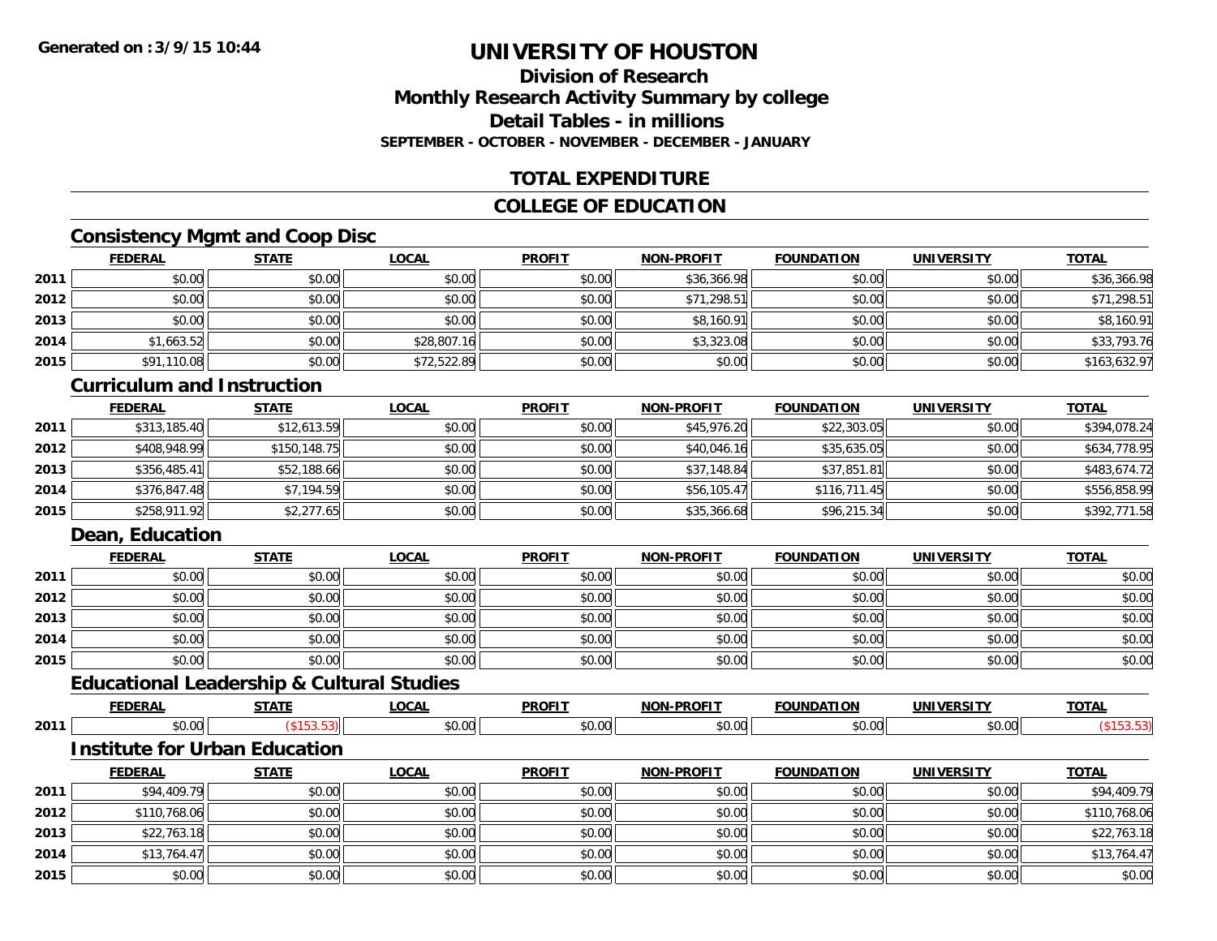**Generated on :3/9/15 10:44**

# UNIVERSITY OF HOUSTON

## Division of Research
## Monthly Research Activity Summary by college
## Detail Tables - in millions
### SEPTEMBER - OCTOBER - NOVEMBER - DECEMBER - JANUARY

## TOTAL EXPENDITURE

## COLLEGE OF EDUCATION

### Consistency Mgmt and Coop Disc

| | FEDERAL | STATE | LOCAL | PROFIT | NON-PROFIT | FOUNDATION | UNIVERSITY | TOTAL |
|---|---|---|---|---|---|---|---|---|
| 2011 | $0.00 | $0.00 | $0.00 | $0.00 | $36,366.98 | $0.00 | $0.00 | $36,366.98 |
| 2012 | $0.00 | $0.00 | $0.00 | $0.00 | $71,298.51 | $0.00 | $0.00 | $71,298.51 |
| 2013 | $0.00 | $0.00 | $0.00 | $0.00 | $8,160.91 | $0.00 | $0.00 | $8,160.91 |
| 2014 | $1,663.52 | $0.00 | $28,807.16 | $0.00 | $3,323.08 | $0.00 | $0.00 | $33,793.76 |
| 2015 | $91,110.08 | $0.00 | $72,522.89 | $0.00 | $0.00 | $0.00 | $0.00 | $163,632.97 |

### Curriculum and Instruction

| | FEDERAL | STATE | LOCAL | PROFIT | NON-PROFIT | FOUNDATION | UNIVERSITY | TOTAL |
|---|---|---|---|---|---|---|---|---|
| 2011 | $313,185.40 | $12,613.59 | $0.00 | $0.00 | $45,976.20 | $22,303.05 | $0.00 | $394,078.24 |
| 2012 | $408,948.99 | $150,148.75 | $0.00 | $0.00 | $40,046.16 | $35,635.05 | $0.00 | $634,778.95 |
| 2013 | $356,485.41 | $52,188.66 | $0.00 | $0.00 | $37,148.84 | $37,851.81 | $0.00 | $483,674.72 |
| 2014 | $376,847.48 | $7,194.59 | $0.00 | $0.00 | $56,105.47 | $116,711.45 | $0.00 | $556,858.99 |
| 2015 | $258,911.92 | $2,277.65 | $0.00 | $0.00 | $35,366.68 | $96,215.34 | $0.00 | $392,771.58 |

### Dean, Education

| | FEDERAL | STATE | LOCAL | PROFIT | NON-PROFIT | FOUNDATION | UNIVERSITY | TOTAL |
|---|---|---|---|---|---|---|---|---|
| 2011 | $0.00 | $0.00 | $0.00 | $0.00 | $0.00 | $0.00 | $0.00 | $0.00 |
| 2012 | $0.00 | $0.00 | $0.00 | $0.00 | $0.00 | $0.00 | $0.00 | $0.00 |
| 2013 | $0.00 | $0.00 | $0.00 | $0.00 | $0.00 | $0.00 | $0.00 | $0.00 |
| 2014 | $0.00 | $0.00 | $0.00 | $0.00 | $0.00 | $0.00 | $0.00 | $0.00 |
| 2015 | $0.00 | $0.00 | $0.00 | $0.00 | $0.00 | $0.00 | $0.00 | $0.00 |

### Educational Leadership & Cultural Studies

| | FEDERAL | STATE | LOCAL | PROFIT | NON-PROFIT | FOUNDATION | UNIVERSITY | TOTAL |
|---|---|---|---|---|---|---|---|---|
| 2011 | $0.00 | ($153.53) | $0.00 | $0.00 | $0.00 | $0.00 | $0.00 | ($153.53) |

### Institute for Urban Education

| | FEDERAL | STATE | LOCAL | PROFIT | NON-PROFIT | FOUNDATION | UNIVERSITY | TOTAL |
|---|---|---|---|---|---|---|---|---|
| 2011 | $94,409.79 | $0.00 | $0.00 | $0.00 | $0.00 | $0.00 | $0.00 | $94,409.79 |
| 2012 | $110,768.06 | $0.00 | $0.00 | $0.00 | $0.00 | $0.00 | $0.00 | $110,768.06 |
| 2013 | $22,763.18 | $0.00 | $0.00 | $0.00 | $0.00 | $0.00 | $0.00 | $22,763.18 |
| 2014 | $13,764.47 | $0.00 | $0.00 | $0.00 | $0.00 | $0.00 | $0.00 | $13,764.47 |
| 2015 | $0.00 | $0.00 | $0.00 | $0.00 | $0.00 | $0.00 | $0.00 | $0.00 |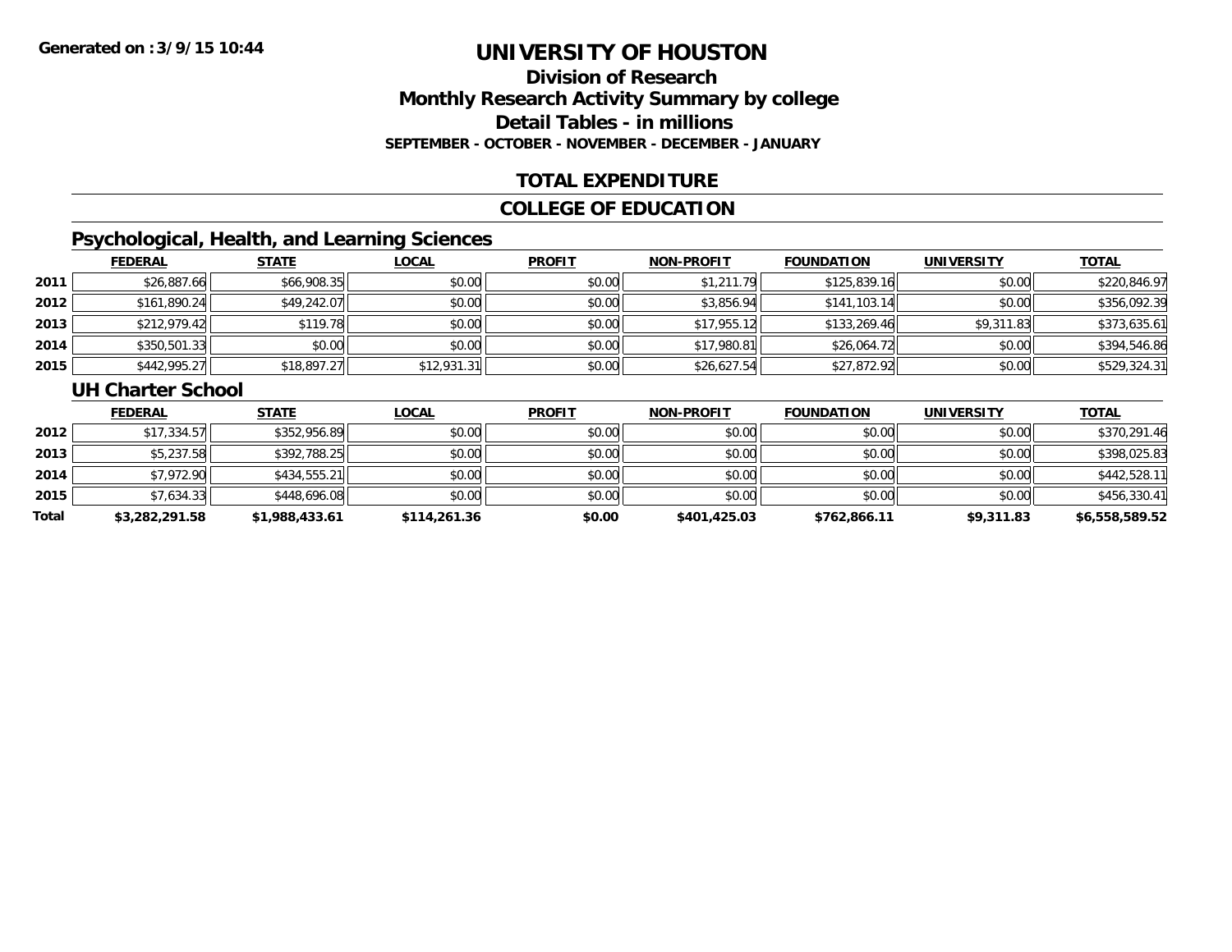**Generated on :3/9/15 10:44**

# UNIVERSITY OF HOUSTON

## Division of Research
## Monthly Research Activity Summary by college
## Detail Tables - in millions
### SEPTEMBER - OCTOBER - NOVEMBER - DECEMBER - JANUARY

## TOTAL EXPENDITURE

## COLLEGE OF EDUCATION

### Psychological, Health, and Learning Sciences

| | FEDERAL | STATE | LOCAL | PROFIT | NON-PROFIT | FOUNDATION | UNIVERSITY | TOTAL |
|---|---|---|---|---|---|---|---|---|
| 2011 | $26,887.66 | $66,908.35 | $0.00 | $0.00 | $1,211.79 | $125,839.16 | $0.00 | $220,846.97 |
| 2012 | $161,890.24 | $49,242.07 | $0.00 | $0.00 | $3,856.94 | $141,103.14 | $0.00 | $356,092.39 |
| 2013 | $212,979.42 | $119.78 | $0.00 | $0.00 | $17,955.12 | $133,269.46 | $9,311.83 | $373,635.61 |
| 2014 | $350,501.33 | $0.00 | $0.00 | $0.00 | $17,980.81 | $26,064.72 | $0.00 | $394,546.86 |
| 2015 | $442,995.27 | $18,897.27 | $12,931.31 | $0.00 | $26,627.54 | $27,872.92 | $0.00 | $529,324.31 |

### UH Charter School

| | FEDERAL | STATE | LOCAL | PROFIT | NON-PROFIT | FOUNDATION | UNIVERSITY | TOTAL |
|---|---|---|---|---|---|---|---|---|
| 2012 | $17,334.57 | $352,956.89 | $0.00 | $0.00 | $0.00 | $0.00 | $0.00 | $370,291.46 |
| 2013 | $5,237.58 | $392,788.25 | $0.00 | $0.00 | $0.00 | $0.00 | $0.00 | $398,025.83 |
| 2014 | $7,972.90 | $434,555.21 | $0.00 | $0.00 | $0.00 | $0.00 | $0.00 | $442,528.11 |
| 2015 | $7,634.33 | $448,696.08 | $0.00 | $0.00 | $0.00 | $0.00 | $0.00 | $456,330.41 |
| **Total** | **$3,282,291.58** | **$1,988,433.61** | **$114,261.36** | **$0.00** | **$401,425.03** | **$762,866.11** | **$9,311.83** | **$6,558,589.52** |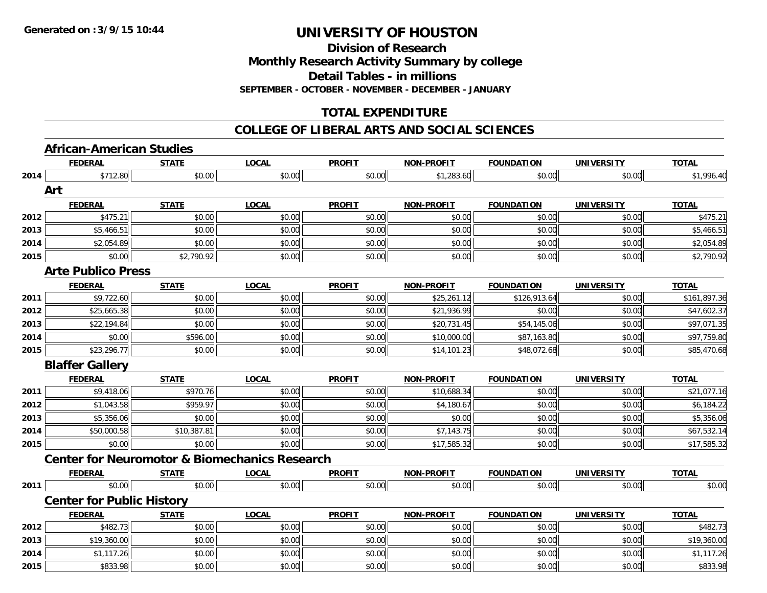# UNIVERSITY OF HOUSTON

## Division of Research
## Monthly Research Activity Summary by college
## Detail Tables - in millions
### SEPTEMBER - OCTOBER - NOVEMBER - DECEMBER - JANUARY

## TOTAL EXPENDITURE

## COLLEGE OF LIBERAL ARTS AND SOCIAL SCIENCES

### African-American Studies

| | FEDERAL | STATE | LOCAL | PROFIT | NON-PROFIT | FOUNDATION | UNIVERSITY | TOTAL |
|---|---|---|---|---|---|---|---|---|
| 2014 | $712.80 | $0.00 | $0.00 | $0.00 | $1,283.60 | $0.00 | $0.00 | $1,996.40 |

### Art

| | FEDERAL | STATE | LOCAL | PROFIT | NON-PROFIT | FOUNDATION | UNIVERSITY | TOTAL |
|---|---|---|---|---|---|---|---|---|
| 2012 | $475.21 | $0.00 | $0.00 | $0.00 | $0.00 | $0.00 | $0.00 | $475.21 |
| 2013 | $5,466.51 | $0.00 | $0.00 | $0.00 | $0.00 | $0.00 | $0.00 | $5,466.51 |
| 2014 | $2,054.89 | $0.00 | $0.00 | $0.00 | $0.00 | $0.00 | $0.00 | $2,054.89 |
| 2015 | $0.00 | $2,790.92 | $0.00 | $0.00 | $0.00 | $0.00 | $0.00 | $2,790.92 |

### Arte Publico Press

| | FEDERAL | STATE | LOCAL | PROFIT | NON-PROFIT | FOUNDATION | UNIVERSITY | TOTAL |
|---|---|---|---|---|---|---|---|---|
| 2011 | $9,722.60 | $0.00 | $0.00 | $0.00 | $25,261.12 | $126,913.64 | $0.00 | $161,897.36 |
| 2012 | $25,665.38 | $0.00 | $0.00 | $0.00 | $21,936.99 | $0.00 | $0.00 | $47,602.37 |
| 2013 | $22,194.84 | $0.00 | $0.00 | $0.00 | $20,731.45 | $54,145.06 | $0.00 | $97,071.35 |
| 2014 | $0.00 | $596.00 | $0.00 | $0.00 | $10,000.00 | $87,163.80 | $0.00 | $97,759.80 |
| 2015 | $23,296.77 | $0.00 | $0.00 | $0.00 | $14,101.23 | $48,072.68 | $0.00 | $85,470.68 |

### Blaffer Gallery

| | FEDERAL | STATE | LOCAL | PROFIT | NON-PROFIT | FOUNDATION | UNIVERSITY | TOTAL |
|---|---|---|---|---|---|---|---|---|
| 2011 | $9,418.06 | $970.76 | $0.00 | $0.00 | $10,688.34 | $0.00 | $0.00 | $21,077.16 |
| 2012 | $1,043.58 | $959.97 | $0.00 | $0.00 | $4,180.67 | $0.00 | $0.00 | $6,184.22 |
| 2013 | $5,356.06 | $0.00 | $0.00 | $0.00 | $0.00 | $0.00 | $0.00 | $5,356.06 |
| 2014 | $50,000.58 | $10,387.81 | $0.00 | $0.00 | $7,143.75 | $0.00 | $0.00 | $67,532.14 |
| 2015 | $0.00 | $0.00 | $0.00 | $0.00 | $17,585.32 | $0.00 | $0.00 | $17,585.32 |

### Center for Neuromotor & Biomechanics Research

| | FEDERAL | STATE | LOCAL | PROFIT | NON-PROFIT | FOUNDATION | UNIVERSITY | TOTAL |
|---|---|---|---|---|---|---|---|---|
| 2011 | $0.00 | $0.00 | $0.00 | $0.00 | $0.00 | $0.00 | $0.00 | $0.00 |

### Center for Public History

| | FEDERAL | STATE | LOCAL | PROFIT | NON-PROFIT | FOUNDATION | UNIVERSITY | TOTAL |
|---|---|---|---|---|---|---|---|---|
| 2012 | $482.73 | $0.00 | $0.00 | $0.00 | $0.00 | $0.00 | $0.00 | $482.73 |
| 2013 | $19,360.00 | $0.00 | $0.00 | $0.00 | $0.00 | $0.00 | $0.00 | $19,360.00 |
| 2014 | $1,117.26 | $0.00 | $0.00 | $0.00 | $0.00 | $0.00 | $0.00 | $1,117.26 |
| 2015 | $833.98 | $0.00 | $0.00 | $0.00 | $0.00 | $0.00 | $0.00 | $833.98 |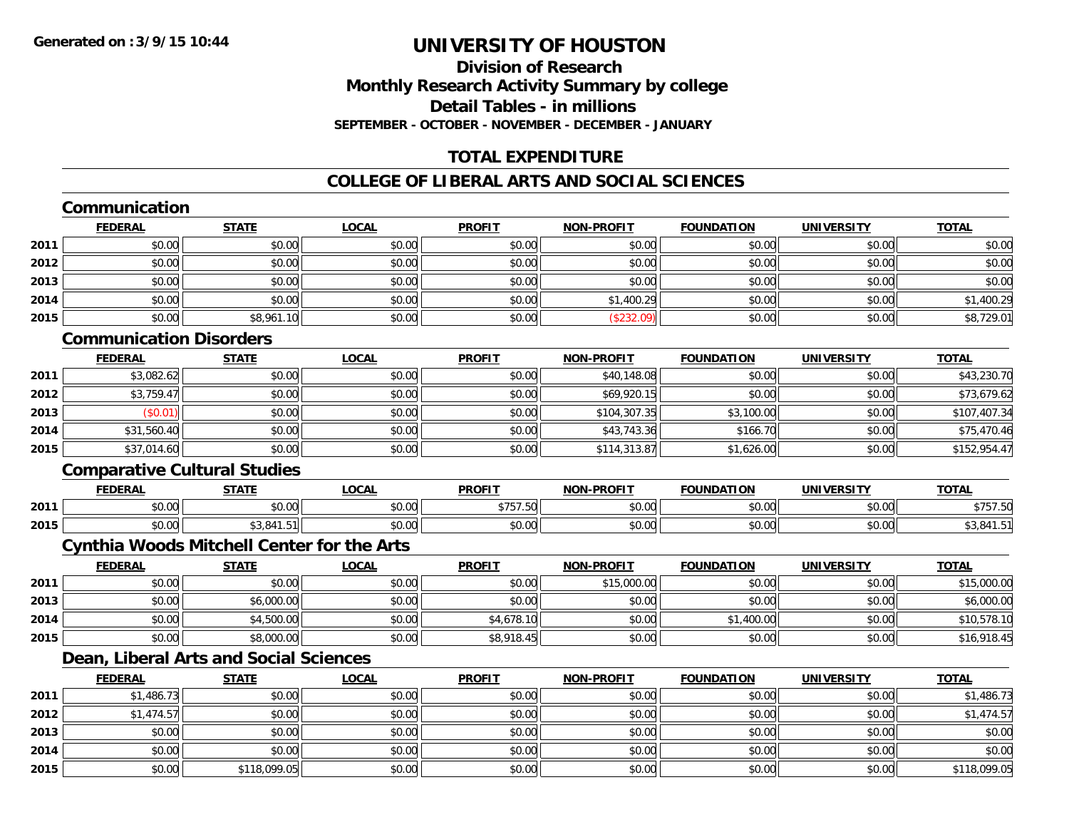**Generated on :3/9/15 10:44**

# UNIVERSITY OF HOUSTON

## Division of Research
## Monthly Research Activity Summary by college
## Detail Tables - in millions
### SEPTEMBER - OCTOBER - NOVEMBER - DECEMBER - JANUARY

## TOTAL EXPENDITURE

## COLLEGE OF LIBERAL ARTS AND SOCIAL SCIENCES

### Communication

| | FEDERAL | STATE | LOCAL | PROFIT | NON-PROFIT | FOUNDATION | UNIVERSITY | TOTAL |
|---|---|---|---|---|---|---|---|---|
| 2011 | $0.00 | $0.00 | $0.00 | $0.00 | $0.00 | $0.00 | $0.00 | $0.00 |
| 2012 | $0.00 | $0.00 | $0.00 | $0.00 | $0.00 | $0.00 | $0.00 | $0.00 |
| 2013 | $0.00 | $0.00 | $0.00 | $0.00 | $0.00 | $0.00 | $0.00 | $0.00 |
| 2014 | $0.00 | $0.00 | $0.00 | $0.00 | $1,400.29 | $0.00 | $0.00 | $1,400.29 |
| 2015 | $0.00 | $8,961.10 | $0.00 | $0.00 | ($232.09) | $0.00 | $0.00 | $8,729.01 |

### Communication Disorders

| | FEDERAL | STATE | LOCAL | PROFIT | NON-PROFIT | FOUNDATION | UNIVERSITY | TOTAL |
|---|---|---|---|---|---|---|---|---|
| 2011 | $3,082.62 | $0.00 | $0.00 | $0.00 | $40,148.08 | $0.00 | $0.00 | $43,230.70 |
| 2012 | $3,759.47 | $0.00 | $0.00 | $0.00 | $69,920.15 | $0.00 | $0.00 | $73,679.62 |
| 2013 | ($0.01) | $0.00 | $0.00 | $0.00 | $104,307.35 | $3,100.00 | $0.00 | $107,407.34 |
| 2014 | $31,560.40 | $0.00 | $0.00 | $0.00 | $43,743.36 | $166.70 | $0.00 | $75,470.46 |
| 2015 | $37,014.60 | $0.00 | $0.00 | $0.00 | $114,313.87 | $1,626.00 | $0.00 | $152,954.47 |

### Comparative Cultural Studies

| | FEDERAL | STATE | LOCAL | PROFIT | NON-PROFIT | FOUNDATION | UNIVERSITY | TOTAL |
|---|---|---|---|---|---|---|---|---|
| 2011 | $0.00 | $0.00 | $0.00 | $757.50 | $0.00 | $0.00 | $0.00 | $757.50 |
| 2015 | $0.00 | $3,841.51 | $0.00 | $0.00 | $0.00 | $0.00 | $0.00 | $3,841.51 |

### Cynthia Woods Mitchell Center for the Arts

| | FEDERAL | STATE | LOCAL | PROFIT | NON-PROFIT | FOUNDATION | UNIVERSITY | TOTAL |
|---|---|---|---|---|---|---|---|---|
| 2011 | $0.00 | $0.00 | $0.00 | $0.00 | $15,000.00 | $0.00 | $0.00 | $15,000.00 |
| 2013 | $0.00 | $6,000.00 | $0.00 | $0.00 | $0.00 | $0.00 | $0.00 | $6,000.00 |
| 2014 | $0.00 | $4,500.00 | $0.00 | $4,678.10 | $0.00 | $1,400.00 | $0.00 | $10,578.10 |
| 2015 | $0.00 | $8,000.00 | $0.00 | $8,918.45 | $0.00 | $0.00 | $0.00 | $16,918.45 |

### Dean, Liberal Arts and Social Sciences

| | FEDERAL | STATE | LOCAL | PROFIT | NON-PROFIT | FOUNDATION | UNIVERSITY | TOTAL |
|---|---|---|---|---|---|---|---|---|
| 2011 | $1,486.73 | $0.00 | $0.00 | $0.00 | $0.00 | $0.00 | $0.00 | $1,486.73 |
| 2012 | $1,474.57 | $0.00 | $0.00 | $0.00 | $0.00 | $0.00 | $0.00 | $1,474.57 |
| 2013 | $0.00 | $0.00 | $0.00 | $0.00 | $0.00 | $0.00 | $0.00 | $0.00 |
| 2014 | $0.00 | $0.00 | $0.00 | $0.00 | $0.00 | $0.00 | $0.00 | $0.00 |
| 2015 | $0.00 | $118,099.05 | $0.00 | $0.00 | $0.00 | $0.00 | $0.00 | $118,099.05 |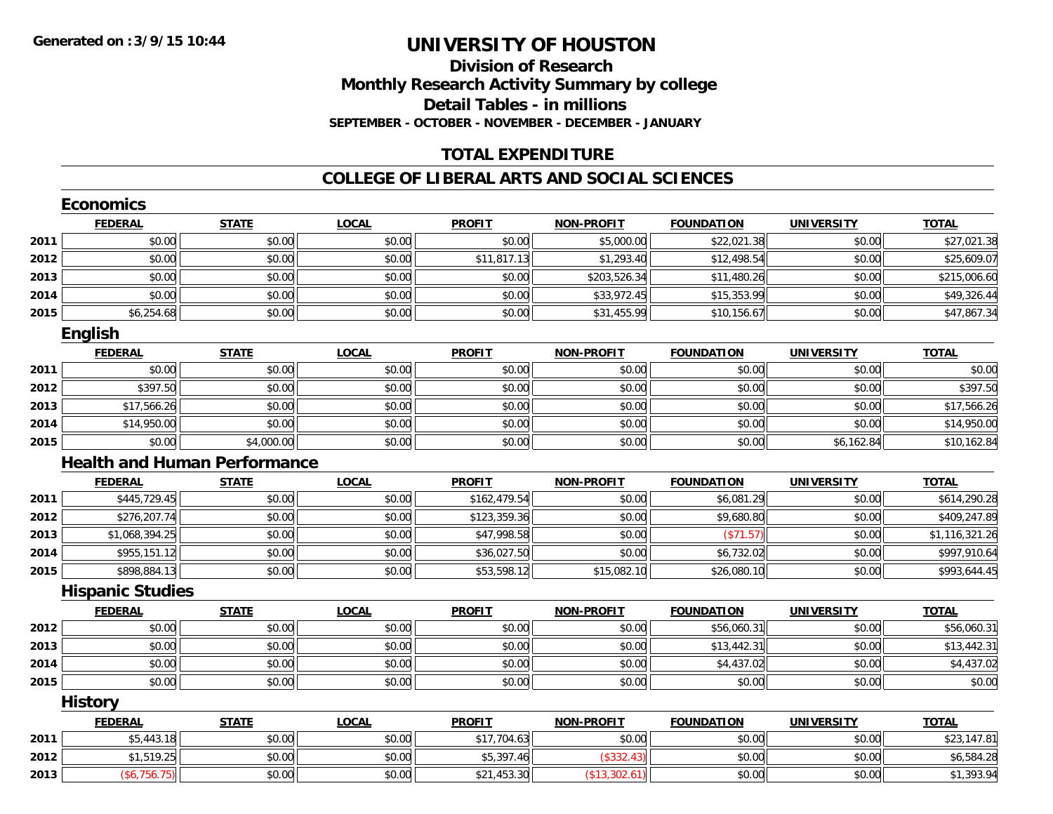**Generated on :3/9/15 10:44**

# UNIVERSITY OF HOUSTON

## Division of Research
## Monthly Research Activity Summary by college
## Detail Tables - in millions
### SEPTEMBER - OCTOBER - NOVEMBER - DECEMBER - JANUARY

## TOTAL EXPENDITURE

## COLLEGE OF LIBERAL ARTS AND SOCIAL SCIENCES

### Economics

| | FEDERAL | STATE | LOCAL | PROFIT | NON-PROFIT | FOUNDATION | UNIVERSITY | TOTAL |
|---|---|---|---|---|---|---|---|---|
| 2011 | $0.00 | $0.00 | $0.00 | $0.00 | $5,000.00 | $22,021.38 | $0.00 | $27,021.38 |
| 2012 | $0.00 | $0.00 | $0.00 | $11,817.13 | $1,293.40 | $12,498.54 | $0.00 | $25,609.07 |
| 2013 | $0.00 | $0.00 | $0.00 | $0.00 | $203,526.34 | $11,480.26 | $0.00 | $215,006.60 |
| 2014 | $0.00 | $0.00 | $0.00 | $0.00 | $33,972.45 | $15,353.99 | $0.00 | $49,326.44 |
| 2015 | $6,254.68 | $0.00 | $0.00 | $0.00 | $31,455.99 | $10,156.67 | $0.00 | $47,867.34 |

### English

| | FEDERAL | STATE | LOCAL | PROFIT | NON-PROFIT | FOUNDATION | UNIVERSITY | TOTAL |
|---|---|---|---|---|---|---|---|---|
| 2011 | $0.00 | $0.00 | $0.00 | $0.00 | $0.00 | $0.00 | $0.00 | $0.00 |
| 2012 | $397.50 | $0.00 | $0.00 | $0.00 | $0.00 | $0.00 | $0.00 | $397.50 |
| 2013 | $17,566.26 | $0.00 | $0.00 | $0.00 | $0.00 | $0.00 | $0.00 | $17,566.26 |
| 2014 | $14,950.00 | $0.00 | $0.00 | $0.00 | $0.00 | $0.00 | $0.00 | $14,950.00 |
| 2015 | $0.00 | $4,000.00 | $0.00 | $0.00 | $0.00 | $0.00 | $6,162.84 | $10,162.84 |

### Health and Human Performance

| | FEDERAL | STATE | LOCAL | PROFIT | NON-PROFIT | FOUNDATION | UNIVERSITY | TOTAL |
|---|---|---|---|---|---|---|---|---|
| 2011 | $445,729.45 | $0.00 | $0.00 | $162,479.54 | $0.00 | $6,081.29 | $0.00 | $614,290.28 |
| 2012 | $276,207.74 | $0.00 | $0.00 | $123,359.36 | $0.00 | $9,680.80 | $0.00 | $409,247.89 |
| 2013 | $1,068,394.25 | $0.00 | $0.00 | $47,998.58 | $0.00 | ($71.57) | $0.00 | $1,116,321.26 |
| 2014 | $955,151.12 | $0.00 | $0.00 | $36,027.50 | $0.00 | $6,732.02 | $0.00 | $997,910.64 |
| 2015 | $898,884.13 | $0.00 | $0.00 | $53,598.12 | $15,082.10 | $26,080.10 | $0.00 | $993,644.45 |

### Hispanic Studies

| | FEDERAL | STATE | LOCAL | PROFIT | NON-PROFIT | FOUNDATION | UNIVERSITY | TOTAL |
|---|---|---|---|---|---|---|---|---|
| 2012 | $0.00 | $0.00 | $0.00 | $0.00 | $0.00 | $56,060.31 | $0.00 | $56,060.31 |
| 2013 | $0.00 | $0.00 | $0.00 | $0.00 | $0.00 | $13,442.31 | $0.00 | $13,442.31 |
| 2014 | $0.00 | $0.00 | $0.00 | $0.00 | $0.00 | $4,437.02 | $0.00 | $4,437.02 |
| 2015 | $0.00 | $0.00 | $0.00 | $0.00 | $0.00 | $0.00 | $0.00 | $0.00 |

### History

| | FEDERAL | STATE | LOCAL | PROFIT | NON-PROFIT | FOUNDATION | UNIVERSITY | TOTAL |
|---|---|---|---|---|---|---|---|---|
| 2011 | $5,443.18 | $0.00 | $0.00 | $17,704.63 | $0.00 | $0.00 | $0.00 | $23,147.81 |
| 2012 | $1,519.25 | $0.00 | $0.00 | $5,397.46 | ($332.43) | $0.00 | $0.00 | $6,584.28 |
| 2013 | ($6,756.75) | $0.00 | $0.00 | $21,453.30 | ($13,302.61) | $0.00 | $0.00 | $1,393.94 |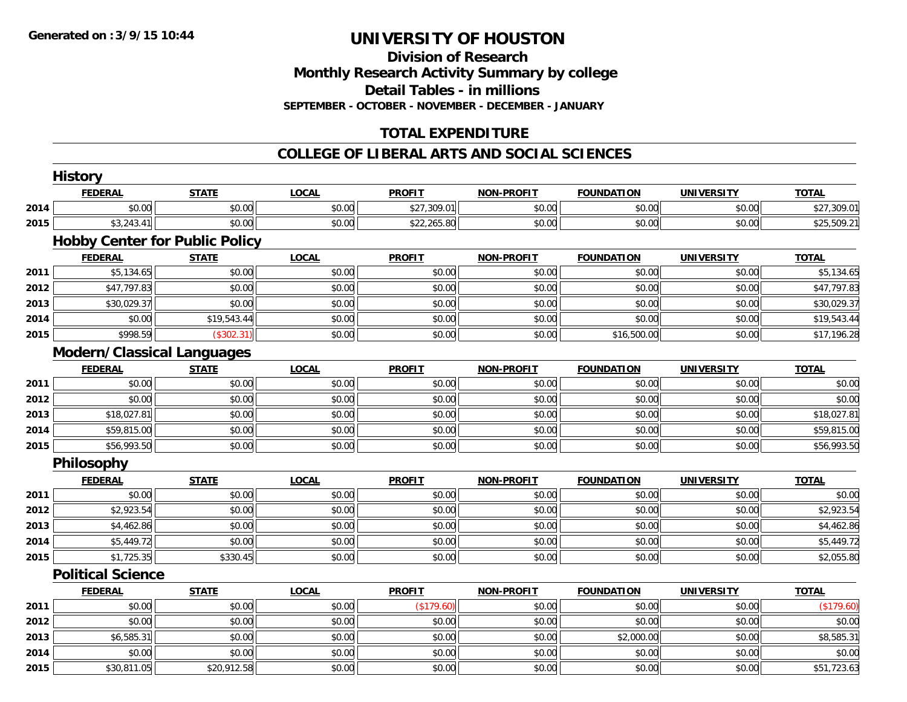# UNIVERSITY OF HOUSTON

## Division of Research
## Monthly Research Activity Summary by college
## Detail Tables - in millions
### SEPTEMBER - OCTOBER - NOVEMBER - DECEMBER - JANUARY

## TOTAL EXPENDITURE

## COLLEGE OF LIBERAL ARTS AND SOCIAL SCIENCES

### History

| | FEDERAL | STATE | LOCAL | PROFIT | NON-PROFIT | FOUNDATION | UNIVERSITY | TOTAL |
|---|---|---|---|---|---|---|---|---|
| 2014 | $0.00 | $0.00 | $0.00 | $27,309.01 | $0.00 | $0.00 | $0.00 | $27,309.01 |
| 2015 | $3,243.41 | $0.00 | $0.00 | $22,265.80 | $0.00 | $0.00 | $0.00 | $25,509.21 |

### Hobby Center for Public Policy

| | FEDERAL | STATE | LOCAL | PROFIT | NON-PROFIT | FOUNDATION | UNIVERSITY | TOTAL |
|---|---|---|---|---|---|---|---|---|
| 2011 | $5,134.65 | $0.00 | $0.00 | $0.00 | $0.00 | $0.00 | $0.00 | $5,134.65 |
| 2012 | $47,797.83 | $0.00 | $0.00 | $0.00 | $0.00 | $0.00 | $0.00 | $47,797.83 |
| 2013 | $30,029.37 | $0.00 | $0.00 | $0.00 | $0.00 | $0.00 | $0.00 | $30,029.37 |
| 2014 | $0.00 | $19,543.44 | $0.00 | $0.00 | $0.00 | $0.00 | $0.00 | $19,543.44 |
| 2015 | $998.59 | ($302.31) | $0.00 | $0.00 | $0.00 | $16,500.00 | $0.00 | $17,196.28 |

### Modern/Classical Languages

| | FEDERAL | STATE | LOCAL | PROFIT | NON-PROFIT | FOUNDATION | UNIVERSITY | TOTAL |
|---|---|---|---|---|---|---|---|---|
| 2011 | $0.00 | $0.00 | $0.00 | $0.00 | $0.00 | $0.00 | $0.00 | $0.00 |
| 2012 | $0.00 | $0.00 | $0.00 | $0.00 | $0.00 | $0.00 | $0.00 | $0.00 |
| 2013 | $18,027.81 | $0.00 | $0.00 | $0.00 | $0.00 | $0.00 | $0.00 | $18,027.81 |
| 2014 | $59,815.00 | $0.00 | $0.00 | $0.00 | $0.00 | $0.00 | $0.00 | $59,815.00 |
| 2015 | $56,993.50 | $0.00 | $0.00 | $0.00 | $0.00 | $0.00 | $0.00 | $56,993.50 |

### Philosophy

| | FEDERAL | STATE | LOCAL | PROFIT | NON-PROFIT | FOUNDATION | UNIVERSITY | TOTAL |
|---|---|---|---|---|---|---|---|---|
| 2011 | $0.00 | $0.00 | $0.00 | $0.00 | $0.00 | $0.00 | $0.00 | $0.00 |
| 2012 | $2,923.54 | $0.00 | $0.00 | $0.00 | $0.00 | $0.00 | $0.00 | $2,923.54 |
| 2013 | $4,462.86 | $0.00 | $0.00 | $0.00 | $0.00 | $0.00 | $0.00 | $4,462.86 |
| 2014 | $5,449.72 | $0.00 | $0.00 | $0.00 | $0.00 | $0.00 | $0.00 | $5,449.72 |
| 2015 | $1,725.35 | $330.45 | $0.00 | $0.00 | $0.00 | $0.00 | $0.00 | $2,055.80 |

### Political Science

| | FEDERAL | STATE | LOCAL | PROFIT | NON-PROFIT | FOUNDATION | UNIVERSITY | TOTAL |
|---|---|---|---|---|---|---|---|---|
| 2011 | $0.00 | $0.00 | $0.00 | ($179.60) | $0.00 | $0.00 | $0.00 | ($179.60) |
| 2012 | $0.00 | $0.00 | $0.00 | $0.00 | $0.00 | $0.00 | $0.00 | $0.00 |
| 2013 | $6,585.31 | $0.00 | $0.00 | $0.00 | $0.00 | $2,000.00 | $0.00 | $8,585.31 |
| 2014 | $0.00 | $0.00 | $0.00 | $0.00 | $0.00 | $0.00 | $0.00 | $0.00 |
| 2015 | $30,811.05 | $20,912.58 | $0.00 | $0.00 | $0.00 | $0.00 | $0.00 | $51,723.63 |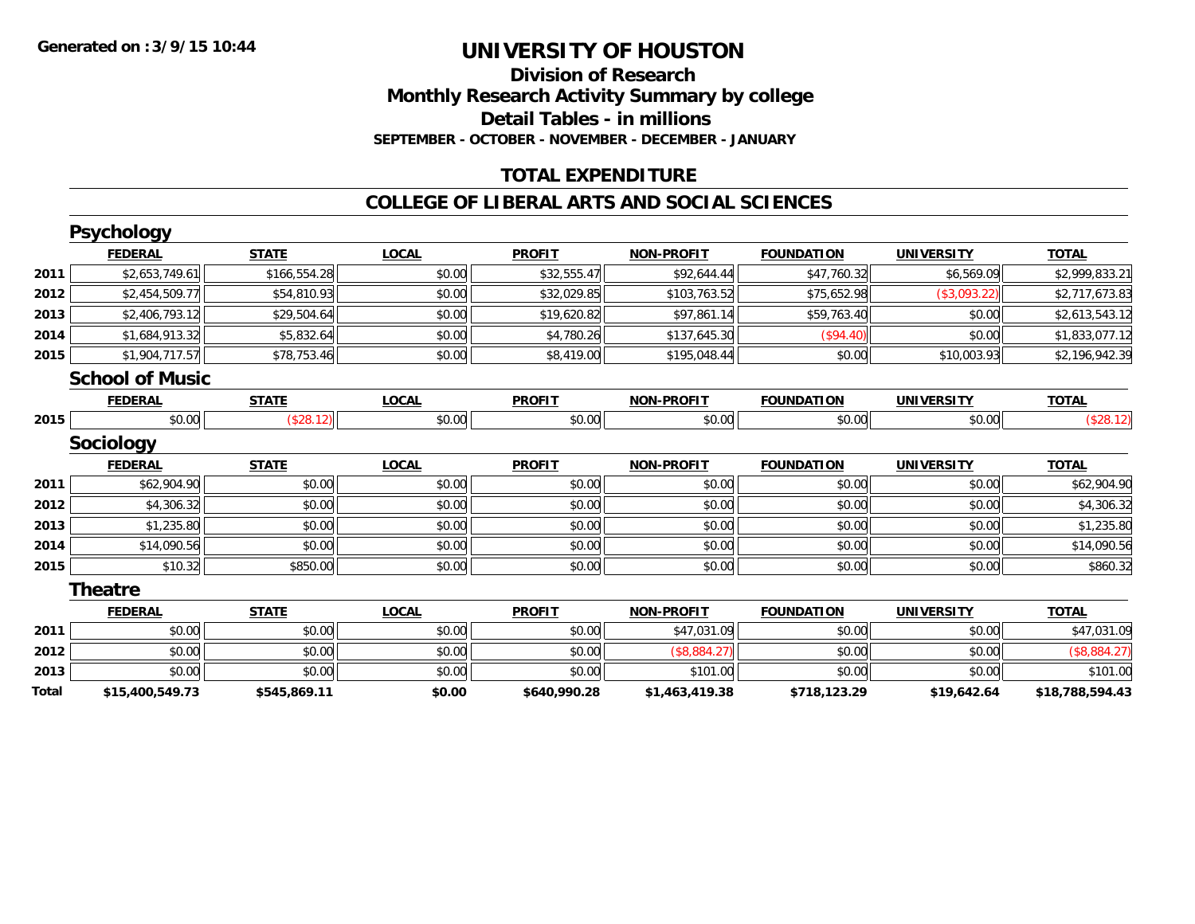Generated on :3/9/15 10:44

# UNIVERSITY OF HOUSTON

## Division of Research
## Monthly Research Activity Summary by college
## Detail Tables - in millions
### SEPTEMBER - OCTOBER - NOVEMBER - DECEMBER - JANUARY

## TOTAL EXPENDITURE

## COLLEGE OF LIBERAL ARTS AND SOCIAL SCIENCES

### Psychology

| | FEDERAL | STATE | LOCAL | PROFIT | NON-PROFIT | FOUNDATION | UNIVERSITY | TOTAL |
|---|---|---|---|---|---|---|---|---|
| 2011 | $2,653,749.61 | $166,554.28 | $0.00 | $32,555.47 | $92,644.44 | $47,760.32 | $6,569.09 | $2,999,833.21 |
| 2012 | $2,454,509.77 | $54,810.93 | $0.00 | $32,029.85 | $103,763.52 | $75,652.98 | ($3,093.22) | $2,717,673.83 |
| 2013 | $2,406,793.12 | $29,504.64 | $0.00 | $19,620.82 | $97,861.14 | $59,763.40 | $0.00 | $2,613,543.12 |
| 2014 | $1,684,913.32 | $5,832.64 | $0.00 | $4,780.26 | $137,645.30 | ($94.40) | $0.00 | $1,833,077.12 |
| 2015 | $1,904,717.57 | $78,753.46 | $0.00 | $8,419.00 | $195,048.44 | $0.00 | $10,003.93 | $2,196,942.39 |

### School of Music

| | FEDERAL | STATE | LOCAL | PROFIT | NON-PROFIT | FOUNDATION | UNIVERSITY | TOTAL |
|---|---|---|---|---|---|---|---|---|
| 2015 | $0.00 | ($28.12) | $0.00 | $0.00 | $0.00 | $0.00 | $0.00 | ($28.12) |

### Sociology

| | FEDERAL | STATE | LOCAL | PROFIT | NON-PROFIT | FOUNDATION | UNIVERSITY | TOTAL |
|---|---|---|---|---|---|---|---|---|
| 2011 | $62,904.90 | $0.00 | $0.00 | $0.00 | $0.00 | $0.00 | $0.00 | $62,904.90 |
| 2012 | $4,306.32 | $0.00 | $0.00 | $0.00 | $0.00 | $0.00 | $0.00 | $4,306.32 |
| 2013 | $1,235.80 | $0.00 | $0.00 | $0.00 | $0.00 | $0.00 | $0.00 | $1,235.80 |
| 2014 | $14,090.56 | $0.00 | $0.00 | $0.00 | $0.00 | $0.00 | $0.00 | $14,090.56 |
| 2015 | $10.32 | $850.00 | $0.00 | $0.00 | $0.00 | $0.00 | $0.00 | $860.32 |

### Theatre

| | FEDERAL | STATE | LOCAL | PROFIT | NON-PROFIT | FOUNDATION | UNIVERSITY | TOTAL |
|---|---|---|---|---|---|---|---|---|
| 2011 | $0.00 | $0.00 | $0.00 | $0.00 | $47,031.09 | $0.00 | $0.00 | $47,031.09 |
| 2012 | $0.00 | $0.00 | $0.00 | $0.00 | ($8,884.27) | $0.00 | $0.00 | ($8,884.27) |
| 2013 | $0.00 | $0.00 | $0.00 | $0.00 | $101.00 | $0.00 | $0.00 | $101.00 |
| **Total** | **$15,400,549.73** | **$545,869.11** | **$0.00** | **$640,990.28** | **$1,463,419.38** | **$718,123.29** | **$19,642.64** | **$18,788,594.43** |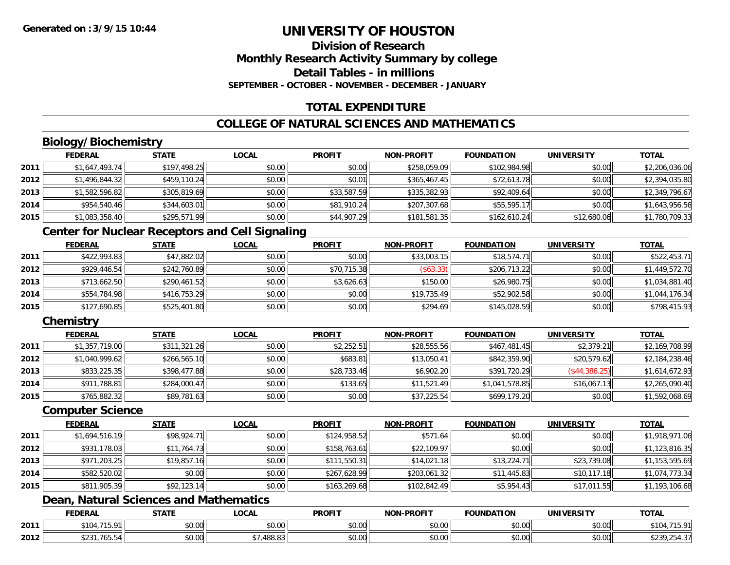**Generated on :3/9/15 10:44**

# UNIVERSITY OF HOUSTON

## Division of Research
## Monthly Research Activity Summary by college
## Detail Tables - in millions
### SEPTEMBER - OCTOBER - NOVEMBER - DECEMBER - JANUARY

## TOTAL EXPENDITURE

## COLLEGE OF NATURAL SCIENCES AND MATHEMATICS

### Biology/Biochemistry

| | FEDERAL | STATE | LOCAL | PROFIT | NON-PROFIT | FOUNDATION | UNIVERSITY | TOTAL |
|---|---|---|---|---|---|---|---|---|
| 2011 | $1,647,493.74 | $197,498.25 | $0.00 | $0.00 | $258,059.09 | $102,984.98 | $0.00 | $2,206,036.06 |
| 2012 | $1,496,844.32 | $459,110.24 | $0.00 | $0.01 | $365,467.45 | $72,613.78 | $0.00 | $2,394,035.80 |
| 2013 | $1,582,596.82 | $305,819.69 | $0.00 | $33,587.59 | $335,382.93 | $92,409.64 | $0.00 | $2,349,796.67 |
| 2014 | $954,540.46 | $344,603.01 | $0.00 | $81,910.24 | $207,307.68 | $55,595.17 | $0.00 | $1,643,956.56 |
| 2015 | $1,083,358.40 | $295,571.99 | $0.00 | $44,907.29 | $181,581.35 | $162,610.24 | $12,680.06 | $1,780,709.33 |

### Center for Nuclear Receptors and Cell Signaling

| | FEDERAL | STATE | LOCAL | PROFIT | NON-PROFIT | FOUNDATION | UNIVERSITY | TOTAL |
|---|---|---|---|---|---|---|---|---|
| 2011 | $422,993.83 | $47,882.02 | $0.00 | $0.00 | $33,003.15 | $18,574.71 | $0.00 | $522,453.71 |
| 2012 | $929,446.54 | $242,760.89 | $0.00 | $70,715.38 | ($63.33) | $206,713.22 | $0.00 | $1,449,572.70 |
| 2013 | $713,662.50 | $290,461.52 | $0.00 | $3,626.63 | $150.00 | $26,980.75 | $0.00 | $1,034,881.40 |
| 2014 | $554,784.98 | $416,753.29 | $0.00 | $0.00 | $19,735.49 | $52,902.58 | $0.00 | $1,044,176.34 |
| 2015 | $127,690.85 | $525,401.80 | $0.00 | $0.00 | $294.69 | $145,028.59 | $0.00 | $798,415.93 |

### Chemistry

| | FEDERAL | STATE | LOCAL | PROFIT | NON-PROFIT | FOUNDATION | UNIVERSITY | TOTAL |
|---|---|---|---|---|---|---|---|---|
| 2011 | $1,357,719.00 | $311,321.26 | $0.00 | $2,252.51 | $28,555.56 | $467,481.45 | $2,379.21 | $2,169,708.99 |
| 2012 | $1,040,999.62 | $266,565.10 | $0.00 | $683.81 | $13,050.41 | $842,359.90 | $20,579.62 | $2,184,238.46 |
| 2013 | $833,225.35 | $398,477.88 | $0.00 | $28,733.46 | $6,902.20 | $391,720.29 | ($44,386.25) | $1,614,672.93 |
| 2014 | $911,788.81 | $284,000.47 | $0.00 | $133.65 | $11,521.49 | $1,041,578.85 | $16,067.13 | $2,265,090.40 |
| 2015 | $765,882.32 | $89,781.63 | $0.00 | $0.00 | $37,225.54 | $699,179.20 | $0.00 | $1,592,068.69 |

### Computer Science

| | FEDERAL | STATE | LOCAL | PROFIT | NON-PROFIT | FOUNDATION | UNIVERSITY | TOTAL |
|---|---|---|---|---|---|---|---|---|
| 2011 | $1,694,516.19 | $98,924.71 | $0.00 | $124,958.52 | $571.64 | $0.00 | $0.00 | $1,918,971.06 |
| 2012 | $931,178.03 | $11,764.73 | $0.00 | $158,763.61 | $22,109.97 | $0.00 | $0.00 | $1,123,816.35 |
| 2013 | $971,203.25 | $19,857.16 | $0.00 | $111,550.31 | $14,021.18 | $13,224.71 | $23,739.08 | $1,153,595.69 |
| 2014 | $582,520.02 | $0.00 | $0.00 | $267,628.99 | $203,061.32 | $11,445.83 | $10,117.18 | $1,074,773.34 |
| 2015 | $811,905.39 | $92,123.14 | $0.00 | $163,269.68 | $102,842.49 | $5,954.43 | $17,011.55 | $1,193,106.68 |

### Dean, Natural Sciences and Mathematics

| | FEDERAL | STATE | LOCAL | PROFIT | NON-PROFIT | FOUNDATION | UNIVERSITY | TOTAL |
|---|---|---|---|---|---|---|---|---|
| 2011 | $104,715.91 | $0.00 | $0.00 | $0.00 | $0.00 | $0.00 | $0.00 | $104,715.91 |
| 2012 | $231,765.54 | $0.00 | $7,488.83 | $0.00 | $0.00 | $0.00 | $0.00 | $239,254.37 |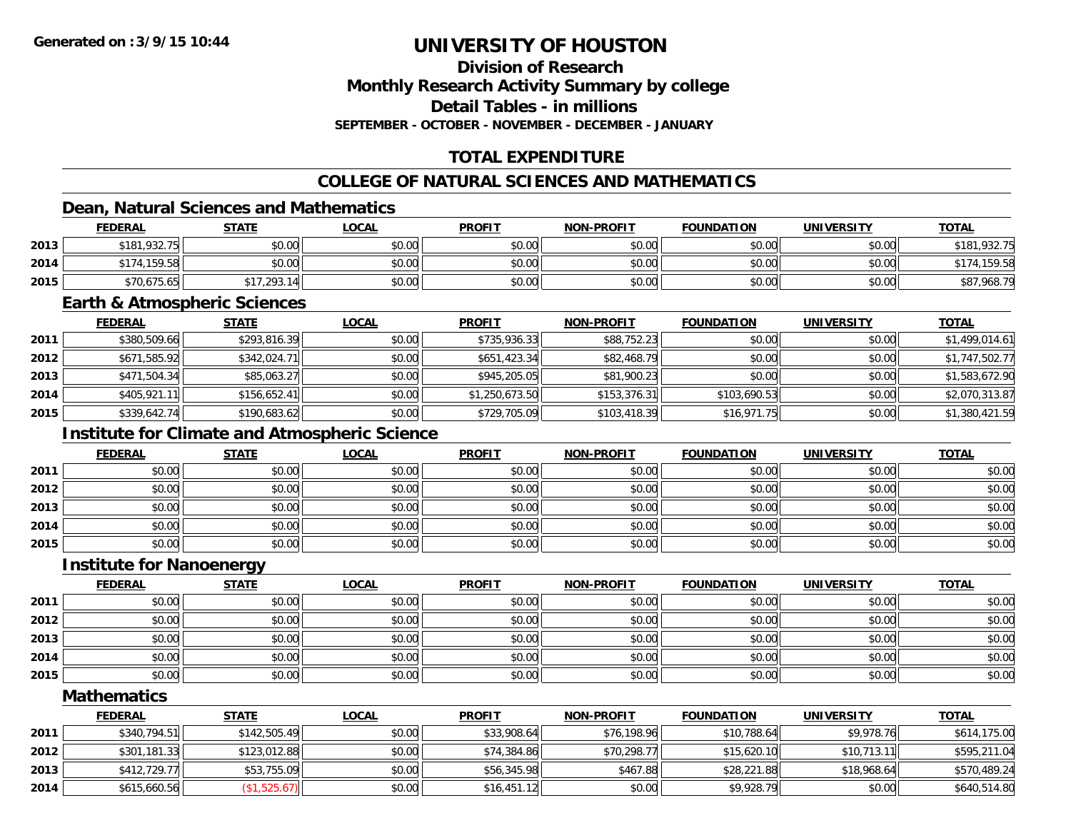Generated on :3/9/15 10:44

# UNIVERSITY OF HOUSTON

## Division of Research
## Monthly Research Activity Summary by college
## Detail Tables - in millions
### SEPTEMBER - OCTOBER - NOVEMBER - DECEMBER - JANUARY

## TOTAL EXPENDITURE

## COLLEGE OF NATURAL SCIENCES AND MATHEMATICS

### Dean, Natural Sciences and Mathematics

| | FEDERAL | STATE | LOCAL | PROFIT | NON-PROFIT | FOUNDATION | UNIVERSITY | TOTAL |
|---|---|---|---|---|---|---|---|---|
| 2013 | $181,932.75 | $0.00 | $0.00 | $0.00 | $0.00 | $0.00 | $0.00 | $181,932.75 |
| 2014 | $174,159.58 | $0.00 | $0.00 | $0.00 | $0.00 | $0.00 | $0.00 | $174,159.58 |
| 2015 | $70,675.65 | $17,293.14 | $0.00 | $0.00 | $0.00 | $0.00 | $0.00 | $87,968.79 |

### Earth & Atmospheric Sciences

| | FEDERAL | STATE | LOCAL | PROFIT | NON-PROFIT | FOUNDATION | UNIVERSITY | TOTAL |
|---|---|---|---|---|---|---|---|---|
| 2011 | $380,509.66 | $293,816.39 | $0.00 | $735,936.33 | $88,752.23 | $0.00 | $0.00 | $1,499,014.61 |
| 2012 | $671,585.92 | $342,024.71 | $0.00 | $651,423.34 | $82,468.79 | $0.00 | $0.00 | $1,747,502.77 |
| 2013 | $471,504.34 | $85,063.27 | $0.00 | $945,205.05 | $81,900.23 | $0.00 | $0.00 | $1,583,672.90 |
| 2014 | $405,921.11 | $156,652.41 | $0.00 | $1,250,673.50 | $153,376.31 | $103,690.53 | $0.00 | $2,070,313.87 |
| 2015 | $339,642.74 | $190,683.62 | $0.00 | $729,705.09 | $103,418.39 | $16,971.75 | $0.00 | $1,380,421.59 |

### Institute for Climate and Atmospheric Science

| | FEDERAL | STATE | LOCAL | PROFIT | NON-PROFIT | FOUNDATION | UNIVERSITY | TOTAL |
|---|---|---|---|---|---|---|---|---|
| 2011 | $0.00 | $0.00 | $0.00 | $0.00 | $0.00 | $0.00 | $0.00 | $0.00 |
| 2012 | $0.00 | $0.00 | $0.00 | $0.00 | $0.00 | $0.00 | $0.00 | $0.00 |
| 2013 | $0.00 | $0.00 | $0.00 | $0.00 | $0.00 | $0.00 | $0.00 | $0.00 |
| 2014 | $0.00 | $0.00 | $0.00 | $0.00 | $0.00 | $0.00 | $0.00 | $0.00 |
| 2015 | $0.00 | $0.00 | $0.00 | $0.00 | $0.00 | $0.00 | $0.00 | $0.00 |

### Institute for Nanoenergy

| | FEDERAL | STATE | LOCAL | PROFIT | NON-PROFIT | FOUNDATION | UNIVERSITY | TOTAL |
|---|---|---|---|---|---|---|---|---|
| 2011 | $0.00 | $0.00 | $0.00 | $0.00 | $0.00 | $0.00 | $0.00 | $0.00 |
| 2012 | $0.00 | $0.00 | $0.00 | $0.00 | $0.00 | $0.00 | $0.00 | $0.00 |
| 2013 | $0.00 | $0.00 | $0.00 | $0.00 | $0.00 | $0.00 | $0.00 | $0.00 |
| 2014 | $0.00 | $0.00 | $0.00 | $0.00 | $0.00 | $0.00 | $0.00 | $0.00 |
| 2015 | $0.00 | $0.00 | $0.00 | $0.00 | $0.00 | $0.00 | $0.00 | $0.00 |

### Mathematics

| | FEDERAL | STATE | LOCAL | PROFIT | NON-PROFIT | FOUNDATION | UNIVERSITY | TOTAL |
|---|---|---|---|---|---|---|---|---|
| 2011 | $340,794.51 | $142,505.49 | $0.00 | $33,908.64 | $76,198.96 | $10,788.64 | $9,978.76 | $614,175.00 |
| 2012 | $301,181.33 | $123,012.88 | $0.00 | $74,384.86 | $70,298.77 | $15,620.10 | $10,713.11 | $595,211.04 |
| 2013 | $412,729.77 | $53,755.09 | $0.00 | $56,345.98 | $467.88 | $28,221.88 | $18,968.64 | $570,489.24 |
| 2014 | $615,660.56 | ($1,525.67) | $0.00 | $16,451.12 | $0.00 | $9,928.79 | $0.00 | $640,514.80 |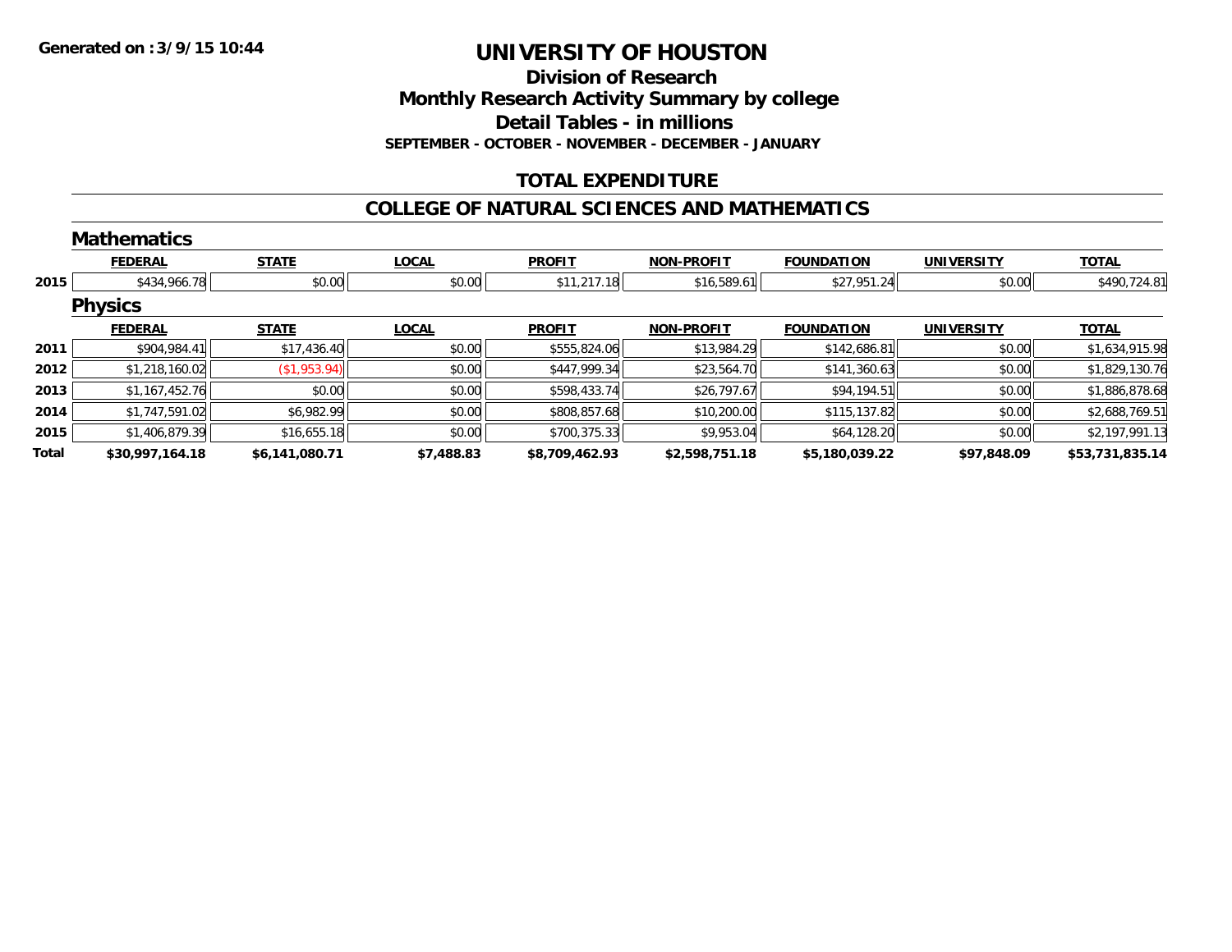Generated on :3/9/15 10:44

# UNIVERSITY OF HOUSTON

## Division of Research

## Monthly Research Activity Summary by college

## Detail Tables - in millions

**SEPTEMBER - OCTOBER - NOVEMBER - DECEMBER - JANUARY**

## TOTAL EXPENDITURE

## COLLEGE OF NATURAL SCIENCES AND MATHEMATICS

### Mathematics

| | FEDERAL | STATE | LOCAL | PROFIT | NON-PROFIT | FOUNDATION | UNIVERSITY | TOTAL |
|---|---|---|---|---|---|---|---|---|
| 2015 | $434,966.78 | $0.00 | $0.00 | $11,217.18 | $16,589.61 | $27,951.24 | $0.00 | $490,724.81 |

### Physics

| | FEDERAL | STATE | LOCAL | PROFIT | NON-PROFIT | FOUNDATION | UNIVERSITY | TOTAL |
|---|---|---|---|---|---|---|---|---|
| 2011 | $904,984.41 | $17,436.40 | $0.00 | $555,824.06 | $13,984.29 | $142,686.81 | $0.00 | $1,634,915.98 |
| 2012 | $1,218,160.02 | ($1,953.94) | $0.00 | $447,999.34 | $23,564.70 | $141,360.63 | $0.00 | $1,829,130.76 |
| 2013 | $1,167,452.76 | $0.00 | $0.00 | $598,433.74 | $26,797.67 | $94,194.51 | $0.00 | $1,886,878.68 |
| 2014 | $1,747,591.02 | $6,982.99 | $0.00 | $808,857.68 | $10,200.00 | $115,137.82 | $0.00 | $2,688,769.51 |
| 2015 | $1,406,879.39 | $16,655.18 | $0.00 | $700,375.33 | $9,953.04 | $64,128.20 | $0.00 | $2,197,991.13 |
| **Total** | **$30,997,164.18** | **$6,141,080.71** | **$7,488.83** | **$8,709,462.93** | **$2,598,751.18** | **$5,180,039.22** | **$97,848.09** | **$53,731,835.14** |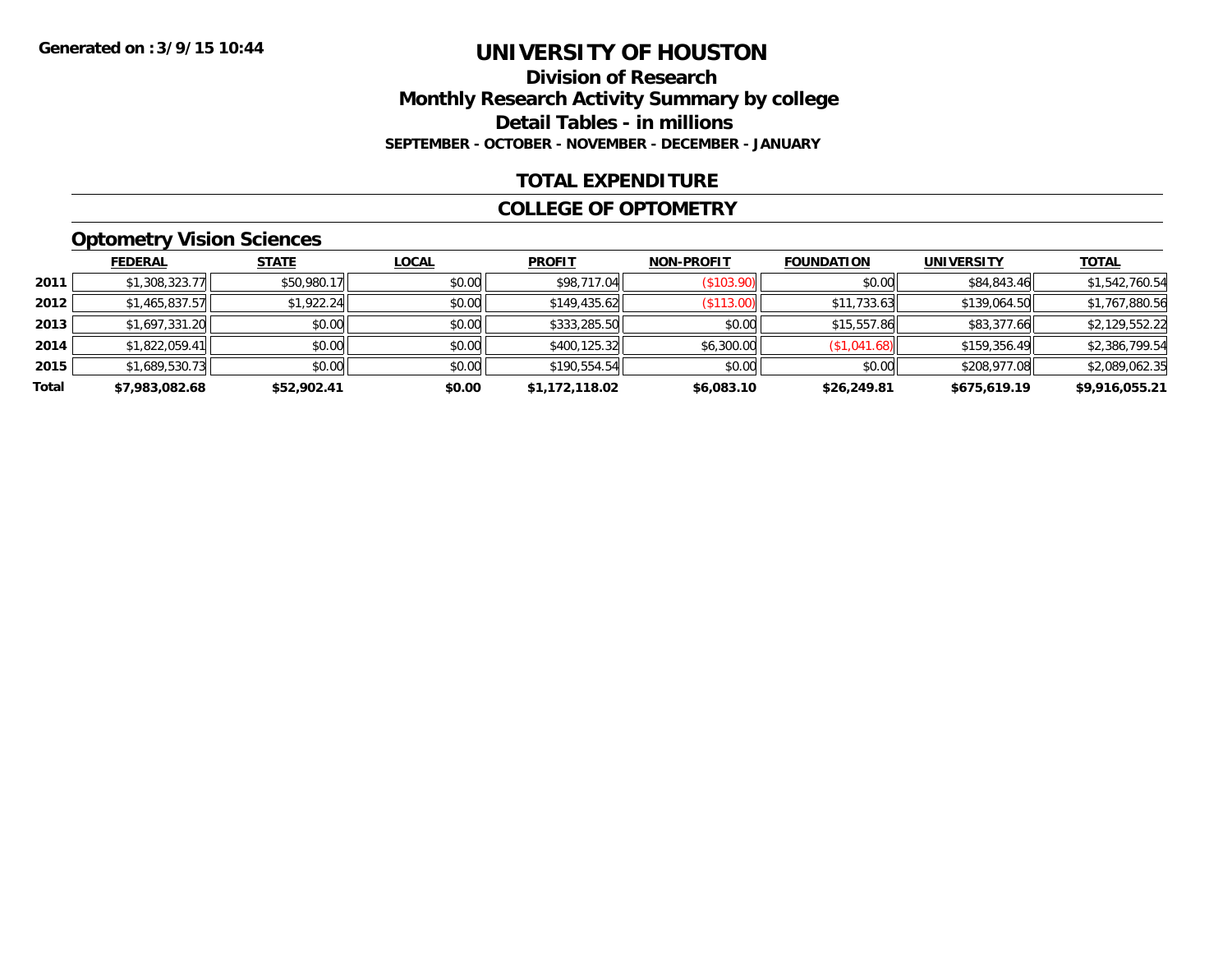Generated on :3/9/15 10:44

# UNIVERSITY OF HOUSTON

## Division of Research

## Monthly Research Activity Summary by college

## Detail Tables - in millions

**SEPTEMBER - OCTOBER - NOVEMBER - DECEMBER - JANUARY**

## TOTAL EXPENDITURE

## COLLEGE OF OPTOMETRY

### Optometry Vision Sciences

| | FEDERAL | STATE | LOCAL | PROFIT | NON-PROFIT | FOUNDATION | UNIVERSITY | TOTAL |
|---|---|---|---|---|---|---|---|---|
| **2011** | $1,308,323.77 | $50,980.17 | $0.00 | $98,717.04 | ($103.90) | $0.00 | $84,843.46 | $1,542,760.54 |
| **2012** | $1,465,837.57 | $1,922.24 | $0.00 | $149,435.62 | ($113.00) | $11,733.63 | $139,064.50 | $1,767,880.56 |
| **2013** | $1,697,331.20 | $0.00 | $0.00 | $333,285.50 | $0.00 | $15,557.86 | $83,377.66 | $2,129,552.22 |
| **2014** | $1,822,059.41 | $0.00 | $0.00 | $400,125.32 | $6,300.00 | ($1,041.68) | $159,356.49 | $2,386,799.54 |
| **2015** | $1,689,530.73 | $0.00 | $0.00 | $190,554.54 | $0.00 | $0.00 | $208,977.08 | $2,089,062.35 |
| **Total** | **$7,983,082.68** | **$52,902.41** | **$0.00** | **$1,172,118.02** | **$6,083.10** | **$26,249.81** | **$675,619.19** | **$9,916,055.21** |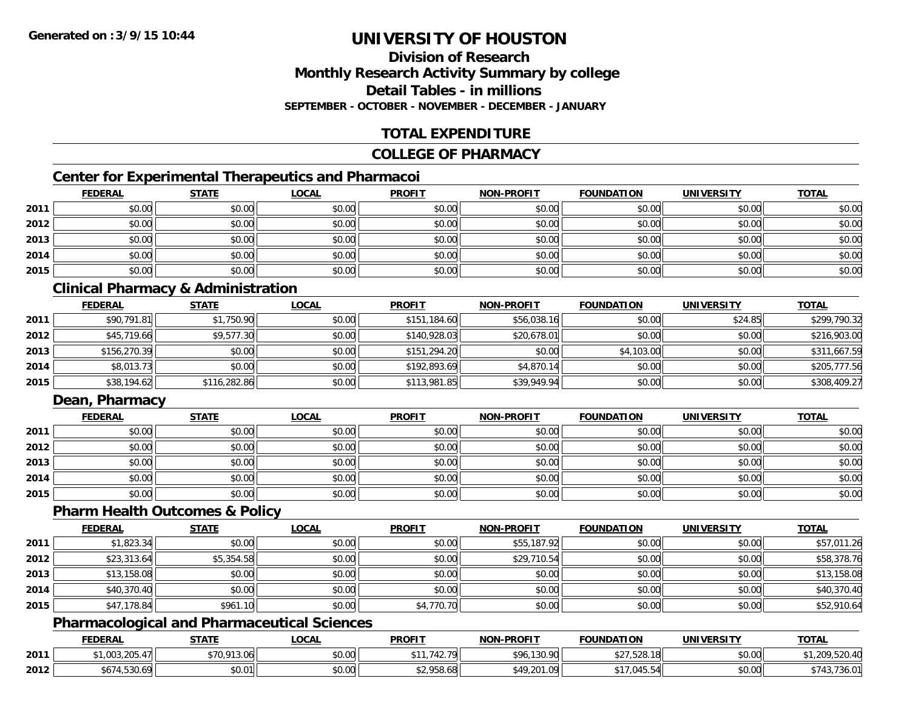**Generated on :3/9/15 10:44**

# UNIVERSITY OF HOUSTON

## Division of Research
## Monthly Research Activity Summary by college
## Detail Tables - in millions
### SEPTEMBER - OCTOBER - NOVEMBER - DECEMBER - JANUARY

## TOTAL EXPENDITURE

## COLLEGE OF PHARMACY

### Center for Experimental Therapeutics and Pharmacoi

| | FEDERAL | STATE | LOCAL | PROFIT | NON-PROFIT | FOUNDATION | UNIVERSITY | TOTAL |
|---|---|---|---|---|---|---|---|---|
| 2011 | $0.00 | $0.00 | $0.00 | $0.00 | $0.00 | $0.00 | $0.00 | $0.00 |
| 2012 | $0.00 | $0.00 | $0.00 | $0.00 | $0.00 | $0.00 | $0.00 | $0.00 |
| 2013 | $0.00 | $0.00 | $0.00 | $0.00 | $0.00 | $0.00 | $0.00 | $0.00 |
| 2014 | $0.00 | $0.00 | $0.00 | $0.00 | $0.00 | $0.00 | $0.00 | $0.00 |
| 2015 | $0.00 | $0.00 | $0.00 | $0.00 | $0.00 | $0.00 | $0.00 | $0.00 |

### Clinical Pharmacy & Administration

| | FEDERAL | STATE | LOCAL | PROFIT | NON-PROFIT | FOUNDATION | UNIVERSITY | TOTAL |
|---|---|---|---|---|---|---|---|---|
| 2011 | $90,791.81 | $1,750.90 | $0.00 | $151,184.60 | $56,038.16 | $0.00 | $24.85 | $299,790.32 |
| 2012 | $45,719.66 | $9,577.30 | $0.00 | $140,928.03 | $20,678.01 | $0.00 | $0.00 | $216,903.00 |
| 2013 | $156,270.39 | $0.00 | $0.00 | $151,294.20 | $0.00 | $4,103.00 | $0.00 | $311,667.59 |
| 2014 | $8,013.73 | $0.00 | $0.00 | $192,893.69 | $4,870.14 | $0.00 | $0.00 | $205,777.56 |
| 2015 | $38,194.62 | $116,282.86 | $0.00 | $113,981.85 | $39,949.94 | $0.00 | $0.00 | $308,409.27 |

### Dean, Pharmacy

| | FEDERAL | STATE | LOCAL | PROFIT | NON-PROFIT | FOUNDATION | UNIVERSITY | TOTAL |
|---|---|---|---|---|---|---|---|---|
| 2011 | $0.00 | $0.00 | $0.00 | $0.00 | $0.00 | $0.00 | $0.00 | $0.00 |
| 2012 | $0.00 | $0.00 | $0.00 | $0.00 | $0.00 | $0.00 | $0.00 | $0.00 |
| 2013 | $0.00 | $0.00 | $0.00 | $0.00 | $0.00 | $0.00 | $0.00 | $0.00 |
| 2014 | $0.00 | $0.00 | $0.00 | $0.00 | $0.00 | $0.00 | $0.00 | $0.00 |
| 2015 | $0.00 | $0.00 | $0.00 | $0.00 | $0.00 | $0.00 | $0.00 | $0.00 |

### Pharm Health Outcomes & Policy

| | FEDERAL | STATE | LOCAL | PROFIT | NON-PROFIT | FOUNDATION | UNIVERSITY | TOTAL |
|---|---|---|---|---|---|---|---|---|
| 2011 | $1,823.34 | $0.00 | $0.00 | $0.00 | $55,187.92 | $0.00 | $0.00 | $57,011.26 |
| 2012 | $23,313.64 | $5,354.58 | $0.00 | $0.00 | $29,710.54 | $0.00 | $0.00 | $58,378.76 |
| 2013 | $13,158.08 | $0.00 | $0.00 | $0.00 | $0.00 | $0.00 | $0.00 | $13,158.08 |
| 2014 | $40,370.40 | $0.00 | $0.00 | $0.00 | $0.00 | $0.00 | $0.00 | $40,370.40 |
| 2015 | $47,178.84 | $961.10 | $0.00 | $4,770.70 | $0.00 | $0.00 | $0.00 | $52,910.64 |

### Pharmacological and Pharmaceutical Sciences

| | FEDERAL | STATE | LOCAL | PROFIT | NON-PROFIT | FOUNDATION | UNIVERSITY | TOTAL |
|---|---|---|---|---|---|---|---|---|
| 2011 | $1,003,205.47 | $70,913.06 | $0.00 | $11,742.79 | $96,130.90 | $27,528.18 | $0.00 | $1,209,520.40 |
| 2012 | $674,530.69 | $0.01 | $0.00 | $2,958.68 | $49,201.09 | $17,045.54 | $0.00 | $743,736.01 |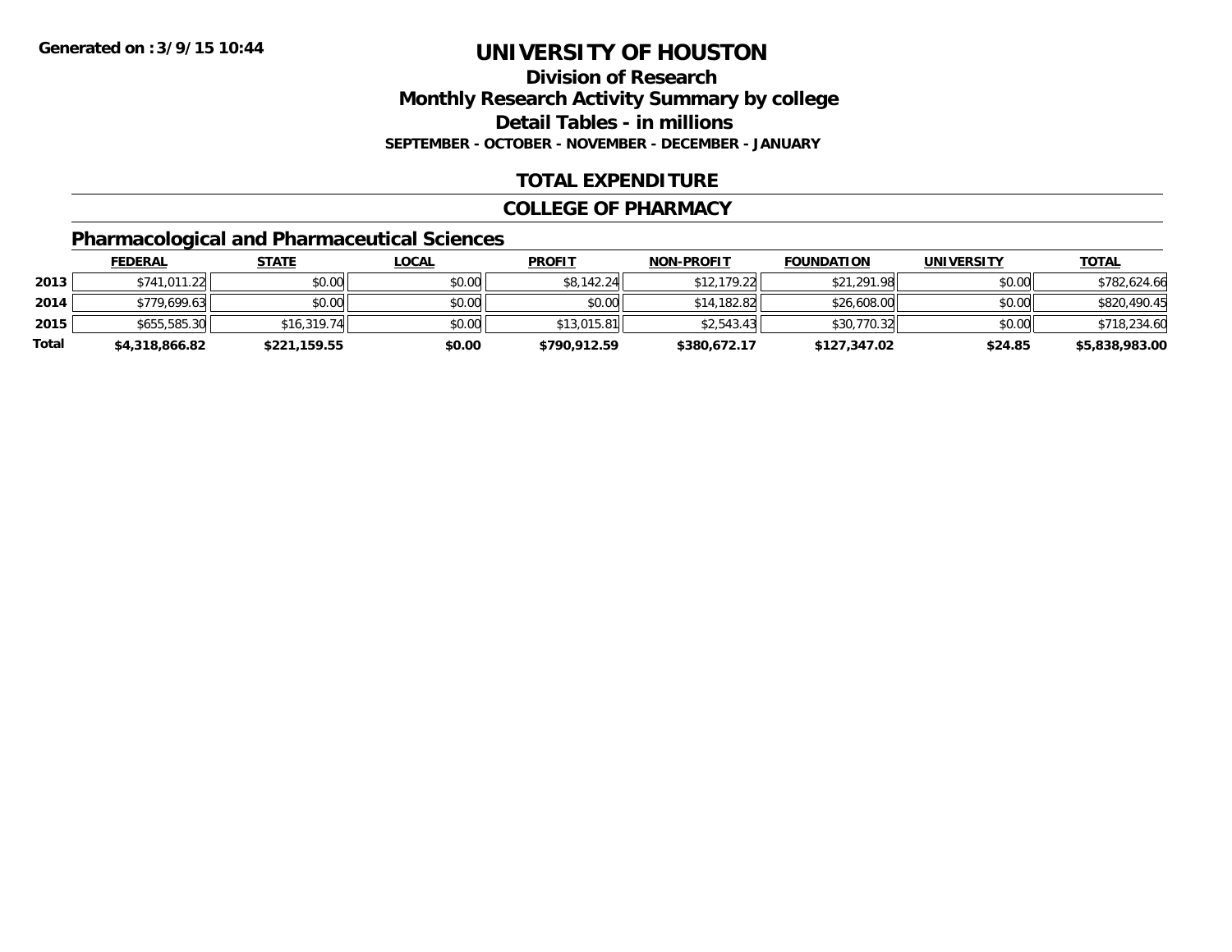Generated on :3/9/15 10:44

# UNIVERSITY OF HOUSTON

## Division of Research

## Monthly Research Activity Summary by college

## Detail Tables - in millions

**SEPTEMBER - OCTOBER - NOVEMBER - DECEMBER - JANUARY**

## TOTAL EXPENDITURE

## COLLEGE OF PHARMACY

### Pharmacological and Pharmaceutical Sciences

| | FEDERAL | STATE | LOCAL | PROFIT | NON-PROFIT | FOUNDATION | UNIVERSITY | TOTAL |
|---|---|---|---|---|---|---|---|---|
| 2013 | $741,011.22 | $0.00 | $0.00 | $8,142.24 | $12,179.22 | $21,291.98 | $0.00 | $782,624.66 |
| 2014 | $779,699.63 | $0.00 | $0.00 | $0.00 | $14,182.82 | $26,608.00 | $0.00 | $820,490.45 |
| 2015 | $655,585.30 | $16,319.74 | $0.00 | $13,015.81 | $2,543.43 | $30,770.32 | $0.00 | $718,234.60 |
| **Total** | **$4,318,866.82** | **$221,159.55** | **$0.00** | **$790,912.59** | **$380,672.17** | **$127,347.02** | **$24.85** | **$5,838,983.00** |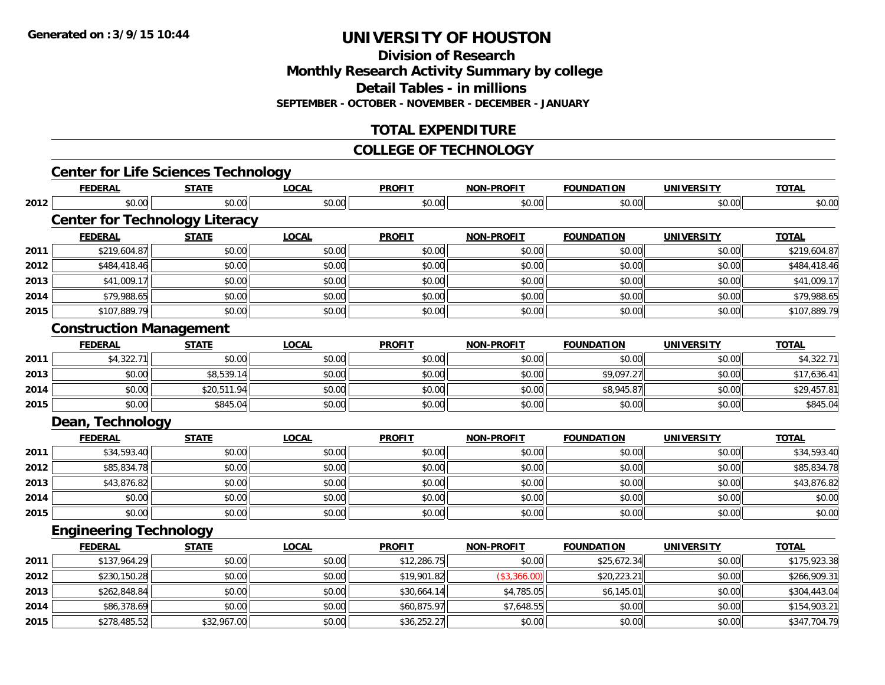# UNIVERSITY OF HOUSTON

## Division of Research
## Monthly Research Activity Summary by college
## Detail Tables - in millions
### SEPTEMBER - OCTOBER - NOVEMBER - DECEMBER - JANUARY

## TOTAL EXPENDITURE

## COLLEGE OF TECHNOLOGY

### Center for Life Sciences Technology

| | FEDERAL | STATE | LOCAL | PROFIT | NON-PROFIT | FOUNDATION | UNIVERSITY | TOTAL |
|---|---|---|---|---|---|---|---|---|
| 2012 | $0.00 | $0.00 | $0.00 | $0.00 | $0.00 | $0.00 | $0.00 | $0.00 |

### Center for Technology Literacy

| | FEDERAL | STATE | LOCAL | PROFIT | NON-PROFIT | FOUNDATION | UNIVERSITY | TOTAL |
|---|---|---|---|---|---|---|---|---|
| 2011 | $219,604.87 | $0.00 | $0.00 | $0.00 | $0.00 | $0.00 | $0.00 | $219,604.87 |
| 2012 | $484,418.46 | $0.00 | $0.00 | $0.00 | $0.00 | $0.00 | $0.00 | $484,418.46 |
| 2013 | $41,009.17 | $0.00 | $0.00 | $0.00 | $0.00 | $0.00 | $0.00 | $41,009.17 |
| 2014 | $79,988.65 | $0.00 | $0.00 | $0.00 | $0.00 | $0.00 | $0.00 | $79,988.65 |
| 2015 | $107,889.79 | $0.00 | $0.00 | $0.00 | $0.00 | $0.00 | $0.00 | $107,889.79 |

### Construction Management

| | FEDERAL | STATE | LOCAL | PROFIT | NON-PROFIT | FOUNDATION | UNIVERSITY | TOTAL |
|---|---|---|---|---|---|---|---|---|
| 2011 | $4,322.71 | $0.00 | $0.00 | $0.00 | $0.00 | $0.00 | $0.00 | $4,322.71 |
| 2013 | $0.00 | $8,539.14 | $0.00 | $0.00 | $0.00 | $9,097.27 | $0.00 | $17,636.41 |
| 2014 | $0.00 | $20,511.94 | $0.00 | $0.00 | $0.00 | $8,945.87 | $0.00 | $29,457.81 |
| 2015 | $0.00 | $845.04 | $0.00 | $0.00 | $0.00 | $0.00 | $0.00 | $845.04 |

### Dean, Technology

| | FEDERAL | STATE | LOCAL | PROFIT | NON-PROFIT | FOUNDATION | UNIVERSITY | TOTAL |
|---|---|---|---|---|---|---|---|---|
| 2011 | $34,593.40 | $0.00 | $0.00 | $0.00 | $0.00 | $0.00 | $0.00 | $34,593.40 |
| 2012 | $85,834.78 | $0.00 | $0.00 | $0.00 | $0.00 | $0.00 | $0.00 | $85,834.78 |
| 2013 | $43,876.82 | $0.00 | $0.00 | $0.00 | $0.00 | $0.00 | $0.00 | $43,876.82 |
| 2014 | $0.00 | $0.00 | $0.00 | $0.00 | $0.00 | $0.00 | $0.00 | $0.00 |
| 2015 | $0.00 | $0.00 | $0.00 | $0.00 | $0.00 | $0.00 | $0.00 | $0.00 |

### Engineering Technology

| | FEDERAL | STATE | LOCAL | PROFIT | NON-PROFIT | FOUNDATION | UNIVERSITY | TOTAL |
|---|---|---|---|---|---|---|---|---|
| 2011 | $137,964.29 | $0.00 | $0.00 | $12,286.75 | $0.00 | $25,672.34 | $0.00 | $175,923.38 |
| 2012 | $230,150.28 | $0.00 | $0.00 | $19,901.82 | ($3,366.00) | $20,223.21 | $0.00 | $266,909.31 |
| 2013 | $262,848.84 | $0.00 | $0.00 | $30,664.14 | $4,785.05 | $6,145.01 | $0.00 | $304,443.04 |
| 2014 | $86,378.69 | $0.00 | $0.00 | $60,875.97 | $7,648.55 | $0.00 | $0.00 | $154,903.21 |
| 2015 | $278,485.52 | $32,967.00 | $0.00 | $36,252.27 | $0.00 | $0.00 | $0.00 | $347,704.79 |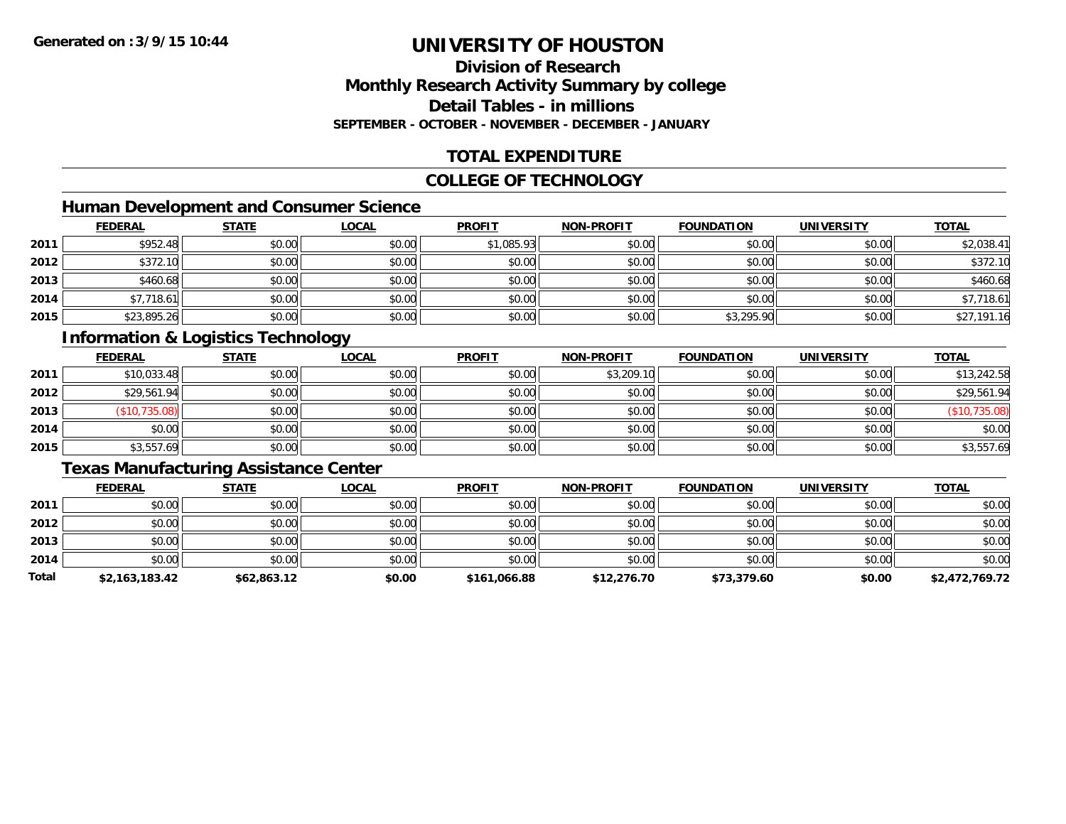# UNIVERSITY OF HOUSTON

## Division of Research
## Monthly Research Activity Summary by college
## Detail Tables - in millions
### SEPTEMBER - OCTOBER - NOVEMBER - DECEMBER - JANUARY

## TOTAL EXPENDITURE

## COLLEGE OF TECHNOLOGY

### Human Development and Consumer Science

| | FEDERAL | STATE | LOCAL | PROFIT | NON-PROFIT | FOUNDATION | UNIVERSITY | TOTAL |
|---|---|---|---|---|---|---|---|---|
| 2011 | $952.48 | $0.00 | $0.00 | $1,085.93 | $0.00 | $0.00 | $0.00 | $2,038.41 |
| 2012 | $372.10 | $0.00 | $0.00 | $0.00 | $0.00 | $0.00 | $0.00 | $372.10 |
| 2013 | $460.68 | $0.00 | $0.00 | $0.00 | $0.00 | $0.00 | $0.00 | $460.68 |
| 2014 | $7,718.61 | $0.00 | $0.00 | $0.00 | $0.00 | $0.00 | $0.00 | $7,718.61 |
| 2015 | $23,895.26 | $0.00 | $0.00 | $0.00 | $0.00 | $3,295.90 | $0.00 | $27,191.16 |

### Information & Logistics Technology

| | FEDERAL | STATE | LOCAL | PROFIT | NON-PROFIT | FOUNDATION | UNIVERSITY | TOTAL |
|---|---|---|---|---|---|---|---|---|
| 2011 | $10,033.48 | $0.00 | $0.00 | $0.00 | $3,209.10 | $0.00 | $0.00 | $13,242.58 |
| 2012 | $29,561.94 | $0.00 | $0.00 | $0.00 | $0.00 | $0.00 | $0.00 | $29,561.94 |
| 2013 | ($10,735.08) | $0.00 | $0.00 | $0.00 | $0.00 | $0.00 | $0.00 | ($10,735.08) |
| 2014 | $0.00 | $0.00 | $0.00 | $0.00 | $0.00 | $0.00 | $0.00 | $0.00 |
| 2015 | $3,557.69 | $0.00 | $0.00 | $0.00 | $0.00 | $0.00 | $0.00 | $3,557.69 |

### Texas Manufacturing Assistance Center

| | FEDERAL | STATE | LOCAL | PROFIT | NON-PROFIT | FOUNDATION | UNIVERSITY | TOTAL |
|---|---|---|---|---|---|---|---|---|
| 2011 | $0.00 | $0.00 | $0.00 | $0.00 | $0.00 | $0.00 | $0.00 | $0.00 |
| 2012 | $0.00 | $0.00 | $0.00 | $0.00 | $0.00 | $0.00 | $0.00 | $0.00 |
| 2013 | $0.00 | $0.00 | $0.00 | $0.00 | $0.00 | $0.00 | $0.00 | $0.00 |
| 2014 | $0.00 | $0.00 | $0.00 | $0.00 | $0.00 | $0.00 | $0.00 | $0.00 |
| **Total** | **$2,163,183.42** | **$62,863.12** | **$0.00** | **$161,066.88** | **$12,276.70** | **$73,379.60** | **$0.00** | **$2,472,769.72** |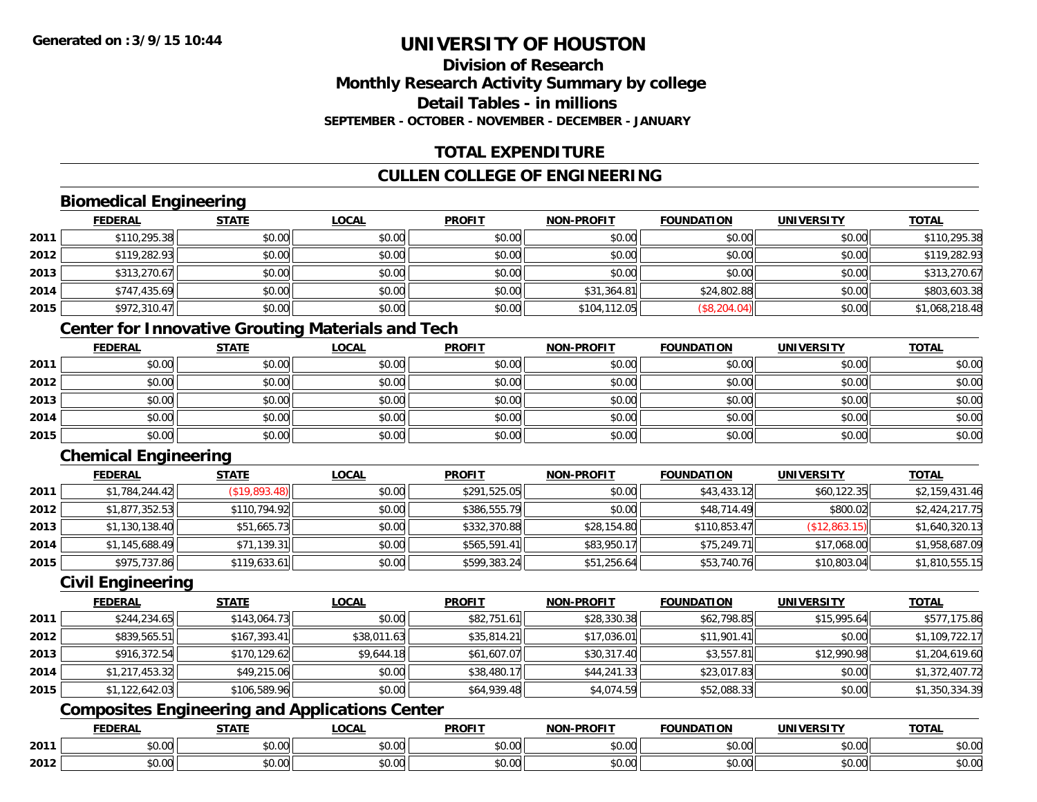**Generated on :3/9/15 10:44**

# UNIVERSITY OF HOUSTON

## Division of Research
## Monthly Research Activity Summary by college
## Detail Tables - in millions
### SEPTEMBER - OCTOBER - NOVEMBER - DECEMBER - JANUARY

## TOTAL EXPENDITURE

## CULLEN COLLEGE OF ENGINEERING

### Biomedical Engineering

| | FEDERAL | STATE | LOCAL | PROFIT | NON-PROFIT | FOUNDATION | UNIVERSITY | TOTAL |
|---|---|---|---|---|---|---|---|---|
| 2011 | $110,295.38 | $0.00 | $0.00 | $0.00 | $0.00 | $0.00 | $0.00 | $110,295.38 |
| 2012 | $119,282.93 | $0.00 | $0.00 | $0.00 | $0.00 | $0.00 | $0.00 | $119,282.93 |
| 2013 | $313,270.67 | $0.00 | $0.00 | $0.00 | $0.00 | $0.00 | $0.00 | $313,270.67 |
| 2014 | $747,435.69 | $0.00 | $0.00 | $0.00 | $31,364.81 | $24,802.88 | $0.00 | $803,603.38 |
| 2015 | $972,310.47 | $0.00 | $0.00 | $0.00 | $104,112.05 | ($8,204.04) | $0.00 | $1,068,218.48 |

### Center for Innovative Grouting Materials and Tech

| | FEDERAL | STATE | LOCAL | PROFIT | NON-PROFIT | FOUNDATION | UNIVERSITY | TOTAL |
|---|---|---|---|---|---|---|---|---|
| 2011 | $0.00 | $0.00 | $0.00 | $0.00 | $0.00 | $0.00 | $0.00 | $0.00 |
| 2012 | $0.00 | $0.00 | $0.00 | $0.00 | $0.00 | $0.00 | $0.00 | $0.00 |
| 2013 | $0.00 | $0.00 | $0.00 | $0.00 | $0.00 | $0.00 | $0.00 | $0.00 |
| 2014 | $0.00 | $0.00 | $0.00 | $0.00 | $0.00 | $0.00 | $0.00 | $0.00 |
| 2015 | $0.00 | $0.00 | $0.00 | $0.00 | $0.00 | $0.00 | $0.00 | $0.00 |

### Chemical Engineering

| | FEDERAL | STATE | LOCAL | PROFIT | NON-PROFIT | FOUNDATION | UNIVERSITY | TOTAL |
|---|---|---|---|---|---|---|---|---|
| 2011 | $1,784,244.42 | ($19,893.48) | $0.00 | $291,525.05 | $0.00 | $43,433.12 | $60,122.35 | $2,159,431.46 |
| 2012 | $1,877,352.53 | $110,794.92 | $0.00 | $386,555.79 | $0.00 | $48,714.49 | $800.02 | $2,424,217.75 |
| 2013 | $1,130,138.40 | $51,665.73 | $0.00 | $332,370.88 | $28,154.80 | $110,853.47 | ($12,863.15) | $1,640,320.13 |
| 2014 | $1,145,688.49 | $71,139.31 | $0.00 | $565,591.41 | $83,950.17 | $75,249.71 | $17,068.00 | $1,958,687.09 |
| 2015 | $975,737.86 | $119,633.61 | $0.00 | $599,383.24 | $51,256.64 | $53,740.76 | $10,803.04 | $1,810,555.15 |

### Civil Engineering

| | FEDERAL | STATE | LOCAL | PROFIT | NON-PROFIT | FOUNDATION | UNIVERSITY | TOTAL |
|---|---|---|---|---|---|---|---|---|
| 2011 | $244,234.65 | $143,064.73 | $0.00 | $82,751.61 | $28,330.38 | $62,798.85 | $15,995.64 | $577,175.86 |
| 2012 | $839,565.51 | $167,393.41 | $38,011.63 | $35,814.21 | $17,036.01 | $11,901.41 | $0.00 | $1,109,722.17 |
| 2013 | $916,372.54 | $170,129.62 | $9,644.18 | $61,607.07 | $30,317.40 | $3,557.81 | $12,990.98 | $1,204,619.60 |
| 2014 | $1,217,453.32 | $49,215.06 | $0.00 | $38,480.17 | $44,241.33 | $23,017.83 | $0.00 | $1,372,407.72 |
| 2015 | $1,122,642.03 | $106,589.96 | $0.00 | $64,939.48 | $4,074.59 | $52,088.33 | $0.00 | $1,350,334.39 |

### Composites Engineering and Applications Center

| | FEDERAL | STATE | LOCAL | PROFIT | NON-PROFIT | FOUNDATION | UNIVERSITY | TOTAL |
|---|---|---|---|---|---|---|---|---|
| 2011 | $0.00 | $0.00 | $0.00 | $0.00 | $0.00 | $0.00 | $0.00 | $0.00 |
| 2012 | $0.00 | $0.00 | $0.00 | $0.00 | $0.00 | $0.00 | $0.00 | $0.00 |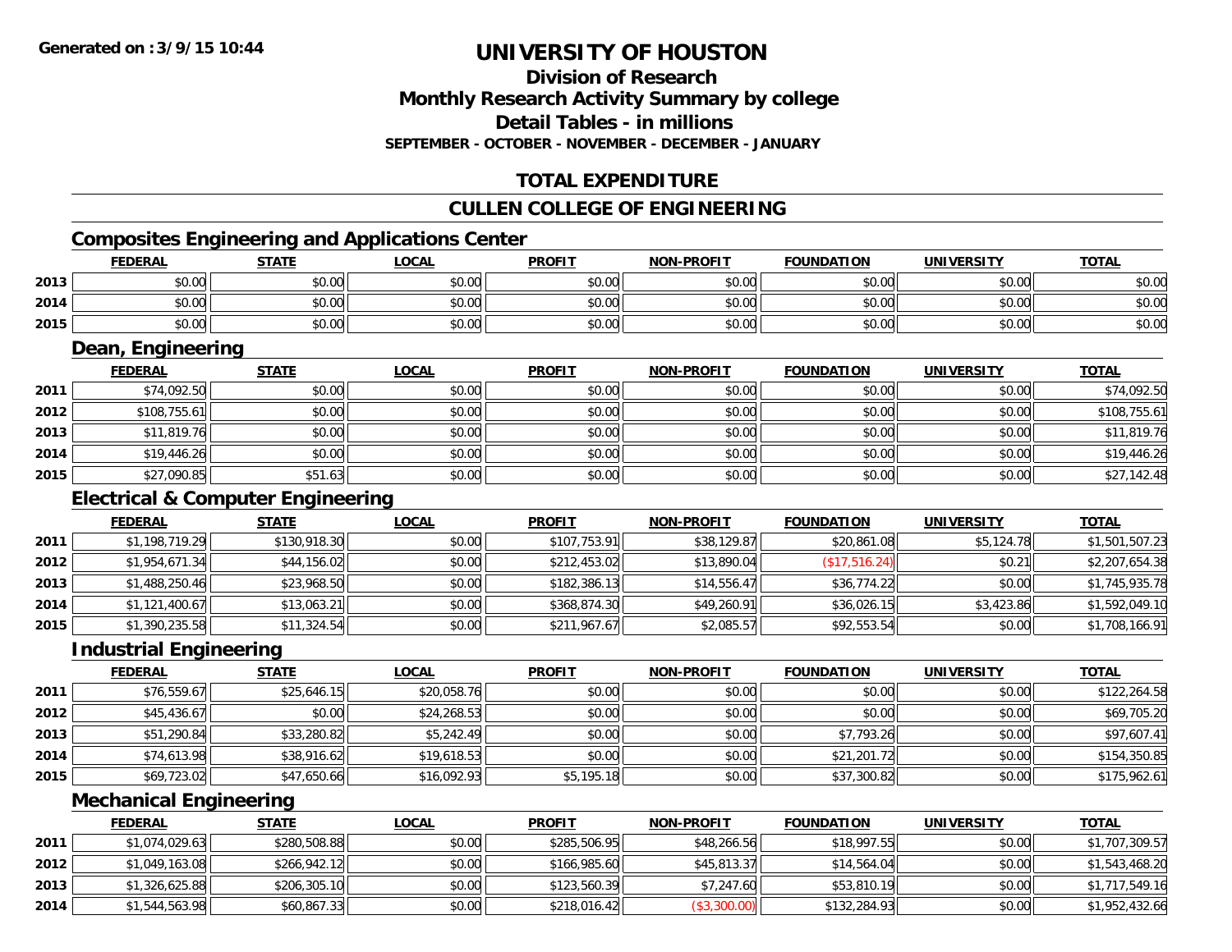**Generated on :3/9/15 10:44**

# UNIVERSITY OF HOUSTON

## Division of Research
## Monthly Research Activity Summary by college
## Detail Tables - in millions
### SEPTEMBER - OCTOBER - NOVEMBER - DECEMBER - JANUARY

## TOTAL EXPENDITURE

## CULLEN COLLEGE OF ENGINEERING

### Composites Engineering and Applications Center

| | FEDERAL | STATE | LOCAL | PROFIT | NON-PROFIT | FOUNDATION | UNIVERSITY | TOTAL |
|---|---|---|---|---|---|---|---|---|
| 2013 | $0.00 | $0.00 | $0.00 | $0.00 | $0.00 | $0.00 | $0.00 | $0.00 |
| 2014 | $0.00 | $0.00 | $0.00 | $0.00 | $0.00 | $0.00 | $0.00 | $0.00 |
| 2015 | $0.00 | $0.00 | $0.00 | $0.00 | $0.00 | $0.00 | $0.00 | $0.00 |

### Dean, Engineering

| | FEDERAL | STATE | LOCAL | PROFIT | NON-PROFIT | FOUNDATION | UNIVERSITY | TOTAL |
|---|---|---|---|---|---|---|---|---|
| 2011 | $74,092.50 | $0.00 | $0.00 | $0.00 | $0.00 | $0.00 | $0.00 | $74,092.50 |
| 2012 | $108,755.61 | $0.00 | $0.00 | $0.00 | $0.00 | $0.00 | $0.00 | $108,755.61 |
| 2013 | $11,819.76 | $0.00 | $0.00 | $0.00 | $0.00 | $0.00 | $0.00 | $11,819.76 |
| 2014 | $19,446.26 | $0.00 | $0.00 | $0.00 | $0.00 | $0.00 | $0.00 | $19,446.26 |
| 2015 | $27,090.85 | $51.63 | $0.00 | $0.00 | $0.00 | $0.00 | $0.00 | $27,142.48 |

### Electrical & Computer Engineering

| | FEDERAL | STATE | LOCAL | PROFIT | NON-PROFIT | FOUNDATION | UNIVERSITY | TOTAL |
|---|---|---|---|---|---|---|---|---|
| 2011 | $1,198,719.29 | $130,918.30 | $0.00 | $107,753.91 | $38,129.87 | $20,861.08 | $5,124.78 | $1,501,507.23 |
| 2012 | $1,954,671.34 | $44,156.02 | $0.00 | $212,453.02 | $13,890.04 | ($17,516.24) | $0.21 | $2,207,654.38 |
| 2013 | $1,488,250.46 | $23,968.50 | $0.00 | $182,386.13 | $14,556.47 | $36,774.22 | $0.00 | $1,745,935.78 |
| 2014 | $1,121,400.67 | $13,063.21 | $0.00 | $368,874.30 | $49,260.91 | $36,026.15 | $3,423.86 | $1,592,049.10 |
| 2015 | $1,390,235.58 | $11,324.54 | $0.00 | $211,967.67 | $2,085.57 | $92,553.54 | $0.00 | $1,708,166.91 |

### Industrial Engineering

| | FEDERAL | STATE | LOCAL | PROFIT | NON-PROFIT | FOUNDATION | UNIVERSITY | TOTAL |
|---|---|---|---|---|---|---|---|---|
| 2011 | $76,559.67 | $25,646.15 | $20,058.76 | $0.00 | $0.00 | $0.00 | $0.00 | $122,264.58 |
| 2012 | $45,436.67 | $0.00 | $24,268.53 | $0.00 | $0.00 | $0.00 | $0.00 | $69,705.20 |
| 2013 | $51,290.84 | $33,280.82 | $5,242.49 | $0.00 | $0.00 | $7,793.26 | $0.00 | $97,607.41 |
| 2014 | $74,613.98 | $38,916.62 | $19,618.53 | $0.00 | $0.00 | $21,201.72 | $0.00 | $154,350.85 |
| 2015 | $69,723.02 | $47,650.66 | $16,092.93 | $5,195.18 | $0.00 | $37,300.82 | $0.00 | $175,962.61 |

### Mechanical Engineering

| | FEDERAL | STATE | LOCAL | PROFIT | NON-PROFIT | FOUNDATION | UNIVERSITY | TOTAL |
|---|---|---|---|---|---|---|---|---|
| 2011 | $1,074,029.63 | $280,508.88 | $0.00 | $285,506.95 | $48,266.56 | $18,997.55 | $0.00 | $1,707,309.57 |
| 2012 | $1,049,163.08 | $266,942.12 | $0.00 | $166,985.60 | $45,813.37 | $14,564.04 | $0.00 | $1,543,468.20 |
| 2013 | $1,326,625.88 | $206,305.10 | $0.00 | $123,560.39 | $7,247.60 | $53,810.19 | $0.00 | $1,717,549.16 |
| 2014 | $1,544,563.98 | $60,867.33 | $0.00 | $218,016.42 | ($3,300.00) | $132,284.93 | $0.00 | $1,952,432.66 |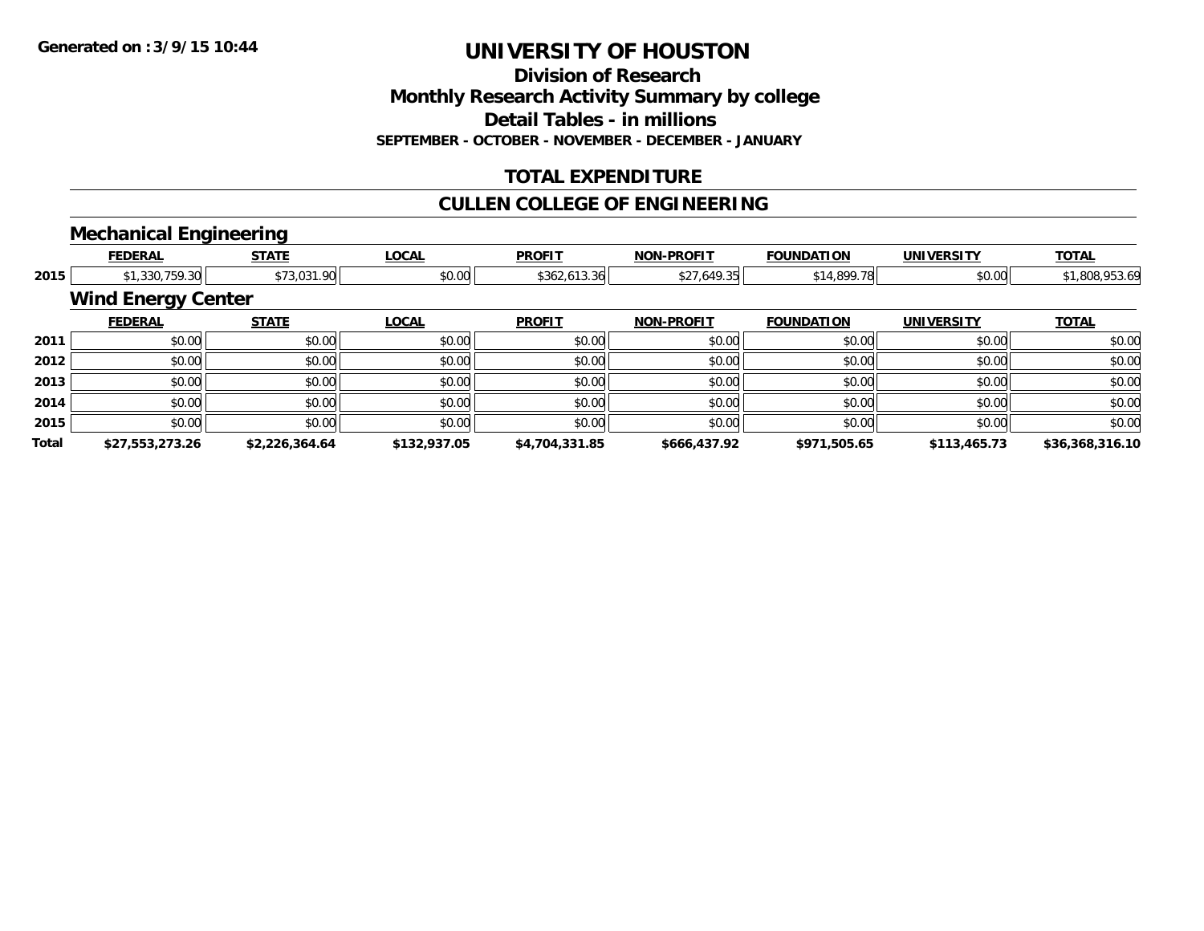# UNIVERSITY OF HOUSTON

## Division of Research
## Monthly Research Activity Summary by college
## Detail Tables - in millions
**SEPTEMBER - OCTOBER - NOVEMBER - DECEMBER - JANUARY**

## TOTAL EXPENDITURE

## CULLEN COLLEGE OF ENGINEERING

### Mechanical Engineering

| | FEDERAL | STATE | LOCAL | PROFIT | NON-PROFIT | FOUNDATION | UNIVERSITY | TOTAL |
|---|---|---|---|---|---|---|---|---|
| 2015 | $1,330,759.30 | $73,031.90 | $0.00 | $362,613.36 | $27,649.35 | $14,899.78 | $0.00 | $1,808,953.69 |

### Wind Energy Center

| | FEDERAL | STATE | LOCAL | PROFIT | NON-PROFIT | FOUNDATION | UNIVERSITY | TOTAL |
|---|---|---|---|---|---|---|---|---|
| 2011 | $0.00 | $0.00 | $0.00 | $0.00 | $0.00 | $0.00 | $0.00 | $0.00 |
| 2012 | $0.00 | $0.00 | $0.00 | $0.00 | $0.00 | $0.00 | $0.00 | $0.00 |
| 2013 | $0.00 | $0.00 | $0.00 | $0.00 | $0.00 | $0.00 | $0.00 | $0.00 |
| 2014 | $0.00 | $0.00 | $0.00 | $0.00 | $0.00 | $0.00 | $0.00 | $0.00 |
| 2015 | $0.00 | $0.00 | $0.00 | $0.00 | $0.00 | $0.00 | $0.00 | $0.00 |
| **Total** | **$27,553,273.26** | **$2,226,364.64** | **$132,937.05** | **$4,704,331.85** | **$666,437.92** | **$971,505.65** | **$113,465.73** | **$36,368,316.10** |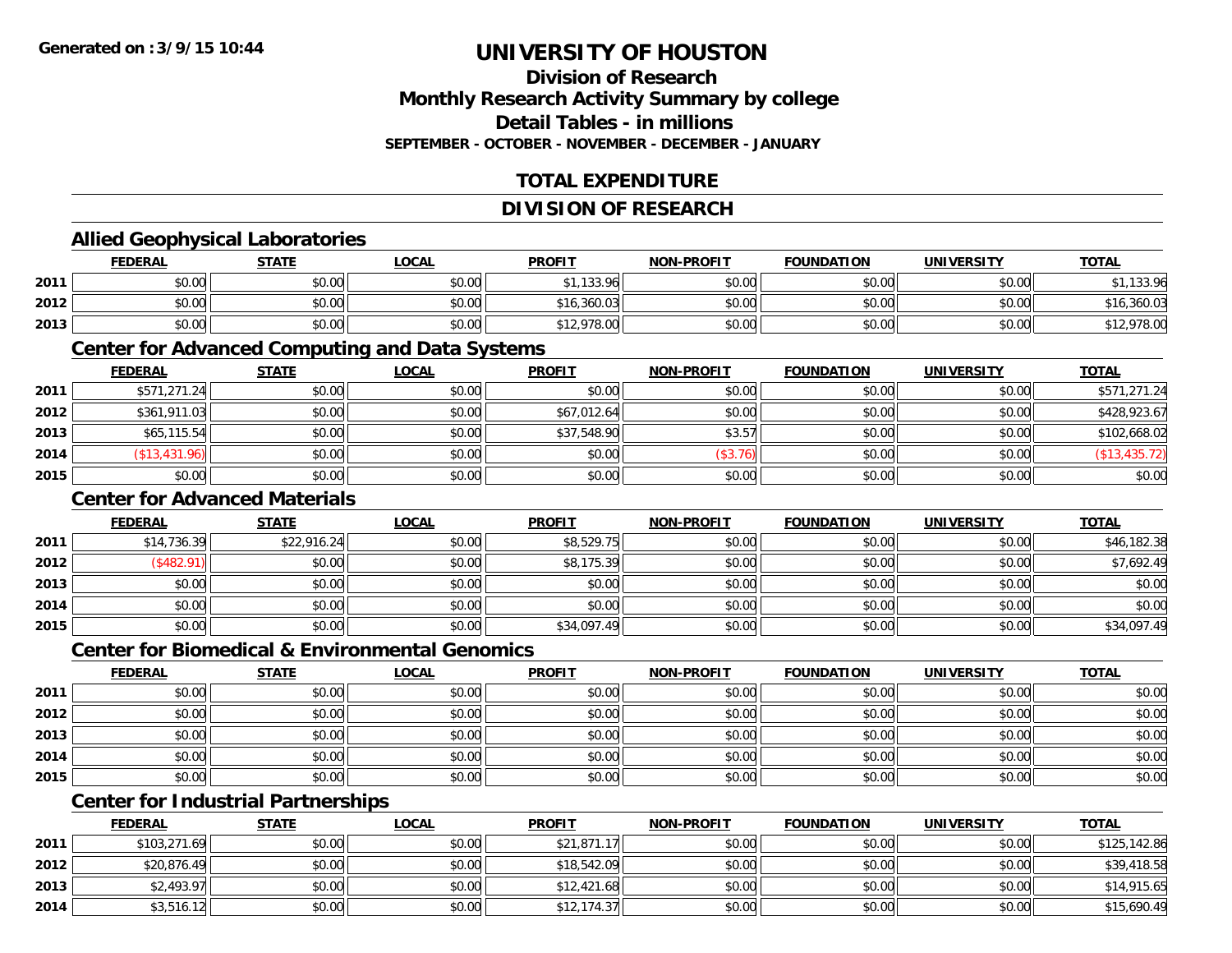Generated on :3/9/15 10:44

# UNIVERSITY OF HOUSTON

## Division of Research
## Monthly Research Activity Summary by college
## Detail Tables - in millions
### SEPTEMBER - OCTOBER - NOVEMBER - DECEMBER - JANUARY

## TOTAL EXPENDITURE

## DIVISION OF RESEARCH

### Allied Geophysical Laboratories

| | FEDERAL | STATE | LOCAL | PROFIT | NON-PROFIT | FOUNDATION | UNIVERSITY | TOTAL |
|---|---|---|---|---|---|---|---|---|
| 2011 | $0.00 | $0.00 | $0.00 | $1,133.96 | $0.00 | $0.00 | $0.00 | $1,133.96 |
| 2012 | $0.00 | $0.00 | $0.00 | $16,360.03 | $0.00 | $0.00 | $0.00 | $16,360.03 |
| 2013 | $0.00 | $0.00 | $0.00 | $12,978.00 | $0.00 | $0.00 | $0.00 | $12,978.00 |

### Center for Advanced Computing and Data Systems

| | FEDERAL | STATE | LOCAL | PROFIT | NON-PROFIT | FOUNDATION | UNIVERSITY | TOTAL |
|---|---|---|---|---|---|---|---|---|
| 2011 | $571,271.24 | $0.00 | $0.00 | $0.00 | $0.00 | $0.00 | $0.00 | $571,271.24 |
| 2012 | $361,911.03 | $0.00 | $0.00 | $67,012.64 | $0.00 | $0.00 | $0.00 | $428,923.67 |
| 2013 | $65,115.54 | $0.00 | $0.00 | $37,548.90 | $3.57 | $0.00 | $0.00 | $102,668.02 |
| 2014 | ($13,431.96) | $0.00 | $0.00 | $0.00 | ($3.76) | $0.00 | $0.00 | ($13,435.72) |
| 2015 | $0.00 | $0.00 | $0.00 | $0.00 | $0.00 | $0.00 | $0.00 | $0.00 |

### Center for Advanced Materials

| | FEDERAL | STATE | LOCAL | PROFIT | NON-PROFIT | FOUNDATION | UNIVERSITY | TOTAL |
|---|---|---|---|---|---|---|---|---|
| 2011 | $14,736.39 | $22,916.24 | $0.00 | $8,529.75 | $0.00 | $0.00 | $0.00 | $46,182.38 |
| 2012 | ($482.91) | $0.00 | $0.00 | $8,175.39 | $0.00 | $0.00 | $0.00 | $7,692.49 |
| 2013 | $0.00 | $0.00 | $0.00 | $0.00 | $0.00 | $0.00 | $0.00 | $0.00 |
| 2014 | $0.00 | $0.00 | $0.00 | $0.00 | $0.00 | $0.00 | $0.00 | $0.00 |
| 2015 | $0.00 | $0.00 | $0.00 | $34,097.49 | $0.00 | $0.00 | $0.00 | $34,097.49 |

### Center for Biomedical & Environmental Genomics

| | FEDERAL | STATE | LOCAL | PROFIT | NON-PROFIT | FOUNDATION | UNIVERSITY | TOTAL |
|---|---|---|---|---|---|---|---|---|
| 2011 | $0.00 | $0.00 | $0.00 | $0.00 | $0.00 | $0.00 | $0.00 | $0.00 |
| 2012 | $0.00 | $0.00 | $0.00 | $0.00 | $0.00 | $0.00 | $0.00 | $0.00 |
| 2013 | $0.00 | $0.00 | $0.00 | $0.00 | $0.00 | $0.00 | $0.00 | $0.00 |
| 2014 | $0.00 | $0.00 | $0.00 | $0.00 | $0.00 | $0.00 | $0.00 | $0.00 |
| 2015 | $0.00 | $0.00 | $0.00 | $0.00 | $0.00 | $0.00 | $0.00 | $0.00 |

### Center for Industrial Partnerships

| | FEDERAL | STATE | LOCAL | PROFIT | NON-PROFIT | FOUNDATION | UNIVERSITY | TOTAL |
|---|---|---|---|---|---|---|---|---|
| 2011 | $103,271.69 | $0.00 | $0.00 | $21,871.17 | $0.00 | $0.00 | $0.00 | $125,142.86 |
| 2012 | $20,876.49 | $0.00 | $0.00 | $18,542.09 | $0.00 | $0.00 | $0.00 | $39,418.58 |
| 2013 | $2,493.97 | $0.00 | $0.00 | $12,421.68 | $0.00 | $0.00 | $0.00 | $14,915.65 |
| 2014 | $3,516.12 | $0.00 | $0.00 | $12,174.37 | $0.00 | $0.00 | $0.00 | $15,690.49 |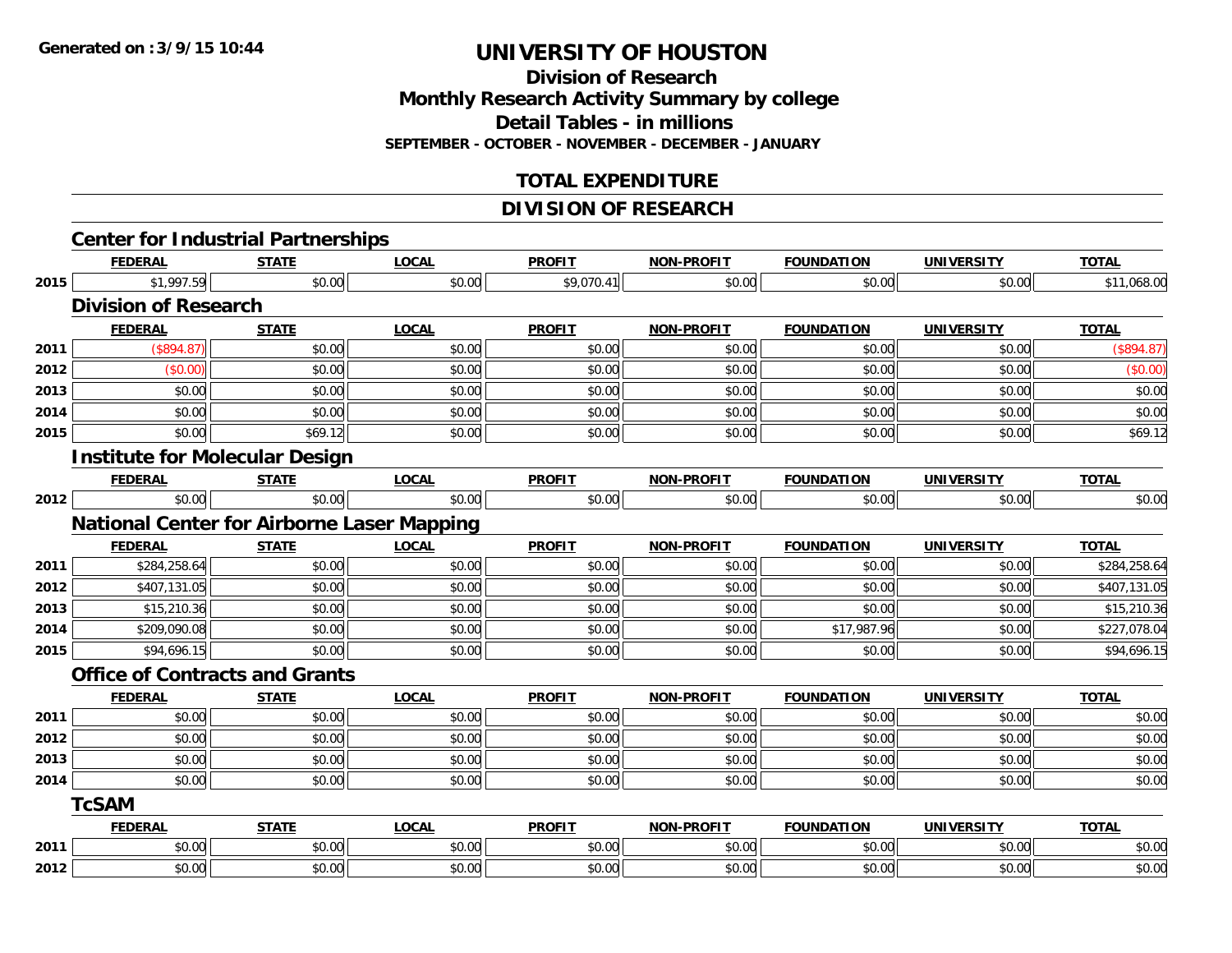# UNIVERSITY OF HOUSTON

## Division of Research
## Monthly Research Activity Summary by college
## Detail Tables - in millions
### SEPTEMBER - OCTOBER - NOVEMBER - DECEMBER - JANUARY

## TOTAL EXPENDITURE

## DIVISION OF RESEARCH

### Center for Industrial Partnerships

| | FEDERAL | STATE | LOCAL | PROFIT | NON-PROFIT | FOUNDATION | UNIVERSITY | TOTAL |
|---|---|---|---|---|---|---|---|---|
| 2015 | $1,997.59 | $0.00 | $0.00 | $9,070.41 | $0.00 | $0.00 | $0.00 | $11,068.00 |

### Division of Research

| | FEDERAL | STATE | LOCAL | PROFIT | NON-PROFIT | FOUNDATION | UNIVERSITY | TOTAL |
|---|---|---|---|---|---|---|---|---|
| 2011 | ($894.87) | $0.00 | $0.00 | $0.00 | $0.00 | $0.00 | $0.00 | ($894.87) |
| 2012 | ($0.00) | $0.00 | $0.00 | $0.00 | $0.00 | $0.00 | $0.00 | ($0.00) |
| 2013 | $0.00 | $0.00 | $0.00 | $0.00 | $0.00 | $0.00 | $0.00 | $0.00 |
| 2014 | $0.00 | $0.00 | $0.00 | $0.00 | $0.00 | $0.00 | $0.00 | $0.00 |
| 2015 | $0.00 | $69.12 | $0.00 | $0.00 | $0.00 | $0.00 | $0.00 | $69.12 |

### Institute for Molecular Design

| | FEDERAL | STATE | LOCAL | PROFIT | NON-PROFIT | FOUNDATION | UNIVERSITY | TOTAL |
|---|---|---|---|---|---|---|---|---|
| 2012 | $0.00 | $0.00 | $0.00 | $0.00 | $0.00 | $0.00 | $0.00 | $0.00 |

### National Center for Airborne Laser Mapping

| | FEDERAL | STATE | LOCAL | PROFIT | NON-PROFIT | FOUNDATION | UNIVERSITY | TOTAL |
|---|---|---|---|---|---|---|---|---|
| 2011 | $284,258.64 | $0.00 | $0.00 | $0.00 | $0.00 | $0.00 | $0.00 | $284,258.64 |
| 2012 | $407,131.05 | $0.00 | $0.00 | $0.00 | $0.00 | $0.00 | $0.00 | $407,131.05 |
| 2013 | $15,210.36 | $0.00 | $0.00 | $0.00 | $0.00 | $0.00 | $0.00 | $15,210.36 |
| 2014 | $209,090.08 | $0.00 | $0.00 | $0.00 | $0.00 | $17,987.96 | $0.00 | $227,078.04 |
| 2015 | $94,696.15 | $0.00 | $0.00 | $0.00 | $0.00 | $0.00 | $0.00 | $94,696.15 |

### Office of Contracts and Grants

| | FEDERAL | STATE | LOCAL | PROFIT | NON-PROFIT | FOUNDATION | UNIVERSITY | TOTAL |
|---|---|---|---|---|---|---|---|---|
| 2011 | $0.00 | $0.00 | $0.00 | $0.00 | $0.00 | $0.00 | $0.00 | $0.00 |
| 2012 | $0.00 | $0.00 | $0.00 | $0.00 | $0.00 | $0.00 | $0.00 | $0.00 |
| 2013 | $0.00 | $0.00 | $0.00 | $0.00 | $0.00 | $0.00 | $0.00 | $0.00 |
| 2014 | $0.00 | $0.00 | $0.00 | $0.00 | $0.00 | $0.00 | $0.00 | $0.00 |

### TcSAM

| | FEDERAL | STATE | LOCAL | PROFIT | NON-PROFIT | FOUNDATION | UNIVERSITY | TOTAL |
|---|---|---|---|---|---|---|---|---|
| 2011 | $0.00 | $0.00 | $0.00 | $0.00 | $0.00 | $0.00 | $0.00 | $0.00 |
| 2012 | $0.00 | $0.00 | $0.00 | $0.00 | $0.00 | $0.00 | $0.00 | $0.00 |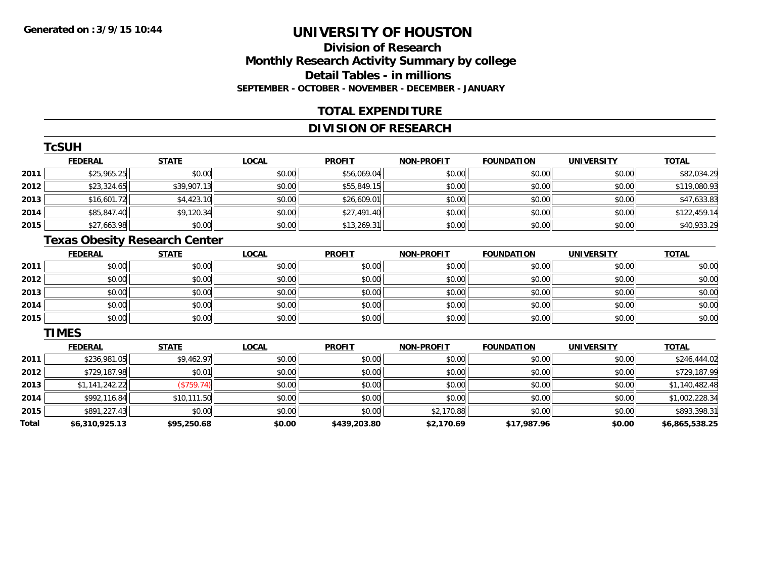Generated on :3/9/15 10:44

# UNIVERSITY OF HOUSTON

## Division of Research
## Monthly Research Activity Summary by college
## Detail Tables - in millions
### SEPTEMBER - OCTOBER - NOVEMBER - DECEMBER - JANUARY

## TOTAL EXPENDITURE

## DIVISION OF RESEARCH

### TcSUH

| | FEDERAL | STATE | LOCAL | PROFIT | NON-PROFIT | FOUNDATION | UNIVERSITY | TOTAL |
|---|---|---|---|---|---|---|---|---|
| 2011 | $25,965.25 | $0.00 | $0.00 | $56,069.04 | $0.00 | $0.00 | $0.00 | $82,034.29 |
| 2012 | $23,324.65 | $39,907.13 | $0.00 | $55,849.15 | $0.00 | $0.00 | $0.00 | $119,080.93 |
| 2013 | $16,601.72 | $4,423.10 | $0.00 | $26,609.01 | $0.00 | $0.00 | $0.00 | $47,633.83 |
| 2014 | $85,847.40 | $9,120.34 | $0.00 | $27,491.40 | $0.00 | $0.00 | $0.00 | $122,459.14 |
| 2015 | $27,663.98 | $0.00 | $0.00 | $13,269.31 | $0.00 | $0.00 | $0.00 | $40,933.29 |

### Texas Obesity Research Center

| | FEDERAL | STATE | LOCAL | PROFIT | NON-PROFIT | FOUNDATION | UNIVERSITY | TOTAL |
|---|---|---|---|---|---|---|---|---|
| 2011 | $0.00 | $0.00 | $0.00 | $0.00 | $0.00 | $0.00 | $0.00 | $0.00 |
| 2012 | $0.00 | $0.00 | $0.00 | $0.00 | $0.00 | $0.00 | $0.00 | $0.00 |
| 2013 | $0.00 | $0.00 | $0.00 | $0.00 | $0.00 | $0.00 | $0.00 | $0.00 |
| 2014 | $0.00 | $0.00 | $0.00 | $0.00 | $0.00 | $0.00 | $0.00 | $0.00 |
| 2015 | $0.00 | $0.00 | $0.00 | $0.00 | $0.00 | $0.00 | $0.00 | $0.00 |

### TIMES

| | FEDERAL | STATE | LOCAL | PROFIT | NON-PROFIT | FOUNDATION | UNIVERSITY | TOTAL |
|---|---|---|---|---|---|---|---|---|
| 2011 | $236,981.05 | $9,462.97 | $0.00 | $0.00 | $0.00 | $0.00 | $0.00 | $246,444.02 |
| 2012 | $729,187.98 | $0.01 | $0.00 | $0.00 | $0.00 | $0.00 | $0.00 | $729,187.99 |
| 2013 | $1,141,242.22 | ($759.74) | $0.00 | $0.00 | $0.00 | $0.00 | $0.00 | $1,140,482.48 |
| 2014 | $992,116.84 | $10,111.50 | $0.00 | $0.00 | $0.00 | $0.00 | $0.00 | $1,002,228.34 |
| 2015 | $891,227.43 | $0.00 | $0.00 | $0.00 | $2,170.88 | $0.00 | $0.00 | $893,398.31 |
| **Total** | **$6,310,925.13** | **$95,250.68** | **$0.00** | **$439,203.80** | **$2,170.69** | **$17,987.96** | **$0.00** | **$6,865,538.25** |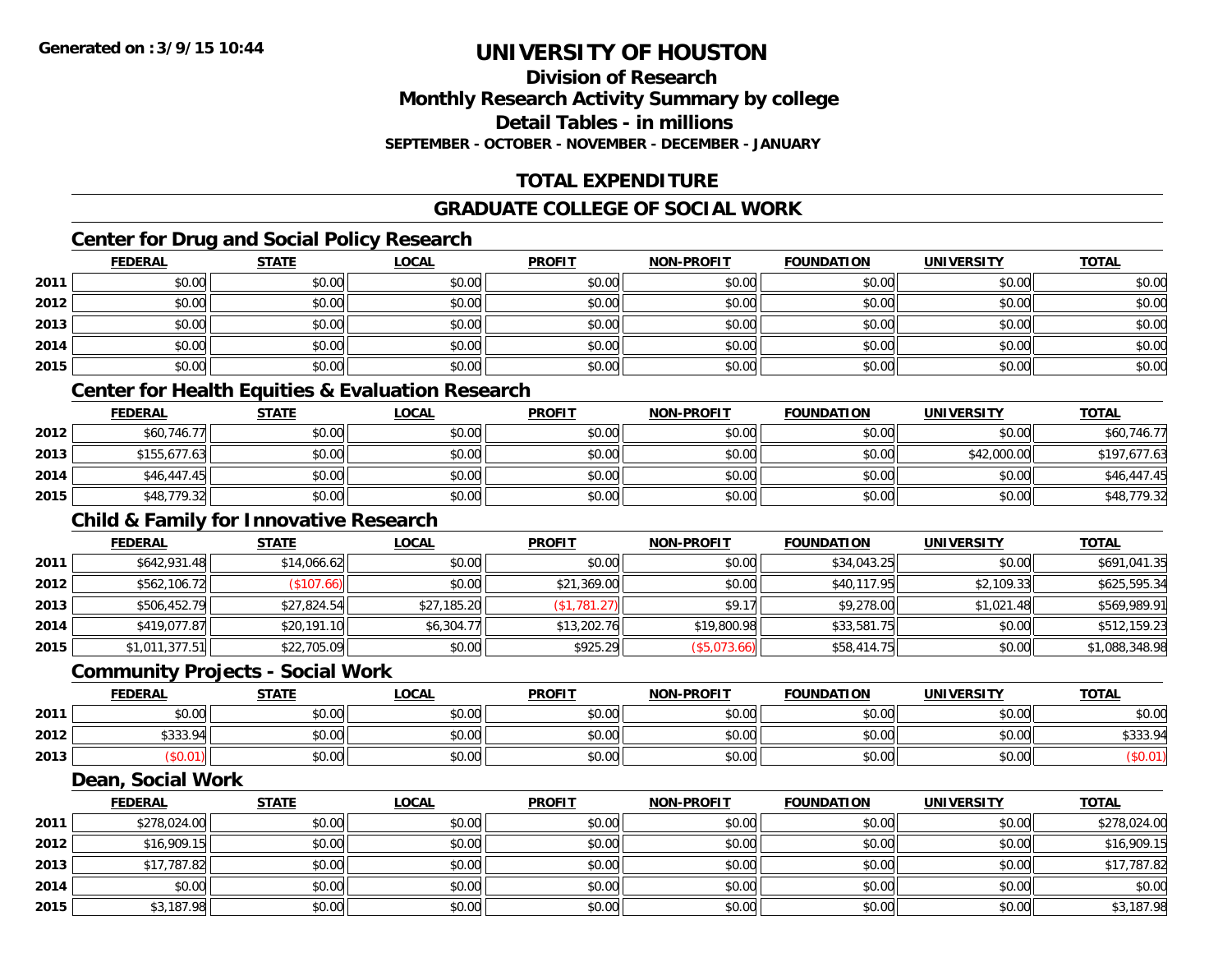**Generated on :3/9/15 10:44**

# UNIVERSITY OF HOUSTON

## Division of Research
## Monthly Research Activity Summary by college
## Detail Tables - in millions
### SEPTEMBER - OCTOBER - NOVEMBER - DECEMBER - JANUARY

## TOTAL EXPENDITURE

## GRADUATE COLLEGE OF SOCIAL WORK

### Center for Drug and Social Policy Research

| | FEDERAL | STATE | LOCAL | PROFIT | NON-PROFIT | FOUNDATION | UNIVERSITY | TOTAL |
|---|---|---|---|---|---|---|---|---|
| 2011 | $0.00 | $0.00 | $0.00 | $0.00 | $0.00 | $0.00 | $0.00 | $0.00 |
| 2012 | $0.00 | $0.00 | $0.00 | $0.00 | $0.00 | $0.00 | $0.00 | $0.00 |
| 2013 | $0.00 | $0.00 | $0.00 | $0.00 | $0.00 | $0.00 | $0.00 | $0.00 |
| 2014 | $0.00 | $0.00 | $0.00 | $0.00 | $0.00 | $0.00 | $0.00 | $0.00 |
| 2015 | $0.00 | $0.00 | $0.00 | $0.00 | $0.00 | $0.00 | $0.00 | $0.00 |

### Center for Health Equities & Evaluation Research

| | FEDERAL | STATE | LOCAL | PROFIT | NON-PROFIT | FOUNDATION | UNIVERSITY | TOTAL |
|---|---|---|---|---|---|---|---|---|
| 2012 | $60,746.77 | $0.00 | $0.00 | $0.00 | $0.00 | $0.00 | $0.00 | $60,746.77 |
| 2013 | $155,677.63 | $0.00 | $0.00 | $0.00 | $0.00 | $0.00 | $42,000.00 | $197,677.63 |
| 2014 | $46,447.45 | $0.00 | $0.00 | $0.00 | $0.00 | $0.00 | $0.00 | $46,447.45 |
| 2015 | $48,779.32 | $0.00 | $0.00 | $0.00 | $0.00 | $0.00 | $0.00 | $48,779.32 |

### Child & Family for Innovative Research

| | FEDERAL | STATE | LOCAL | PROFIT | NON-PROFIT | FOUNDATION | UNIVERSITY | TOTAL |
|---|---|---|---|---|---|---|---|---|
| 2011 | $642,931.48 | $14,066.62 | $0.00 | $0.00 | $0.00 | $34,043.25 | $0.00 | $691,041.35 |
| 2012 | $562,106.72 | ($107.66) | $0.00 | $21,369.00 | $0.00 | $40,117.95 | $2,109.33 | $625,595.34 |
| 2013 | $506,452.79 | $27,824.54 | $27,185.20 | ($1,781.27) | $9.17 | $9,278.00 | $1,021.48 | $569,989.91 |
| 2014 | $419,077.87 | $20,191.10 | $6,304.77 | $13,202.76 | $19,800.98 | $33,581.75 | $0.00 | $512,159.23 |
| 2015 | $1,011,377.51 | $22,705.09 | $0.00 | $925.29 | ($5,073.66) | $58,414.75 | $0.00 | $1,088,348.98 |

### Community Projects - Social Work

| | FEDERAL | STATE | LOCAL | PROFIT | NON-PROFIT | FOUNDATION | UNIVERSITY | TOTAL |
|---|---|---|---|---|---|---|---|---|
| 2011 | $0.00 | $0.00 | $0.00 | $0.00 | $0.00 | $0.00 | $0.00 | $0.00 |
| 2012 | $333.94 | $0.00 | $0.00 | $0.00 | $0.00 | $0.00 | $0.00 | $333.94 |
| 2013 | ($0.01) | $0.00 | $0.00 | $0.00 | $0.00 | $0.00 | $0.00 | ($0.01) |

### Dean, Social Work

| | FEDERAL | STATE | LOCAL | PROFIT | NON-PROFIT | FOUNDATION | UNIVERSITY | TOTAL |
|---|---|---|---|---|---|---|---|---|
| 2011 | $278,024.00 | $0.00 | $0.00 | $0.00 | $0.00 | $0.00 | $0.00 | $278,024.00 |
| 2012 | $16,909.15 | $0.00 | $0.00 | $0.00 | $0.00 | $0.00 | $0.00 | $16,909.15 |
| 2013 | $17,787.82 | $0.00 | $0.00 | $0.00 | $0.00 | $0.00 | $0.00 | $17,787.82 |
| 2014 | $0.00 | $0.00 | $0.00 | $0.00 | $0.00 | $0.00 | $0.00 | $0.00 |
| 2015 | $3,187.98 | $0.00 | $0.00 | $0.00 | $0.00 | $0.00 | $0.00 | $3,187.98 |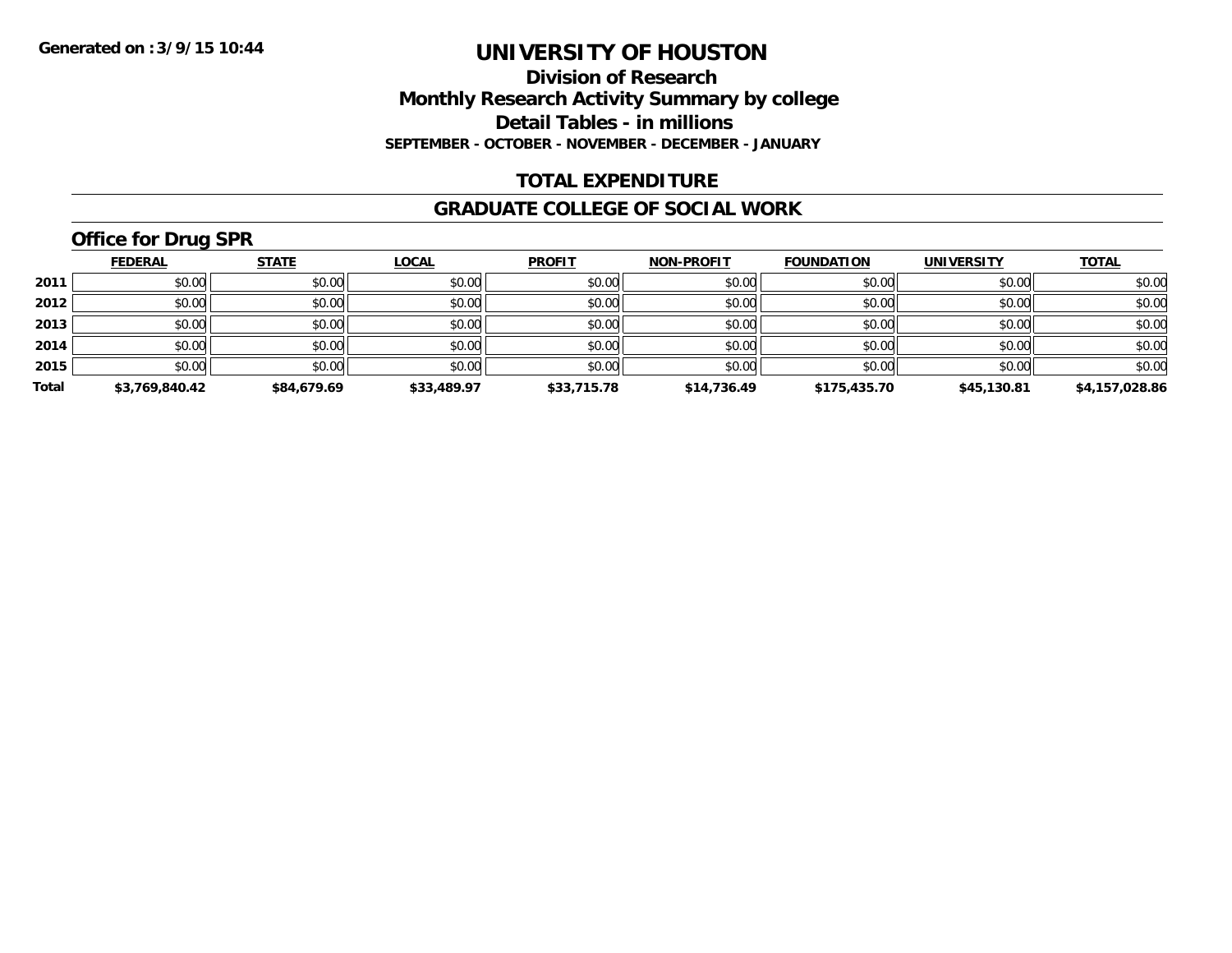**Generated on :3/9/15 10:44**

# UNIVERSITY OF HOUSTON

## Division of Research

## Monthly Research Activity Summary by college

## Detail Tables - in millions

**SEPTEMBER - OCTOBER - NOVEMBER - DECEMBER - JANUARY**

## TOTAL EXPENDITURE

## GRADUATE COLLEGE OF SOCIAL WORK

### Office for Drug SPR

| | FEDERAL | STATE | LOCAL | PROFIT | NON-PROFIT | FOUNDATION | UNIVERSITY | TOTAL |
|---|---|---|---|---|---|---|---|---|
| **2011** | $0.00 | $0.00 | $0.00 | $0.00 | $0.00 | $0.00 | $0.00 | $0.00 |
| **2012** | $0.00 | $0.00 | $0.00 | $0.00 | $0.00 | $0.00 | $0.00 | $0.00 |
| **2013** | $0.00 | $0.00 | $0.00 | $0.00 | $0.00 | $0.00 | $0.00 | $0.00 |
| **2014** | $0.00 | $0.00 | $0.00 | $0.00 | $0.00 | $0.00 | $0.00 | $0.00 |
| **2015** | $0.00 | $0.00 | $0.00 | $0.00 | $0.00 | $0.00 | $0.00 | $0.00 |
| **Total** | **$3,769,840.42** | **$84,679.69** | **$33,489.97** | **$33,715.78** | **$14,736.49** | **$175,435.70** | **$45,130.81** | **$4,157,028.86** |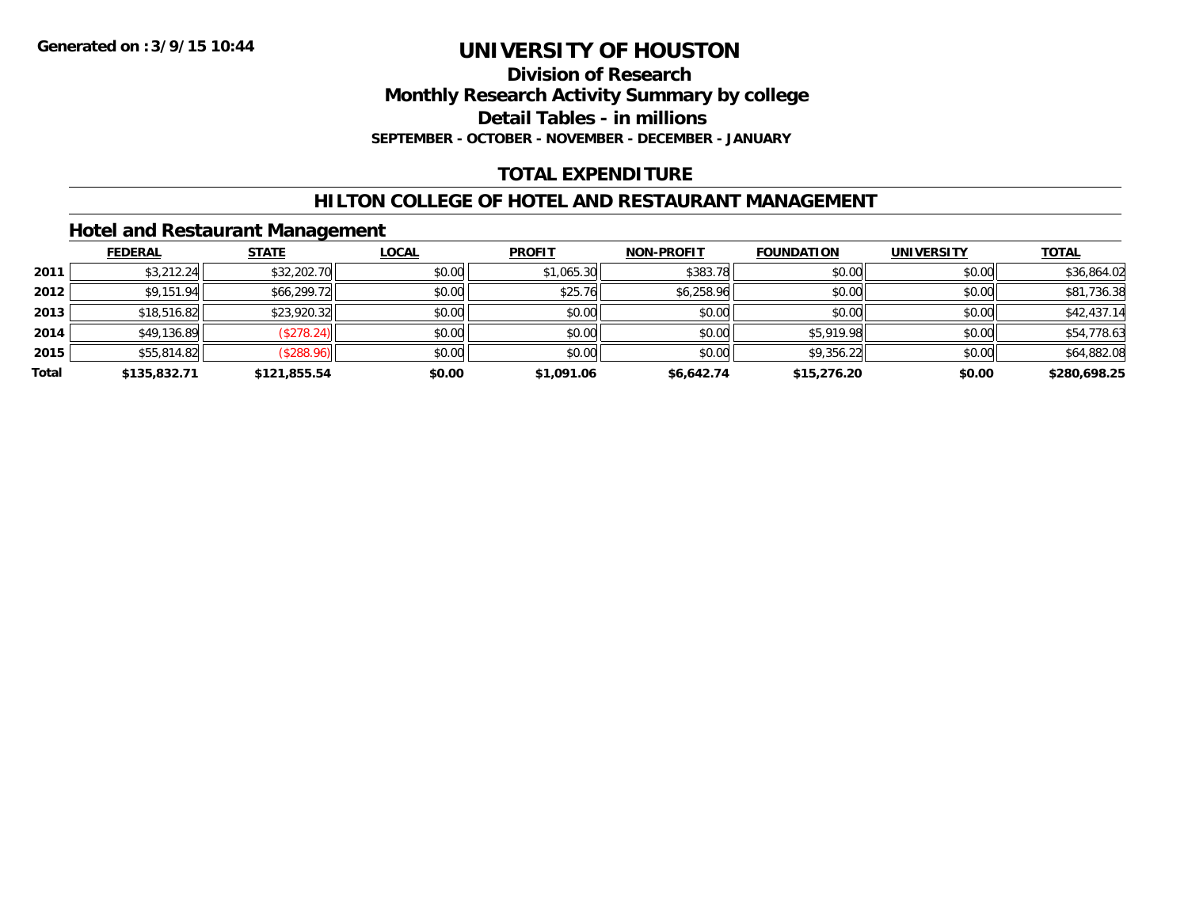**Generated on :3/9/15 10:44**

# UNIVERSITY OF HOUSTON

## Division of Research

## Monthly Research Activity Summary by college

## Detail Tables - in millions

**SEPTEMBER - OCTOBER - NOVEMBER - DECEMBER - JANUARY**

## TOTAL EXPENDITURE

## HILTON COLLEGE OF HOTEL AND RESTAURANT MANAGEMENT

### Hotel and Restaurant Management

| | FEDERAL | STATE | LOCAL | PROFIT | NON-PROFIT | FOUNDATION | UNIVERSITY | TOTAL |
|---|---|---|---|---|---|---|---|---|
| **2011** | $3,212.24 | $32,202.70 | $0.00 | $1,065.30 | $383.78 | $0.00 | $0.00 | $36,864.02 |
| **2012** | $9,151.94 | $66,299.72 | $0.00 | $25.76 | $6,258.96 | $0.00 | $0.00 | $81,736.38 |
| **2013** | $18,516.82 | $23,920.32 | $0.00 | $0.00 | $0.00 | $0.00 | $0.00 | $42,437.14 |
| **2014** | $49,136.89 | ($278.24) | $0.00 | $0.00 | $0.00 | $5,919.98 | $0.00 | $54,778.63 |
| **2015** | $55,814.82 | ($288.96) | $0.00 | $0.00 | $0.00 | $9,356.22 | $0.00 | $64,882.08 |
| **Total** | **$135,832.71** | **$121,855.54** | **$0.00** | **$1,091.06** | **$6,642.74** | **$15,276.20** | **$0.00** | **$280,698.25** |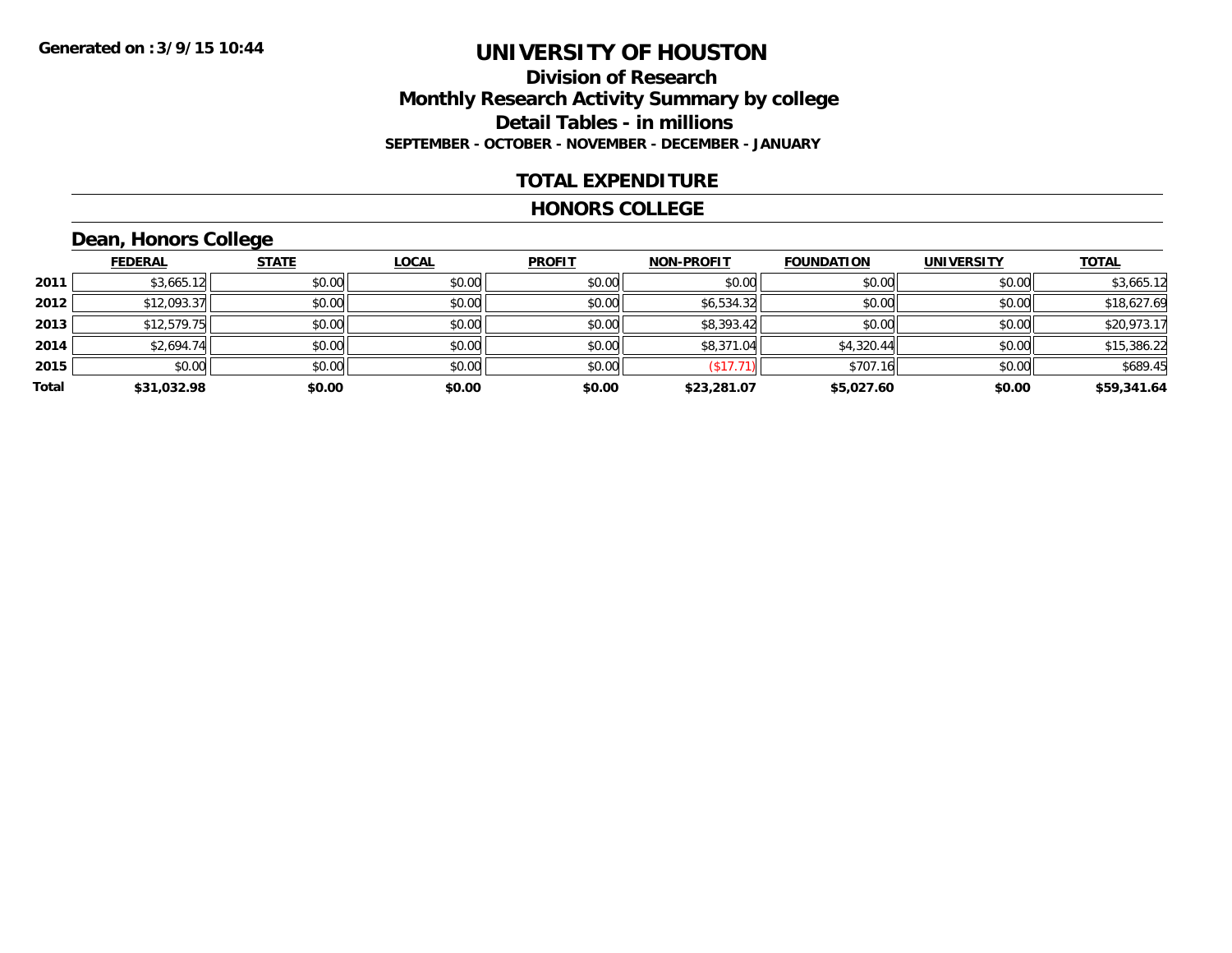Generated on :3/9/15 10:44

# UNIVERSITY OF HOUSTON

## Division of Research
## Monthly Research Activity Summary by college
## Detail Tables - in millions

**SEPTEMBER - OCTOBER - NOVEMBER - DECEMBER - JANUARY**

## TOTAL EXPENDITURE

## HONORS COLLEGE

### Dean, Honors College

| | FEDERAL | STATE | LOCAL | PROFIT | NON-PROFIT | FOUNDATION | UNIVERSITY | TOTAL |
|---|---|---|---|---|---|---|---|---|
| **2011** | $3,665.12 | $0.00 | $0.00 | $0.00 | $0.00 | $0.00 | $0.00 | $3,665.12 |
| **2012** | $12,093.37 | $0.00 | $0.00 | $0.00 | $6,534.32 | $0.00 | $0.00 | $18,627.69 |
| **2013** | $12,579.75 | $0.00 | $0.00 | $0.00 | $8,393.42 | $0.00 | $0.00 | $20,973.17 |
| **2014** | $2,694.74 | $0.00 | $0.00 | $0.00 | $8,371.04 | $4,320.44 | $0.00 | $15,386.22 |
| **2015** | $0.00 | $0.00 | $0.00 | $0.00 | ($17.71) | $707.16 | $0.00 | $689.45 |
| **Total** | **$31,032.98** | **$0.00** | **$0.00** | **$0.00** | **$23,281.07** | **$5,027.60** | **$0.00** | **$59,341.64** |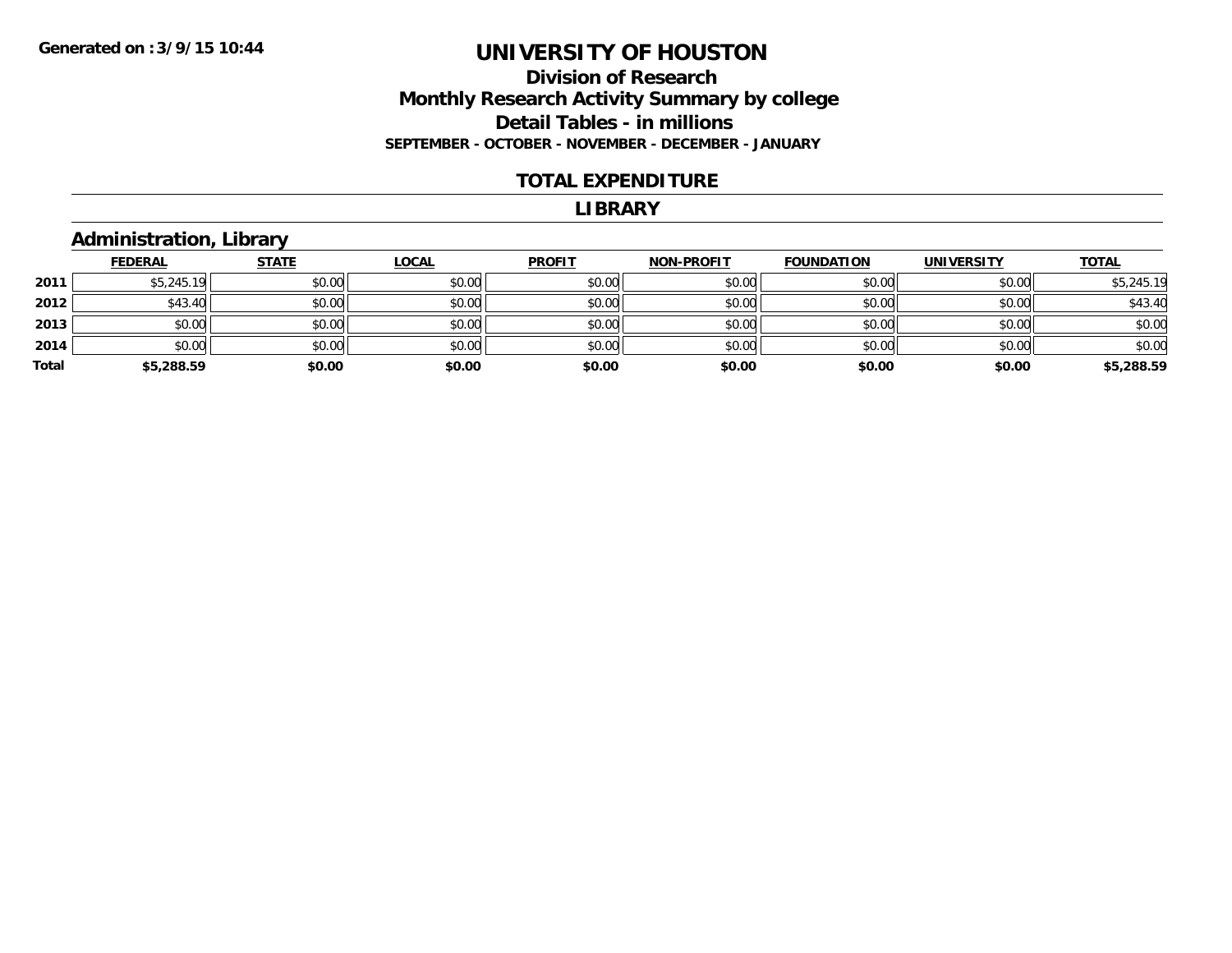Generated on :3/9/15 10:44

# UNIVERSITY OF HOUSTON

## Division of Research
## Monthly Research Activity Summary by college
## Detail Tables - in millions
### SEPTEMBER - OCTOBER - NOVEMBER - DECEMBER - JANUARY

## TOTAL EXPENDITURE

## LIBRARY

### Administration, Library

| | FEDERAL | STATE | LOCAL | PROFIT | NON-PROFIT | FOUNDATION | UNIVERSITY | TOTAL |
|---|---|---|---|---|---|---|---|---|
| 2011 | $5,245.19 | $0.00 | $0.00 | $0.00 | $0.00 | $0.00 | $0.00 | $5,245.19 |
| 2012 | $43.40 | $0.00 | $0.00 | $0.00 | $0.00 | $0.00 | $0.00 | $43.40 |
| 2013 | $0.00 | $0.00 | $0.00 | $0.00 | $0.00 | $0.00 | $0.00 | $0.00 |
| 2014 | $0.00 | $0.00 | $0.00 | $0.00 | $0.00 | $0.00 | $0.00 | $0.00 |
| **Total** | **$5,288.59** | **$0.00** | **$0.00** | **$0.00** | **$0.00** | **$0.00** | **$0.00** | **$5,288.59** |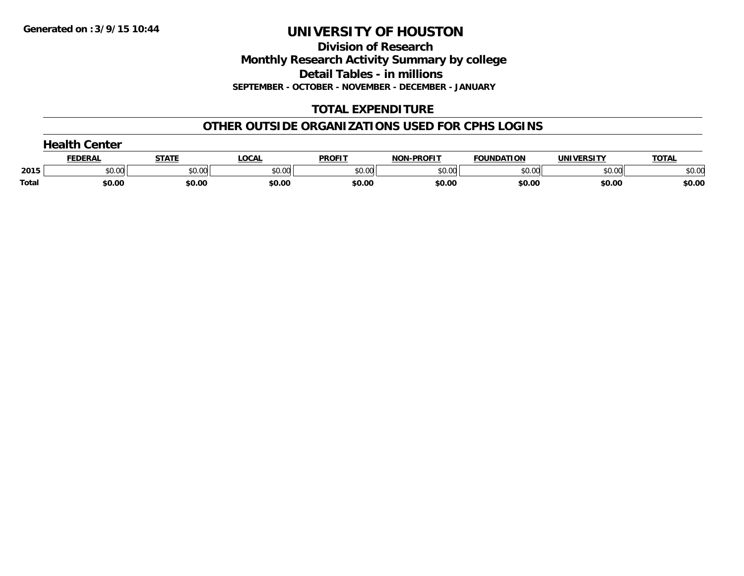**Generated on :3/9/15 10:44**

# UNIVERSITY OF HOUSTON

## Division of Research

## Monthly Research Activity Summary by college

## Detail Tables - in millions

**SEPTEMBER - OCTOBER - NOVEMBER - DECEMBER - JANUARY**

## TOTAL EXPENDITURE

## OTHER OUTSIDE ORGANIZATIONS USED FOR CPHS LOGINS

### Health Center

| | FEDERAL | STATE | LOCAL | PROFIT | NON-PROFIT | FOUNDATION | UNIVERSITY | TOTAL |
|---|---|---|---|---|---|---|---|---|
| 2015 | $0.00 | $0.00 | $0.00 | $0.00 | $0.00 | $0.00 | $0.00 | $0.00 |
| Total | $0.00 | $0.00 | $0.00 | $0.00 | $0.00 | $0.00 | $0.00 | $0.00 |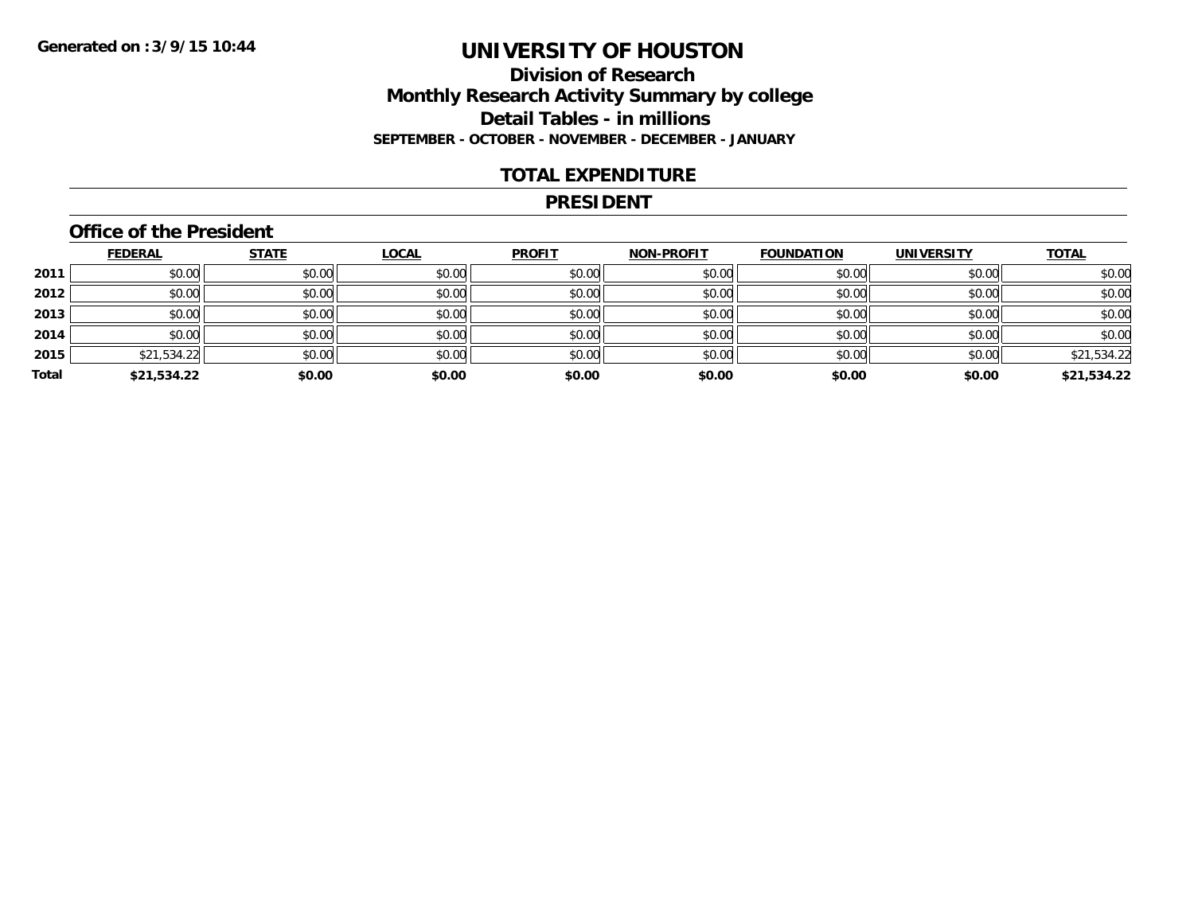**Generated on :3/9/15 10:44**

# UNIVERSITY OF HOUSTON

## Division of Research

## Monthly Research Activity Summary by college

## Detail Tables - in millions

**SEPTEMBER - OCTOBER - NOVEMBER - DECEMBER - JANUARY**

## TOTAL EXPENDITURE

## PRESIDENT

### Office of the President

| | FEDERAL | STATE | LOCAL | PROFIT | NON-PROFIT | FOUNDATION | UNIVERSITY | TOTAL |
|---|---|---|---|---|---|---|---|---|
| 2011 | $0.00 | $0.00 | $0.00 | $0.00 | $0.00 | $0.00 | $0.00 | $0.00 |
| 2012 | $0.00 | $0.00 | $0.00 | $0.00 | $0.00 | $0.00 | $0.00 | $0.00 |
| 2013 | $0.00 | $0.00 | $0.00 | $0.00 | $0.00 | $0.00 | $0.00 | $0.00 |
| 2014 | $0.00 | $0.00 | $0.00 | $0.00 | $0.00 | $0.00 | $0.00 | $0.00 |
| 2015 | $21,534.22 | $0.00 | $0.00 | $0.00 | $0.00 | $0.00 | $0.00 | $21,534.22 |
| **Total** | **$21,534.22** | **$0.00** | **$0.00** | **$0.00** | **$0.00** | **$0.00** | **$0.00** | **$21,534.22** |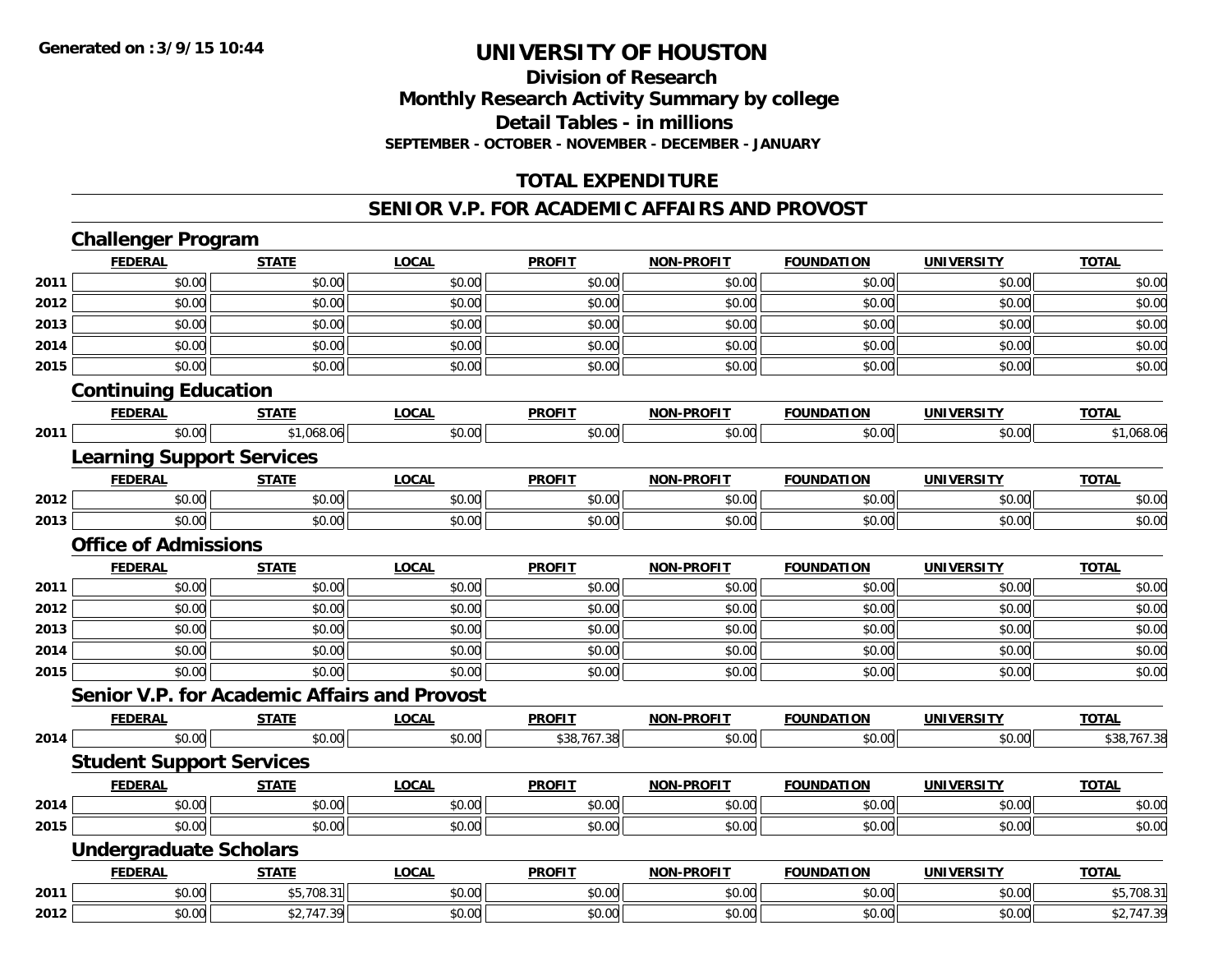**Generated on :3/9/15 10:44**

# UNIVERSITY OF HOUSTON

## Division of Research
## Monthly Research Activity Summary by college
## Detail Tables - in millions
### SEPTEMBER - OCTOBER - NOVEMBER - DECEMBER - JANUARY

## TOTAL EXPENDITURE

## SENIOR V.P. FOR ACADEMIC AFFAIRS AND PROVOST

### Challenger Program

| | FEDERAL | STATE | LOCAL | PROFIT | NON-PROFIT | FOUNDATION | UNIVERSITY | TOTAL |
|---|---|---|---|---|---|---|---|---|
| 2011 | $0.00 | $0.00 | $0.00 | $0.00 | $0.00 | $0.00 | $0.00 | $0.00 |
| 2012 | $0.00 | $0.00 | $0.00 | $0.00 | $0.00 | $0.00 | $0.00 | $0.00 |
| 2013 | $0.00 | $0.00 | $0.00 | $0.00 | $0.00 | $0.00 | $0.00 | $0.00 |
| 2014 | $0.00 | $0.00 | $0.00 | $0.00 | $0.00 | $0.00 | $0.00 | $0.00 |
| 2015 | $0.00 | $0.00 | $0.00 | $0.00 | $0.00 | $0.00 | $0.00 | $0.00 |

### Continuing Education

| | FEDERAL | STATE | LOCAL | PROFIT | NON-PROFIT | FOUNDATION | UNIVERSITY | TOTAL |
|---|---|---|---|---|---|---|---|---|
| 2011 | $0.00 | $1,068.06 | $0.00 | $0.00 | $0.00 | $0.00 | $0.00 | $1,068.06 |

### Learning Support Services

| | FEDERAL | STATE | LOCAL | PROFIT | NON-PROFIT | FOUNDATION | UNIVERSITY | TOTAL |
|---|---|---|---|---|---|---|---|---|
| 2012 | $0.00 | $0.00 | $0.00 | $0.00 | $0.00 | $0.00 | $0.00 | $0.00 |
| 2013 | $0.00 | $0.00 | $0.00 | $0.00 | $0.00 | $0.00 | $0.00 | $0.00 |

### Office of Admissions

| | FEDERAL | STATE | LOCAL | PROFIT | NON-PROFIT | FOUNDATION | UNIVERSITY | TOTAL |
|---|---|---|---|---|---|---|---|---|
| 2011 | $0.00 | $0.00 | $0.00 | $0.00 | $0.00 | $0.00 | $0.00 | $0.00 |
| 2012 | $0.00 | $0.00 | $0.00 | $0.00 | $0.00 | $0.00 | $0.00 | $0.00 |
| 2013 | $0.00 | $0.00 | $0.00 | $0.00 | $0.00 | $0.00 | $0.00 | $0.00 |
| 2014 | $0.00 | $0.00 | $0.00 | $0.00 | $0.00 | $0.00 | $0.00 | $0.00 |
| 2015 | $0.00 | $0.00 | $0.00 | $0.00 | $0.00 | $0.00 | $0.00 | $0.00 |

### Senior V.P. for Academic Affairs and Provost

| | FEDERAL | STATE | LOCAL | PROFIT | NON-PROFIT | FOUNDATION | UNIVERSITY | TOTAL |
|---|---|---|---|---|---|---|---|---|
| 2014 | $0.00 | $0.00 | $0.00 | $38,767.38 | $0.00 | $0.00 | $0.00 | $38,767.38 |

### Student Support Services

| | FEDERAL | STATE | LOCAL | PROFIT | NON-PROFIT | FOUNDATION | UNIVERSITY | TOTAL |
|---|---|---|---|---|---|---|---|---|
| 2014 | $0.00 | $0.00 | $0.00 | $0.00 | $0.00 | $0.00 | $0.00 | $0.00 |
| 2015 | $0.00 | $0.00 | $0.00 | $0.00 | $0.00 | $0.00 | $0.00 | $0.00 |

### Undergraduate Scholars

| | FEDERAL | STATE | LOCAL | PROFIT | NON-PROFIT | FOUNDATION | UNIVERSITY | TOTAL |
|---|---|---|---|---|---|---|---|---|
| 2011 | $0.00 | $5,708.31 | $0.00 | $0.00 | $0.00 | $0.00 | $0.00 | $5,708.31 |
| 2012 | $0.00 | $2,747.39 | $0.00 | $0.00 | $0.00 | $0.00 | $0.00 | $2,747.39 |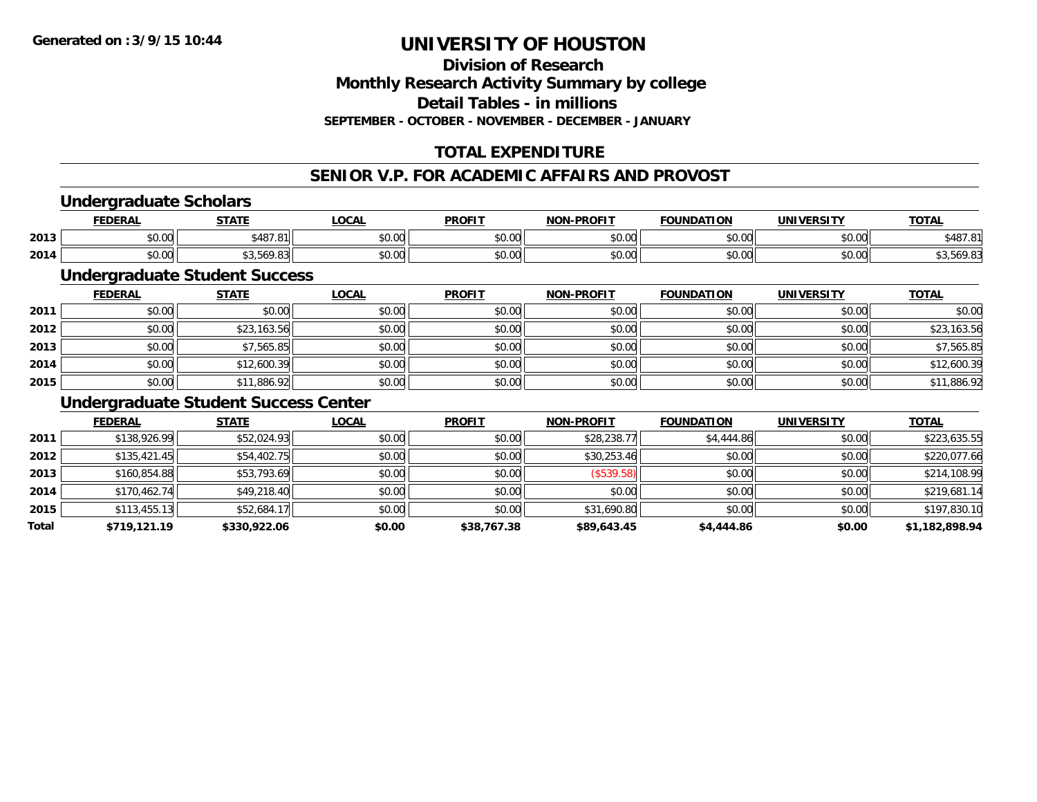**Generated on :3/9/15 10:44**

# UNIVERSITY OF HOUSTON

## Division of Research
## Monthly Research Activity Summary by college
## Detail Tables - in millions
### SEPTEMBER - OCTOBER - NOVEMBER - DECEMBER - JANUARY

## TOTAL EXPENDITURE

## SENIOR V.P. FOR ACADEMIC AFFAIRS AND PROVOST

### Undergraduate Scholars

| | FEDERAL | STATE | LOCAL | PROFIT | NON-PROFIT | FOUNDATION | UNIVERSITY | TOTAL |
|---|---|---|---|---|---|---|---|---|
| 2013 | $0.00 | $487.81 | $0.00 | $0.00 | $0.00 | $0.00 | $0.00 | $487.81 |
| 2014 | $0.00 | $3,569.83 | $0.00 | $0.00 | $0.00 | $0.00 | $0.00 | $3,569.83 |

### Undergraduate Student Success

| | FEDERAL | STATE | LOCAL | PROFIT | NON-PROFIT | FOUNDATION | UNIVERSITY | TOTAL |
|---|---|---|---|---|---|---|---|---|
| 2011 | $0.00 | $0.00 | $0.00 | $0.00 | $0.00 | $0.00 | $0.00 | $0.00 |
| 2012 | $0.00 | $23,163.56 | $0.00 | $0.00 | $0.00 | $0.00 | $0.00 | $23,163.56 |
| 2013 | $0.00 | $7,565.85 | $0.00 | $0.00 | $0.00 | $0.00 | $0.00 | $7,565.85 |
| 2014 | $0.00 | $12,600.39 | $0.00 | $0.00 | $0.00 | $0.00 | $0.00 | $12,600.39 |
| 2015 | $0.00 | $11,886.92 | $0.00 | $0.00 | $0.00 | $0.00 | $0.00 | $11,886.92 |

### Undergraduate Student Success Center

| | FEDERAL | STATE | LOCAL | PROFIT | NON-PROFIT | FOUNDATION | UNIVERSITY | TOTAL |
|---|---|---|---|---|---|---|---|---|
| 2011 | $138,926.99 | $52,024.93 | $0.00 | $0.00 | $28,238.77 | $4,444.86 | $0.00 | $223,635.55 |
| 2012 | $135,421.45 | $54,402.75 | $0.00 | $0.00 | $30,253.46 | $0.00 | $0.00 | $220,077.66 |
| 2013 | $160,854.88 | $53,793.69 | $0.00 | $0.00 | ($539.58) | $0.00 | $0.00 | $214,108.99 |
| 2014 | $170,462.74 | $49,218.40 | $0.00 | $0.00 | $0.00 | $0.00 | $0.00 | $219,681.14 |
| 2015 | $113,455.13 | $52,684.17 | $0.00 | $0.00 | $31,690.80 | $0.00 | $0.00 | $197,830.10 |
| **Total** | **$719,121.19** | **$330,922.06** | **$0.00** | **$38,767.38** | **$89,643.45** | **$4,444.86** | **$0.00** | **$1,182,898.94** |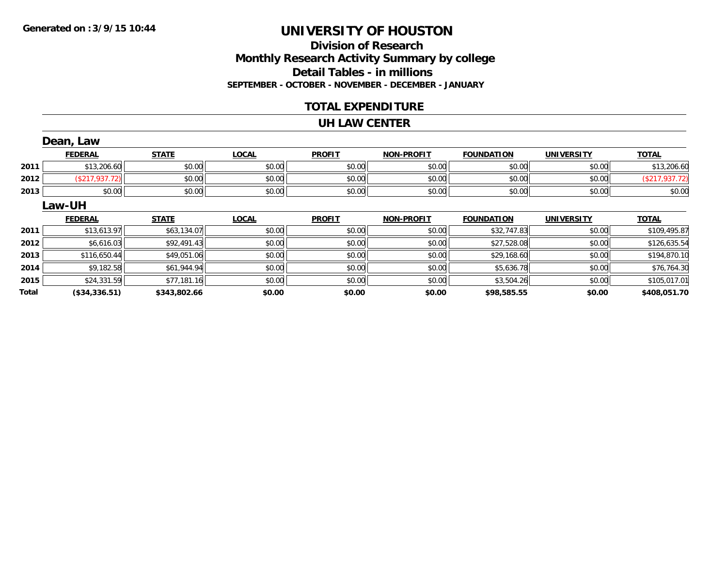Generated on :3/9/15 10:44

# UNIVERSITY OF HOUSTON

## Division of Research
## Monthly Research Activity Summary by college
## Detail Tables - in millions
### SEPTEMBER - OCTOBER - NOVEMBER - DECEMBER - JANUARY

## TOTAL EXPENDITURE

## UH LAW CENTER

### Dean, Law

| | FEDERAL | STATE | LOCAL | PROFIT | NON-PROFIT | FOUNDATION | UNIVERSITY | TOTAL |
|---|---|---|---|---|---|---|---|---|
| 2011 | $13,206.60 | $0.00 | $0.00 | $0.00 | $0.00 | $0.00 | $0.00 | $13,206.60 |
| 2012 | ($217,937.72) | $0.00 | $0.00 | $0.00 | $0.00 | $0.00 | $0.00 | ($217,937.72) |
| 2013 | $0.00 | $0.00 | $0.00 | $0.00 | $0.00 | $0.00 | $0.00 | $0.00 |

### Law-UH

| | FEDERAL | STATE | LOCAL | PROFIT | NON-PROFIT | FOUNDATION | UNIVERSITY | TOTAL |
|---|---|---|---|---|---|---|---|---|
| 2011 | $13,613.97 | $63,134.07 | $0.00 | $0.00 | $0.00 | $32,747.83 | $0.00 | $109,495.87 |
| 2012 | $6,616.03 | $92,491.43 | $0.00 | $0.00 | $0.00 | $27,528.08 | $0.00 | $126,635.54 |
| 2013 | $116,650.44 | $49,051.06 | $0.00 | $0.00 | $0.00 | $29,168.60 | $0.00 | $194,870.10 |
| 2014 | $9,182.58 | $61,944.94 | $0.00 | $0.00 | $0.00 | $5,636.78 | $0.00 | $76,764.30 |
| 2015 | $24,331.59 | $77,181.16 | $0.00 | $0.00 | $0.00 | $3,504.26 | $0.00 | $105,017.01 |
| **Total** | **($34,336.51)** | **$343,802.66** | **$0.00** | **$0.00** | **$0.00** | **$98,585.55** | **$0.00** | **$408,051.70** |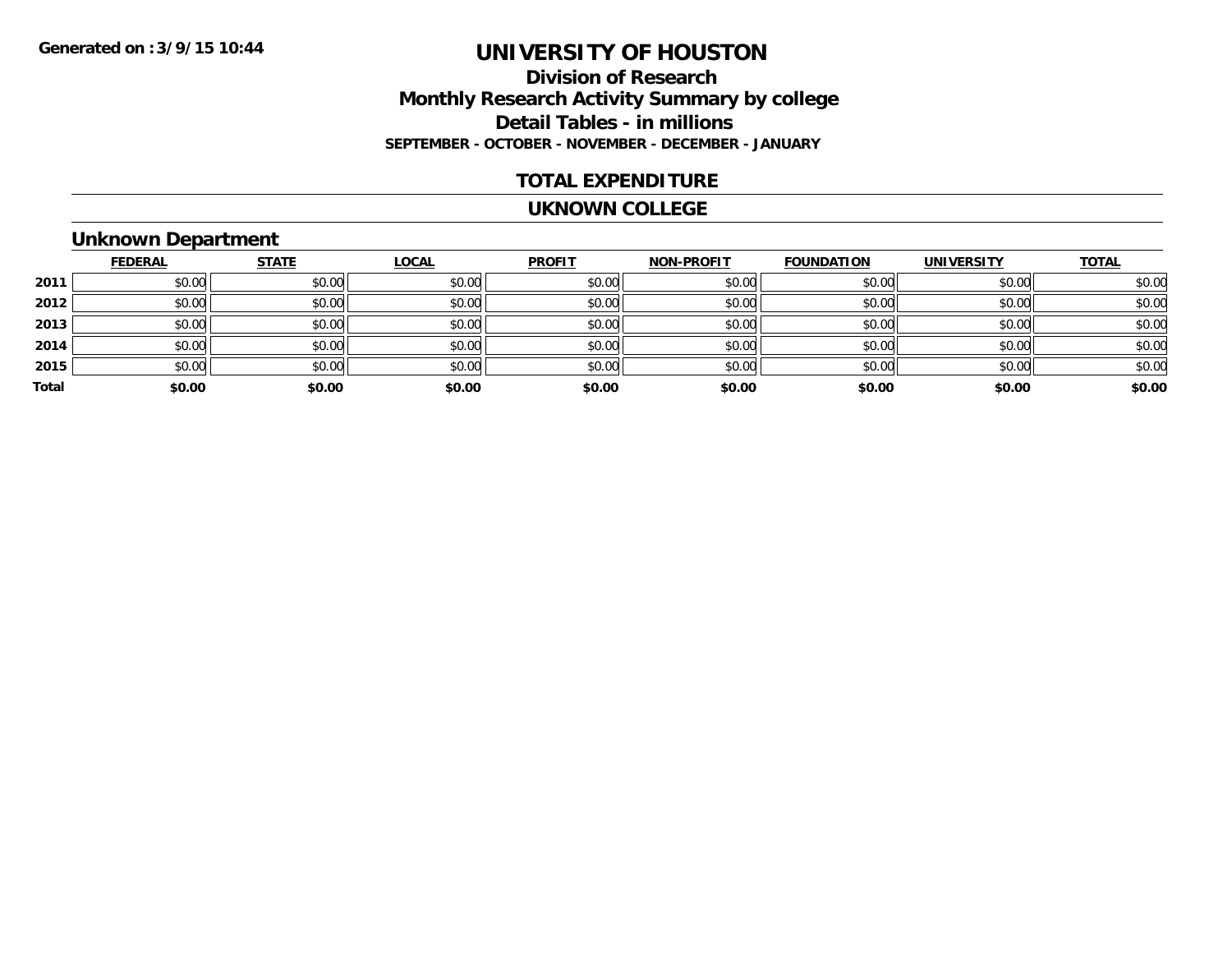Generated on :3/9/15 10:44

# UNIVERSITY OF HOUSTON

## Division of Research
## Monthly Research Activity Summary by college
## Detail Tables - in millions
### SEPTEMBER - OCTOBER - NOVEMBER - DECEMBER - JANUARY

## TOTAL EXPENDITURE

## UKNOWN COLLEGE

### Unknown Department

| | FEDERAL | STATE | LOCAL | PROFIT | NON-PROFIT | FOUNDATION | UNIVERSITY | TOTAL |
|---|---|---|---|---|---|---|---|---|
| 2011 | $0.00 | $0.00 | $0.00 | $0.00 | $0.00 | $0.00 | $0.00 | $0.00 |
| 2012 | $0.00 | $0.00 | $0.00 | $0.00 | $0.00 | $0.00 | $0.00 | $0.00 |
| 2013 | $0.00 | $0.00 | $0.00 | $0.00 | $0.00 | $0.00 | $0.00 | $0.00 |
| 2014 | $0.00 | $0.00 | $0.00 | $0.00 | $0.00 | $0.00 | $0.00 | $0.00 |
| 2015 | $0.00 | $0.00 | $0.00 | $0.00 | $0.00 | $0.00 | $0.00 | $0.00 |
| **Total** | **$0.00** | **$0.00** | **$0.00** | **$0.00** | **$0.00** | **$0.00** | **$0.00** | **$0.00** |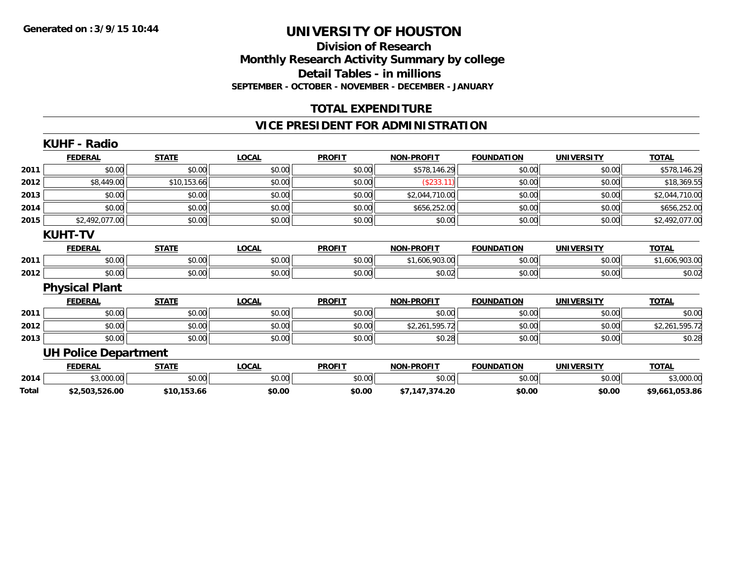Generated on :3/9/15 10:44

# UNIVERSITY OF HOUSTON

## Division of Research
## Monthly Research Activity Summary by college
## Detail Tables - in millions

**SEPTEMBER - OCTOBER - NOVEMBER - DECEMBER - JANUARY**

## TOTAL EXPENDITURE

## VICE PRESIDENT FOR ADMINISTRATION

### KUHF - Radio

| | FEDERAL | STATE | LOCAL | PROFIT | NON-PROFIT | FOUNDATION | UNIVERSITY | TOTAL |
|---|---|---|---|---|---|---|---|---|
| 2011 | $0.00 | $0.00 | $0.00 | $0.00 | $578,146.29 | $0.00 | $0.00 | $578,146.29 |
| 2012 | $8,449.00 | $10,153.66 | $0.00 | $0.00 | ($233.11) | $0.00 | $0.00 | $18,369.55 |
| 2013 | $0.00 | $0.00 | $0.00 | $0.00 | $2,044,710.00 | $0.00 | $0.00 | $2,044,710.00 |
| 2014 | $0.00 | $0.00 | $0.00 | $0.00 | $656,252.00 | $0.00 | $0.00 | $656,252.00 |
| 2015 | $2,492,077.00 | $0.00 | $0.00 | $0.00 | $0.00 | $0.00 | $0.00 | $2,492,077.00 |

### KUHT-TV

| | FEDERAL | STATE | LOCAL | PROFIT | NON-PROFIT | FOUNDATION | UNIVERSITY | TOTAL |
|---|---|---|---|---|---|---|---|---|
| 2011 | $0.00 | $0.00 | $0.00 | $0.00 | $1,606,903.00 | $0.00 | $0.00 | $1,606,903.00 |
| 2012 | $0.00 | $0.00 | $0.00 | $0.00 | $0.02 | $0.00 | $0.00 | $0.02 |

### Physical Plant

| | FEDERAL | STATE | LOCAL | PROFIT | NON-PROFIT | FOUNDATION | UNIVERSITY | TOTAL |
|---|---|---|---|---|---|---|---|---|
| 2011 | $0.00 | $0.00 | $0.00 | $0.00 | $0.00 | $0.00 | $0.00 | $0.00 |
| 2012 | $0.00 | $0.00 | $0.00 | $0.00 | $2,261,595.72 | $0.00 | $0.00 | $2,261,595.72 |
| 2013 | $0.00 | $0.00 | $0.00 | $0.00 | $0.28 | $0.00 | $0.00 | $0.28 |

### UH Police Department

| | FEDERAL | STATE | LOCAL | PROFIT | NON-PROFIT | FOUNDATION | UNIVERSITY | TOTAL |
|---|---|---|---|---|---|---|---|---|
| 2014 | $3,000.00 | $0.00 | $0.00 | $0.00 | $0.00 | $0.00 | $0.00 | $3,000.00 |
| **Total** | **$2,503,526.00** | **$10,153.66** | **$0.00** | **$0.00** | **$7,147,374.20** | **$0.00** | **$0.00** | **$9,661,053.86** |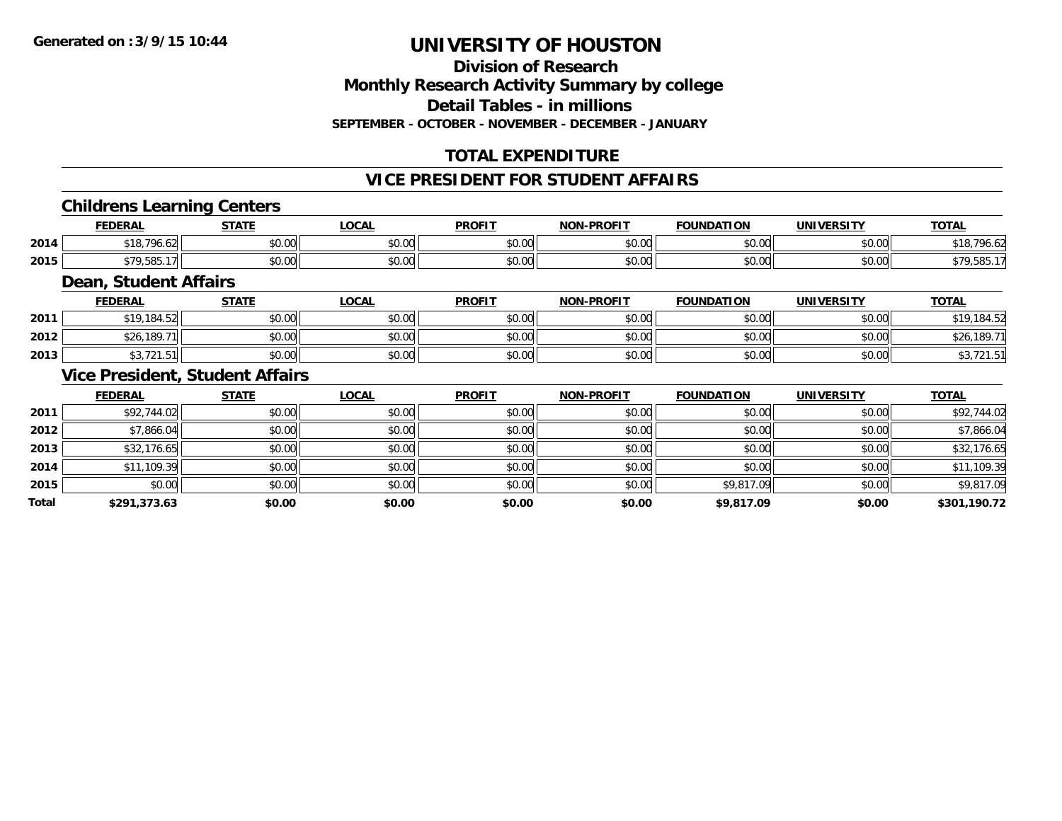# UNIVERSITY OF HOUSTON

## Division of Research
## Monthly Research Activity Summary by college
## Detail Tables - in millions
### SEPTEMBER - OCTOBER - NOVEMBER - DECEMBER - JANUARY

## TOTAL EXPENDITURE

## VICE PRESIDENT FOR STUDENT AFFAIRS

### Childrens Learning Centers

| | FEDERAL | STATE | LOCAL | PROFIT | NON-PROFIT | FOUNDATION | UNIVERSITY | TOTAL |
|---|---|---|---|---|---|---|---|---|
| 2014 | $18,796.62 | $0.00 | $0.00 | $0.00 | $0.00 | $0.00 | $0.00 | $18,796.62 |
| 2015 | $79,585.17 | $0.00 | $0.00 | $0.00 | $0.00 | $0.00 | $0.00 | $79,585.17 |

### Dean, Student Affairs

| | FEDERAL | STATE | LOCAL | PROFIT | NON-PROFIT | FOUNDATION | UNIVERSITY | TOTAL |
|---|---|---|---|---|---|---|---|---|
| 2011 | $19,184.52 | $0.00 | $0.00 | $0.00 | $0.00 | $0.00 | $0.00 | $19,184.52 |
| 2012 | $26,189.71 | $0.00 | $0.00 | $0.00 | $0.00 | $0.00 | $0.00 | $26,189.71 |
| 2013 | $3,721.51 | $0.00 | $0.00 | $0.00 | $0.00 | $0.00 | $0.00 | $3,721.51 |

### Vice President, Student Affairs

| | FEDERAL | STATE | LOCAL | PROFIT | NON-PROFIT | FOUNDATION | UNIVERSITY | TOTAL |
|---|---|---|---|---|---|---|---|---|
| 2011 | $92,744.02 | $0.00 | $0.00 | $0.00 | $0.00 | $0.00 | $0.00 | $92,744.02 |
| 2012 | $7,866.04 | $0.00 | $0.00 | $0.00 | $0.00 | $0.00 | $0.00 | $7,866.04 |
| 2013 | $32,176.65 | $0.00 | $0.00 | $0.00 | $0.00 | $0.00 | $0.00 | $32,176.65 |
| 2014 | $11,109.39 | $0.00 | $0.00 | $0.00 | $0.00 | $0.00 | $0.00 | $11,109.39 |
| 2015 | $0.00 | $0.00 | $0.00 | $0.00 | $0.00 | $9,817.09 | $0.00 | $9,817.09 |
| **Total** | **$291,373.63** | **$0.00** | **$0.00** | **$0.00** | **$0.00** | **$9,817.09** | **$0.00** | **$301,190.72** |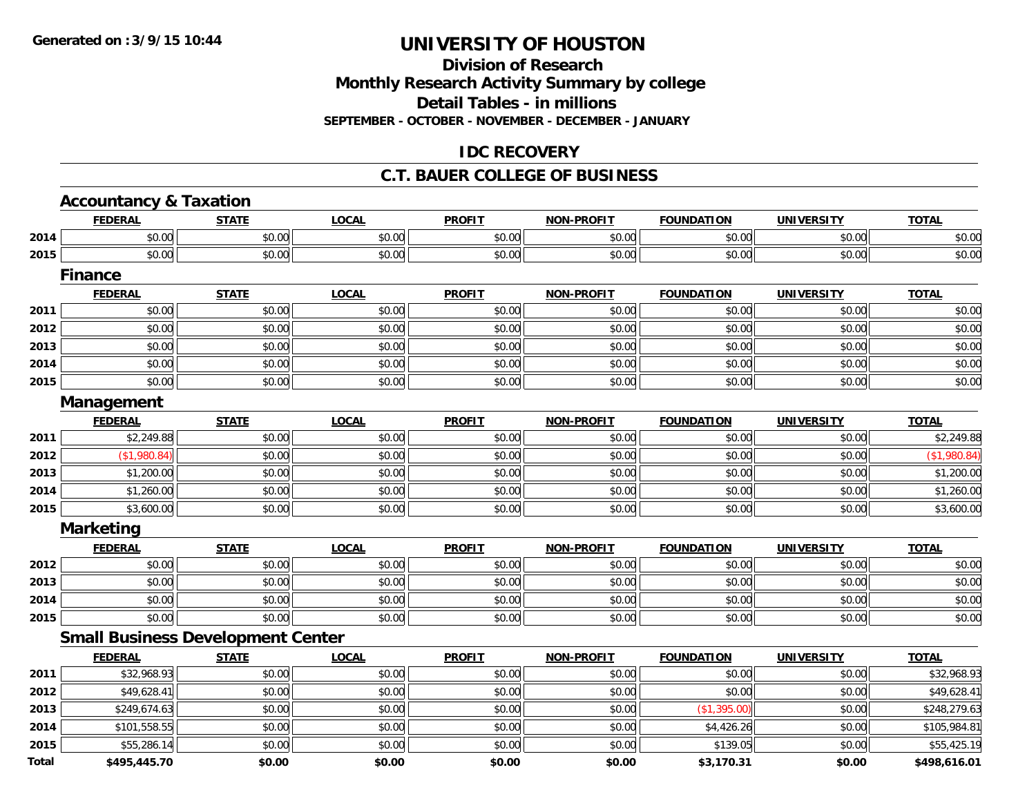# UNIVERSITY OF HOUSTON

## Division of Research
## Monthly Research Activity Summary by college
## Detail Tables - in millions
### SEPTEMBER - OCTOBER - NOVEMBER - DECEMBER - JANUARY

## IDC RECOVERY

## C.T. BAUER COLLEGE OF BUSINESS

### Accountancy & Taxation

| | FEDERAL | STATE | LOCAL | PROFIT | NON-PROFIT | FOUNDATION | UNIVERSITY | TOTAL |
|---|---|---|---|---|---|---|---|---|
| 2014 | $0.00 | $0.00 | $0.00 | $0.00 | $0.00 | $0.00 | $0.00 | $0.00 |
| 2015 | $0.00 | $0.00 | $0.00 | $0.00 | $0.00 | $0.00 | $0.00 | $0.00 |

### Finance

| | FEDERAL | STATE | LOCAL | PROFIT | NON-PROFIT | FOUNDATION | UNIVERSITY | TOTAL |
|---|---|---|---|---|---|---|---|---|
| 2011 | $0.00 | $0.00 | $0.00 | $0.00 | $0.00 | $0.00 | $0.00 | $0.00 |
| 2012 | $0.00 | $0.00 | $0.00 | $0.00 | $0.00 | $0.00 | $0.00 | $0.00 |
| 2013 | $0.00 | $0.00 | $0.00 | $0.00 | $0.00 | $0.00 | $0.00 | $0.00 |
| 2014 | $0.00 | $0.00 | $0.00 | $0.00 | $0.00 | $0.00 | $0.00 | $0.00 |
| 2015 | $0.00 | $0.00 | $0.00 | $0.00 | $0.00 | $0.00 | $0.00 | $0.00 |

### Management

| | FEDERAL | STATE | LOCAL | PROFIT | NON-PROFIT | FOUNDATION | UNIVERSITY | TOTAL |
|---|---|---|---|---|---|---|---|---|
| 2011 | $2,249.88 | $0.00 | $0.00 | $0.00 | $0.00 | $0.00 | $0.00 | $2,249.88 |
| 2012 | ($1,980.84) | $0.00 | $0.00 | $0.00 | $0.00 | $0.00 | $0.00 | ($1,980.84) |
| 2013 | $1,200.00 | $0.00 | $0.00 | $0.00 | $0.00 | $0.00 | $0.00 | $1,200.00 |
| 2014 | $1,260.00 | $0.00 | $0.00 | $0.00 | $0.00 | $0.00 | $0.00 | $1,260.00 |
| 2015 | $3,600.00 | $0.00 | $0.00 | $0.00 | $0.00 | $0.00 | $0.00 | $3,600.00 |

### Marketing

| | FEDERAL | STATE | LOCAL | PROFIT | NON-PROFIT | FOUNDATION | UNIVERSITY | TOTAL |
|---|---|---|---|---|---|---|---|---|
| 2012 | $0.00 | $0.00 | $0.00 | $0.00 | $0.00 | $0.00 | $0.00 | $0.00 |
| 2013 | $0.00 | $0.00 | $0.00 | $0.00 | $0.00 | $0.00 | $0.00 | $0.00 |
| 2014 | $0.00 | $0.00 | $0.00 | $0.00 | $0.00 | $0.00 | $0.00 | $0.00 |
| 2015 | $0.00 | $0.00 | $0.00 | $0.00 | $0.00 | $0.00 | $0.00 | $0.00 |

### Small Business Development Center

| | FEDERAL | STATE | LOCAL | PROFIT | NON-PROFIT | FOUNDATION | UNIVERSITY | TOTAL |
|---|---|---|---|---|---|---|---|---|
| 2011 | $32,968.93 | $0.00 | $0.00 | $0.00 | $0.00 | $0.00 | $0.00 | $32,968.93 |
| 2012 | $49,628.41 | $0.00 | $0.00 | $0.00 | $0.00 | $0.00 | $0.00 | $49,628.41 |
| 2013 | $249,674.63 | $0.00 | $0.00 | $0.00 | $0.00 | ($1,395.00) | $0.00 | $248,279.63 |
| 2014 | $101,558.55 | $0.00 | $0.00 | $0.00 | $0.00 | $4,426.26 | $0.00 | $105,984.81 |
| 2015 | $55,286.14 | $0.00 | $0.00 | $0.00 | $0.00 | $139.05 | $0.00 | $55,425.19 |
| **Total** | **$495,445.70** | **$0.00** | **$0.00** | **$0.00** | **$0.00** | **$3,170.31** | **$0.00** | **$498,616.01** |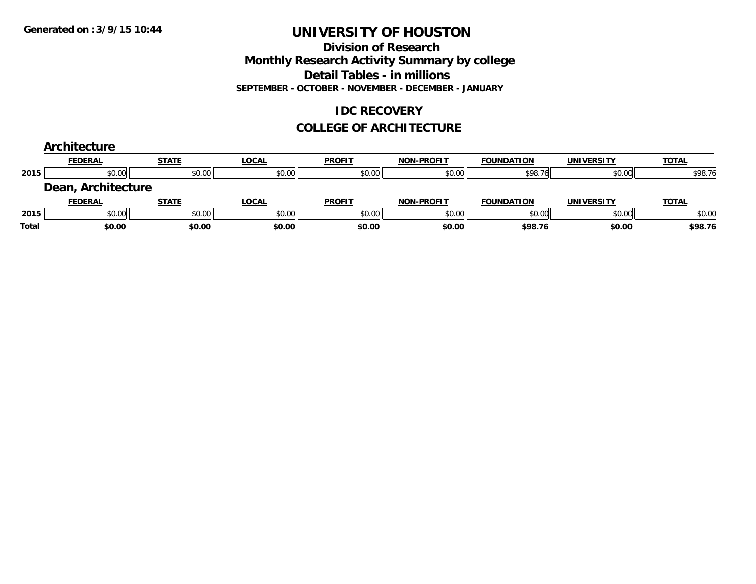Generated on :3/9/15 10:44

# UNIVERSITY OF HOUSTON

## Division of Research
## Monthly Research Activity Summary by college
## Detail Tables - in millions
### SEPTEMBER - OCTOBER - NOVEMBER - DECEMBER - JANUARY

## IDC RECOVERY

## COLLEGE OF ARCHITECTURE

### Architecture

| | FEDERAL | STATE | LOCAL | PROFIT | NON-PROFIT | FOUNDATION | UNIVERSITY | TOTAL |
|---|---|---|---|---|---|---|---|---|
| 2015 | $0.00 | $0.00 | $0.00 | $0.00 | $0.00 | $98.76 | $0.00 | $98.76 |

### Dean, Architecture

| | FEDERAL | STATE | LOCAL | PROFIT | NON-PROFIT | FOUNDATION | UNIVERSITY | TOTAL |
|---|---|---|---|---|---|---|---|---|
| 2015 | $0.00 | $0.00 | $0.00 | $0.00 | $0.00 | $0.00 | $0.00 | $0.00 |
| **Total** | **$0.00** | **$0.00** | **$0.00** | **$0.00** | **$0.00** | **$98.76** | **$0.00** | **$98.76** |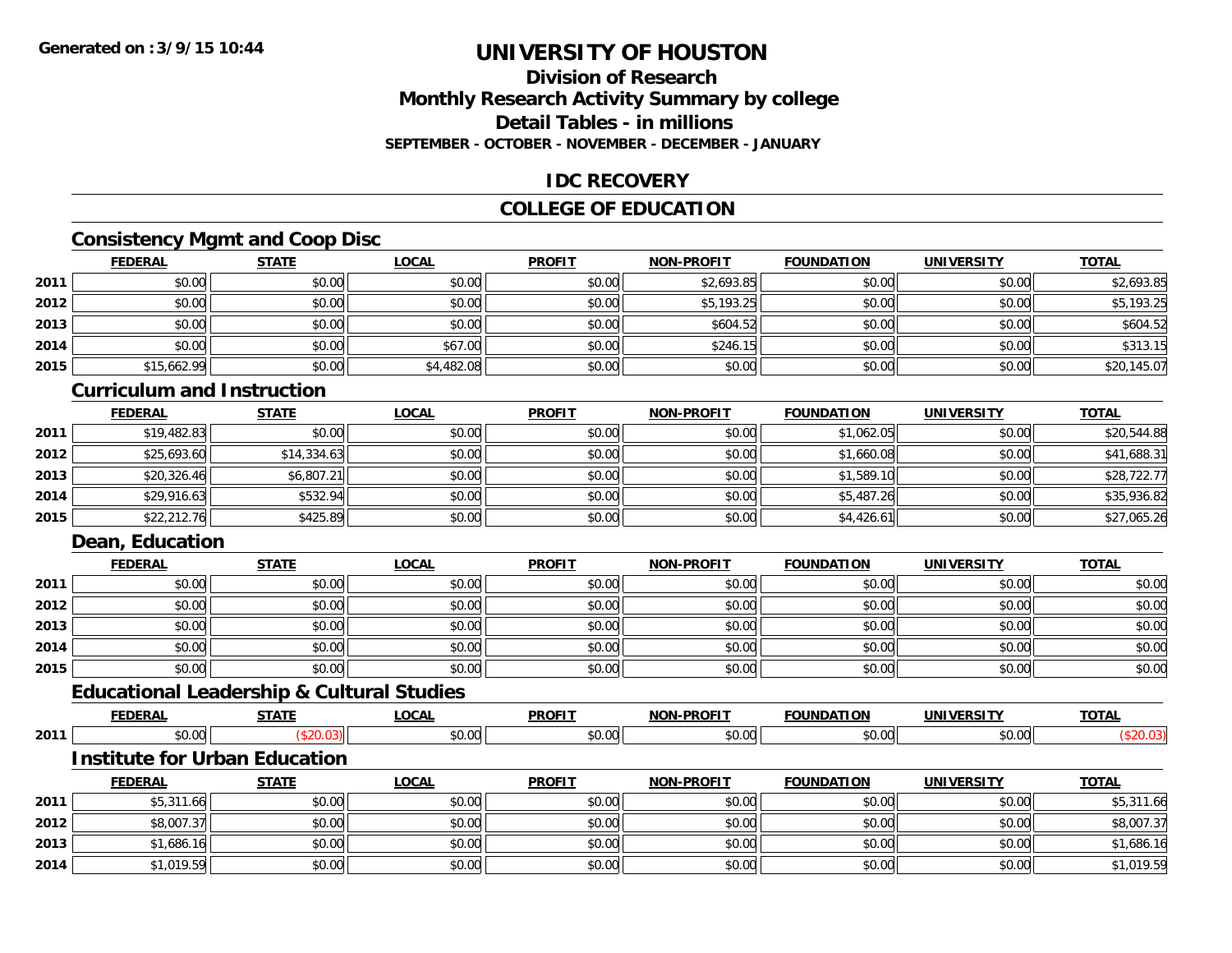# UNIVERSITY OF HOUSTON

## Division of Research
## Monthly Research Activity Summary by college
## Detail Tables - in millions
### SEPTEMBER - OCTOBER - NOVEMBER - DECEMBER - JANUARY

## IDC RECOVERY

## COLLEGE OF EDUCATION

### Consistency Mgmt and Coop Disc

| | FEDERAL | STATE | LOCAL | PROFIT | NON-PROFIT | FOUNDATION | UNIVERSITY | TOTAL |
|---|---|---|---|---|---|---|---|---|
| 2011 | $0.00 | $0.00 | $0.00 | $0.00 | $2,693.85 | $0.00 | $0.00 | $2,693.85 |
| 2012 | $0.00 | $0.00 | $0.00 | $0.00 | $5,193.25 | $0.00 | $0.00 | $5,193.25 |
| 2013 | $0.00 | $0.00 | $0.00 | $0.00 | $604.52 | $0.00 | $0.00 | $604.52 |
| 2014 | $0.00 | $0.00 | $67.00 | $0.00 | $246.15 | $0.00 | $0.00 | $313.15 |
| 2015 | $15,662.99 | $0.00 | $4,482.08 | $0.00 | $0.00 | $0.00 | $0.00 | $20,145.07 |

### Curriculum and Instruction

| | FEDERAL | STATE | LOCAL | PROFIT | NON-PROFIT | FOUNDATION | UNIVERSITY | TOTAL |
|---|---|---|---|---|---|---|---|---|
| 2011 | $19,482.83 | $0.00 | $0.00 | $0.00 | $0.00 | $1,062.05 | $0.00 | $20,544.88 |
| 2012 | $25,693.60 | $14,334.63 | $0.00 | $0.00 | $0.00 | $1,660.08 | $0.00 | $41,688.31 |
| 2013 | $20,326.46 | $6,807.21 | $0.00 | $0.00 | $0.00 | $1,589.10 | $0.00 | $28,722.77 |
| 2014 | $29,916.63 | $532.94 | $0.00 | $0.00 | $0.00 | $5,487.26 | $0.00 | $35,936.82 |
| 2015 | $22,212.76 | $425.89 | $0.00 | $0.00 | $0.00 | $4,426.61 | $0.00 | $27,065.26 |

### Dean, Education

| | FEDERAL | STATE | LOCAL | PROFIT | NON-PROFIT | FOUNDATION | UNIVERSITY | TOTAL |
|---|---|---|---|---|---|---|---|---|
| 2011 | $0.00 | $0.00 | $0.00 | $0.00 | $0.00 | $0.00 | $0.00 | $0.00 |
| 2012 | $0.00 | $0.00 | $0.00 | $0.00 | $0.00 | $0.00 | $0.00 | $0.00 |
| 2013 | $0.00 | $0.00 | $0.00 | $0.00 | $0.00 | $0.00 | $0.00 | $0.00 |
| 2014 | $0.00 | $0.00 | $0.00 | $0.00 | $0.00 | $0.00 | $0.00 | $0.00 |
| 2015 | $0.00 | $0.00 | $0.00 | $0.00 | $0.00 | $0.00 | $0.00 | $0.00 |

### Educational Leadership & Cultural Studies

| | FEDERAL | STATE | LOCAL | PROFIT | NON-PROFIT | FOUNDATION | UNIVERSITY | TOTAL |
|---|---|---|---|---|---|---|---|---|
| 2011 | $0.00 | ($20.03) | $0.00 | $0.00 | $0.00 | $0.00 | $0.00 | ($20.03) |

### Institute for Urban Education

| | FEDERAL | STATE | LOCAL | PROFIT | NON-PROFIT | FOUNDATION | UNIVERSITY | TOTAL |
|---|---|---|---|---|---|---|---|---|
| 2011 | $5,311.66 | $0.00 | $0.00 | $0.00 | $0.00 | $0.00 | $0.00 | $5,311.66 |
| 2012 | $8,007.37 | $0.00 | $0.00 | $0.00 | $0.00 | $0.00 | $0.00 | $8,007.37 |
| 2013 | $1,686.16 | $0.00 | $0.00 | $0.00 | $0.00 | $0.00 | $0.00 | $1,686.16 |
| 2014 | $1,019.59 | $0.00 | $0.00 | $0.00 | $0.00 | $0.00 | $0.00 | $1,019.59 |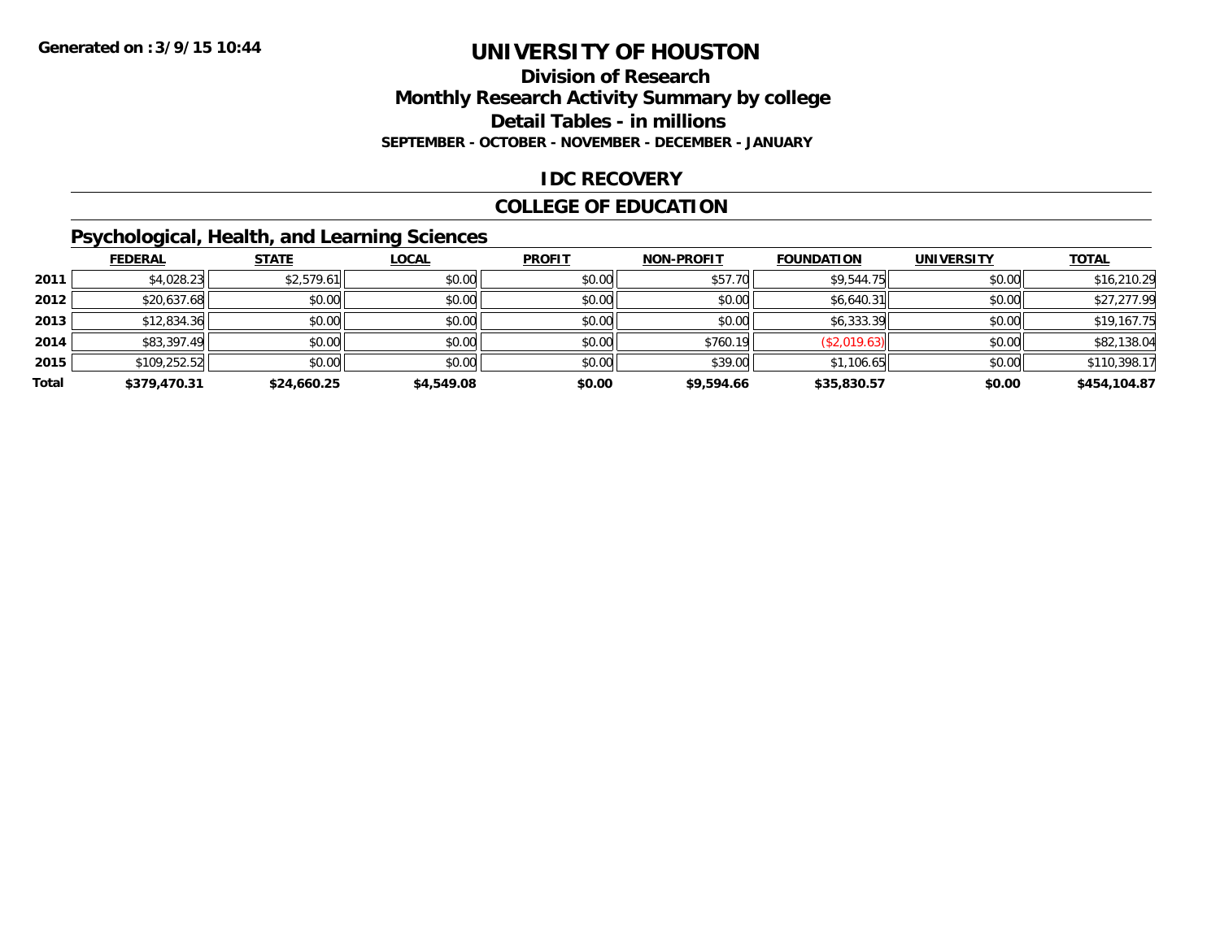**Generated on :3/9/15 10:44**

# UNIVERSITY OF HOUSTON

## Division of Research

## Monthly Research Activity Summary by college

## Detail Tables - in millions

**SEPTEMBER - OCTOBER - NOVEMBER - DECEMBER - JANUARY**

## IDC RECOVERY

## COLLEGE OF EDUCATION

### Psychological, Health, and Learning Sciences

| | FEDERAL | STATE | LOCAL | PROFIT | NON-PROFIT | FOUNDATION | UNIVERSITY | TOTAL |
|---|---|---|---|---|---|---|---|---|
| 2011 | $4,028.23 | $2,579.61 | $0.00 | $0.00 | $57.70 | $9,544.75 | $0.00 | $16,210.29 |
| 2012 | $20,637.68 | $0.00 | $0.00 | $0.00 | $0.00 | $6,640.31 | $0.00 | $27,277.99 |
| 2013 | $12,834.36 | $0.00 | $0.00 | $0.00 | $0.00 | $6,333.39 | $0.00 | $19,167.75 |
| 2014 | $83,397.49 | $0.00 | $0.00 | $0.00 | $760.19 | ($2,019.63) | $0.00 | $82,138.04 |
| 2015 | $109,252.52 | $0.00 | $0.00 | $0.00 | $39.00 | $1,106.65 | $0.00 | $110,398.17 |
| **Total** | **$379,470.31** | **$24,660.25** | **$4,549.08** | **$0.00** | **$9,594.66** | **$35,830.57** | **$0.00** | **$454,104.87** |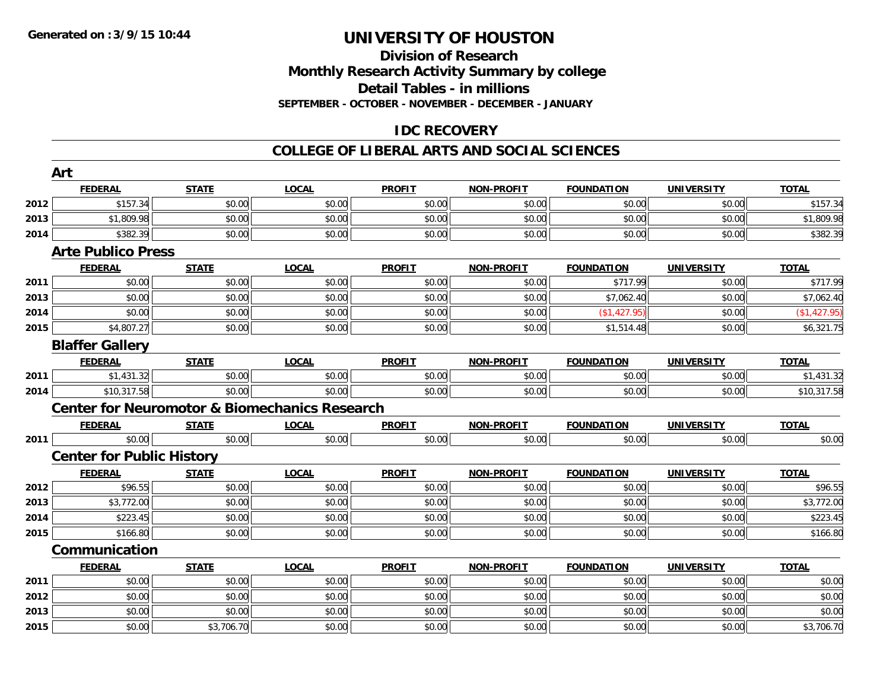Generated on :3/9/15 10:44

# UNIVERSITY OF HOUSTON

## Division of Research
## Monthly Research Activity Summary by college
## Detail Tables - in millions
### SEPTEMBER - OCTOBER - NOVEMBER - DECEMBER - JANUARY

## IDC RECOVERY

## COLLEGE OF LIBERAL ARTS AND SOCIAL SCIENCES

### Art

| | FEDERAL | STATE | LOCAL | PROFIT | NON-PROFIT | FOUNDATION | UNIVERSITY | TOTAL |
|---|---|---|---|---|---|---|---|---|
| 2012 | $157.34 | $0.00 | $0.00 | $0.00 | $0.00 | $0.00 | $0.00 | $157.34 |
| 2013 | $1,809.98 | $0.00 | $0.00 | $0.00 | $0.00 | $0.00 | $0.00 | $1,809.98 |
| 2014 | $382.39 | $0.00 | $0.00 | $0.00 | $0.00 | $0.00 | $0.00 | $382.39 |

### Arte Publico Press

| | FEDERAL | STATE | LOCAL | PROFIT | NON-PROFIT | FOUNDATION | UNIVERSITY | TOTAL |
|---|---|---|---|---|---|---|---|---|
| 2011 | $0.00 | $0.00 | $0.00 | $0.00 | $0.00 | $717.99 | $0.00 | $717.99 |
| 2013 | $0.00 | $0.00 | $0.00 | $0.00 | $0.00 | $7,062.40 | $0.00 | $7,062.40 |
| 2014 | $0.00 | $0.00 | $0.00 | $0.00 | $0.00 | ($1,427.95) | $0.00 | ($1,427.95) |
| 2015 | $4,807.27 | $0.00 | $0.00 | $0.00 | $0.00 | $1,514.48 | $0.00 | $6,321.75 |

### Blaffer Gallery

| | FEDERAL | STATE | LOCAL | PROFIT | NON-PROFIT | FOUNDATION | UNIVERSITY | TOTAL |
|---|---|---|---|---|---|---|---|---|
| 2011 | $1,431.32 | $0.00 | $0.00 | $0.00 | $0.00 | $0.00 | $0.00 | $1,431.32 |
| 2014 | $10,317.58 | $0.00 | $0.00 | $0.00 | $0.00 | $0.00 | $0.00 | $10,317.58 |

### Center for Neuromotor & Biomechanics Research

| | FEDERAL | STATE | LOCAL | PROFIT | NON-PROFIT | FOUNDATION | UNIVERSITY | TOTAL |
|---|---|---|---|---|---|---|---|---|
| 2011 | $0.00 | $0.00 | $0.00 | $0.00 | $0.00 | $0.00 | $0.00 | $0.00 |

### Center for Public History

| | FEDERAL | STATE | LOCAL | PROFIT | NON-PROFIT | FOUNDATION | UNIVERSITY | TOTAL |
|---|---|---|---|---|---|---|---|---|
| 2012 | $96.55 | $0.00 | $0.00 | $0.00 | $0.00 | $0.00 | $0.00 | $96.55 |
| 2013 | $3,772.00 | $0.00 | $0.00 | $0.00 | $0.00 | $0.00 | $0.00 | $3,772.00 |
| 2014 | $223.45 | $0.00 | $0.00 | $0.00 | $0.00 | $0.00 | $0.00 | $223.45 |
| 2015 | $166.80 | $0.00 | $0.00 | $0.00 | $0.00 | $0.00 | $0.00 | $166.80 |

### Communication

| | FEDERAL | STATE | LOCAL | PROFIT | NON-PROFIT | FOUNDATION | UNIVERSITY | TOTAL |
|---|---|---|---|---|---|---|---|---|
| 2011 | $0.00 | $0.00 | $0.00 | $0.00 | $0.00 | $0.00 | $0.00 | $0.00 |
| 2012 | $0.00 | $0.00 | $0.00 | $0.00 | $0.00 | $0.00 | $0.00 | $0.00 |
| 2013 | $0.00 | $0.00 | $0.00 | $0.00 | $0.00 | $0.00 | $0.00 | $0.00 |
| 2015 | $0.00 | $3,706.70 | $0.00 | $0.00 | $0.00 | $0.00 | $0.00 | $3,706.70 |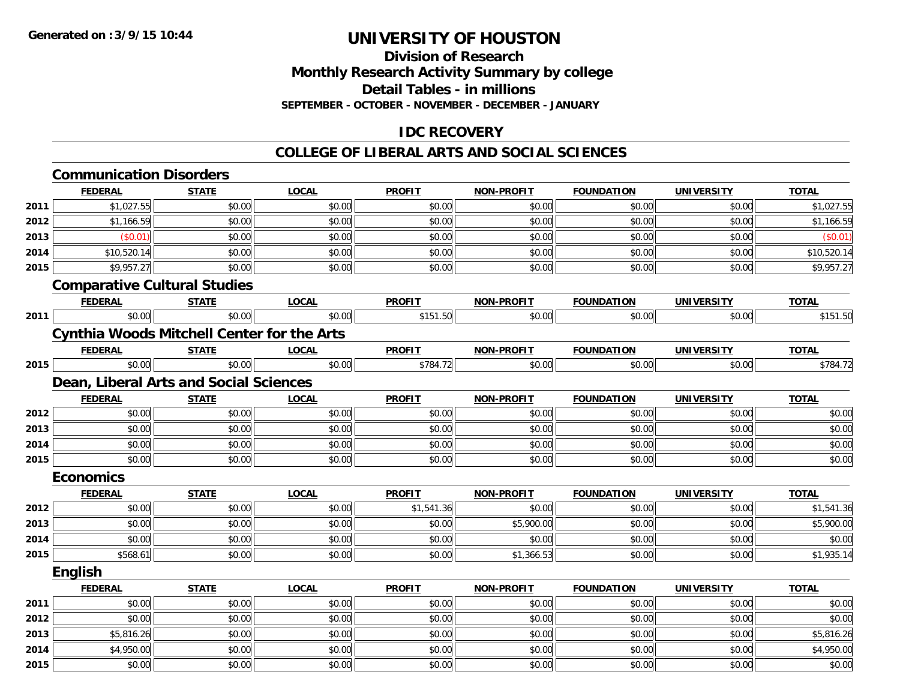Generated on :3/9/15 10:44

# UNIVERSITY OF HOUSTON

## Division of Research
## Monthly Research Activity Summary by college
## Detail Tables - in millions
### SEPTEMBER - OCTOBER - NOVEMBER - DECEMBER - JANUARY

## IDC RECOVERY

## COLLEGE OF LIBERAL ARTS AND SOCIAL SCIENCES

### Communication Disorders

| | FEDERAL | STATE | LOCAL | PROFIT | NON-PROFIT | FOUNDATION | UNIVERSITY | TOTAL |
|---|---|---|---|---|---|---|---|---|
| 2011 | $1,027.55 | $0.00 | $0.00 | $0.00 | $0.00 | $0.00 | $0.00 | $1,027.55 |
| 2012 | $1,166.59 | $0.00 | $0.00 | $0.00 | $0.00 | $0.00 | $0.00 | $1,166.59 |
| 2013 | ($0.01) | $0.00 | $0.00 | $0.00 | $0.00 | $0.00 | $0.00 | ($0.01) |
| 2014 | $10,520.14 | $0.00 | $0.00 | $0.00 | $0.00 | $0.00 | $0.00 | $10,520.14 |
| 2015 | $9,957.27 | $0.00 | $0.00 | $0.00 | $0.00 | $0.00 | $0.00 | $9,957.27 |

### Comparative Cultural Studies

| | FEDERAL | STATE | LOCAL | PROFIT | NON-PROFIT | FOUNDATION | UNIVERSITY | TOTAL |
|---|---|---|---|---|---|---|---|---|
| 2011 | $0.00 | $0.00 | $0.00 | $151.50 | $0.00 | $0.00 | $0.00 | $151.50 |

### Cynthia Woods Mitchell Center for the Arts

| | FEDERAL | STATE | LOCAL | PROFIT | NON-PROFIT | FOUNDATION | UNIVERSITY | TOTAL |
|---|---|---|---|---|---|---|---|---|
| 2015 | $0.00 | $0.00 | $0.00 | $784.72 | $0.00 | $0.00 | $0.00 | $784.72 |

### Dean, Liberal Arts and Social Sciences

| | FEDERAL | STATE | LOCAL | PROFIT | NON-PROFIT | FOUNDATION | UNIVERSITY | TOTAL |
|---|---|---|---|---|---|---|---|---|
| 2012 | $0.00 | $0.00 | $0.00 | $0.00 | $0.00 | $0.00 | $0.00 | $0.00 |
| 2013 | $0.00 | $0.00 | $0.00 | $0.00 | $0.00 | $0.00 | $0.00 | $0.00 |
| 2014 | $0.00 | $0.00 | $0.00 | $0.00 | $0.00 | $0.00 | $0.00 | $0.00 |
| 2015 | $0.00 | $0.00 | $0.00 | $0.00 | $0.00 | $0.00 | $0.00 | $0.00 |

### Economics

| | FEDERAL | STATE | LOCAL | PROFIT | NON-PROFIT | FOUNDATION | UNIVERSITY | TOTAL |
|---|---|---|---|---|---|---|---|---|
| 2012 | $0.00 | $0.00 | $0.00 | $1,541.36 | $0.00 | $0.00 | $0.00 | $1,541.36 |
| 2013 | $0.00 | $0.00 | $0.00 | $0.00 | $5,900.00 | $0.00 | $0.00 | $5,900.00 |
| 2014 | $0.00 | $0.00 | $0.00 | $0.00 | $0.00 | $0.00 | $0.00 | $0.00 |
| 2015 | $568.61 | $0.00 | $0.00 | $0.00 | $1,366.53 | $0.00 | $0.00 | $1,935.14 |

### English

| | FEDERAL | STATE | LOCAL | PROFIT | NON-PROFIT | FOUNDATION | UNIVERSITY | TOTAL |
|---|---|---|---|---|---|---|---|---|
| 2011 | $0.00 | $0.00 | $0.00 | $0.00 | $0.00 | $0.00 | $0.00 | $0.00 |
| 2012 | $0.00 | $0.00 | $0.00 | $0.00 | $0.00 | $0.00 | $0.00 | $0.00 |
| 2013 | $5,816.26 | $0.00 | $0.00 | $0.00 | $0.00 | $0.00 | $0.00 | $5,816.26 |
| 2014 | $4,950.00 | $0.00 | $0.00 | $0.00 | $0.00 | $0.00 | $0.00 | $4,950.00 |
| 2015 | $0.00 | $0.00 | $0.00 | $0.00 | $0.00 | $0.00 | $0.00 | $0.00 |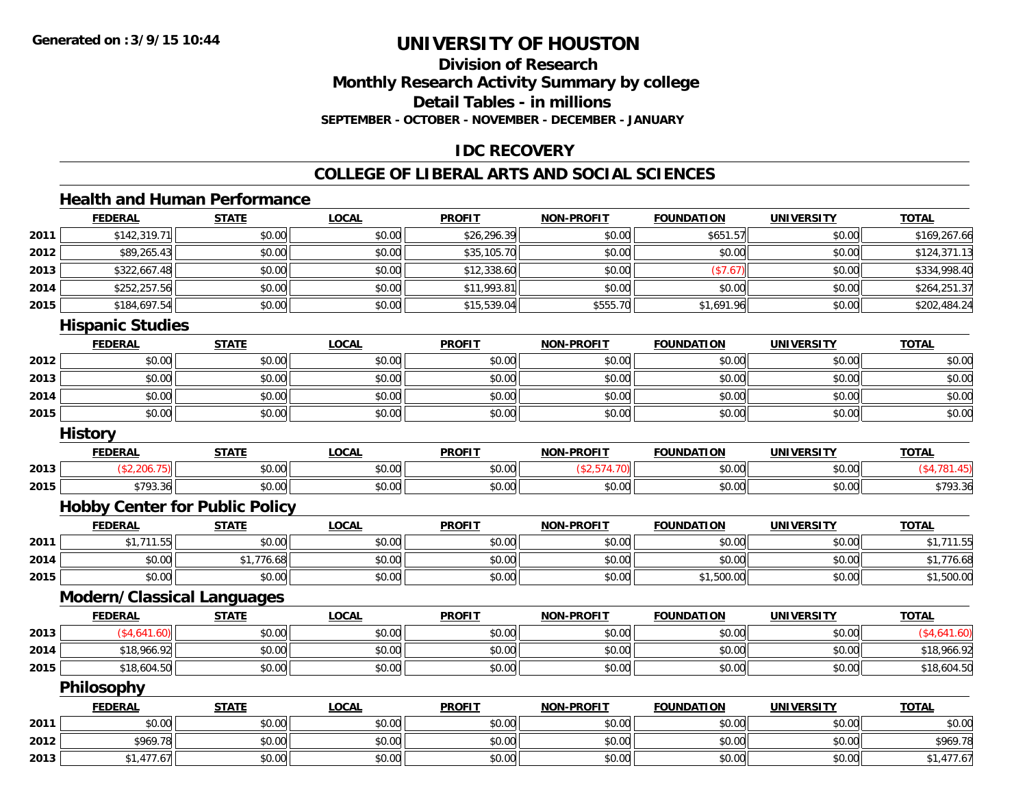**Generated on :3/9/15 10:44**

# UNIVERSITY OF HOUSTON

## Division of Research
## Monthly Research Activity Summary by college
## Detail Tables - in millions
### SEPTEMBER - OCTOBER - NOVEMBER - DECEMBER - JANUARY

## IDC RECOVERY

## COLLEGE OF LIBERAL ARTS AND SOCIAL SCIENCES

### Health and Human Performance

| | FEDERAL | STATE | LOCAL | PROFIT | NON-PROFIT | FOUNDATION | UNIVERSITY | TOTAL |
|---|---|---|---|---|---|---|---|---|
| 2011 | $142,319.71 | $0.00 | $0.00 | $26,296.39 | $0.00 | $651.57 | $0.00 | $169,267.66 |
| 2012 | $89,265.43 | $0.00 | $0.00 | $35,105.70 | $0.00 | $0.00 | $0.00 | $124,371.13 |
| 2013 | $322,667.48 | $0.00 | $0.00 | $12,338.60 | $0.00 | ($7.67) | $0.00 | $334,998.40 |
| 2014 | $252,257.56 | $0.00 | $0.00 | $11,993.81 | $0.00 | $0.00 | $0.00 | $264,251.37 |
| 2015 | $184,697.54 | $0.00 | $0.00 | $15,539.04 | $555.70 | $1,691.96 | $0.00 | $202,484.24 |

### Hispanic Studies

| | FEDERAL | STATE | LOCAL | PROFIT | NON-PROFIT | FOUNDATION | UNIVERSITY | TOTAL |
|---|---|---|---|---|---|---|---|---|
| 2012 | $0.00 | $0.00 | $0.00 | $0.00 | $0.00 | $0.00 | $0.00 | $0.00 |
| 2013 | $0.00 | $0.00 | $0.00 | $0.00 | $0.00 | $0.00 | $0.00 | $0.00 |
| 2014 | $0.00 | $0.00 | $0.00 | $0.00 | $0.00 | $0.00 | $0.00 | $0.00 |
| 2015 | $0.00 | $0.00 | $0.00 | $0.00 | $0.00 | $0.00 | $0.00 | $0.00 |

### History

| | FEDERAL | STATE | LOCAL | PROFIT | NON-PROFIT | FOUNDATION | UNIVERSITY | TOTAL |
|---|---|---|---|---|---|---|---|---|
| 2013 | ($2,206.75) | $0.00 | $0.00 | $0.00 | ($2,574.70) | $0.00 | $0.00 | ($4,781.45) |
| 2015 | $793.36 | $0.00 | $0.00 | $0.00 | $0.00 | $0.00 | $0.00 | $793.36 |

### Hobby Center for Public Policy

| | FEDERAL | STATE | LOCAL | PROFIT | NON-PROFIT | FOUNDATION | UNIVERSITY | TOTAL |
|---|---|---|---|---|---|---|---|---|
| 2011 | $1,711.55 | $0.00 | $0.00 | $0.00 | $0.00 | $0.00 | $0.00 | $1,711.55 |
| 2014 | $0.00 | $1,776.68 | $0.00 | $0.00 | $0.00 | $0.00 | $0.00 | $1,776.68 |
| 2015 | $0.00 | $0.00 | $0.00 | $0.00 | $0.00 | $1,500.00 | $0.00 | $1,500.00 |

### Modern/Classical Languages

| | FEDERAL | STATE | LOCAL | PROFIT | NON-PROFIT | FOUNDATION | UNIVERSITY | TOTAL |
|---|---|---|---|---|---|---|---|---|
| 2013 | ($4,641.60) | $0.00 | $0.00 | $0.00 | $0.00 | $0.00 | $0.00 | ($4,641.60) |
| 2014 | $18,966.92 | $0.00 | $0.00 | $0.00 | $0.00 | $0.00 | $0.00 | $18,966.92 |
| 2015 | $18,604.50 | $0.00 | $0.00 | $0.00 | $0.00 | $0.00 | $0.00 | $18,604.50 |

### Philosophy

| | FEDERAL | STATE | LOCAL | PROFIT | NON-PROFIT | FOUNDATION | UNIVERSITY | TOTAL |
|---|---|---|---|---|---|---|---|---|
| 2011 | $0.00 | $0.00 | $0.00 | $0.00 | $0.00 | $0.00 | $0.00 | $0.00 |
| 2012 | $969.78 | $0.00 | $0.00 | $0.00 | $0.00 | $0.00 | $0.00 | $969.78 |
| 2013 | $1,477.67 | $0.00 | $0.00 | $0.00 | $0.00 | $0.00 | $0.00 | $1,477.67 |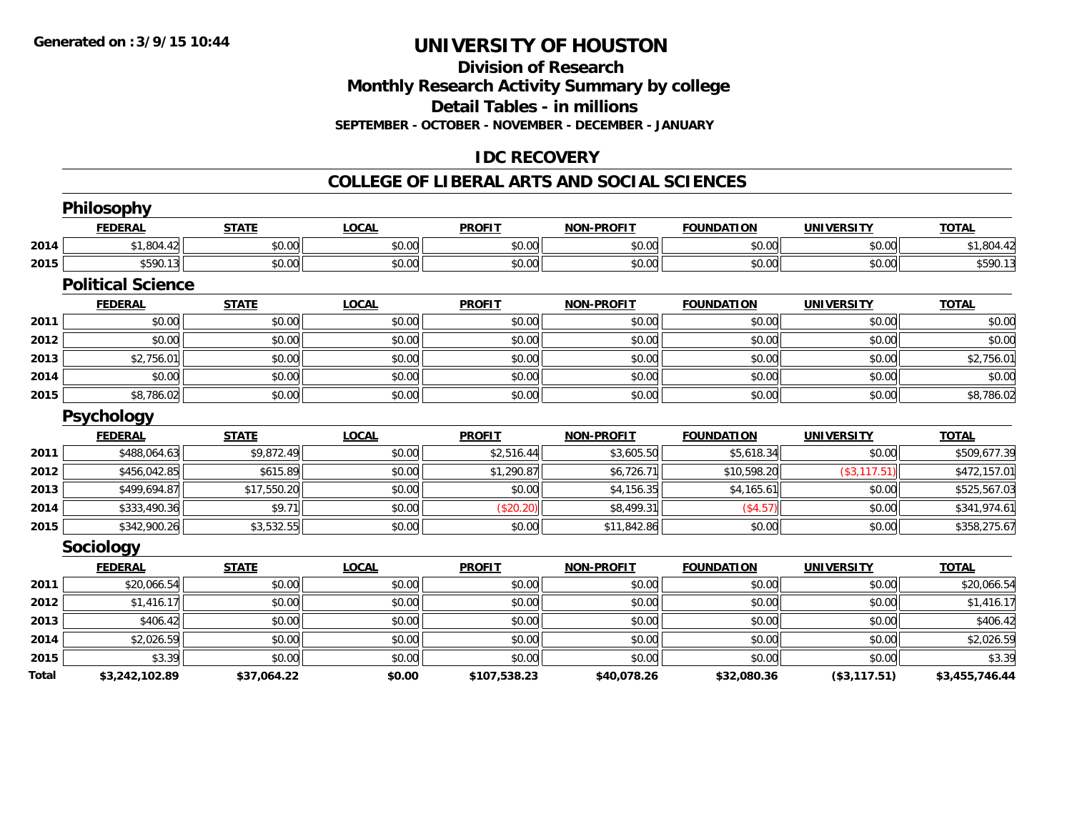**Generated on :3/9/15 10:44**

# UNIVERSITY OF HOUSTON

## Division of Research
## Monthly Research Activity Summary by college
## Detail Tables - in millions
### SEPTEMBER - OCTOBER - NOVEMBER - DECEMBER - JANUARY

## IDC RECOVERY

## COLLEGE OF LIBERAL ARTS AND SOCIAL SCIENCES

### Philosophy

| | FEDERAL | STATE | LOCAL | PROFIT | NON-PROFIT | FOUNDATION | UNIVERSITY | TOTAL |
|---|---|---|---|---|---|---|---|---|
| 2014 | $1,804.42 | $0.00 | $0.00 | $0.00 | $0.00 | $0.00 | $0.00 | $1,804.42 |
| 2015 | $590.13 | $0.00 | $0.00 | $0.00 | $0.00 | $0.00 | $0.00 | $590.13 |

### Political Science

| | FEDERAL | STATE | LOCAL | PROFIT | NON-PROFIT | FOUNDATION | UNIVERSITY | TOTAL |
|---|---|---|---|---|---|---|---|---|
| 2011 | $0.00 | $0.00 | $0.00 | $0.00 | $0.00 | $0.00 | $0.00 | $0.00 |
| 2012 | $0.00 | $0.00 | $0.00 | $0.00 | $0.00 | $0.00 | $0.00 | $0.00 |
| 2013 | $2,756.01 | $0.00 | $0.00 | $0.00 | $0.00 | $0.00 | $0.00 | $2,756.01 |
| 2014 | $0.00 | $0.00 | $0.00 | $0.00 | $0.00 | $0.00 | $0.00 | $0.00 |
| 2015 | $8,786.02 | $0.00 | $0.00 | $0.00 | $0.00 | $0.00 | $0.00 | $8,786.02 |

### Psychology

| | FEDERAL | STATE | LOCAL | PROFIT | NON-PROFIT | FOUNDATION | UNIVERSITY | TOTAL |
|---|---|---|---|---|---|---|---|---|
| 2011 | $488,064.63 | $9,872.49 | $0.00 | $2,516.44 | $3,605.50 | $5,618.34 | $0.00 | $509,677.39 |
| 2012 | $456,042.85 | $615.89 | $0.00 | $1,290.87 | $6,726.71 | $10,598.20 | ($3,117.51) | $472,157.01 |
| 2013 | $499,694.87 | $17,550.20 | $0.00 | $0.00 | $4,156.35 | $4,165.61 | $0.00 | $525,567.03 |
| 2014 | $333,490.36 | $9.71 | $0.00 | ($20.20) | $8,499.31 | ($4.57) | $0.00 | $341,974.61 |
| 2015 | $342,900.26 | $3,532.55 | $0.00 | $0.00 | $11,842.86 | $0.00 | $0.00 | $358,275.67 |

### Sociology

| | FEDERAL | STATE | LOCAL | PROFIT | NON-PROFIT | FOUNDATION | UNIVERSITY | TOTAL |
|---|---|---|---|---|---|---|---|---|
| 2011 | $20,066.54 | $0.00 | $0.00 | $0.00 | $0.00 | $0.00 | $0.00 | $20,066.54 |
| 2012 | $1,416.17 | $0.00 | $0.00 | $0.00 | $0.00 | $0.00 | $0.00 | $1,416.17 |
| 2013 | $406.42 | $0.00 | $0.00 | $0.00 | $0.00 | $0.00 | $0.00 | $406.42 |
| 2014 | $2,026.59 | $0.00 | $0.00 | $0.00 | $0.00 | $0.00 | $0.00 | $2,026.59 |
| 2015 | $3.39 | $0.00 | $0.00 | $0.00 | $0.00 | $0.00 | $0.00 | $3.39 |
| **Total** | **$3,242,102.89** | **$37,064.22** | **$0.00** | **$107,538.23** | **$40,078.26** | **$32,080.36** | **($3,117.51)** | **$3,455,746.44** |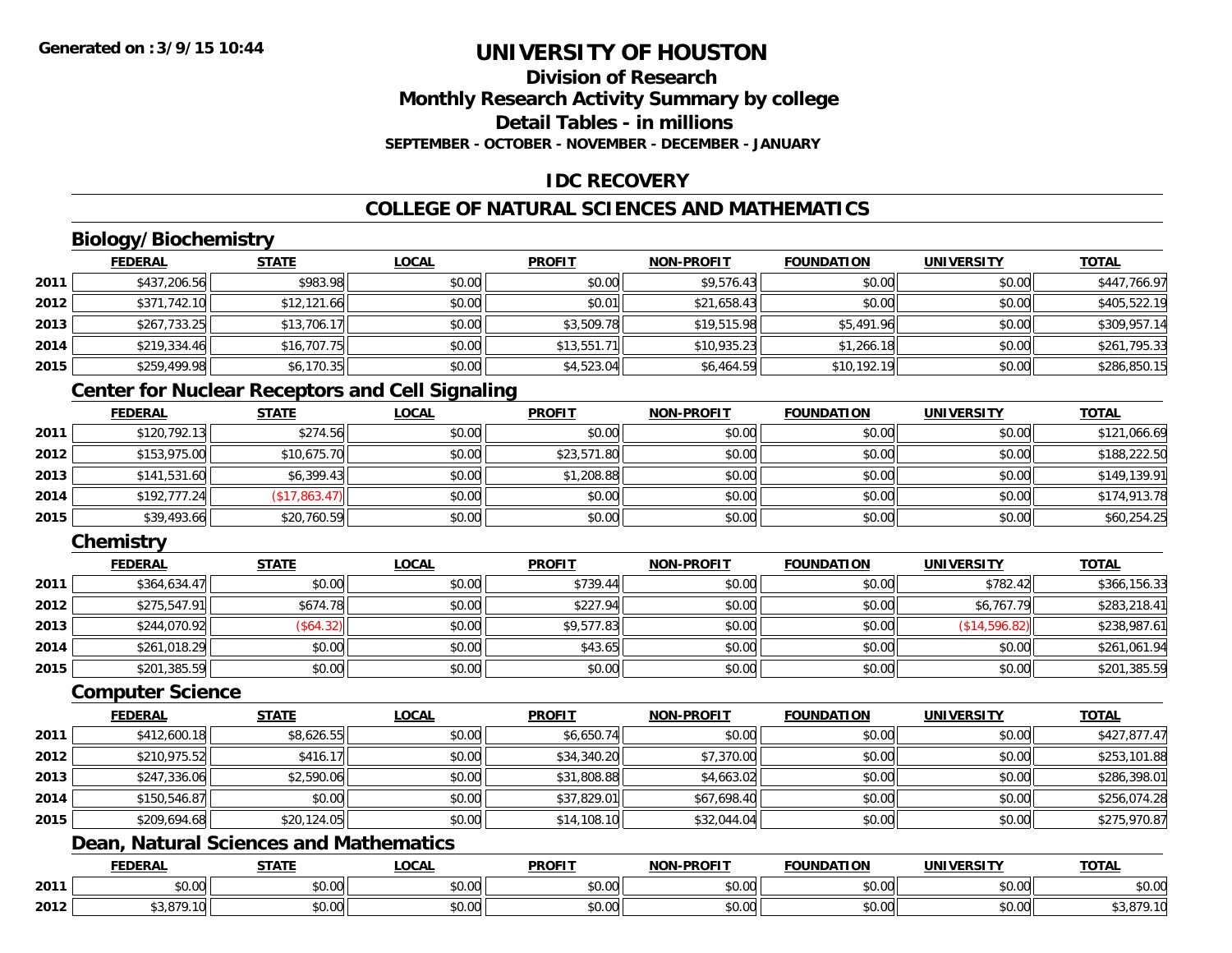# UNIVERSITY OF HOUSTON

## Division of Research
## Monthly Research Activity Summary by college
## Detail Tables - in millions
### SEPTEMBER - OCTOBER - NOVEMBER - DECEMBER - JANUARY

## IDC RECOVERY

## COLLEGE OF NATURAL SCIENCES AND MATHEMATICS

### Biology/Biochemistry

| | FEDERAL | STATE | LOCAL | PROFIT | NON-PROFIT | FOUNDATION | UNIVERSITY | TOTAL |
|---|---|---|---|---|---|---|---|---|
| 2011 | $437,206.56 | $983.98 | $0.00 | $0.00 | $9,576.43 | $0.00 | $0.00 | $447,766.97 |
| 2012 | $371,742.10 | $12,121.66 | $0.00 | $0.01 | $21,658.43 | $0.00 | $0.00 | $405,522.19 |
| 2013 | $267,733.25 | $13,706.17 | $0.00 | $3,509.78 | $19,515.98 | $5,491.96 | $0.00 | $309,957.14 |
| 2014 | $219,334.46 | $16,707.75 | $0.00 | $13,551.71 | $10,935.23 | $1,266.18 | $0.00 | $261,795.33 |
| 2015 | $259,499.98 | $6,170.35 | $0.00 | $4,523.04 | $6,464.59 | $10,192.19 | $0.00 | $286,850.15 |

### Center for Nuclear Receptors and Cell Signaling

| | FEDERAL | STATE | LOCAL | PROFIT | NON-PROFIT | FOUNDATION | UNIVERSITY | TOTAL |
|---|---|---|---|---|---|---|---|---|
| 2011 | $120,792.13 | $274.56 | $0.00 | $0.00 | $0.00 | $0.00 | $0.00 | $121,066.69 |
| 2012 | $153,975.00 | $10,675.70 | $0.00 | $23,571.80 | $0.00 | $0.00 | $0.00 | $188,222.50 |
| 2013 | $141,531.60 | $6,399.43 | $0.00 | $1,208.88 | $0.00 | $0.00 | $0.00 | $149,139.91 |
| 2014 | $192,777.24 | ($17,863.47) | $0.00 | $0.00 | $0.00 | $0.00 | $0.00 | $174,913.78 |
| 2015 | $39,493.66 | $20,760.59 | $0.00 | $0.00 | $0.00 | $0.00 | $0.00 | $60,254.25 |

### Chemistry

| | FEDERAL | STATE | LOCAL | PROFIT | NON-PROFIT | FOUNDATION | UNIVERSITY | TOTAL |
|---|---|---|---|---|---|---|---|---|
| 2011 | $364,634.47 | $0.00 | $0.00 | $739.44 | $0.00 | $0.00 | $782.42 | $366,156.33 |
| 2012 | $275,547.91 | $674.78 | $0.00 | $227.94 | $0.00 | $0.00 | $6,767.79 | $283,218.41 |
| 2013 | $244,070.92 | ($64.32) | $0.00 | $9,577.83 | $0.00 | $0.00 | ($14,596.82) | $238,987.61 |
| 2014 | $261,018.29 | $0.00 | $0.00 | $43.65 | $0.00 | $0.00 | $0.00 | $261,061.94 |
| 2015 | $201,385.59 | $0.00 | $0.00 | $0.00 | $0.00 | $0.00 | $0.00 | $201,385.59 |

### Computer Science

| | FEDERAL | STATE | LOCAL | PROFIT | NON-PROFIT | FOUNDATION | UNIVERSITY | TOTAL |
|---|---|---|---|---|---|---|---|---|
| 2011 | $412,600.18 | $8,626.55 | $0.00 | $6,650.74 | $0.00 | $0.00 | $0.00 | $427,877.47 |
| 2012 | $210,975.52 | $416.17 | $0.00 | $34,340.20 | $7,370.00 | $0.00 | $0.00 | $253,101.88 |
| 2013 | $247,336.06 | $2,590.06 | $0.00 | $31,808.88 | $4,663.02 | $0.00 | $0.00 | $286,398.01 |
| 2014 | $150,546.87 | $0.00 | $0.00 | $37,829.01 | $67,698.40 | $0.00 | $0.00 | $256,074.28 |
| 2015 | $209,694.68 | $20,124.05 | $0.00 | $14,108.10 | $32,044.04 | $0.00 | $0.00 | $275,970.87 |

### Dean, Natural Sciences and Mathematics

| | FEDERAL | STATE | LOCAL | PROFIT | NON-PROFIT | FOUNDATION | UNIVERSITY | TOTAL |
|---|---|---|---|---|---|---|---|---|
| 2011 | $0.00 | $0.00 | $0.00 | $0.00 | $0.00 | $0.00 | $0.00 | $0.00 |
| 2012 | $3,879.10 | $0.00 | $0.00 | $0.00 | $0.00 | $0.00 | $0.00 | $3,879.10 |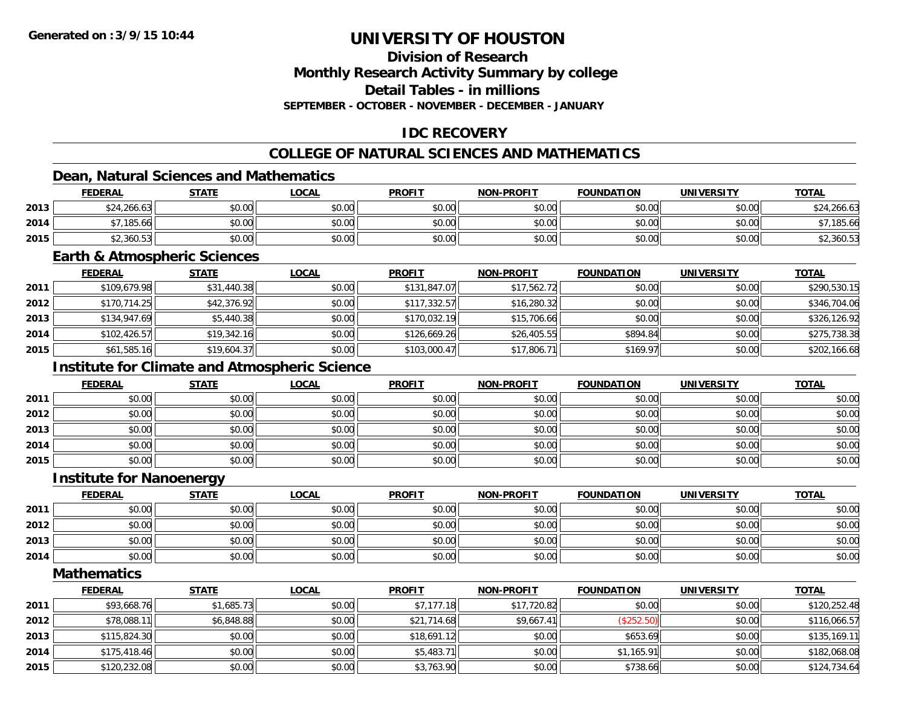Generated on :3/9/15 10:44

# UNIVERSITY OF HOUSTON

## Division of Research
## Monthly Research Activity Summary by college
## Detail Tables - in millions
### SEPTEMBER - OCTOBER - NOVEMBER - DECEMBER - JANUARY

## IDC RECOVERY

## COLLEGE OF NATURAL SCIENCES AND MATHEMATICS

### Dean, Natural Sciences and Mathematics

| | FEDERAL | STATE | LOCAL | PROFIT | NON-PROFIT | FOUNDATION | UNIVERSITY | TOTAL |
|---|---|---|---|---|---|---|---|---|
| 2013 | $24,266.63 | $0.00 | $0.00 | $0.00 | $0.00 | $0.00 | $0.00 | $24,266.63 |
| 2014 | $7,185.66 | $0.00 | $0.00 | $0.00 | $0.00 | $0.00 | $0.00 | $7,185.66 |
| 2015 | $2,360.53 | $0.00 | $0.00 | $0.00 | $0.00 | $0.00 | $0.00 | $2,360.53 |

### Earth & Atmospheric Sciences

| | FEDERAL | STATE | LOCAL | PROFIT | NON-PROFIT | FOUNDATION | UNIVERSITY | TOTAL |
|---|---|---|---|---|---|---|---|---|
| 2011 | $109,679.98 | $31,440.38 | $0.00 | $131,847.07 | $17,562.72 | $0.00 | $0.00 | $290,530.15 |
| 2012 | $170,714.25 | $42,376.92 | $0.00 | $117,332.57 | $16,280.32 | $0.00 | $0.00 | $346,704.06 |
| 2013 | $134,947.69 | $5,440.38 | $0.00 | $170,032.19 | $15,706.66 | $0.00 | $0.00 | $326,126.92 |
| 2014 | $102,426.57 | $19,342.16 | $0.00 | $126,669.26 | $26,405.55 | $894.84 | $0.00 | $275,738.38 |
| 2015 | $61,585.16 | $19,604.37 | $0.00 | $103,000.47 | $17,806.71 | $169.97 | $0.00 | $202,166.68 |

### Institute for Climate and Atmospheric Science

| | FEDERAL | STATE | LOCAL | PROFIT | NON-PROFIT | FOUNDATION | UNIVERSITY | TOTAL |
|---|---|---|---|---|---|---|---|---|
| 2011 | $0.00 | $0.00 | $0.00 | $0.00 | $0.00 | $0.00 | $0.00 | $0.00 |
| 2012 | $0.00 | $0.00 | $0.00 | $0.00 | $0.00 | $0.00 | $0.00 | $0.00 |
| 2013 | $0.00 | $0.00 | $0.00 | $0.00 | $0.00 | $0.00 | $0.00 | $0.00 |
| 2014 | $0.00 | $0.00 | $0.00 | $0.00 | $0.00 | $0.00 | $0.00 | $0.00 |
| 2015 | $0.00 | $0.00 | $0.00 | $0.00 | $0.00 | $0.00 | $0.00 | $0.00 |

### Institute for Nanoenergy

| | FEDERAL | STATE | LOCAL | PROFIT | NON-PROFIT | FOUNDATION | UNIVERSITY | TOTAL |
|---|---|---|---|---|---|---|---|---|
| 2011 | $0.00 | $0.00 | $0.00 | $0.00 | $0.00 | $0.00 | $0.00 | $0.00 |
| 2012 | $0.00 | $0.00 | $0.00 | $0.00 | $0.00 | $0.00 | $0.00 | $0.00 |
| 2013 | $0.00 | $0.00 | $0.00 | $0.00 | $0.00 | $0.00 | $0.00 | $0.00 |
| 2014 | $0.00 | $0.00 | $0.00 | $0.00 | $0.00 | $0.00 | $0.00 | $0.00 |

### Mathematics

| | FEDERAL | STATE | LOCAL | PROFIT | NON-PROFIT | FOUNDATION | UNIVERSITY | TOTAL |
|---|---|---|---|---|---|---|---|---|
| 2011 | $93,668.76 | $1,685.73 | $0.00 | $7,177.18 | $17,720.82 | $0.00 | $0.00 | $120,252.48 |
| 2012 | $78,088.11 | $6,848.88 | $0.00 | $21,714.68 | $9,667.41 | ($252.50) | $0.00 | $116,066.57 |
| 2013 | $115,824.30 | $0.00 | $0.00 | $18,691.12 | $0.00 | $653.69 | $0.00 | $135,169.11 |
| 2014 | $175,418.46 | $0.00 | $0.00 | $5,483.71 | $0.00 | $1,165.91 | $0.00 | $182,068.08 |
| 2015 | $120,232.08 | $0.00 | $0.00 | $3,763.90 | $0.00 | $738.66 | $0.00 | $124,734.64 |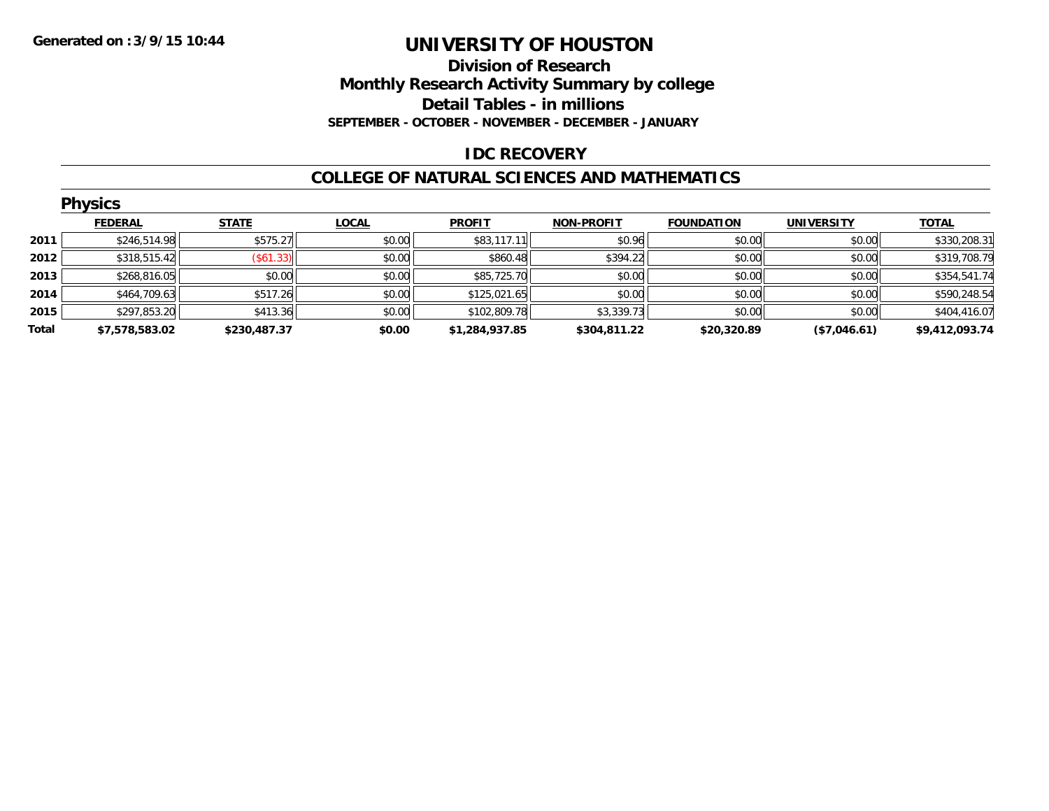**Generated on :3/9/15 10:44**

# UNIVERSITY OF HOUSTON

## Division of Research
## Monthly Research Activity Summary by college
## Detail Tables - in millions
**SEPTEMBER - OCTOBER - NOVEMBER - DECEMBER - JANUARY**

### IDC RECOVERY

### COLLEGE OF NATURAL SCIENCES AND MATHEMATICS

### Physics

| | FEDERAL | STATE | LOCAL | PROFIT | NON-PROFIT | FOUNDATION | UNIVERSITY | TOTAL |
|---|---|---|---|---|---|---|---|---|
| 2011 | $246,514.98 | $575.27 | $0.00 | $83,117.11 | $0.96 | $0.00 | $0.00 | $330,208.31 |
| 2012 | $318,515.42 | ($61.33) | $0.00 | $860.48 | $394.22 | $0.00 | $0.00 | $319,708.79 |
| 2013 | $268,816.05 | $0.00 | $0.00 | $85,725.70 | $0.00 | $0.00 | $0.00 | $354,541.74 |
| 2014 | $464,709.63 | $517.26 | $0.00 | $125,021.65 | $0.00 | $0.00 | $0.00 | $590,248.54 |
| 2015 | $297,853.20 | $413.36 | $0.00 | $102,809.78 | $3,339.73 | $0.00 | $0.00 | $404,416.07 |
| **Total** | **$7,578,583.02** | **$230,487.37** | **$0.00** | **$1,284,937.85** | **$304,811.22** | **$20,320.89** | **($7,046.61)** | **$9,412,093.74** |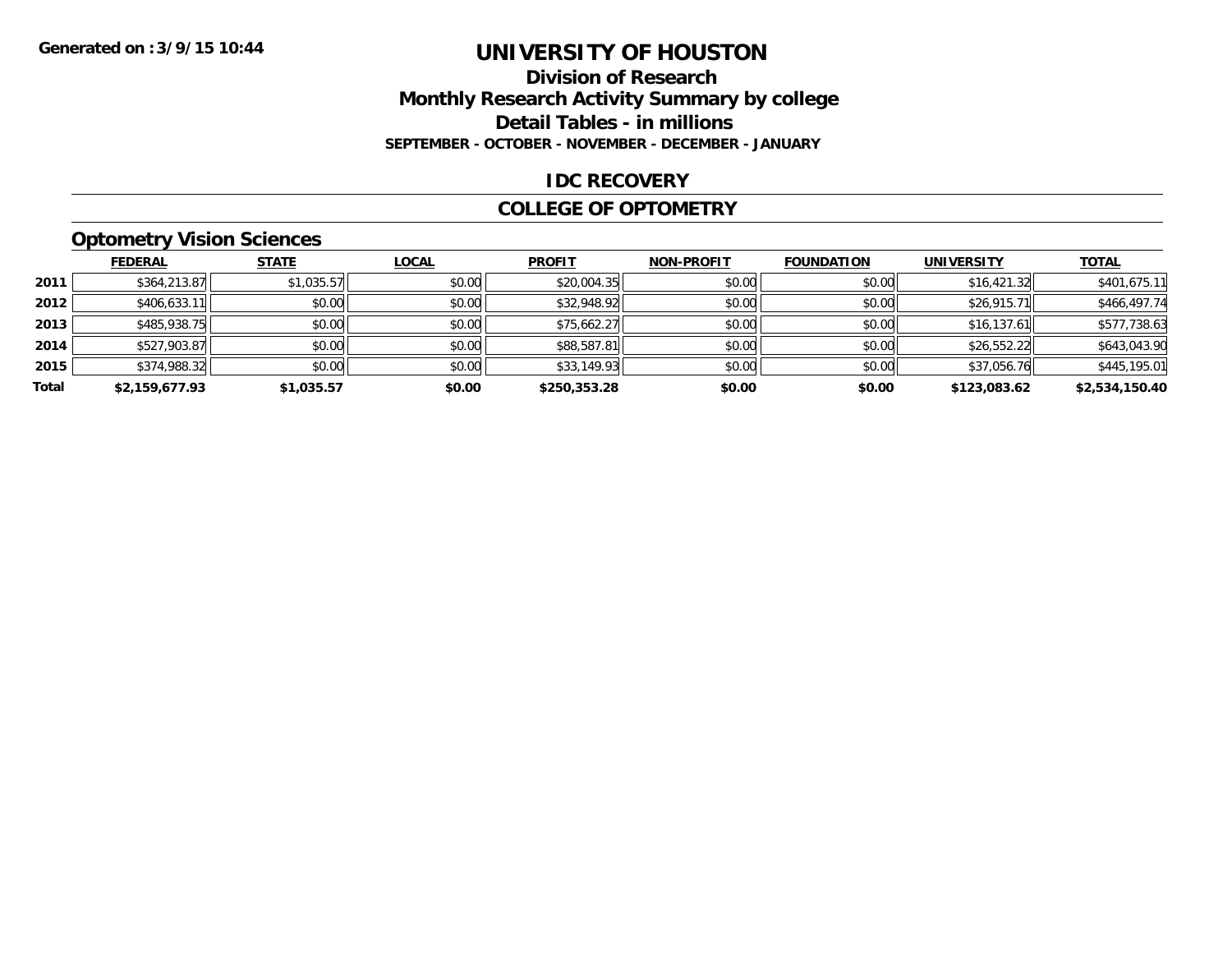**Generated on :3/9/15 10:44**

# UNIVERSITY OF HOUSTON

## Division of Research

## Monthly Research Activity Summary by college

## Detail Tables - in millions

**SEPTEMBER - OCTOBER - NOVEMBER - DECEMBER - JANUARY**

## IDC RECOVERY

## COLLEGE OF OPTOMETRY

### Optometry Vision Sciences

| | FEDERAL | STATE | LOCAL | PROFIT | NON-PROFIT | FOUNDATION | UNIVERSITY | TOTAL |
|---|---|---|---|---|---|---|---|---|
| 2011 | $364,213.87 | $1,035.57 | $0.00 | $20,004.35 | $0.00 | $0.00 | $16,421.32 | $401,675.11 |
| 2012 | $406,633.11 | $0.00 | $0.00 | $32,948.92 | $0.00 | $0.00 | $26,915.71 | $466,497.74 |
| 2013 | $485,938.75 | $0.00 | $0.00 | $75,662.27 | $0.00 | $0.00 | $16,137.61 | $577,738.63 |
| 2014 | $527,903.87 | $0.00 | $0.00 | $88,587.81 | $0.00 | $0.00 | $26,552.22 | $643,043.90 |
| 2015 | $374,988.32 | $0.00 | $0.00 | $33,149.93 | $0.00 | $0.00 | $37,056.76 | $445,195.01 |
| **Total** | **$2,159,677.93** | **$1,035.57** | **$0.00** | **$250,353.28** | **$0.00** | **$0.00** | **$123,083.62** | **$2,534,150.40** |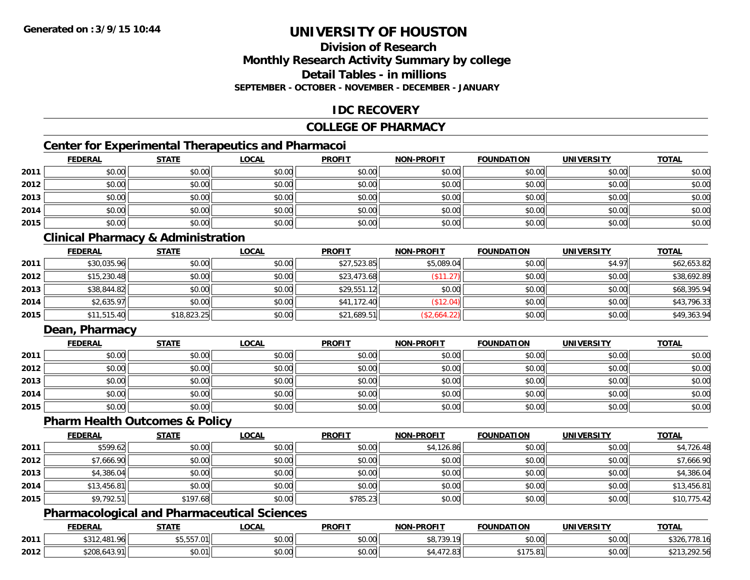**Generated on :3/9/15 10:44**

# UNIVERSITY OF HOUSTON

## Division of Research
## Monthly Research Activity Summary by college
## Detail Tables - in millions
### SEPTEMBER - OCTOBER - NOVEMBER - DECEMBER - JANUARY

## IDC RECOVERY

## COLLEGE OF PHARMACY

### Center for Experimental Therapeutics and Pharmacoi

| | FEDERAL | STATE | LOCAL | PROFIT | NON-PROFIT | FOUNDATION | UNIVERSITY | TOTAL |
|---|---|---|---|---|---|---|---|---|
| 2011 | $0.00 | $0.00 | $0.00 | $0.00 | $0.00 | $0.00 | $0.00 | $0.00 |
| 2012 | $0.00 | $0.00 | $0.00 | $0.00 | $0.00 | $0.00 | $0.00 | $0.00 |
| 2013 | $0.00 | $0.00 | $0.00 | $0.00 | $0.00 | $0.00 | $0.00 | $0.00 |
| 2014 | $0.00 | $0.00 | $0.00 | $0.00 | $0.00 | $0.00 | $0.00 | $0.00 |
| 2015 | $0.00 | $0.00 | $0.00 | $0.00 | $0.00 | $0.00 | $0.00 | $0.00 |

### Clinical Pharmacy & Administration

| | FEDERAL | STATE | LOCAL | PROFIT | NON-PROFIT | FOUNDATION | UNIVERSITY | TOTAL |
|---|---|---|---|---|---|---|---|---|
| 2011 | $30,035.96 | $0.00 | $0.00 | $27,523.85 | $5,089.04 | $0.00 | $4.97 | $62,653.82 |
| 2012 | $15,230.48 | $0.00 | $0.00 | $23,473.68 | ($11.27) | $0.00 | $0.00 | $38,692.89 |
| 2013 | $38,844.82 | $0.00 | $0.00 | $29,551.12 | $0.00 | $0.00 | $0.00 | $68,395.94 |
| 2014 | $2,635.97 | $0.00 | $0.00 | $41,172.40 | ($12.04) | $0.00 | $0.00 | $43,796.33 |
| 2015 | $11,515.40 | $18,823.25 | $0.00 | $21,689.51 | ($2,664.22) | $0.00 | $0.00 | $49,363.94 |

### Dean, Pharmacy

| | FEDERAL | STATE | LOCAL | PROFIT | NON-PROFIT | FOUNDATION | UNIVERSITY | TOTAL |
|---|---|---|---|---|---|---|---|---|
| 2011 | $0.00 | $0.00 | $0.00 | $0.00 | $0.00 | $0.00 | $0.00 | $0.00 |
| 2012 | $0.00 | $0.00 | $0.00 | $0.00 | $0.00 | $0.00 | $0.00 | $0.00 |
| 2013 | $0.00 | $0.00 | $0.00 | $0.00 | $0.00 | $0.00 | $0.00 | $0.00 |
| 2014 | $0.00 | $0.00 | $0.00 | $0.00 | $0.00 | $0.00 | $0.00 | $0.00 |
| 2015 | $0.00 | $0.00 | $0.00 | $0.00 | $0.00 | $0.00 | $0.00 | $0.00 |

### Pharm Health Outcomes & Policy

| | FEDERAL | STATE | LOCAL | PROFIT | NON-PROFIT | FOUNDATION | UNIVERSITY | TOTAL |
|---|---|---|---|---|---|---|---|---|
| 2011 | $599.62 | $0.00 | $0.00 | $0.00 | $4,126.86 | $0.00 | $0.00 | $4,726.48 |
| 2012 | $7,666.90 | $0.00 | $0.00 | $0.00 | $0.00 | $0.00 | $0.00 | $7,666.90 |
| 2013 | $4,386.04 | $0.00 | $0.00 | $0.00 | $0.00 | $0.00 | $0.00 | $4,386.04 |
| 2014 | $13,456.81 | $0.00 | $0.00 | $0.00 | $0.00 | $0.00 | $0.00 | $13,456.81 |
| 2015 | $9,792.51 | $197.68 | $0.00 | $785.23 | $0.00 | $0.00 | $0.00 | $10,775.42 |

### Pharmacological and Pharmaceutical Sciences

| | FEDERAL | STATE | LOCAL | PROFIT | NON-PROFIT | FOUNDATION | UNIVERSITY | TOTAL |
|---|---|---|---|---|---|---|---|---|
| 2011 | $312,481.96 | $5,557.01 | $0.00 | $0.00 | $8,739.19 | $0.00 | $0.00 | $326,778.16 |
| 2012 | $208,643.91 | $0.01 | $0.00 | $0.00 | $4,472.83 | $175.81 | $0.00 | $213,292.56 |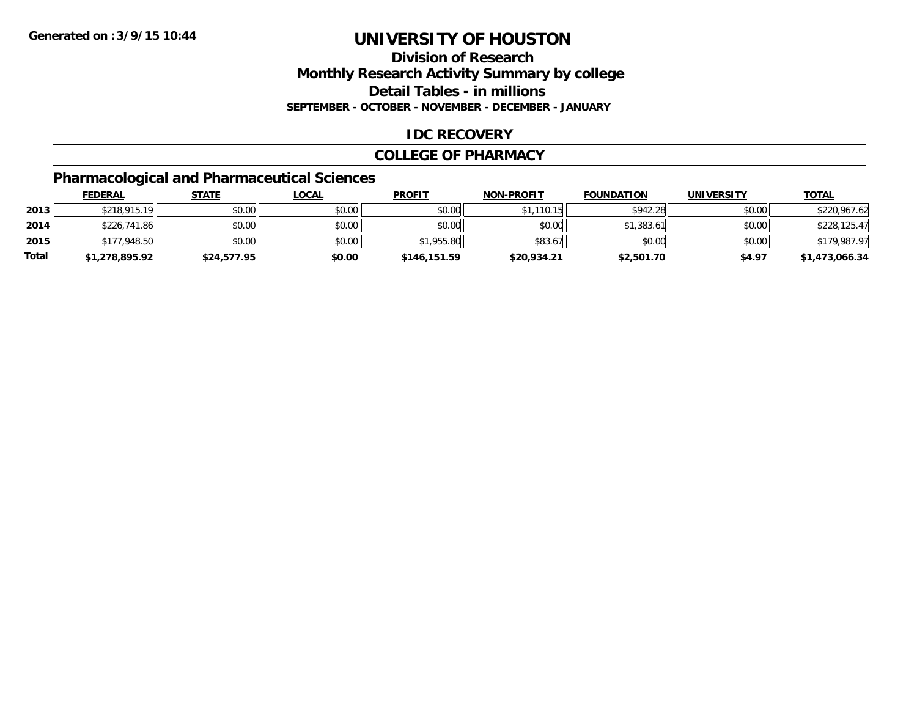**Generated on :3/9/15 10:44**

# UNIVERSITY OF HOUSTON

## Division of Research
## Monthly Research Activity Summary by college
## Detail Tables - in millions

**SEPTEMBER - OCTOBER - NOVEMBER - DECEMBER - JANUARY**

## IDC RECOVERY

## COLLEGE OF PHARMACY

### Pharmacological and Pharmaceutical Sciences

| | FEDERAL | STATE | LOCAL | PROFIT | NON-PROFIT | FOUNDATION | UNIVERSITY | TOTAL |
|---|---|---|---|---|---|---|---|---|
| 2013 | $218,915.19 | $0.00 | $0.00 | $0.00 | $1,110.15 | $942.28 | $0.00 | $220,967.62 |
| 2014 | $226,741.86 | $0.00 | $0.00 | $0.00 | $0.00 | $1,383.61 | $0.00 | $228,125.47 |
| 2015 | $177,948.50 | $0.00 | $0.00 | $1,955.80 | $83.67 | $0.00 | $0.00 | $179,987.97 |
| **Total** | **$1,278,895.92** | **$24,577.95** | **$0.00** | **$146,151.59** | **$20,934.21** | **$2,501.70** | **$4.97** | **$1,473,066.34** |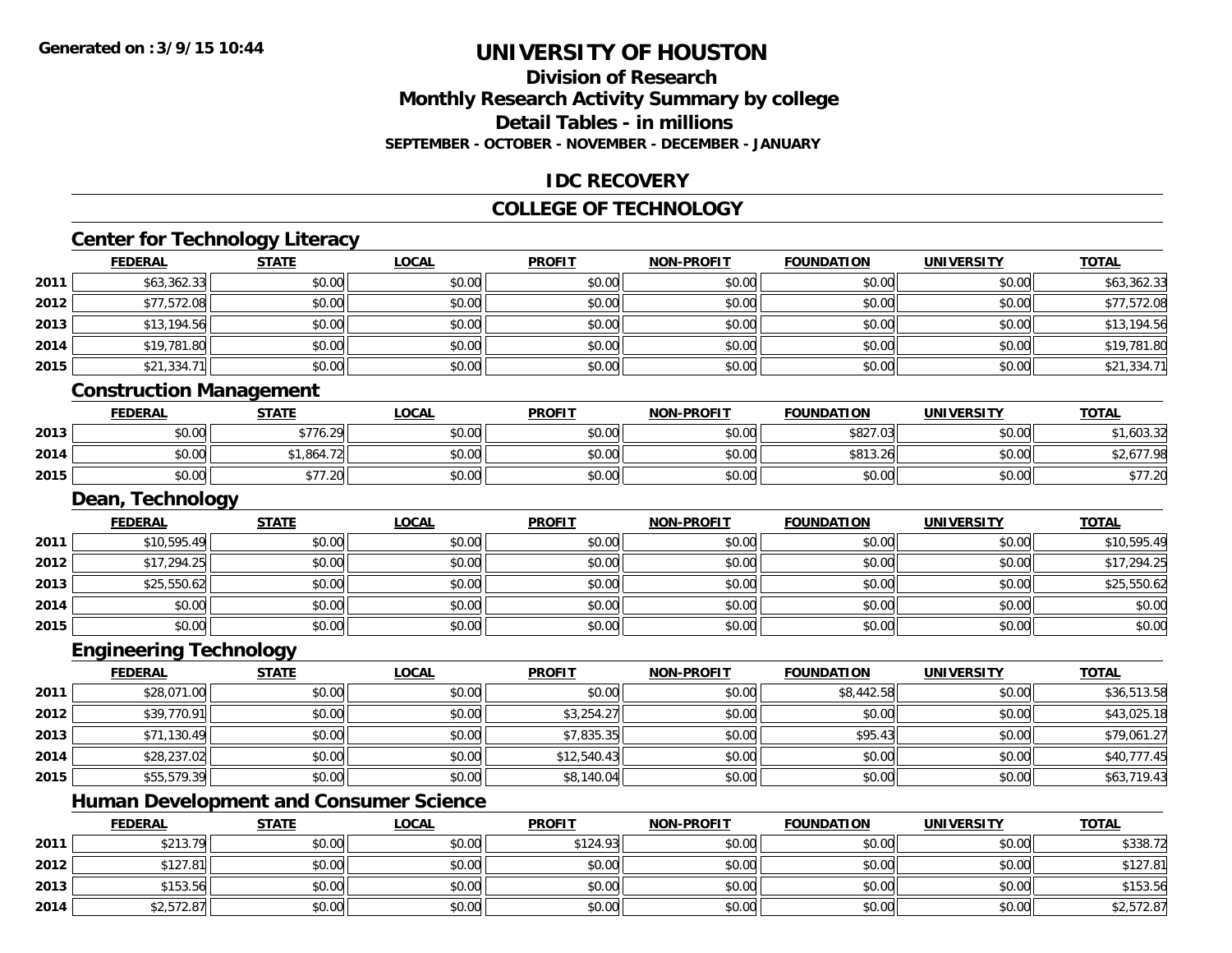**Generated on :3/9/15 10:44**

# UNIVERSITY OF HOUSTON

## Division of Research
## Monthly Research Activity Summary by college
## Detail Tables - in millions
### SEPTEMBER - OCTOBER - NOVEMBER - DECEMBER - JANUARY

## IDC RECOVERY

## COLLEGE OF TECHNOLOGY

### Center for Technology Literacy

| | FEDERAL | STATE | LOCAL | PROFIT | NON-PROFIT | FOUNDATION | UNIVERSITY | TOTAL |
|---|---|---|---|---|---|---|---|---|
| 2011 | $63,362.33 | $0.00 | $0.00 | $0.00 | $0.00 | $0.00 | $0.00 | $63,362.33 |
| 2012 | $77,572.08 | $0.00 | $0.00 | $0.00 | $0.00 | $0.00 | $0.00 | $77,572.08 |
| 2013 | $13,194.56 | $0.00 | $0.00 | $0.00 | $0.00 | $0.00 | $0.00 | $13,194.56 |
| 2014 | $19,781.80 | $0.00 | $0.00 | $0.00 | $0.00 | $0.00 | $0.00 | $19,781.80 |
| 2015 | $21,334.71 | $0.00 | $0.00 | $0.00 | $0.00 | $0.00 | $0.00 | $21,334.71 |

### Construction Management

| | FEDERAL | STATE | LOCAL | PROFIT | NON-PROFIT | FOUNDATION | UNIVERSITY | TOTAL |
|---|---|---|---|---|---|---|---|---|
| 2013 | $0.00 | $776.29 | $0.00 | $0.00 | $0.00 | $827.03 | $0.00 | $1,603.32 |
| 2014 | $0.00 | $1,864.72 | $0.00 | $0.00 | $0.00 | $813.26 | $0.00 | $2,677.98 |
| 2015 | $0.00 | $77.20 | $0.00 | $0.00 | $0.00 | $0.00 | $0.00 | $77.20 |

### Dean, Technology

| | FEDERAL | STATE | LOCAL | PROFIT | NON-PROFIT | FOUNDATION | UNIVERSITY | TOTAL |
|---|---|---|---|---|---|---|---|---|
| 2011 | $10,595.49 | $0.00 | $0.00 | $0.00 | $0.00 | $0.00 | $0.00 | $10,595.49 |
| 2012 | $17,294.25 | $0.00 | $0.00 | $0.00 | $0.00 | $0.00 | $0.00 | $17,294.25 |
| 2013 | $25,550.62 | $0.00 | $0.00 | $0.00 | $0.00 | $0.00 | $0.00 | $25,550.62 |
| 2014 | $0.00 | $0.00 | $0.00 | $0.00 | $0.00 | $0.00 | $0.00 | $0.00 |
| 2015 | $0.00 | $0.00 | $0.00 | $0.00 | $0.00 | $0.00 | $0.00 | $0.00 |

### Engineering Technology

| | FEDERAL | STATE | LOCAL | PROFIT | NON-PROFIT | FOUNDATION | UNIVERSITY | TOTAL |
|---|---|---|---|---|---|---|---|---|
| 2011 | $28,071.00 | $0.00 | $0.00 | $0.00 | $0.00 | $8,442.58 | $0.00 | $36,513.58 |
| 2012 | $39,770.91 | $0.00 | $0.00 | $3,254.27 | $0.00 | $0.00 | $0.00 | $43,025.18 |
| 2013 | $71,130.49 | $0.00 | $0.00 | $7,835.35 | $0.00 | $95.43 | $0.00 | $79,061.27 |
| 2014 | $28,237.02 | $0.00 | $0.00 | $12,540.43 | $0.00 | $0.00 | $0.00 | $40,777.45 |
| 2015 | $55,579.39 | $0.00 | $0.00 | $8,140.04 | $0.00 | $0.00 | $0.00 | $63,719.43 |

### Human Development and Consumer Science

| | FEDERAL | STATE | LOCAL | PROFIT | NON-PROFIT | FOUNDATION | UNIVERSITY | TOTAL |
|---|---|---|---|---|---|---|---|---|
| 2011 | $213.79 | $0.00 | $0.00 | $124.93 | $0.00 | $0.00 | $0.00 | $338.72 |
| 2012 | $127.81 | $0.00 | $0.00 | $0.00 | $0.00 | $0.00 | $0.00 | $127.81 |
| 2013 | $153.56 | $0.00 | $0.00 | $0.00 | $0.00 | $0.00 | $0.00 | $153.56 |
| 2014 | $2,572.87 | $0.00 | $0.00 | $0.00 | $0.00 | $0.00 | $0.00 | $2,572.87 |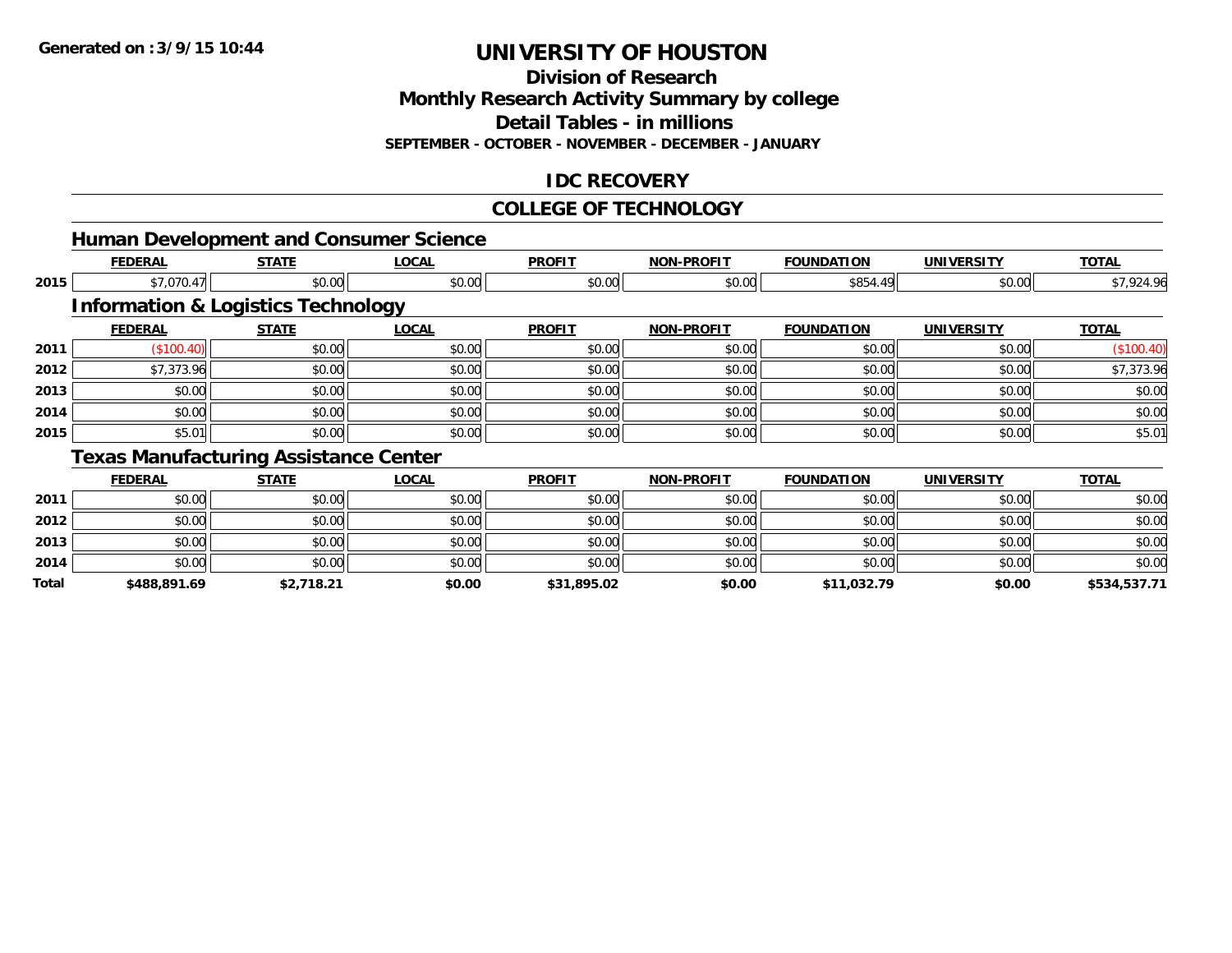# UNIVERSITY OF HOUSTON

## Division of Research
## Monthly Research Activity Summary by college
## Detail Tables - in millions
### SEPTEMBER - OCTOBER - NOVEMBER - DECEMBER - JANUARY

## IDC RECOVERY

## COLLEGE OF TECHNOLOGY

### Human Development and Consumer Science

| | FEDERAL | STATE | LOCAL | PROFIT | NON-PROFIT | FOUNDATION | UNIVERSITY | TOTAL |
|---|---|---|---|---|---|---|---|---|
| 2015 | $7,070.47 | $0.00 | $0.00 | $0.00 | $0.00 | $854.49 | $0.00 | $7,924.96 |

### Information & Logistics Technology

| | FEDERAL | STATE | LOCAL | PROFIT | NON-PROFIT | FOUNDATION | UNIVERSITY | TOTAL |
|---|---|---|---|---|---|---|---|---|
| 2011 | ($100.40) | $0.00 | $0.00 | $0.00 | $0.00 | $0.00 | $0.00 | ($100.40) |
| 2012 | $7,373.96 | $0.00 | $0.00 | $0.00 | $0.00 | $0.00 | $0.00 | $7,373.96 |
| 2013 | $0.00 | $0.00 | $0.00 | $0.00 | $0.00 | $0.00 | $0.00 | $0.00 |
| 2014 | $0.00 | $0.00 | $0.00 | $0.00 | $0.00 | $0.00 | $0.00 | $0.00 |
| 2015 | $5.01 | $0.00 | $0.00 | $0.00 | $0.00 | $0.00 | $0.00 | $5.01 |

### Texas Manufacturing Assistance Center

| | FEDERAL | STATE | LOCAL | PROFIT | NON-PROFIT | FOUNDATION | UNIVERSITY | TOTAL |
|---|---|---|---|---|---|---|---|---|
| 2011 | $0.00 | $0.00 | $0.00 | $0.00 | $0.00 | $0.00 | $0.00 | $0.00 |
| 2012 | $0.00 | $0.00 | $0.00 | $0.00 | $0.00 | $0.00 | $0.00 | $0.00 |
| 2013 | $0.00 | $0.00 | $0.00 | $0.00 | $0.00 | $0.00 | $0.00 | $0.00 |
| 2014 | $0.00 | $0.00 | $0.00 | $0.00 | $0.00 | $0.00 | $0.00 | $0.00 |
| **Total** | **$488,891.69** | **$2,718.21** | **$0.00** | **$31,895.02** | **$0.00** | **$11,032.79** | **$0.00** | **$534,537.71** |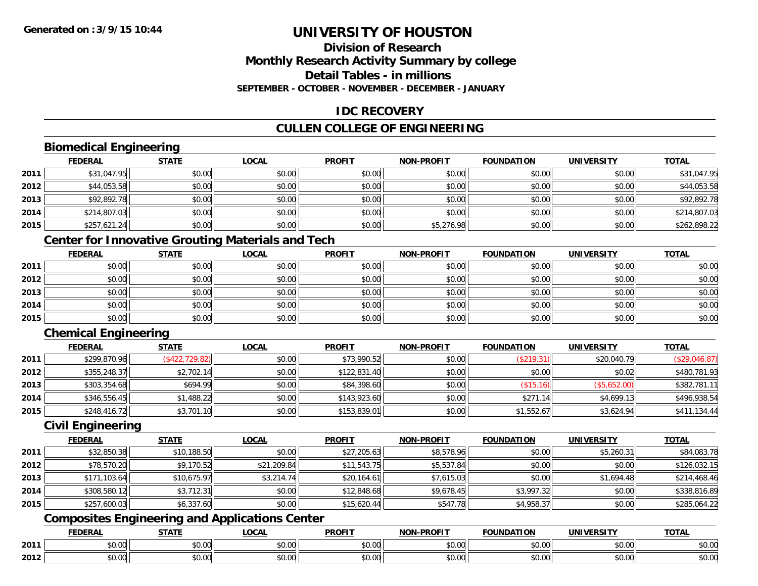# UNIVERSITY OF HOUSTON

## Division of Research
## Monthly Research Activity Summary by college
## Detail Tables - in millions
### SEPTEMBER - OCTOBER - NOVEMBER - DECEMBER - JANUARY

## IDC RECOVERY

## CULLEN COLLEGE OF ENGINEERING

### Biomedical Engineering

| | FEDERAL | STATE | LOCAL | PROFIT | NON-PROFIT | FOUNDATION | UNIVERSITY | TOTAL |
|---|---|---|---|---|---|---|---|---|
| 2011 | $31,047.95 | $0.00 | $0.00 | $0.00 | $0.00 | $0.00 | $0.00 | $31,047.95 |
| 2012 | $44,053.58 | $0.00 | $0.00 | $0.00 | $0.00 | $0.00 | $0.00 | $44,053.58 |
| 2013 | $92,892.78 | $0.00 | $0.00 | $0.00 | $0.00 | $0.00 | $0.00 | $92,892.78 |
| 2014 | $214,807.03 | $0.00 | $0.00 | $0.00 | $0.00 | $0.00 | $0.00 | $214,807.03 |
| 2015 | $257,621.24 | $0.00 | $0.00 | $0.00 | $5,276.98 | $0.00 | $0.00 | $262,898.22 |

### Center for Innovative Grouting Materials and Tech

| | FEDERAL | STATE | LOCAL | PROFIT | NON-PROFIT | FOUNDATION | UNIVERSITY | TOTAL |
|---|---|---|---|---|---|---|---|---|
| 2011 | $0.00 | $0.00 | $0.00 | $0.00 | $0.00 | $0.00 | $0.00 | $0.00 |
| 2012 | $0.00 | $0.00 | $0.00 | $0.00 | $0.00 | $0.00 | $0.00 | $0.00 |
| 2013 | $0.00 | $0.00 | $0.00 | $0.00 | $0.00 | $0.00 | $0.00 | $0.00 |
| 2014 | $0.00 | $0.00 | $0.00 | $0.00 | $0.00 | $0.00 | $0.00 | $0.00 |
| 2015 | $0.00 | $0.00 | $0.00 | $0.00 | $0.00 | $0.00 | $0.00 | $0.00 |

### Chemical Engineering

| | FEDERAL | STATE | LOCAL | PROFIT | NON-PROFIT | FOUNDATION | UNIVERSITY | TOTAL |
|---|---|---|---|---|---|---|---|---|
| 2011 | $299,870.96 | ($422,729.82) | $0.00 | $73,990.52 | $0.00 | ($219.31) | $20,040.79 | ($29,046.87) |
| 2012 | $355,248.37 | $2,702.14 | $0.00 | $122,831.40 | $0.00 | $0.00 | $0.02 | $480,781.93 |
| 2013 | $303,354.68 | $694.99 | $0.00 | $84,398.60 | $0.00 | ($15.16) | ($5,652.00) | $382,781.11 |
| 2014 | $346,556.45 | $1,488.22 | $0.00 | $143,923.60 | $0.00 | $271.14 | $4,699.13 | $496,938.54 |
| 2015 | $248,416.72 | $3,701.10 | $0.00 | $153,839.01 | $0.00 | $1,552.67 | $3,624.94 | $411,134.44 |

### Civil Engineering

| | FEDERAL | STATE | LOCAL | PROFIT | NON-PROFIT | FOUNDATION | UNIVERSITY | TOTAL |
|---|---|---|---|---|---|---|---|---|
| 2011 | $32,850.38 | $10,188.50 | $0.00 | $27,205.63 | $8,578.96 | $0.00 | $5,260.31 | $84,083.78 |
| 2012 | $78,570.20 | $9,170.52 | $21,209.84 | $11,543.75 | $5,537.84 | $0.00 | $0.00 | $126,032.15 |
| 2013 | $171,103.64 | $10,675.97 | $3,214.74 | $20,164.61 | $7,615.03 | $0.00 | $1,694.48 | $214,468.46 |
| 2014 | $308,580.12 | $3,712.31 | $0.00 | $12,848.68 | $9,678.45 | $3,997.32 | $0.00 | $338,816.89 |
| 2015 | $257,600.03 | $6,337.60 | $0.00 | $15,620.44 | $547.78 | $4,958.37 | $0.00 | $285,064.22 |

### Composites Engineering and Applications Center

| | FEDERAL | STATE | LOCAL | PROFIT | NON-PROFIT | FOUNDATION | UNIVERSITY | TOTAL |
|---|---|---|---|---|---|---|---|---|
| 2011 | $0.00 | $0.00 | $0.00 | $0.00 | $0.00 | $0.00 | $0.00 | $0.00 |
| 2012 | $0.00 | $0.00 | $0.00 | $0.00 | $0.00 | $0.00 | $0.00 | $0.00 |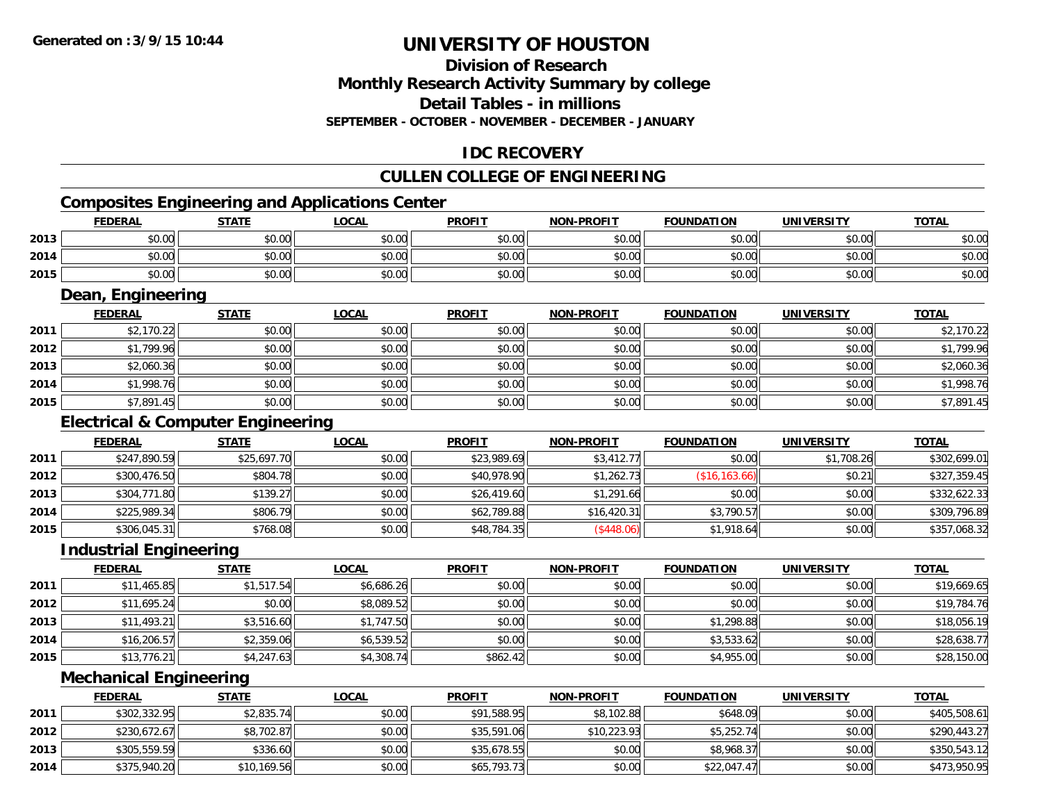**Generated on :3/9/15 10:44**

# UNIVERSITY OF HOUSTON

## Division of Research
## Monthly Research Activity Summary by college
## Detail Tables - in millions
### SEPTEMBER - OCTOBER - NOVEMBER - DECEMBER - JANUARY

## IDC RECOVERY

## CULLEN COLLEGE OF ENGINEERING

### Composites Engineering and Applications Center

| | FEDERAL | STATE | LOCAL | PROFIT | NON-PROFIT | FOUNDATION | UNIVERSITY | TOTAL |
|---|---|---|---|---|---|---|---|---|
| 2013 | $0.00 | $0.00 | $0.00 | $0.00 | $0.00 | $0.00 | $0.00 | $0.00 |
| 2014 | $0.00 | $0.00 | $0.00 | $0.00 | $0.00 | $0.00 | $0.00 | $0.00 |
| 2015 | $0.00 | $0.00 | $0.00 | $0.00 | $0.00 | $0.00 | $0.00 | $0.00 |

### Dean, Engineering

| | FEDERAL | STATE | LOCAL | PROFIT | NON-PROFIT | FOUNDATION | UNIVERSITY | TOTAL |
|---|---|---|---|---|---|---|---|---|
| 2011 | $2,170.22 | $0.00 | $0.00 | $0.00 | $0.00 | $0.00 | $0.00 | $2,170.22 |
| 2012 | $1,799.96 | $0.00 | $0.00 | $0.00 | $0.00 | $0.00 | $0.00 | $1,799.96 |
| 2013 | $2,060.36 | $0.00 | $0.00 | $0.00 | $0.00 | $0.00 | $0.00 | $2,060.36 |
| 2014 | $1,998.76 | $0.00 | $0.00 | $0.00 | $0.00 | $0.00 | $0.00 | $1,998.76 |
| 2015 | $7,891.45 | $0.00 | $0.00 | $0.00 | $0.00 | $0.00 | $0.00 | $7,891.45 |

### Electrical & Computer Engineering

| | FEDERAL | STATE | LOCAL | PROFIT | NON-PROFIT | FOUNDATION | UNIVERSITY | TOTAL |
|---|---|---|---|---|---|---|---|---|
| 2011 | $247,890.59 | $25,697.70 | $0.00 | $23,989.69 | $3,412.77 | $0.00 | $1,708.26 | $302,699.01 |
| 2012 | $300,476.50 | $804.78 | $0.00 | $40,978.90 | $1,262.73 | ($16,163.66) | $0.21 | $327,359.45 |
| 2013 | $304,771.80 | $139.27 | $0.00 | $26,419.60 | $1,291.66 | $0.00 | $0.00 | $332,622.33 |
| 2014 | $225,989.34 | $806.79 | $0.00 | $62,789.88 | $16,420.31 | $3,790.57 | $0.00 | $309,796.89 |
| 2015 | $306,045.31 | $768.08 | $0.00 | $48,784.35 | ($448.06) | $1,918.64 | $0.00 | $357,068.32 |

### Industrial Engineering

| | FEDERAL | STATE | LOCAL | PROFIT | NON-PROFIT | FOUNDATION | UNIVERSITY | TOTAL |
|---|---|---|---|---|---|---|---|---|
| 2011 | $11,465.85 | $1,517.54 | $6,686.26 | $0.00 | $0.00 | $0.00 | $0.00 | $19,669.65 |
| 2012 | $11,695.24 | $0.00 | $8,089.52 | $0.00 | $0.00 | $0.00 | $0.00 | $19,784.76 |
| 2013 | $11,493.21 | $3,516.60 | $1,747.50 | $0.00 | $0.00 | $1,298.88 | $0.00 | $18,056.19 |
| 2014 | $16,206.57 | $2,359.06 | $6,539.52 | $0.00 | $0.00 | $3,533.62 | $0.00 | $28,638.77 |
| 2015 | $13,776.21 | $4,247.63 | $4,308.74 | $862.42 | $0.00 | $4,955.00 | $0.00 | $28,150.00 |

### Mechanical Engineering

| | FEDERAL | STATE | LOCAL | PROFIT | NON-PROFIT | FOUNDATION | UNIVERSITY | TOTAL |
|---|---|---|---|---|---|---|---|---|
| 2011 | $302,332.95 | $2,835.74 | $0.00 | $91,588.95 | $8,102.88 | $648.09 | $0.00 | $405,508.61 |
| 2012 | $230,672.67 | $8,702.87 | $0.00 | $35,591.06 | $10,223.93 | $5,252.74 | $0.00 | $290,443.27 |
| 2013 | $305,559.59 | $336.60 | $0.00 | $35,678.55 | $0.00 | $8,968.37 | $0.00 | $350,543.12 |
| 2014 | $375,940.20 | $10,169.56 | $0.00 | $65,793.73 | $0.00 | $22,047.47 | $0.00 | $473,950.95 |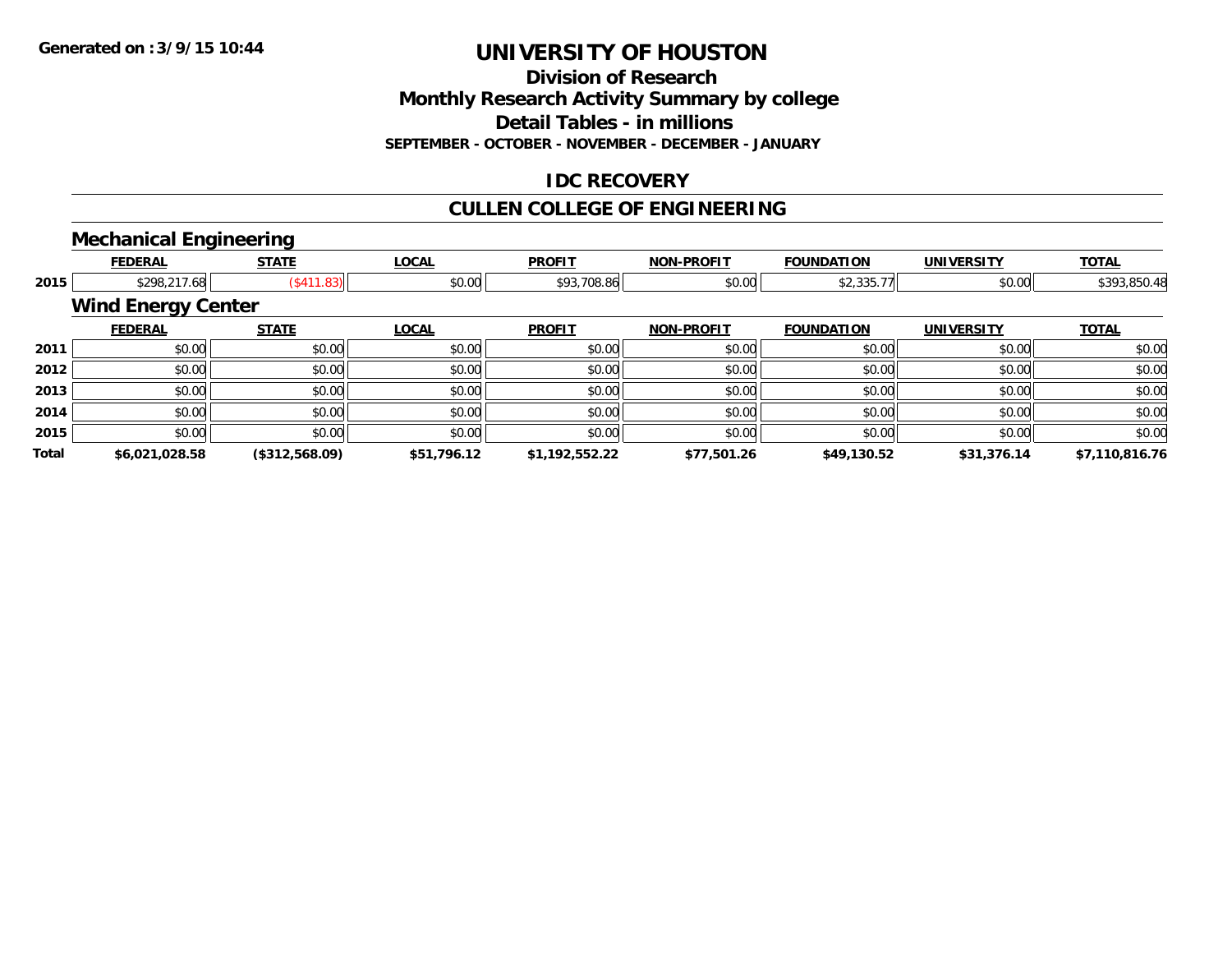**Generated on :3/9/15 10:44**

# UNIVERSITY OF HOUSTON

## Division of Research
## Monthly Research Activity Summary by college
## Detail Tables - in millions
### SEPTEMBER - OCTOBER - NOVEMBER - DECEMBER - JANUARY

## IDC RECOVERY

## CULLEN COLLEGE OF ENGINEERING

### Mechanical Engineering

| | FEDERAL | STATE | LOCAL | PROFIT | NON-PROFIT | FOUNDATION | UNIVERSITY | TOTAL |
|---|---|---|---|---|---|---|---|---|
| 2015 | $298,217.68 | ($411.83) | $0.00 | $93,708.86 | $0.00 | $2,335.77 | $0.00 | $393,850.48 |

### Wind Energy Center

| | FEDERAL | STATE | LOCAL | PROFIT | NON-PROFIT | FOUNDATION | UNIVERSITY | TOTAL |
|---|---|---|---|---|---|---|---|---|
| 2011 | $0.00 | $0.00 | $0.00 | $0.00 | $0.00 | $0.00 | $0.00 | $0.00 |
| 2012 | $0.00 | $0.00 | $0.00 | $0.00 | $0.00 | $0.00 | $0.00 | $0.00 |
| 2013 | $0.00 | $0.00 | $0.00 | $0.00 | $0.00 | $0.00 | $0.00 | $0.00 |
| 2014 | $0.00 | $0.00 | $0.00 | $0.00 | $0.00 | $0.00 | $0.00 | $0.00 |
| 2015 | $0.00 | $0.00 | $0.00 | $0.00 | $0.00 | $0.00 | $0.00 | $0.00 |
| **Total** | **$6,021,028.58** | **($312,568.09)** | **$51,796.12** | **$1,192,552.22** | **$77,501.26** | **$49,130.52** | **$31,376.14** | **$7,110,816.76** |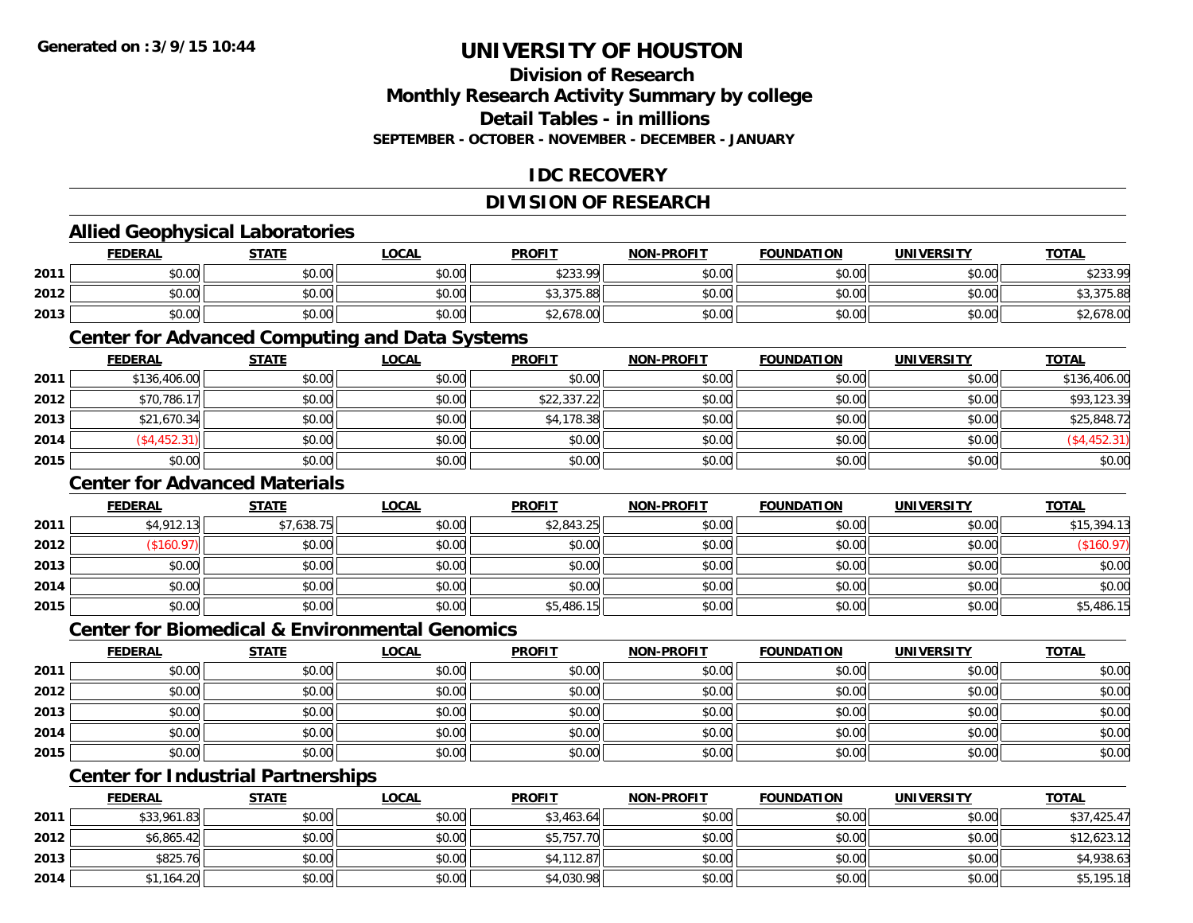# UNIVERSITY OF HOUSTON

## Division of Research
## Monthly Research Activity Summary by college
## Detail Tables - in millions
### SEPTEMBER - OCTOBER - NOVEMBER - DECEMBER - JANUARY

## IDC RECOVERY

## DIVISION OF RESEARCH

### Allied Geophysical Laboratories

| | FEDERAL | STATE | LOCAL | PROFIT | NON-PROFIT | FOUNDATION | UNIVERSITY | TOTAL |
|---|---|---|---|---|---|---|---|---|
| 2011 | $0.00 | $0.00 | $0.00 | $233.99 | $0.00 | $0.00 | $0.00 | $233.99 |
| 2012 | $0.00 | $0.00 | $0.00 | $3,375.88 | $0.00 | $0.00 | $0.00 | $3,375.88 |
| 2013 | $0.00 | $0.00 | $0.00 | $2,678.00 | $0.00 | $0.00 | $0.00 | $2,678.00 |

### Center for Advanced Computing and Data Systems

| | FEDERAL | STATE | LOCAL | PROFIT | NON-PROFIT | FOUNDATION | UNIVERSITY | TOTAL |
|---|---|---|---|---|---|---|---|---|
| 2011 | $136,406.00 | $0.00 | $0.00 | $0.00 | $0.00 | $0.00 | $0.00 | $136,406.00 |
| 2012 | $70,786.17 | $0.00 | $0.00 | $22,337.22 | $0.00 | $0.00 | $0.00 | $93,123.39 |
| 2013 | $21,670.34 | $0.00 | $0.00 | $4,178.38 | $0.00 | $0.00 | $0.00 | $25,848.72 |
| 2014 | ($4,452.31) | $0.00 | $0.00 | $0.00 | $0.00 | $0.00 | $0.00 | ($4,452.31) |
| 2015 | $0.00 | $0.00 | $0.00 | $0.00 | $0.00 | $0.00 | $0.00 | $0.00 |

### Center for Advanced Materials

| | FEDERAL | STATE | LOCAL | PROFIT | NON-PROFIT | FOUNDATION | UNIVERSITY | TOTAL |
|---|---|---|---|---|---|---|---|---|
| 2011 | $4,912.13 | $7,638.75 | $0.00 | $2,843.25 | $0.00 | $0.00 | $0.00 | $15,394.13 |
| 2012 | ($160.97) | $0.00 | $0.00 | $0.00 | $0.00 | $0.00 | $0.00 | ($160.97) |
| 2013 | $0.00 | $0.00 | $0.00 | $0.00 | $0.00 | $0.00 | $0.00 | $0.00 |
| 2014 | $0.00 | $0.00 | $0.00 | $0.00 | $0.00 | $0.00 | $0.00 | $0.00 |
| 2015 | $0.00 | $0.00 | $0.00 | $5,486.15 | $0.00 | $0.00 | $0.00 | $5,486.15 |

### Center for Biomedical & Environmental Genomics

| | FEDERAL | STATE | LOCAL | PROFIT | NON-PROFIT | FOUNDATION | UNIVERSITY | TOTAL |
|---|---|---|---|---|---|---|---|---|
| 2011 | $0.00 | $0.00 | $0.00 | $0.00 | $0.00 | $0.00 | $0.00 | $0.00 |
| 2012 | $0.00 | $0.00 | $0.00 | $0.00 | $0.00 | $0.00 | $0.00 | $0.00 |
| 2013 | $0.00 | $0.00 | $0.00 | $0.00 | $0.00 | $0.00 | $0.00 | $0.00 |
| 2014 | $0.00 | $0.00 | $0.00 | $0.00 | $0.00 | $0.00 | $0.00 | $0.00 |
| 2015 | $0.00 | $0.00 | $0.00 | $0.00 | $0.00 | $0.00 | $0.00 | $0.00 |

### Center for Industrial Partnerships

| | FEDERAL | STATE | LOCAL | PROFIT | NON-PROFIT | FOUNDATION | UNIVERSITY | TOTAL |
|---|---|---|---|---|---|---|---|---|
| 2011 | $33,961.83 | $0.00 | $0.00 | $3,463.64 | $0.00 | $0.00 | $0.00 | $37,425.47 |
| 2012 | $6,865.42 | $0.00 | $0.00 | $5,757.70 | $0.00 | $0.00 | $0.00 | $12,623.12 |
| 2013 | $825.76 | $0.00 | $0.00 | $4,112.87 | $0.00 | $0.00 | $0.00 | $4,938.63 |
| 2014 | $1,164.20 | $0.00 | $0.00 | $4,030.98 | $0.00 | $0.00 | $0.00 | $5,195.18 |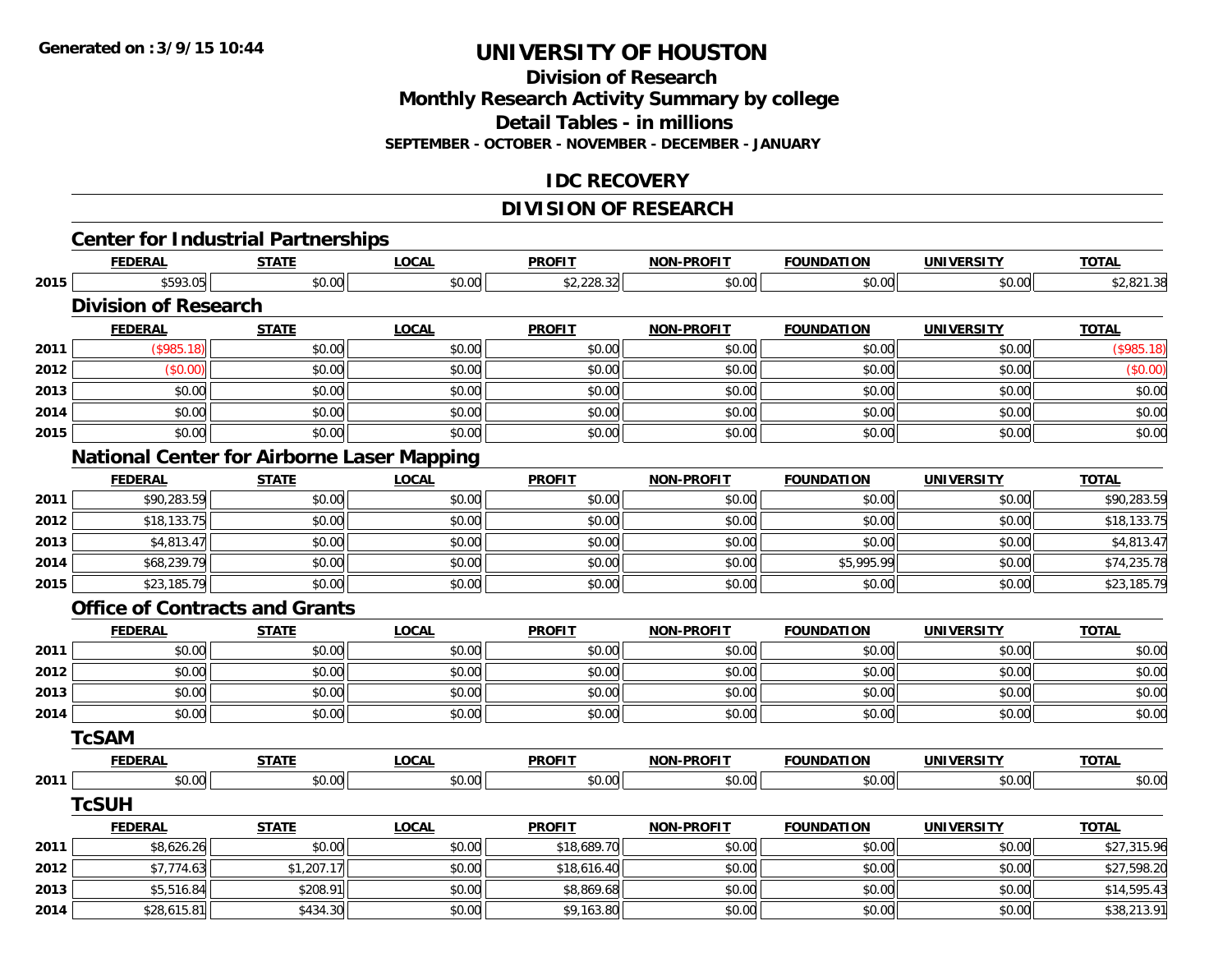**Generated on :3/9/15 10:44**

# UNIVERSITY OF HOUSTON

## Division of Research
## Monthly Research Activity Summary by college
## Detail Tables - in millions
### SEPTEMBER - OCTOBER - NOVEMBER - DECEMBER - JANUARY

## IDC RECOVERY

## DIVISION OF RESEARCH

### Center for Industrial Partnerships

| | FEDERAL | STATE | LOCAL | PROFIT | NON-PROFIT | FOUNDATION | UNIVERSITY | TOTAL |
|---|---|---|---|---|---|---|---|---|
| 2015 | $593.05 | $0.00 | $0.00 | $2,228.32 | $0.00 | $0.00 | $0.00 | $2,821.38 |

### Division of Research

| | FEDERAL | STATE | LOCAL | PROFIT | NON-PROFIT | FOUNDATION | UNIVERSITY | TOTAL |
|---|---|---|---|---|---|---|---|---|
| 2011 | ($985.18) | $0.00 | $0.00 | $0.00 | $0.00 | $0.00 | $0.00 | ($985.18) |
| 2012 | ($0.00) | $0.00 | $0.00 | $0.00 | $0.00 | $0.00 | $0.00 | ($0.00) |
| 2013 | $0.00 | $0.00 | $0.00 | $0.00 | $0.00 | $0.00 | $0.00 | $0.00 |
| 2014 | $0.00 | $0.00 | $0.00 | $0.00 | $0.00 | $0.00 | $0.00 | $0.00 |
| 2015 | $0.00 | $0.00 | $0.00 | $0.00 | $0.00 | $0.00 | $0.00 | $0.00 |

### National Center for Airborne Laser Mapping

| | FEDERAL | STATE | LOCAL | PROFIT | NON-PROFIT | FOUNDATION | UNIVERSITY | TOTAL |
|---|---|---|---|---|---|---|---|---|
| 2011 | $90,283.59 | $0.00 | $0.00 | $0.00 | $0.00 | $0.00 | $0.00 | $90,283.59 |
| 2012 | $18,133.75 | $0.00 | $0.00 | $0.00 | $0.00 | $0.00 | $0.00 | $18,133.75 |
| 2013 | $4,813.47 | $0.00 | $0.00 | $0.00 | $0.00 | $0.00 | $0.00 | $4,813.47 |
| 2014 | $68,239.79 | $0.00 | $0.00 | $0.00 | $0.00 | $5,995.99 | $0.00 | $74,235.78 |
| 2015 | $23,185.79 | $0.00 | $0.00 | $0.00 | $0.00 | $0.00 | $0.00 | $23,185.79 |

### Office of Contracts and Grants

| | FEDERAL | STATE | LOCAL | PROFIT | NON-PROFIT | FOUNDATION | UNIVERSITY | TOTAL |
|---|---|---|---|---|---|---|---|---|
| 2011 | $0.00 | $0.00 | $0.00 | $0.00 | $0.00 | $0.00 | $0.00 | $0.00 |
| 2012 | $0.00 | $0.00 | $0.00 | $0.00 | $0.00 | $0.00 | $0.00 | $0.00 |
| 2013 | $0.00 | $0.00 | $0.00 | $0.00 | $0.00 | $0.00 | $0.00 | $0.00 |
| 2014 | $0.00 | $0.00 | $0.00 | $0.00 | $0.00 | $0.00 | $0.00 | $0.00 |

### TcSAM

| | FEDERAL | STATE | LOCAL | PROFIT | NON-PROFIT | FOUNDATION | UNIVERSITY | TOTAL |
|---|---|---|---|---|---|---|---|---|
| 2011 | $0.00 | $0.00 | $0.00 | $0.00 | $0.00 | $0.00 | $0.00 | $0.00 |

### TcSUH

| | FEDERAL | STATE | LOCAL | PROFIT | NON-PROFIT | FOUNDATION | UNIVERSITY | TOTAL |
|---|---|---|---|---|---|---|---|---|
| 2011 | $8,626.26 | $0.00 | $0.00 | $18,689.70 | $0.00 | $0.00 | $0.00 | $27,315.96 |
| 2012 | $7,774.63 | $1,207.17 | $0.00 | $18,616.40 | $0.00 | $0.00 | $0.00 | $27,598.20 |
| 2013 | $5,516.84 | $208.91 | $0.00 | $8,869.68 | $0.00 | $0.00 | $0.00 | $14,595.43 |
| 2014 | $28,615.81 | $434.30 | $0.00 | $9,163.80 | $0.00 | $0.00 | $0.00 | $38,213.91 |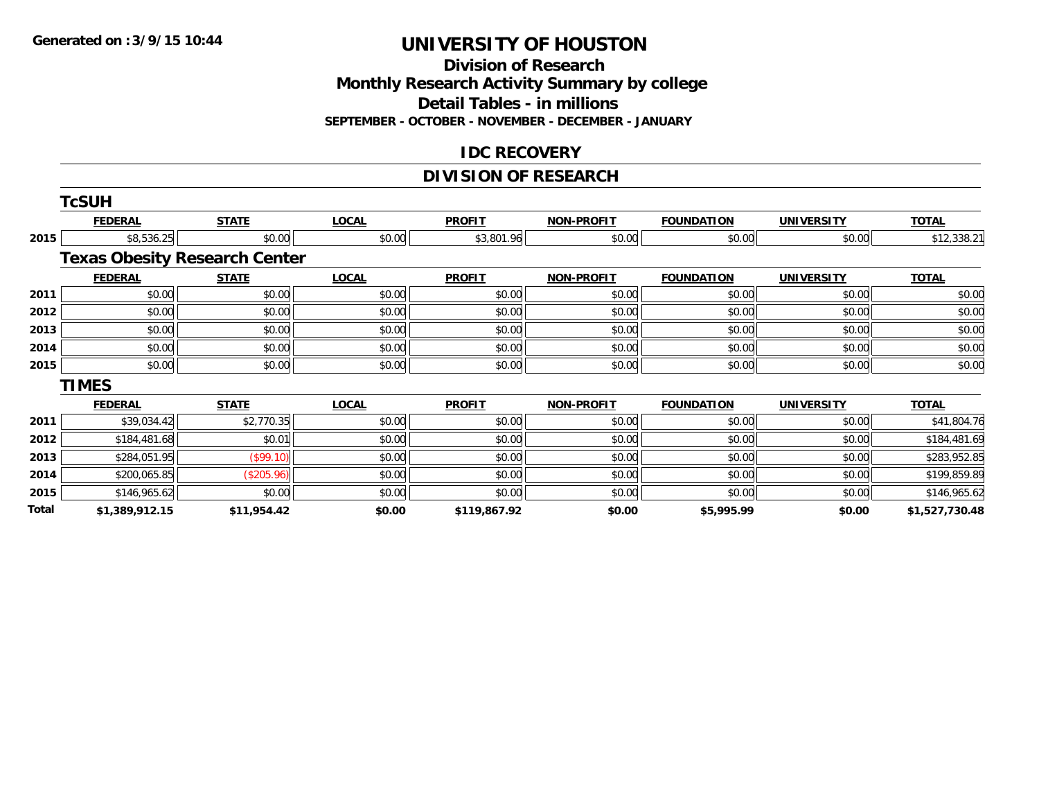**Generated on :3/9/15 10:44**

# UNIVERSITY OF HOUSTON

## Division of Research
## Monthly Research Activity Summary by college
## Detail Tables - in millions
### SEPTEMBER - OCTOBER - NOVEMBER - DECEMBER - JANUARY

## IDC RECOVERY

## DIVISION OF RESEARCH

### TcSUH

| | FEDERAL | STATE | LOCAL | PROFIT | NON-PROFIT | FOUNDATION | UNIVERSITY | TOTAL |
|---|---|---|---|---|---|---|---|---|
| 2015 | $8,536.25 | $0.00 | $0.00 | $3,801.96 | $0.00 | $0.00 | $0.00 | $12,338.21 |

### Texas Obesity Research Center

| | FEDERAL | STATE | LOCAL | PROFIT | NON-PROFIT | FOUNDATION | UNIVERSITY | TOTAL |
|---|---|---|---|---|---|---|---|---|
| 2011 | $0.00 | $0.00 | $0.00 | $0.00 | $0.00 | $0.00 | $0.00 | $0.00 |
| 2012 | $0.00 | $0.00 | $0.00 | $0.00 | $0.00 | $0.00 | $0.00 | $0.00 |
| 2013 | $0.00 | $0.00 | $0.00 | $0.00 | $0.00 | $0.00 | $0.00 | $0.00 |
| 2014 | $0.00 | $0.00 | $0.00 | $0.00 | $0.00 | $0.00 | $0.00 | $0.00 |
| 2015 | $0.00 | $0.00 | $0.00 | $0.00 | $0.00 | $0.00 | $0.00 | $0.00 |

### TIMES

| | FEDERAL | STATE | LOCAL | PROFIT | NON-PROFIT | FOUNDATION | UNIVERSITY | TOTAL |
|---|---|---|---|---|---|---|---|---|
| 2011 | $39,034.42 | $2,770.35 | $0.00 | $0.00 | $0.00 | $0.00 | $0.00 | $41,804.76 |
| 2012 | $184,481.68 | $0.01 | $0.00 | $0.00 | $0.00 | $0.00 | $0.00 | $184,481.69 |
| 2013 | $284,051.95 | ($99.10) | $0.00 | $0.00 | $0.00 | $0.00 | $0.00 | $283,952.85 |
| 2014 | $200,065.85 | ($205.96) | $0.00 | $0.00 | $0.00 | $0.00 | $0.00 | $199,859.89 |
| 2015 | $146,965.62 | $0.00 | $0.00 | $0.00 | $0.00 | $0.00 | $0.00 | $146,965.62 |
| **Total** | **$1,389,912.15** | **$11,954.42** | **$0.00** | **$119,867.92** | **$0.00** | **$5,995.99** | **$0.00** | **$1,527,730.48** |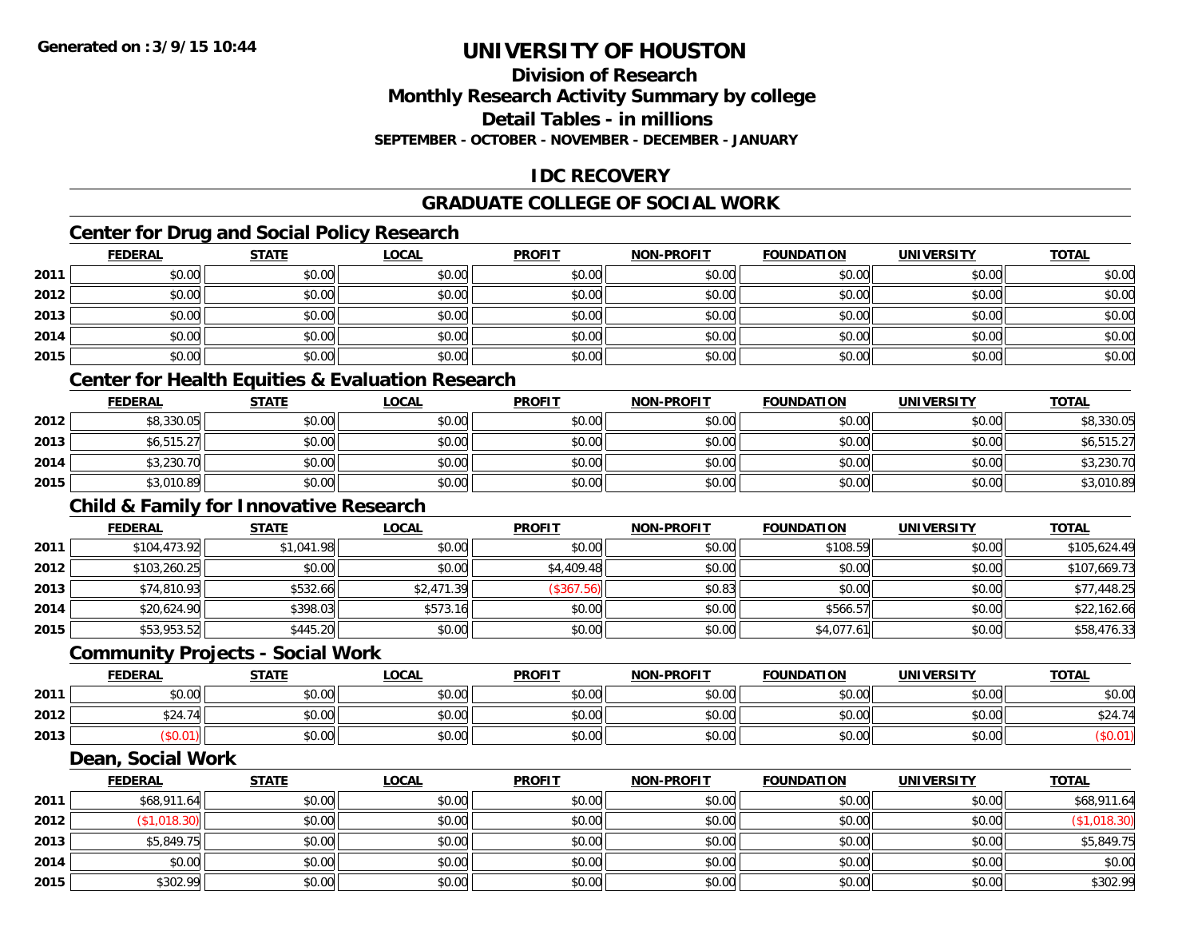# UNIVERSITY OF HOUSTON

## Division of Research

## Monthly Research Activity Summary by college

## Detail Tables - in millions

### SEPTEMBER - OCTOBER - NOVEMBER - DECEMBER - JANUARY

Generated on :3/9/15 10:44

## IDC RECOVERY

## GRADUATE COLLEGE OF SOCIAL WORK

### Center for Drug and Social Policy Research

| | FEDERAL | STATE | LOCAL | PROFIT | NON-PROFIT | FOUNDATION | UNIVERSITY | TOTAL |
|---|---|---|---|---|---|---|---|---|
| 2011 | $0.00 | $0.00 | $0.00 | $0.00 | $0.00 | $0.00 | $0.00 | $0.00 |
| 2012 | $0.00 | $0.00 | $0.00 | $0.00 | $0.00 | $0.00 | $0.00 | $0.00 |
| 2013 | $0.00 | $0.00 | $0.00 | $0.00 | $0.00 | $0.00 | $0.00 | $0.00 |
| 2014 | $0.00 | $0.00 | $0.00 | $0.00 | $0.00 | $0.00 | $0.00 | $0.00 |
| 2015 | $0.00 | $0.00 | $0.00 | $0.00 | $0.00 | $0.00 | $0.00 | $0.00 |

### Center for Health Equities & Evaluation Research

| | FEDERAL | STATE | LOCAL | PROFIT | NON-PROFIT | FOUNDATION | UNIVERSITY | TOTAL |
|---|---|---|---|---|---|---|---|---|
| 2012 | $8,330.05 | $0.00 | $0.00 | $0.00 | $0.00 | $0.00 | $0.00 | $8,330.05 |
| 2013 | $6,515.27 | $0.00 | $0.00 | $0.00 | $0.00 | $0.00 | $0.00 | $6,515.27 |
| 2014 | $3,230.70 | $0.00 | $0.00 | $0.00 | $0.00 | $0.00 | $0.00 | $3,230.70 |
| 2015 | $3,010.89 | $0.00 | $0.00 | $0.00 | $0.00 | $0.00 | $0.00 | $3,010.89 |

### Child & Family for Innovative Research

| | FEDERAL | STATE | LOCAL | PROFIT | NON-PROFIT | FOUNDATION | UNIVERSITY | TOTAL |
|---|---|---|---|---|---|---|---|---|
| 2011 | $104,473.92 | $1,041.98 | $0.00 | $0.00 | $0.00 | $108.59 | $0.00 | $105,624.49 |
| 2012 | $103,260.25 | $0.00 | $0.00 | $4,409.48 | $0.00 | $0.00 | $0.00 | $107,669.73 |
| 2013 | $74,810.93 | $532.66 | $2,471.39 | ($367.56) | $0.83 | $0.00 | $0.00 | $77,448.25 |
| 2014 | $20,624.90 | $398.03 | $573.16 | $0.00 | $0.00 | $566.57 | $0.00 | $22,162.66 |
| 2015 | $53,953.52 | $445.20 | $0.00 | $0.00 | $0.00 | $4,077.61 | $0.00 | $58,476.33 |

### Community Projects - Social Work

| | FEDERAL | STATE | LOCAL | PROFIT | NON-PROFIT | FOUNDATION | UNIVERSITY | TOTAL |
|---|---|---|---|---|---|---|---|---|
| 2011 | $0.00 | $0.00 | $0.00 | $0.00 | $0.00 | $0.00 | $0.00 | $0.00 |
| 2012 | $24.74 | $0.00 | $0.00 | $0.00 | $0.00 | $0.00 | $0.00 | $24.74 |
| 2013 | ($0.01) | $0.00 | $0.00 | $0.00 | $0.00 | $0.00 | $0.00 | ($0.01) |

### Dean, Social Work

| | FEDERAL | STATE | LOCAL | PROFIT | NON-PROFIT | FOUNDATION | UNIVERSITY | TOTAL |
|---|---|---|---|---|---|---|---|---|
| 2011 | $68,911.64 | $0.00 | $0.00 | $0.00 | $0.00 | $0.00 | $0.00 | $68,911.64 |
| 2012 | ($1,018.30) | $0.00 | $0.00 | $0.00 | $0.00 | $0.00 | $0.00 | ($1,018.30) |
| 2013 | $5,849.75 | $0.00 | $0.00 | $0.00 | $0.00 | $0.00 | $0.00 | $5,849.75 |
| 2014 | $0.00 | $0.00 | $0.00 | $0.00 | $0.00 | $0.00 | $0.00 | $0.00 |
| 2015 | $302.99 | $0.00 | $0.00 | $0.00 | $0.00 | $0.00 | $0.00 | $302.99 |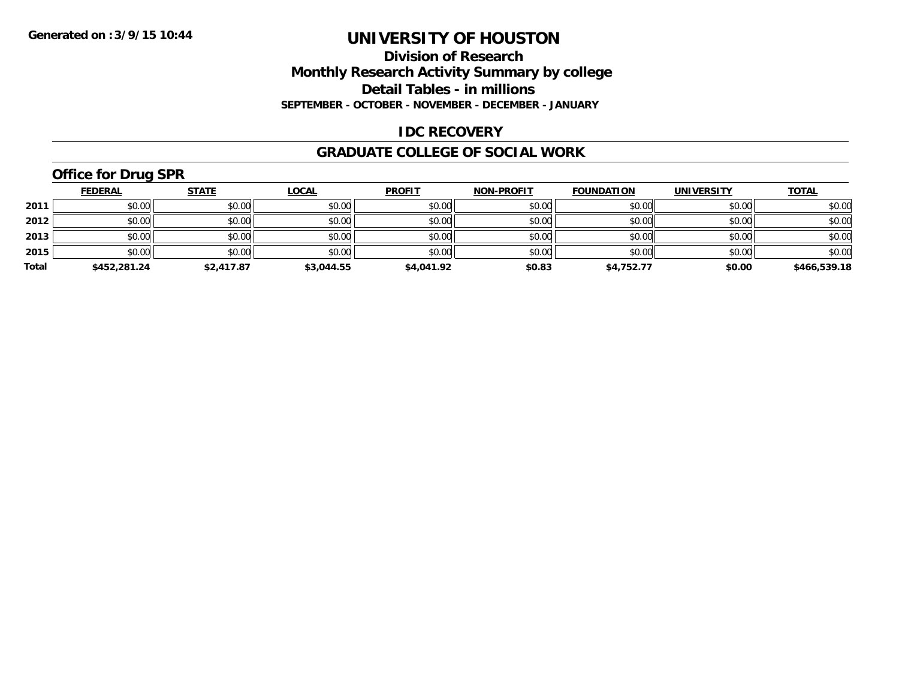Generated on :3/9/15 10:44

# UNIVERSITY OF HOUSTON

## Division of Research
## Monthly Research Activity Summary by college
## Detail Tables - in millions
### SEPTEMBER - OCTOBER - NOVEMBER - DECEMBER - JANUARY

## IDC RECOVERY

## GRADUATE COLLEGE OF SOCIAL WORK

### Office for Drug SPR

| | FEDERAL | STATE | LOCAL | PROFIT | NON-PROFIT | FOUNDATION | UNIVERSITY | TOTAL |
|---|---|---|---|---|---|---|---|---|
| 2011 | $0.00 | $0.00 | $0.00 | $0.00 | $0.00 | $0.00 | $0.00 | $0.00 |
| 2012 | $0.00 | $0.00 | $0.00 | $0.00 | $0.00 | $0.00 | $0.00 | $0.00 |
| 2013 | $0.00 | $0.00 | $0.00 | $0.00 | $0.00 | $0.00 | $0.00 | $0.00 |
| 2015 | $0.00 | $0.00 | $0.00 | $0.00 | $0.00 | $0.00 | $0.00 | $0.00 |
| **Total** | **$452,281.24** | **$2,417.87** | **$3,044.55** | **$4,041.92** | **$0.83** | **$4,752.77** | **$0.00** | **$466,539.18** |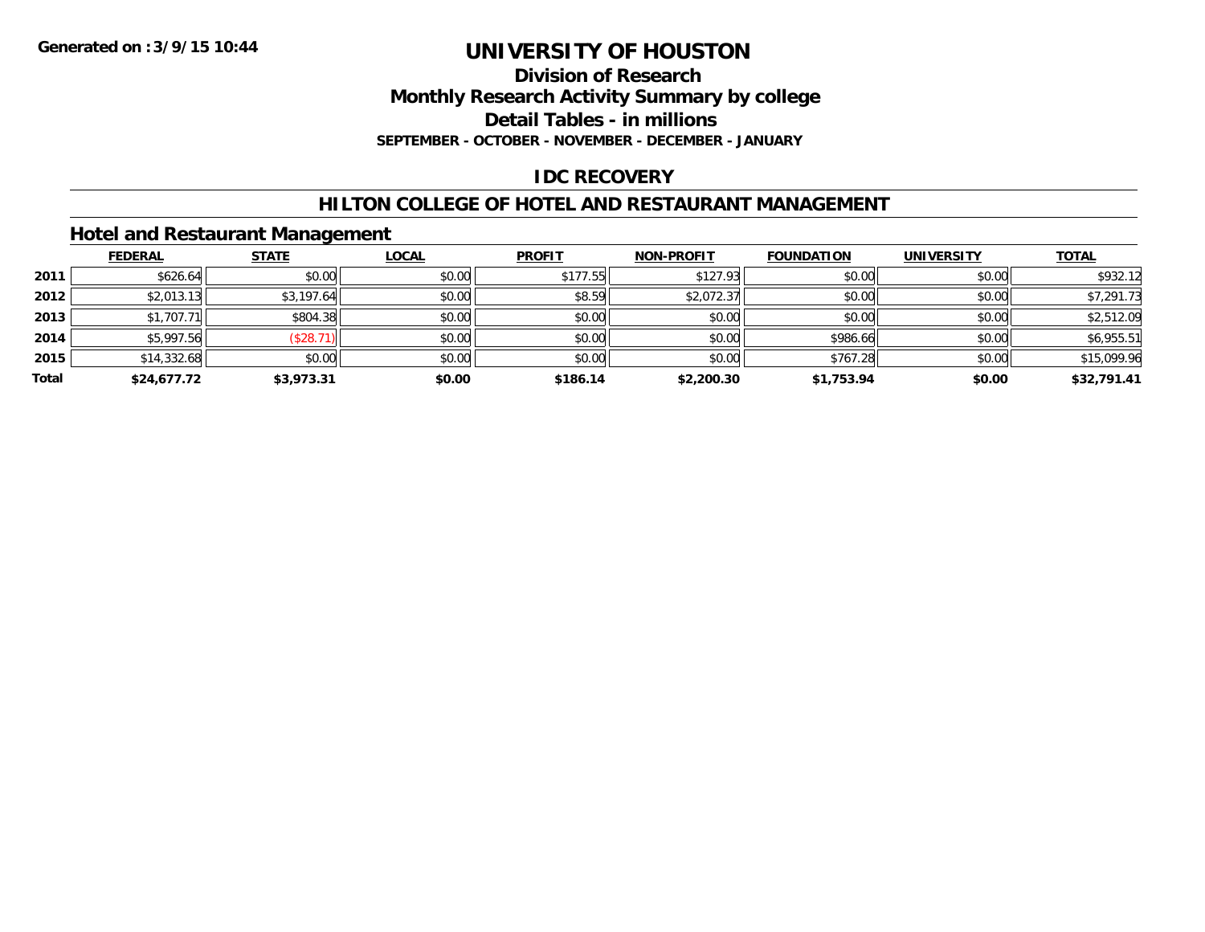Generated on :3/9/15 10:44

# UNIVERSITY OF HOUSTON

## Division of Research

## Monthly Research Activity Summary by college

## Detail Tables - in millions

**SEPTEMBER - OCTOBER - NOVEMBER - DECEMBER - JANUARY**

## IDC RECOVERY

## HILTON COLLEGE OF HOTEL AND RESTAURANT MANAGEMENT

### Hotel and Restaurant Management

| | FEDERAL | STATE | LOCAL | PROFIT | NON-PROFIT | FOUNDATION | UNIVERSITY | TOTAL |
|---|---|---|---|---|---|---|---|---|
| 2011 | $626.64 | $0.00 | $0.00 | $177.55 | $127.93 | $0.00 | $0.00 | $932.12 |
| 2012 | $2,013.13 | $3,197.64 | $0.00 | $8.59 | $2,072.37 | $0.00 | $0.00 | $7,291.73 |
| 2013 | $1,707.71 | $804.38 | $0.00 | $0.00 | $0.00 | $0.00 | $0.00 | $2,512.09 |
| 2014 | $5,997.56 | ($28.71) | $0.00 | $0.00 | $0.00 | $986.66 | $0.00 | $6,955.51 |
| 2015 | $14,332.68 | $0.00 | $0.00 | $0.00 | $0.00 | $767.28 | $0.00 | $15,099.96 |
| **Total** | **$24,677.72** | **$3,973.31** | **$0.00** | **$186.14** | **$2,200.30** | **$1,753.94** | **$0.00** | **$32,791.41** |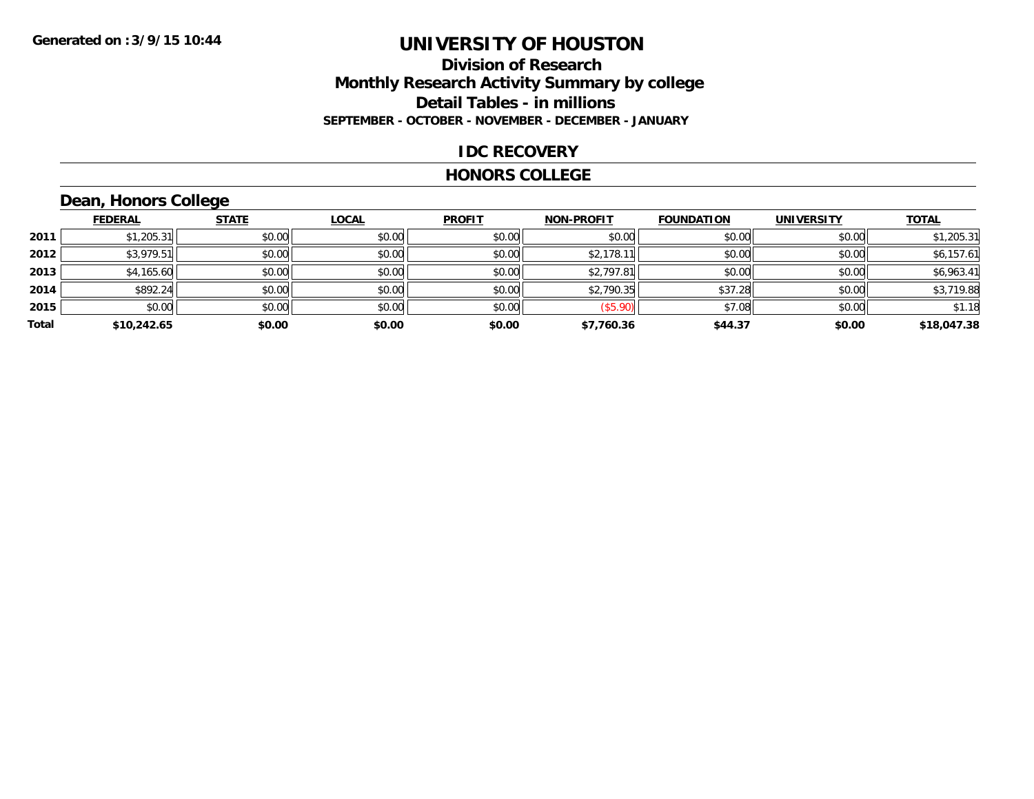Generated on :3/9/15 10:44

# UNIVERSITY OF HOUSTON

## Division of Research

## Monthly Research Activity Summary by college

## Detail Tables - in millions

**SEPTEMBER - OCTOBER - NOVEMBER - DECEMBER - JANUARY**

### IDC RECOVERY

### HONORS COLLEGE

### Dean, Honors College

| | FEDERAL | STATE | LOCAL | PROFIT | NON-PROFIT | FOUNDATION | UNIVERSITY | TOTAL |
|---|---|---|---|---|---|---|---|---|
| 2011 | $1,205.31 | $0.00 | $0.00 | $0.00 | $0.00 | $0.00 | $0.00 | $1,205.31 |
| 2012 | $3,979.51 | $0.00 | $0.00 | $0.00 | $2,178.11 | $0.00 | $0.00 | $6,157.61 |
| 2013 | $4,165.60 | $0.00 | $0.00 | $0.00 | $2,797.81 | $0.00 | $0.00 | $6,963.41 |
| 2014 | $892.24 | $0.00 | $0.00 | $0.00 | $2,790.35 | $37.28 | $0.00 | $3,719.88 |
| 2015 | $0.00 | $0.00 | $0.00 | $0.00 | ($5.90) | $7.08 | $0.00 | $1.18 |
| **Total** | **$10,242.65** | **$0.00** | **$0.00** | **$0.00** | **$7,760.36** | **$44.37** | **$0.00** | **$18,047.38** |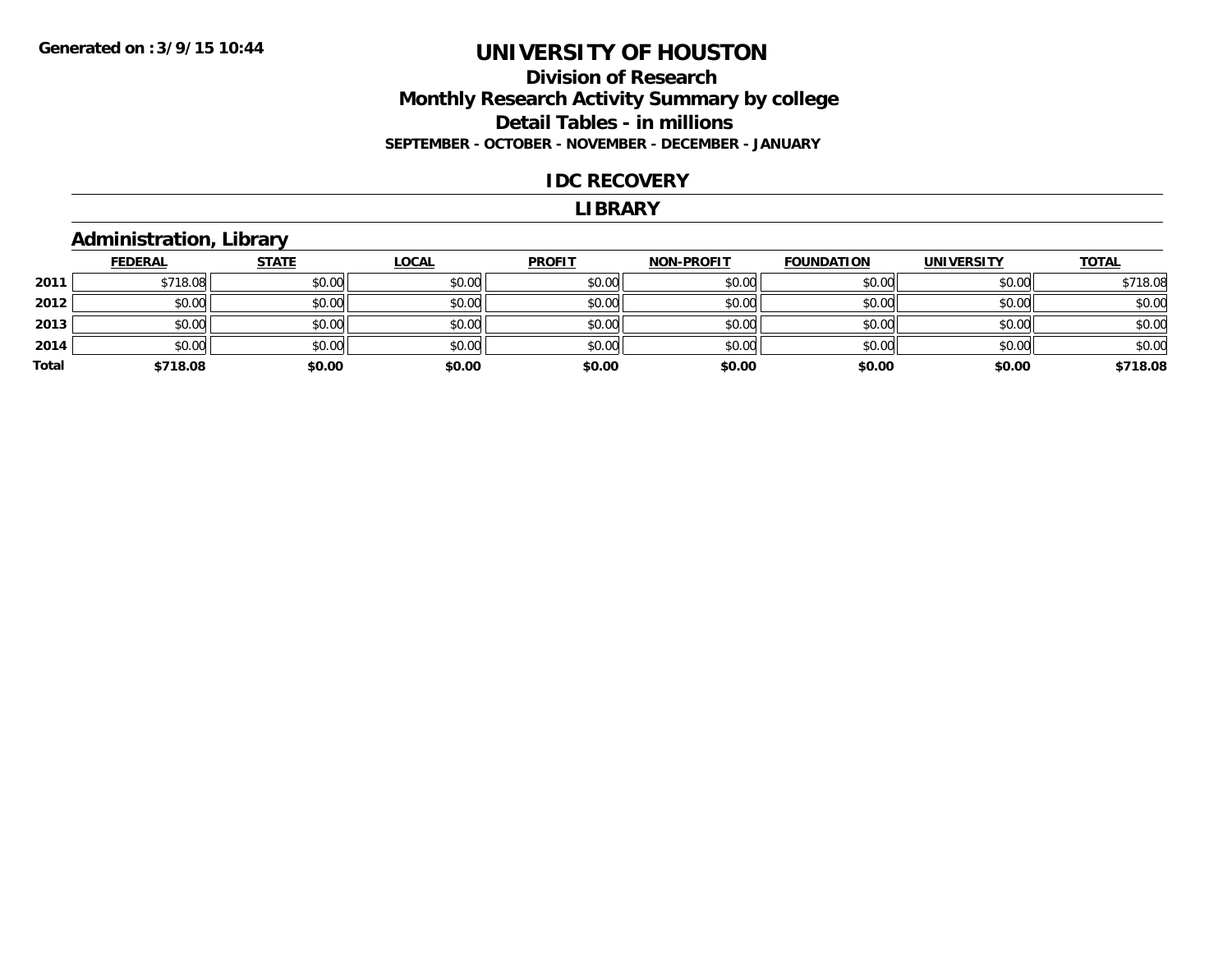Generated on :3/9/15 10:44

# UNIVERSITY OF HOUSTON

## Division of Research
## Monthly Research Activity Summary by college
## Detail Tables - in millions
**SEPTEMBER - OCTOBER - NOVEMBER - DECEMBER - JANUARY**

## IDC RECOVERY

## LIBRARY

### Administration, Library

| | FEDERAL | STATE | LOCAL | PROFIT | NON-PROFIT | FOUNDATION | UNIVERSITY | TOTAL |
|---|---|---|---|---|---|---|---|---|
| 2011 | $718.08 | $0.00 | $0.00 | $0.00 | $0.00 | $0.00 | $0.00 | $718.08 |
| 2012 | $0.00 | $0.00 | $0.00 | $0.00 | $0.00 | $0.00 | $0.00 | $0.00 |
| 2013 | $0.00 | $0.00 | $0.00 | $0.00 | $0.00 | $0.00 | $0.00 | $0.00 |
| 2014 | $0.00 | $0.00 | $0.00 | $0.00 | $0.00 | $0.00 | $0.00 | $0.00 |
| **Total** | **$718.08** | **$0.00** | **$0.00** | **$0.00** | **$0.00** | **$0.00** | **$0.00** | **$718.08** |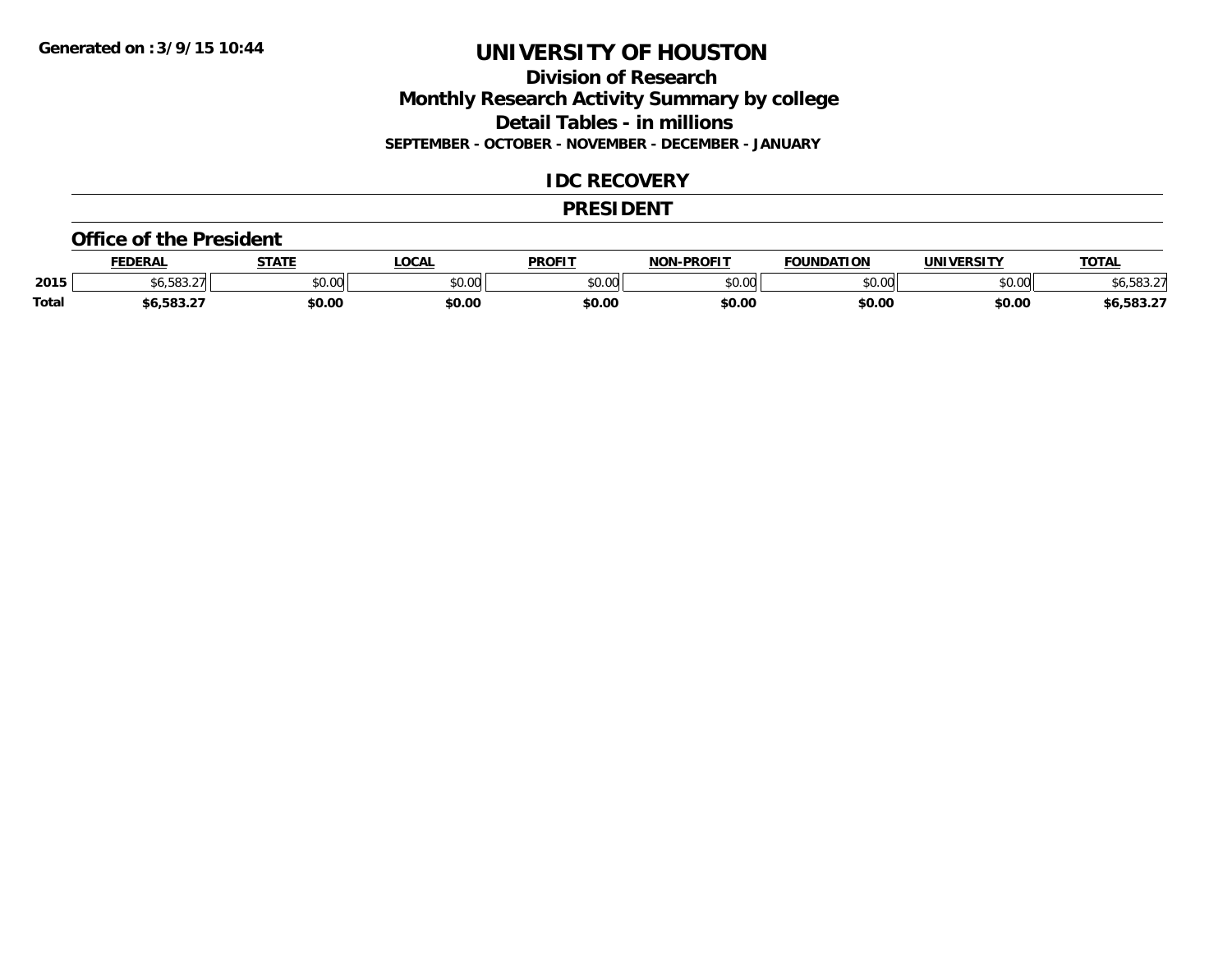Generated on :3/9/15 10:44

# UNIVERSITY OF HOUSTON

## Division of Research
## Monthly Research Activity Summary by college
## Detail Tables - in millions

**SEPTEMBER - OCTOBER - NOVEMBER - DECEMBER - JANUARY**

## IDC RECOVERY

## PRESIDENT

### Office of the President

| | FEDERAL | STATE | LOCAL | PROFIT | NON-PROFIT | FOUNDATION | UNIVERSITY | TOTAL |
|---|---|---|---|---|---|---|---|---|
| 2015 | $6,583.27 | $0.00 | $0.00 | $0.00 | $0.00 | $0.00 | $0.00 | $6,583.27 |
| **Total** | **$6,583.27** | **$0.00** | **$0.00** | **$0.00** | **$0.00** | **$0.00** | **$0.00** | **$6,583.27** |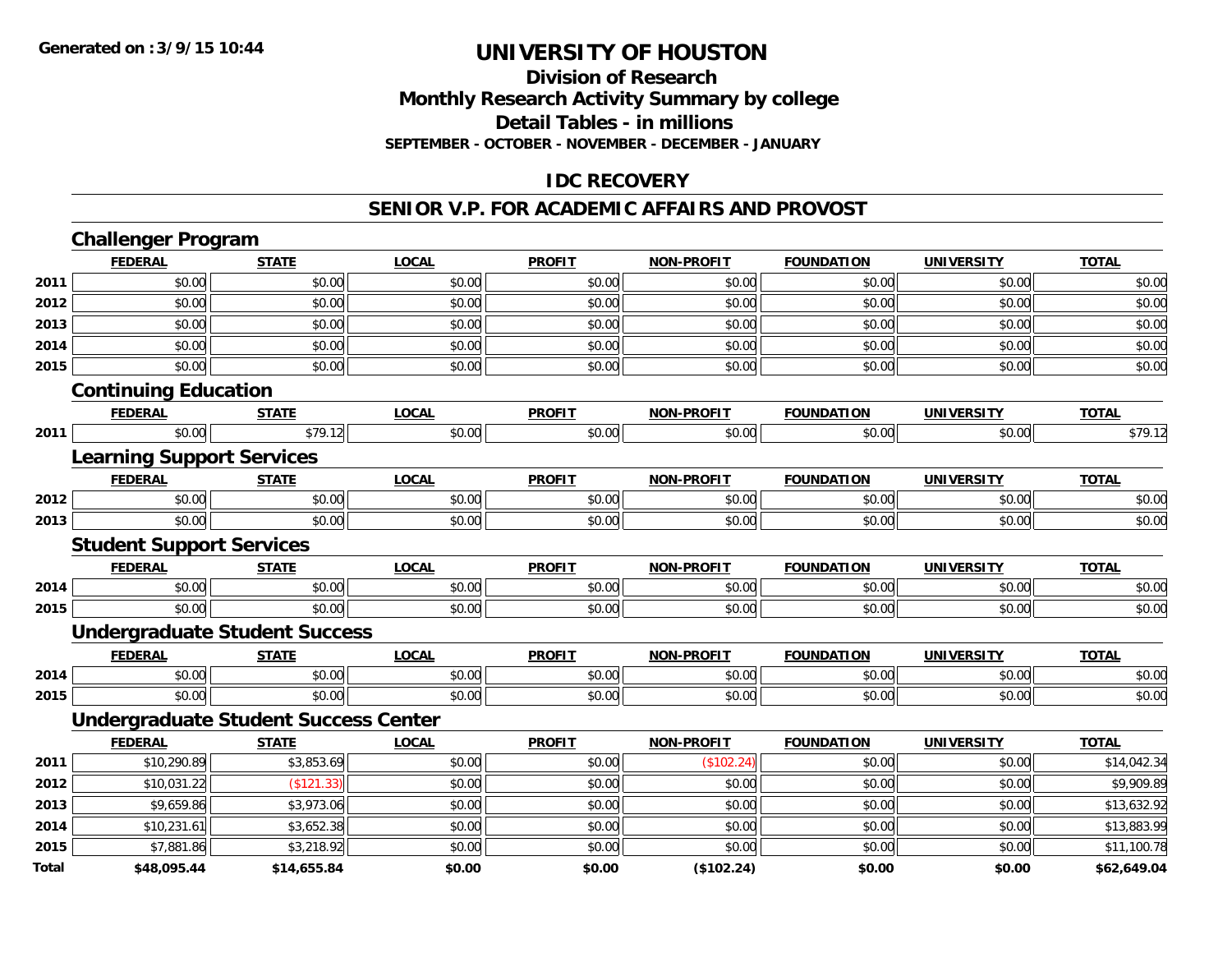Generated on :3/9/15 10:44

# UNIVERSITY OF HOUSTON

## Division of Research
## Monthly Research Activity Summary by college
## Detail Tables - in millions
### SEPTEMBER - OCTOBER - NOVEMBER - DECEMBER - JANUARY

## IDC RECOVERY

## SENIOR V.P. FOR ACADEMIC AFFAIRS AND PROVOST

### Challenger Program

| | FEDERAL | STATE | LOCAL | PROFIT | NON-PROFIT | FOUNDATION | UNIVERSITY | TOTAL |
|---|---|---|---|---|---|---|---|---|
| 2011 | $0.00 | $0.00 | $0.00 | $0.00 | $0.00 | $0.00 | $0.00 | $0.00 |
| 2012 | $0.00 | $0.00 | $0.00 | $0.00 | $0.00 | $0.00 | $0.00 | $0.00 |
| 2013 | $0.00 | $0.00 | $0.00 | $0.00 | $0.00 | $0.00 | $0.00 | $0.00 |
| 2014 | $0.00 | $0.00 | $0.00 | $0.00 | $0.00 | $0.00 | $0.00 | $0.00 |
| 2015 | $0.00 | $0.00 | $0.00 | $0.00 | $0.00 | $0.00 | $0.00 | $0.00 |

### Continuing Education

| | FEDERAL | STATE | LOCAL | PROFIT | NON-PROFIT | FOUNDATION | UNIVERSITY | TOTAL |
|---|---|---|---|---|---|---|---|---|
| 2011 | $0.00 | $79.12 | $0.00 | $0.00 | $0.00 | $0.00 | $0.00 | $79.12 |

### Learning Support Services

| | FEDERAL | STATE | LOCAL | PROFIT | NON-PROFIT | FOUNDATION | UNIVERSITY | TOTAL |
|---|---|---|---|---|---|---|---|---|
| 2012 | $0.00 | $0.00 | $0.00 | $0.00 | $0.00 | $0.00 | $0.00 | $0.00 |
| 2013 | $0.00 | $0.00 | $0.00 | $0.00 | $0.00 | $0.00 | $0.00 | $0.00 |

### Student Support Services

| | FEDERAL | STATE | LOCAL | PROFIT | NON-PROFIT | FOUNDATION | UNIVERSITY | TOTAL |
|---|---|---|---|---|---|---|---|---|
| 2014 | $0.00 | $0.00 | $0.00 | $0.00 | $0.00 | $0.00 | $0.00 | $0.00 |
| 2015 | $0.00 | $0.00 | $0.00 | $0.00 | $0.00 | $0.00 | $0.00 | $0.00 |

### Undergraduate Student Success

| | FEDERAL | STATE | LOCAL | PROFIT | NON-PROFIT | FOUNDATION | UNIVERSITY | TOTAL |
|---|---|---|---|---|---|---|---|---|
| 2014 | $0.00 | $0.00 | $0.00 | $0.00 | $0.00 | $0.00 | $0.00 | $0.00 |
| 2015 | $0.00 | $0.00 | $0.00 | $0.00 | $0.00 | $0.00 | $0.00 | $0.00 |

### Undergraduate Student Success Center

| | FEDERAL | STATE | LOCAL | PROFIT | NON-PROFIT | FOUNDATION | UNIVERSITY | TOTAL |
|---|---|---|---|---|---|---|---|---|
| 2011 | $10,290.89 | $3,853.69 | $0.00 | $0.00 | ($102.24) | $0.00 | $0.00 | $14,042.34 |
| 2012 | $10,031.22 | ($121.33) | $0.00 | $0.00 | $0.00 | $0.00 | $0.00 | $9,909.89 |
| 2013 | $9,659.86 | $3,973.06 | $0.00 | $0.00 | $0.00 | $0.00 | $0.00 | $13,632.92 |
| 2014 | $10,231.61 | $3,652.38 | $0.00 | $0.00 | $0.00 | $0.00 | $0.00 | $13,883.99 |
| 2015 | $7,881.86 | $3,218.92 | $0.00 | $0.00 | $0.00 | $0.00 | $0.00 | $11,100.78 |
| **Total** | **$48,095.44** | **$14,655.84** | **$0.00** | **$0.00** | **($102.24)** | **$0.00** | **$0.00** | **$62,649.04** |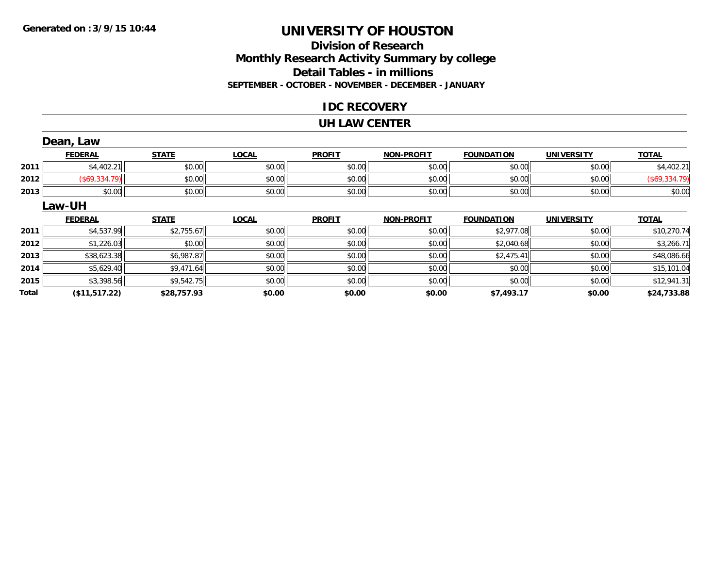**Generated on :3/9/15 10:44**

# UNIVERSITY OF HOUSTON

## Division of Research
## Monthly Research Activity Summary by college
## Detail Tables - in millions
### SEPTEMBER - OCTOBER - NOVEMBER - DECEMBER - JANUARY

### IDC RECOVERY

### UH LAW CENTER

#### Dean, Law

| | FEDERAL | STATE | LOCAL | PROFIT | NON-PROFIT | FOUNDATION | UNIVERSITY | TOTAL |
|---|---|---|---|---|---|---|---|---|
| 2011 | $4,402.21 | $0.00 | $0.00 | $0.00 | $0.00 | $0.00 | $0.00 | $4,402.21 |
| 2012 | ($69,334.79) | $0.00 | $0.00 | $0.00 | $0.00 | $0.00 | $0.00 | ($69,334.79) |
| 2013 | $0.00 | $0.00 | $0.00 | $0.00 | $0.00 | $0.00 | $0.00 | $0.00 |

#### Law-UH

| | FEDERAL | STATE | LOCAL | PROFIT | NON-PROFIT | FOUNDATION | UNIVERSITY | TOTAL |
|---|---|---|---|---|---|---|---|---|
| 2011 | $4,537.99 | $2,755.67 | $0.00 | $0.00 | $0.00 | $2,977.08 | $0.00 | $10,270.74 |
| 2012 | $1,226.03 | $0.00 | $0.00 | $0.00 | $0.00 | $2,040.68 | $0.00 | $3,266.71 |
| 2013 | $38,623.38 | $6,987.87 | $0.00 | $0.00 | $0.00 | $2,475.41 | $0.00 | $48,086.66 |
| 2014 | $5,629.40 | $9,471.64 | $0.00 | $0.00 | $0.00 | $0.00 | $0.00 | $15,101.04 |
| 2015 | $3,398.56 | $9,542.75 | $0.00 | $0.00 | $0.00 | $0.00 | $0.00 | $12,941.31 |
| **Total** | **($11,517.22)** | **$28,757.93** | **$0.00** | **$0.00** | **$0.00** | **$7,493.17** | **$0.00** | **$24,733.88** |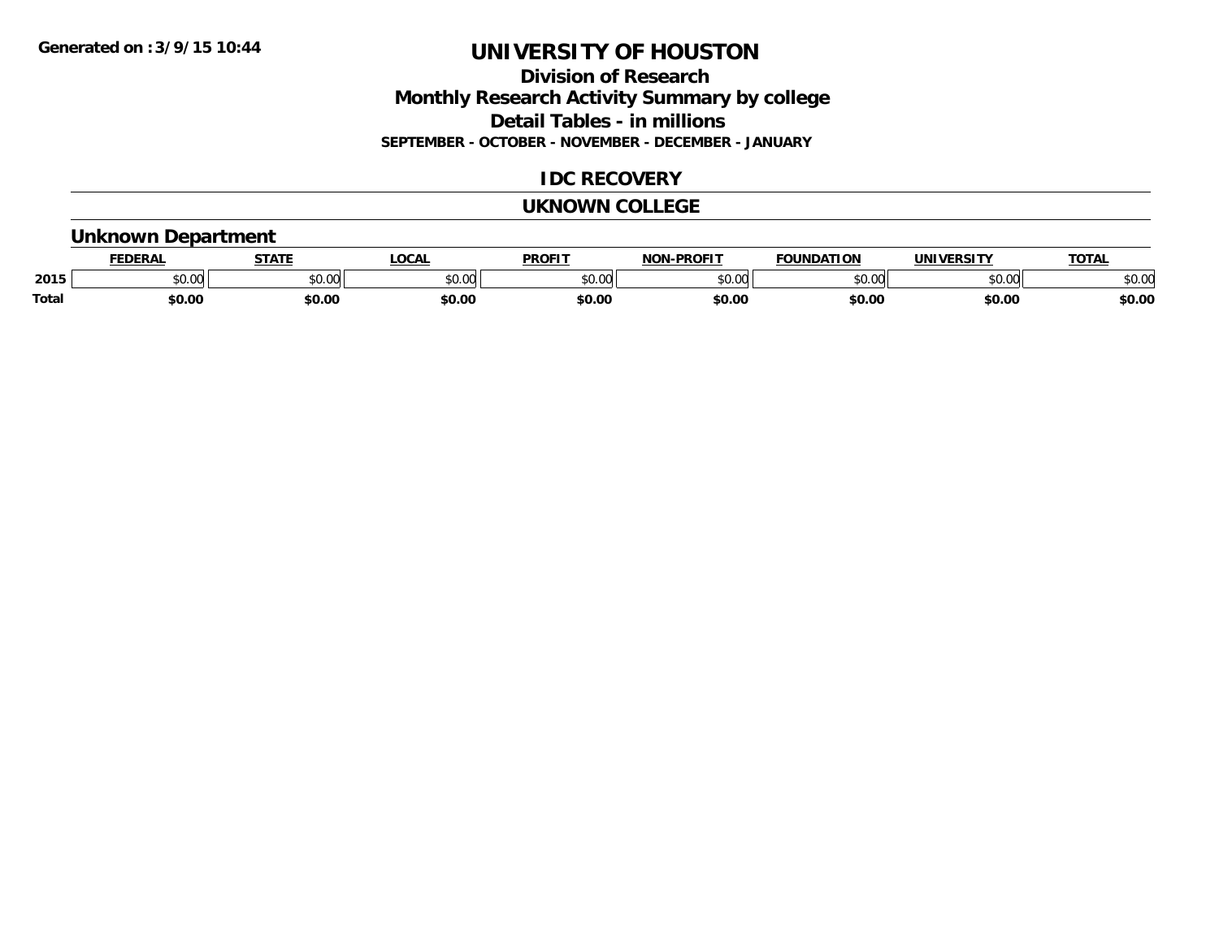**Generated on :3/9/15 10:44**

# UNIVERSITY OF HOUSTON

## Division of Research

## Monthly Research Activity Summary by college

## Detail Tables - in millions

**SEPTEMBER - OCTOBER - NOVEMBER - DECEMBER - JANUARY**

## IDC RECOVERY

## UKNOWN COLLEGE

### Unknown Department

| | FEDERAL | STATE | LOCAL | PROFIT | NON-PROFIT | FOUNDATION | UNIVERSITY | TOTAL |
|---|---|---|---|---|---|---|---|---|
| 2015 | $0.00 | $0.00 | $0.00 | $0.00 | $0.00 | $0.00 | $0.00 | $0.00 |
| Total | $0.00 | $0.00 | $0.00 | $0.00 | $0.00 | $0.00 | $0.00 | $0.00 |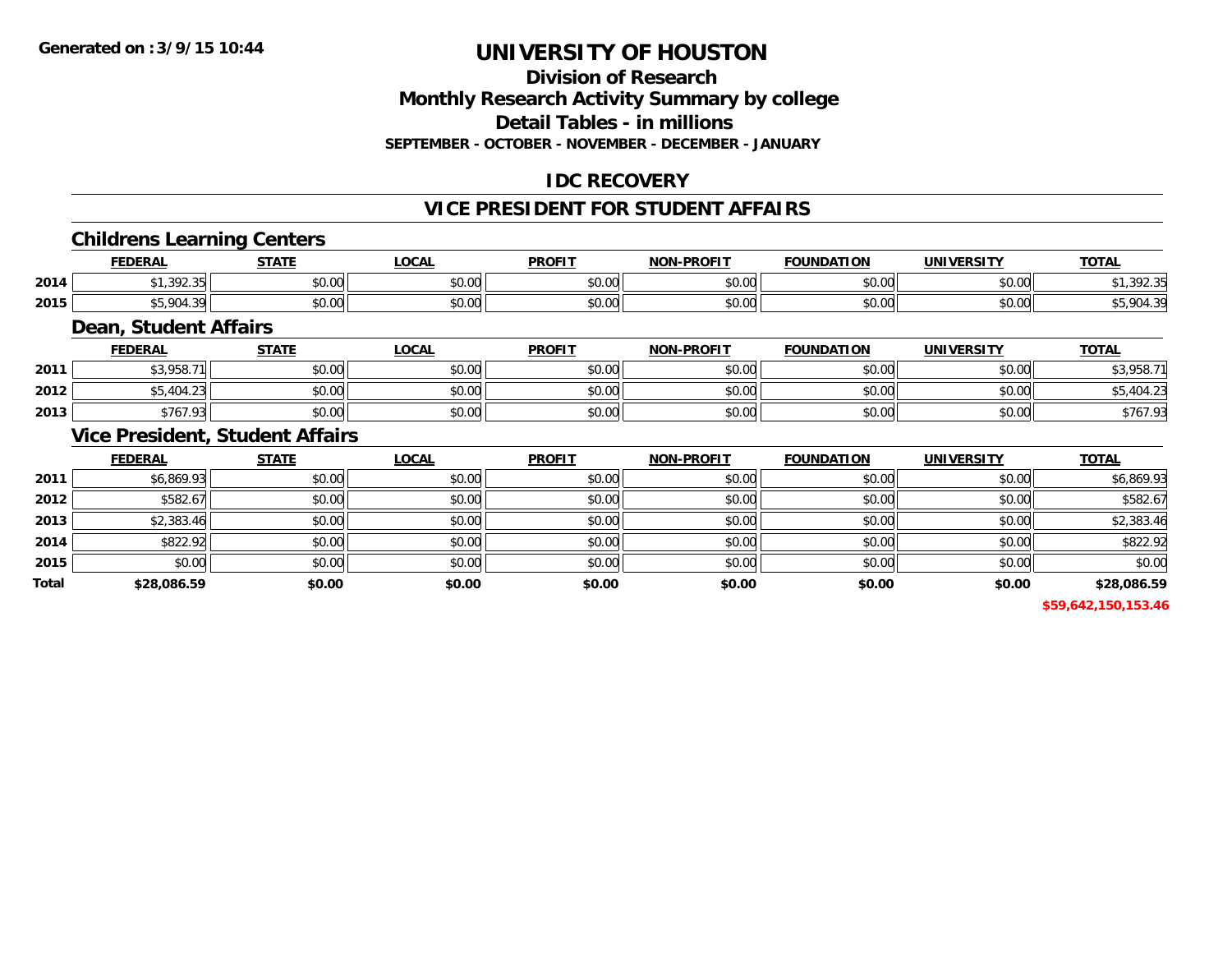**Generated on :3/9/15 10:44**

# UNIVERSITY OF HOUSTON

## Division of Research
## Monthly Research Activity Summary by college
## Detail Tables - in millions
### SEPTEMBER - OCTOBER - NOVEMBER - DECEMBER - JANUARY

## IDC RECOVERY

## VICE PRESIDENT FOR STUDENT AFFAIRS

### Childrens Learning Centers

| | FEDERAL | STATE | LOCAL | PROFIT | NON-PROFIT | FOUNDATION | UNIVERSITY | TOTAL |
|---|---|---|---|---|---|---|---|---|
| 2014 | $1,392.35 | $0.00 | $0.00 | $0.00 | $0.00 | $0.00 | $0.00 | $1,392.35 |
| 2015 | $5,904.39 | $0.00 | $0.00 | $0.00 | $0.00 | $0.00 | $0.00 | $5,904.39 |

### Dean, Student Affairs

| | FEDERAL | STATE | LOCAL | PROFIT | NON-PROFIT | FOUNDATION | UNIVERSITY | TOTAL |
|---|---|---|---|---|---|---|---|---|
| 2011 | $3,958.71 | $0.00 | $0.00 | $0.00 | $0.00 | $0.00 | $0.00 | $3,958.71 |
| 2012 | $5,404.23 | $0.00 | $0.00 | $0.00 | $0.00 | $0.00 | $0.00 | $5,404.23 |
| 2013 | $767.93 | $0.00 | $0.00 | $0.00 | $0.00 | $0.00 | $0.00 | $767.93 |

### Vice President, Student Affairs

| | FEDERAL | STATE | LOCAL | PROFIT | NON-PROFIT | FOUNDATION | UNIVERSITY | TOTAL |
|---|---|---|---|---|---|---|---|---|
| 2011 | $6,869.93 | $0.00 | $0.00 | $0.00 | $0.00 | $0.00 | $0.00 | $6,869.93 |
| 2012 | $582.67 | $0.00 | $0.00 | $0.00 | $0.00 | $0.00 | $0.00 | $582.67 |
| 2013 | $2,383.46 | $0.00 | $0.00 | $0.00 | $0.00 | $0.00 | $0.00 | $2,383.46 |
| 2014 | $822.92 | $0.00 | $0.00 | $0.00 | $0.00 | $0.00 | $0.00 | $822.92 |
| 2015 | $0.00 | $0.00 | $0.00 | $0.00 | $0.00 | $0.00 | $0.00 | $0.00 |
| **Total** | **$28,086.59** | **$0.00** | **$0.00** | **$0.00** | **$0.00** | **$0.00** | **$0.00** | **$28,086.59** |

**$59,642,150,153.46**